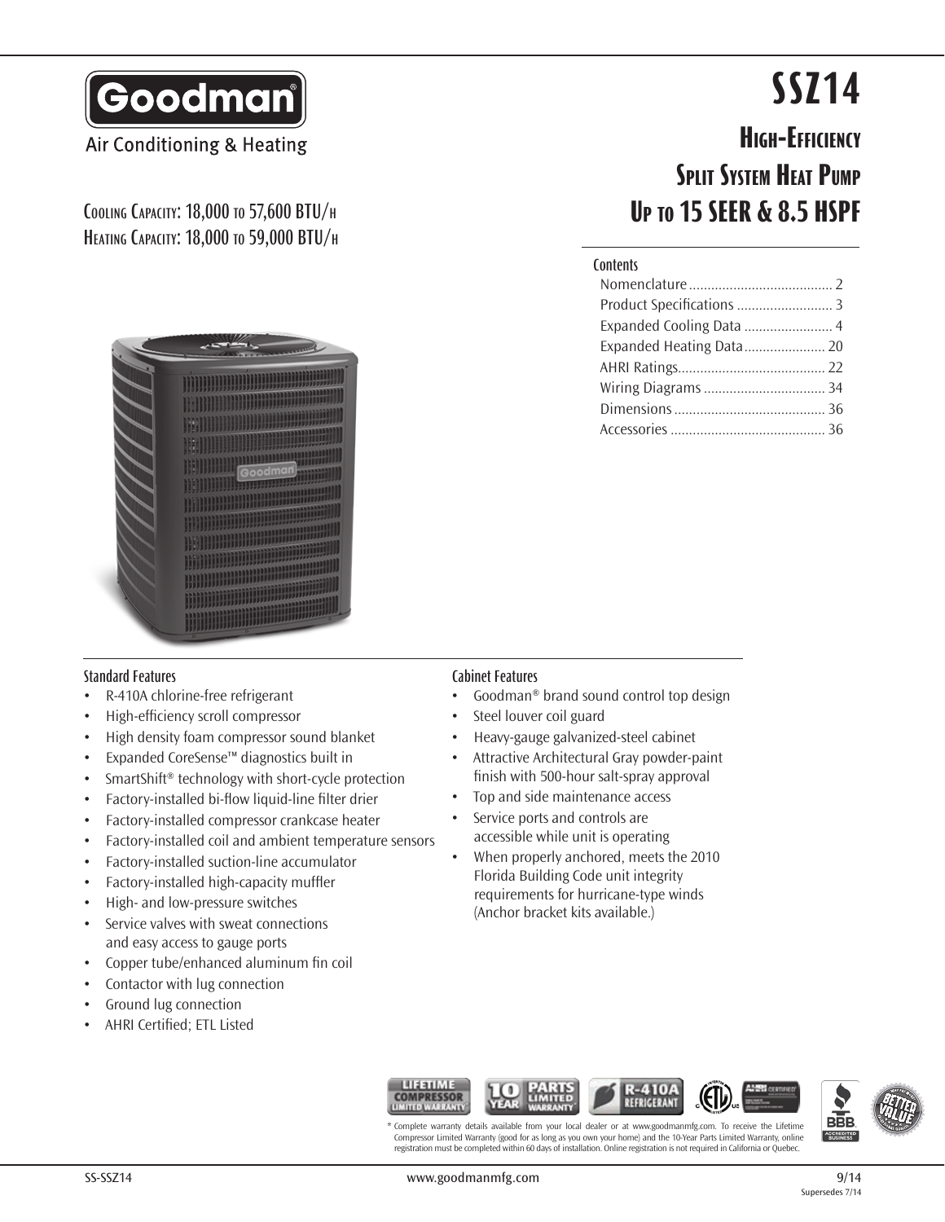Goodman

Air Conditioning & Heating

# SSZ14

## High-Efficiency Split System Heat Pump Up to 15 SEER & 8.5 HSPF

Cooling Capacity: 18,000 to 57,600 BTU/h
Heating Capacity: 18,000 to 59,000 BTU/h

**Contents**

- Nomenclature ....................................... 2
- Product Specifications .......................... 3
- Expanded Cooling Data ........................ 4
- Expanded Heating Data...................... 20
- AHRI Ratings........................................ 22
- Wiring Diagrams ................................. 34
- Dimensions ......................................... 36
- Accessories .......................................... 36

### Standard Features

- R-410A chlorine-free refrigerant
- High-efficiency scroll compressor
- High density foam compressor sound blanket
- Expanded CoreSense™ diagnostics built in
- SmartShift® technology with short-cycle protection
- Factory-installed bi-flow liquid-line filter drier
- Factory-installed compressor crankcase heater
- Factory-installed coil and ambient temperature sensors
- Factory-installed suction-line accumulator
- Factory-installed high-capacity muffler
- High- and low-pressure switches
- Service valves with sweat connections and easy access to gauge ports
- Copper tube/enhanced aluminum fin coil
- Contactor with lug connection
- Ground lug connection
- AHRI Certified; ETL Listed

### Cabinet Features

- Goodman® brand sound control top design
- Steel louver coil guard
- Heavy-gauge galvanized-steel cabinet
- Attractive Architectural Gray powder-paint finish with 500-hour salt-spray approval
- Top and side maintenance access
- Service ports and controls are accessible while unit is operating
- When properly anchored, meets the 2010 Florida Building Code unit integrity requirements for hurricane-type winds (Anchor bracket kits available.)

LIFETIME COMPRESSOR LIMITED WARRANTY* | 10 YEAR PARTS LIMITED WARRANTY* | R-410A REFRIGERANT

\* Complete warranty details available from your local dealer or at www.goodmanmfg.com. To receive the Lifetime Compressor Limited Warranty (good for as long as you own your home) and the 10-Year Parts Limited Warranty, online registration must be completed within 60 days of installation. Online registration is not required in California or Quebec.

SS-SSZ14 | www.goodmanmfg.com | 9/14 Supersedes 7/14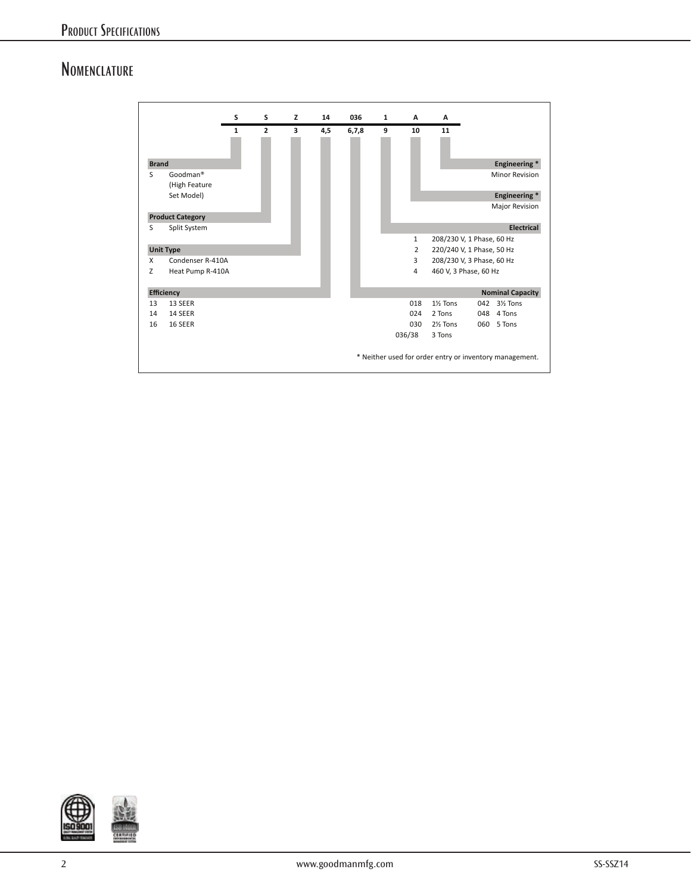## Nomenclature

| S | S | Z | 14 | 036 | 1 | A | A |
|---|---|---|---|---|---|---|---|
| 1 | 2 | 3 | 4,5 | 6,7,8 | 9 | 10 | 11 |

**Brand**

S — Goodman® (High Feature Set Model)

**Product Category**

S — Split System

**Unit Type**

X — Condenser R-410A

Z — Heat Pump R-410A

**Efficiency**

13 — 13 SEER

14 — 14 SEER

16 — 16 SEER

**Engineering ***

Minor Revision

**Engineering ***

Major Revision

**Electrical**

1 — 208/230 V, 1 Phase, 60 Hz

2 — 220/240 V, 1 Phase, 50 Hz

3 — 208/230 V, 3 Phase, 60 Hz

4 — 460 V, 3 Phase, 60 Hz

**Nominal Capacity**

| | | | |
|---|---|---|---|
| 018 | 1½ Tons | 042 | 3½ Tons |
| 024 | 2 Tons | 048 | 4 Tons |
| 030 | 2½ Tons | 060 | 5 Tons |
| 036/38 | 3 Tons | | |

* Neither used for order entry or inventory management.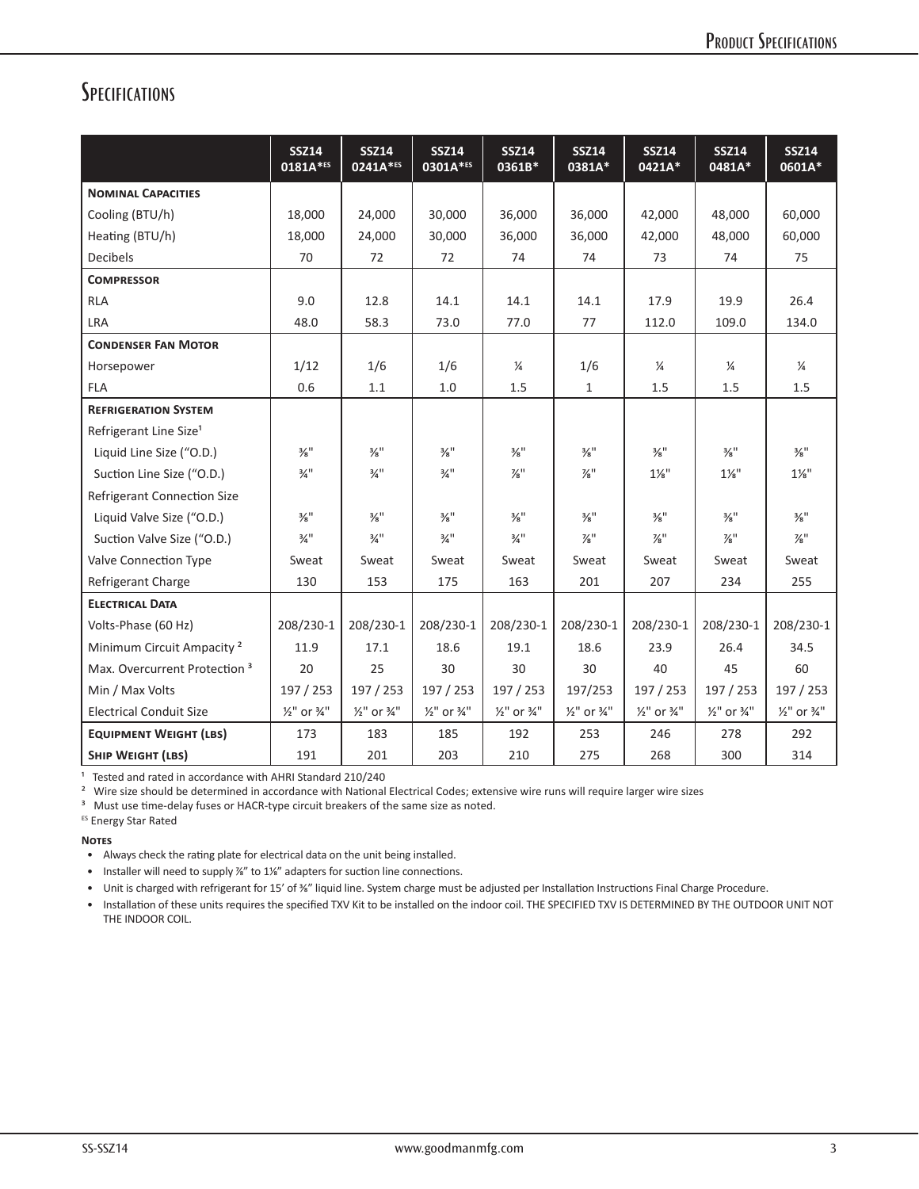## Specifications

| | SSZ14 0181A*ES | SSZ14 0241A*ES | SSZ14 0301A*ES | SSZ14 0361B* | SSZ14 0381A* | SSZ14 0421A* | SSZ14 0481A* | SSZ14 0601A* |
|---|---|---|---|---|---|---|---|---|
| **Nominal Capacities** | | | | | | | | |
| Cooling (BTU/h) | 18,000 | 24,000 | 30,000 | 36,000 | 36,000 | 42,000 | 48,000 | 60,000 |
| Heating (BTU/h) | 18,000 | 24,000 | 30,000 | 36,000 | 36,000 | 42,000 | 48,000 | 60,000 |
| Decibels | 70 | 72 | 72 | 74 | 74 | 73 | 74 | 75 |
| **Compressor** | | | | | | | | |
| RLA | 9.0 | 12.8 | 14.1 | 14.1 | 14.1 | 17.9 | 19.9 | 26.4 |
| LRA | 48.0 | 58.3 | 73.0 | 77.0 | 77 | 112.0 | 109.0 | 134.0 |
| **Condenser Fan Motor** | | | | | | | | |
| Horsepower | 1/12 | 1/6 | 1/6 | ¼ | 1/6 | ¼ | ¼ | ¼ |
| FLA | 0.6 | 1.1 | 1.0 | 1.5 | 1 | 1.5 | 1.5 | 1.5 |
| **Refrigeration System** | | | | | | | | |
| Refrigerant Line Size[1] | | | | | | | | |
| Liquid Line Size ("O.D.) | ⅜" | ⅜" | ⅜" | ⅜" | ⅜" | ⅜" | ⅜" | ⅜" |
| Suction Line Size ("O.D.) | ¾" | ¾" | ¾" | ⅞" | ⅞" | 1⅛" | 1⅛" | 1⅛" |
| Refrigerant Connection Size | | | | | | | | |
| Liquid Valve Size ("O.D.) | ⅜" | ⅜" | ⅜" | ⅜" | ⅜" | ⅜" | ⅜" | ⅜" |
| Suction Valve Size ("O.D.) | ¾" | ¾" | ¾" | ¾" | ⅞" | ⅞" | ⅞" | ⅞" |
| Valve Connection Type | Sweat | Sweat | Sweat | Sweat | Sweat | Sweat | Sweat | Sweat |
| Refrigerant Charge | 130 | 153 | 175 | 163 | 201 | 207 | 234 | 255 |
| **Electrical Data** | | | | | | | | |
| Volts-Phase (60 Hz) | 208/230-1 | 208/230-1 | 208/230-1 | 208/230-1 | 208/230-1 | 208/230-1 | 208/230-1 | 208/230-1 |
| Minimum Circuit Ampacity [2] | 11.9 | 17.1 | 18.6 | 19.1 | 18.6 | 23.9 | 26.4 | 34.5 |
| Max. Overcurrent Protection [3] | 20 | 25 | 30 | 30 | 30 | 40 | 45 | 60 |
| Min / Max Volts | 197 / 253 | 197 / 253 | 197 / 253 | 197 / 253 | 197/253 | 197 / 253 | 197 / 253 | 197 / 253 |
| Electrical Conduit Size | ½" or ¾" | ½" or ¾" | ½" or ¾" | ½" or ¾" | ½" or ¾" | ½" or ¾" | ½" or ¾" | ½" or ¾" |
| **Equipment Weight (lbs)** | 173 | 183 | 185 | 192 | 253 | 246 | 278 | 292 |
| **Ship Weight (lbs)** | 191 | 201 | 203 | 210 | 275 | 268 | 300 | 314 |

[1] Tested and rated in accordance with AHRI Standard 210/240

[2] Wire size should be determined in accordance with National Electrical Codes; extensive wire runs will require larger wire sizes

[3] Must use time-delay fuses or HACR-type circuit breakers of the same size as noted.

ES Energy Star Rated

**Notes**

- Always check the rating plate for electrical data on the unit being installed.
- Installer will need to supply ⅞" to 1⅛" adapters for suction line connections.
- Unit is charged with refrigerant for 15' of ⅜" liquid line. System charge must be adjusted per Installation Instructions Final Charge Procedure.
- Installation of these units requires the specified TXV Kit to be installed on the indoor coil. THE SPECIFIED TXV IS DETERMINED BY THE OUTDOOR UNIT NOT THE INDOOR COIL.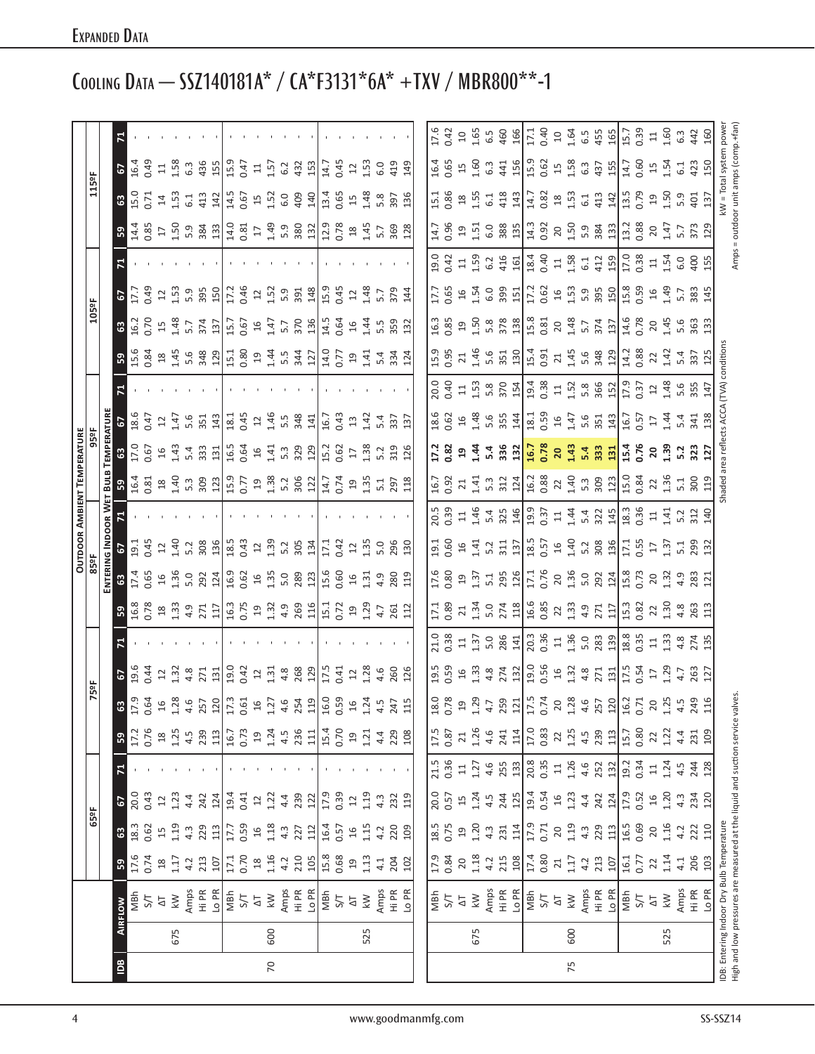## Expanded Data

# Cooling Data — SSZ140181A* / CA*F3131*6A* +TXV / MBR800**-1

| | | | Outdoor Ambient Temperature | | | | | | | | | | | | | | | | | | | | | | | |
|---|---|---|---|---|---|---|---|---|---|---|---|---|---|---|---|---|---|---|---|---|---|---|---|---|---|---|
| | | | 65ºF | | | | 75ºF | | | | 85ºF | | | | 95ºF | | | | 105ºF | | | | 115ºF | | | |
| | | | Entering Indoor Wet Bulb Temperature | | | | | | | | | | | | | | | | | | | | | | | |
| IDB | Airflow | | 59 | 63 | 67 | 71 | 59 | 63 | 67 | 71 | 59 | 63 | 67 | 71 | 59 | 63 | 67 | 71 | 59 | 63 | 67 | 71 | 59 | 63 | 67 | 71 |
| 70 | 675 | MBh | 17.6 | 18.3 | 20.0 | - | 17.2 | 17.9 | 19.6 | - | 16.8 | 17.4 | 19.1 | - | 16.4 | 17.0 | 18.6 | - | 15.6 | 16.2 | 17.7 | - | 14.4 | 15.0 | 16.4 | - |
| | | S/T | 0.74 | 0.62 | 0.43 | - | 0.76 | 0.64 | 0.44 | - | 0.78 | 0.65 | 0.45 | - | 0.81 | 0.67 | 0.47 | - | 0.84 | 0.70 | 0.49 | - | 0.85 | 0.71 | 0.49 | - |
| | | ΔT | 18 | 15 | 12 | - | 18 | 16 | 12 | - | 18 | 16 | 12 | - | 18 | 16 | 12 | - | 18 | 15 | 12 | - | 17 | 14 | 11 | - |
| | | kW | 1.17 | 1.19 | 1.23 | - | 1.25 | 1.28 | 1.32 | - | 1.33 | 1.36 | 1.40 | - | 1.40 | 1.43 | 1.47 | - | 1.45 | 1.48 | 1.53 | - | 1.50 | 1.53 | 1.58 | - |
| | | Amps | 4.2 | 4.3 | 4.4 | - | 4.5 | 4.6 | 4.8 | - | 4.9 | 5.0 | 5.2 | - | 5.3 | 5.4 | 5.6 | - | 5.6 | 5.7 | 5.9 | - | 5.9 | 6.1 | 6.3 | - |
| | | Hi PR | 213 | 229 | 242 | - | 239 | 257 | 271 | - | 271 | 292 | 308 | - | 309 | 333 | 351 | - | 348 | 374 | 395 | - | 384 | 413 | 436 | - |
| | | Lo PR | 107 | 113 | 124 | - | 113 | 120 | 131 | - | 117 | 124 | 136 | - | 123 | 131 | 143 | - | 129 | 137 | 150 | - | 133 | 142 | 155 | - |
| | 600 | MBh | 17.1 | 17.7 | 19.4 | - | 16.7 | 17.3 | 19.0 | - | 16.3 | 16.9 | 18.5 | - | 15.9 | 16.5 | 18.1 | - | 15.1 | 15.7 | 17.2 | - | 14.0 | 14.5 | 15.9 | - |
| | | S/T | 0.70 | 0.59 | 0.41 | - | 0.73 | 0.61 | 0.42 | - | 0.75 | 0.62 | 0.43 | - | 0.77 | 0.64 | 0.45 | - | 0.80 | 0.67 | 0.46 | - | 0.81 | 0.67 | 0.47 | - |
| | | ΔT | 18 | 16 | 12 | - | 19 | 16 | 12 | - | 19 | 16 | 12 | - | 19 | 16 | 12 | - | 19 | 16 | 12 | - | 17 | 15 | 11 | - |
| | | kW | 1.16 | 1.18 | 1.22 | - | 1.24 | 1.27 | 1.31 | - | 1.32 | 1.35 | 1.39 | - | 1.38 | 1.41 | 1.46 | - | 1.44 | 1.47 | 1.52 | - | 1.49 | 1.52 | 1.57 | - |
| | | Amps | 4.2 | 4.3 | 4.4 | - | 4.5 | 4.6 | 4.8 | - | 4.9 | 5.0 | 5.2 | - | 5.2 | 5.3 | 5.5 | - | 5.5 | 5.7 | 5.9 | - | 5.9 | 6.0 | 6.2 | - |
| | | Hi PR | 210 | 227 | 239 | - | 236 | 254 | 268 | - | 269 | 289 | 305 | - | 306 | 329 | 348 | - | 344 | 370 | 391 | - | 380 | 409 | 432 | - |
| | | Lo PR | 105 | 112 | 122 | - | 111 | 119 | 129 | - | 116 | 123 | 134 | - | 122 | 129 | 141 | - | 127 | 136 | 148 | - | 132 | 140 | 153 | - |
| | 525 | MBh | 15.8 | 16.4 | 17.9 | - | 15.4 | 16.0 | 17.5 | - | 15.1 | 15.6 | 17.1 | - | 14.7 | 15.2 | 16.7 | - | 14.0 | 14.5 | 15.9 | - | 12.9 | 13.4 | 14.7 | - |
| | | S/T | 0.68 | 0.57 | 0.39 | - | 0.70 | 0.59 | 0.41 | - | 0.72 | 0.60 | 0.42 | - | 0.74 | 0.62 | 0.43 | - | 0.77 | 0.64 | 0.45 | - | 0.78 | 0.65 | 0.45 | - |
| | | ΔT | 19 | 16 | 12 | - | 19 | 16 | 12 | - | 19 | 16 | 12 | - | 19 | 17 | 13 | - | 19 | 16 | 12 | - | 18 | 15 | 12 | - |
| | | kW | 1.13 | 1.15 | 1.19 | - | 1.21 | 1.24 | 1.28 | - | 1.29 | 1.31 | 1.35 | - | 1.35 | 1.38 | 1.42 | - | 1.41 | 1.44 | 1.48 | - | 1.45 | 1.48 | 1.53 | - |
| | | Amps | 4.1 | 4.2 | 4.3 | - | 4.4 | 4.5 | 4.6 | - | 4.7 | 4.9 | 5.0 | - | 5.1 | 5.2 | 5.4 | - | 5.4 | 5.5 | 5.7 | - | 5.7 | 5.8 | 6.0 | - |
| | | Hi PR | 204 | 220 | 232 | - | 229 | 247 | 260 | - | 261 | 280 | 296 | - | 297 | 319 | 337 | - | 334 | 359 | 379 | - | 369 | 397 | 419 | - |
| | | Lo PR | 102 | 109 | 119 | - | 108 | 115 | 126 | - | 112 | 119 | 130 | - | 118 | 126 | 137 | - | 124 | 132 | 144 | - | 128 | 136 | 149 | - |
| 75 | 675 | MBh | 17.9 | 18.5 | 20.0 | 21.5 | 17.5 | 18.0 | 19.5 | 21.0 | 17.1 | 17.6 | 19.1 | 20.5 | 16.7 | **17.2** | 18.6 | 20.0 | 15.9 | 16.3 | 17.7 | 19.0 | 14.7 | 15.1 | 16.4 | 17.6 |
| | | S/T | 0.84 | 0.75 | 0.57 | 0.36 | 0.87 | 0.78 | 0.59 | 0.38 | 0.89 | 0.80 | 0.60 | 0.39 | 0.92 | **0.82** | 0.62 | 0.40 | 0.95 | 0.85 | 0.65 | 0.42 | 0.96 | 0.86 | 0.65 | 0.42 |
| | | ΔT | 20 | 19 | 15 | 11 | 21 | 19 | 16 | 11 | 21 | 19 | 16 | 11 | 21 | **19** | 16 | 11 | 21 | 19 | 16 | 11 | 19 | 18 | 15 | 10 |
| | | kW | 1.18 | 1.20 | 1.24 | 1.27 | 1.26 | 1.29 | 1.33 | 1.37 | 1.34 | 1.37 | 1.41 | 1.46 | 1.41 | **1.44** | 1.48 | 1.53 | 1.46 | 1.50 | 1.54 | 1.59 | 1.51 | 1.55 | 1.60 | 1.65 |
| | | Amps | 4.2 | 4.3 | 4.5 | 4.6 | 4.6 | 4.7 | 4.8 | 5.0 | 5.0 | 5.1 | 5.2 | 5.4 | 5.3 | **5.4** | 5.6 | 5.8 | 5.6 | 5.8 | 6.0 | 6.2 | 6.0 | 6.1 | 6.3 | 6.5 |
| | | Hi PR | 215 | 231 | 244 | 255 | 241 | 259 | 274 | 286 | 274 | 295 | 311 | 325 | 312 | **336** | 355 | 370 | 351 | 378 | 399 | 416 | 388 | 418 | 441 | 460 |
| | | Lo PR | 108 | 114 | 125 | 133 | 114 | 121 | 132 | 141 | 118 | 126 | 137 | 146 | 124 | **132** | 144 | 154 | 130 | 138 | 151 | 161 | 135 | 143 | 156 | 166 |
| | 600 | MBh | 17.4 | 17.9 | 19.4 | 20.8 | 17.0 | 17.5 | 19.0 | 20.3 | 16.6 | 17.1 | 18.5 | 19.9 | 16.2 | **16.7** | 18.1 | 19.4 | 15.4 | 15.8 | 17.2 | 18.4 | 14.3 | 14.7 | 15.9 | 17.1 |
| | | S/T | 0.80 | 0.71 | 0.54 | 0.35 | 0.83 | 0.74 | 0.56 | 0.36 | 0.85 | 0.76 | 0.57 | 0.37 | 0.88 | **0.78** | 0.59 | 0.38 | 0.91 | 0.81 | 0.62 | 0.40 | 0.92 | 0.82 | 0.62 | 0.40 |
| | | ΔT | 21 | 20 | 16 | 11 | 22 | 20 | 16 | 11 | 22 | 20 | 16 | 11 | 22 | **20** | 16 | 11 | 21 | 20 | 16 | 11 | 20 | 18 | 15 | 10 |
| | | kW | 1.17 | 1.19 | 1.23 | 1.26 | 1.25 | 1.28 | 1.32 | 1.36 | 1.33 | 1.36 | 1.40 | 1.44 | 1.40 | **1.43** | 1.47 | 1.52 | 1.45 | 1.48 | 1.53 | 1.58 | 1.50 | 1.53 | 1.58 | 1.64 |
| | | Amps | 4.2 | 4.3 | 4.4 | 4.6 | 4.5 | 4.6 | 4.8 | 5.0 | 4.9 | 5.0 | 5.2 | 5.4 | 5.3 | **5.4** | 5.6 | 5.8 | 5.6 | 5.7 | 5.9 | 6.1 | 5.9 | 6.1 | 6.3 | 6.5 |
| | | Hi PR | 213 | 229 | 242 | 252 | 239 | 257 | 271 | 283 | 271 | 292 | 308 | 322 | 309 | **333** | 351 | 366 | 348 | 374 | 395 | 412 | 384 | 413 | 437 | 455 |
| | | Lo PR | 107 | 113 | 124 | 132 | 113 | 120 | 131 | 139 | 117 | 124 | 136 | 145 | 123 | **131** | 143 | 152 | 129 | 137 | 150 | 159 | 133 | 142 | 155 | 165 |
| | 525 | MBh | 16.1 | 16.5 | 17.9 | 19.2 | 15.7 | 16.2 | 17.5 | 18.8 | 15.3 | 15.8 | 17.1 | 18.3 | 15.0 | **15.4** | 16.7 | 17.9 | 14.2 | 14.6 | 15.8 | 17.0 | 13.2 | 13.5 | 14.7 | 15.7 |
| | | S/T | 0.77 | 0.69 | 0.52 | 0.34 | 0.80 | 0.71 | 0.54 | 0.35 | 0.82 | 0.73 | 0.55 | 0.36 | 0.84 | **0.76** | 0.57 | 0.37 | 0.88 | 0.78 | 0.59 | 0.38 | 0.88 | 0.79 | 0.60 | 0.39 |
| | | ΔT | 22 | 20 | 16 | 11 | 22 | 20 | 17 | 11 | 22 | 20 | 17 | 11 | 22 | **20** | 17 | 12 | 22 | 20 | 16 | 11 | 20 | 19 | 15 | 11 |
| | | kW | 1.14 | 1.16 | 1.20 | 1.24 | 1.22 | 1.25 | 1.29 | 1.33 | 1.30 | 1.32 | 1.37 | 1.41 | 1.36 | **1.39** | 1.44 | 1.48 | 1.42 | 1.45 | 1.49 | 1.54 | 1.47 | 1.50 | 1.54 | 1.60 |
| | | Amps | 4.1 | 4.2 | 4.3 | 4.5 | 4.4 | 4.5 | 4.7 | 4.8 | 4.8 | 4.9 | 5.1 | 5.2 | 5.1 | **5.2** | 5.4 | 5.6 | 5.4 | 5.6 | 5.7 | 6.0 | 5.7 | 5.9 | 6.1 | 6.3 |
| | | Hi PR | 206 | 222 | 234 | 244 | 231 | 249 | 263 | 274 | 263 | 283 | 299 | 312 | 300 | **323** | 341 | 355 | 337 | 363 | 383 | 400 | 373 | 401 | 423 | 442 |
| | | Lo PR | 103 | 110 | 120 | 128 | 109 | 116 | 127 | 135 | 113 | 121 | 132 | 140 | 119 | **127** | 138 | 147 | 125 | 133 | 145 | 155 | 129 | 137 | 150 | 160 |

IDB: Entering Indoor Dry Bulb Temperature
High and low pressures are measured at the liquid and suction service valves.

Shaded area reflects ACCA (TVA) conditions

kW = Total system power
Amps = outdoor unit amps (comp.+fan)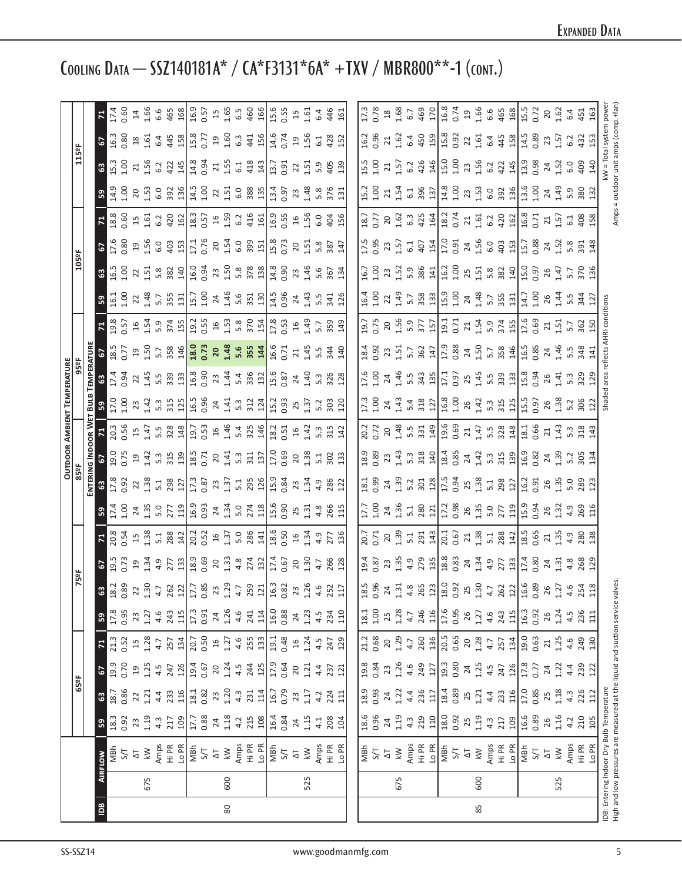# Cooling Data — SSZ140181A* / CA*F3131*6A* +TXV / MBR800**-1 (cont.)

| IDB | Airflow | | Outdoor Ambient Temperature: 65ºF | | | | 75ºF | | | | 85ºF | | | | 95ºF | | | | 105ºF | | | | 115ºF | | | |
|---|---|---|---|---|---|---|---|---|---|---|---|---|---|---|---|---|---|---|---|---|---|---|---|---|---|---|
| | | | Entering Indoor Wet Bulb Temperature | | | | | | | | | | | | | | | | | | | | | | | |
| | | | 59 | 63 | 67 | 71 | 59 | 63 | 67 | 71 | 59 | 63 | 67 | 71 | 59 | 63 | 67 | 71 | 59 | 63 | 67 | 71 | 59 | 63 | 67 | 71 |
| 80 | 675 | MBh | 18.3 | 18.7 | 19.9 | 21.3 | 17.8 | 18.2 | 19.5 | 20.8 | 17.4 | 17.8 | 19.0 | 20.3 | 17.0 | 17.4 | 18.5 | 19.8 | 16.1 | 16.5 | 17.6 | 18.8 | 14.9 | 15.3 | 16.3 | 17.4 |
| | | S/T | 0.92 | 0.86 | 0.70 | 0.52 | 0.95 | 0.89 | 0.73 | 0.54 | 1.00 | 0.92 | 0.75 | 0.56 | 1.00 | 0.94 | 0.77 | 0.57 | 1.00 | 1.00 | 0.80 | 0.60 | 1.00 | 1.00 | 0.80 | 0.60 |
| | | ΔT | 23 | 22 | 19 | 15 | 23 | 22 | 19 | 15 | 24 | 22 | 19 | 15 | 23 | 22 | 19 | 16 | 22 | 22 | 19 | 15 | 20 | 21 | 18 | 14 |
| | | kW | 1.19 | 1.21 | 1.25 | 1.28 | 1.27 | 1.30 | 1.34 | 1.38 | 1.35 | 1.38 | 1.42 | 1.47 | 1.42 | 1.45 | 1.50 | 1.54 | 1.48 | 1.51 | 1.56 | 1.61 | 1.53 | 1.56 | 1.61 | 1.66 |
| | | Amps | 4.3 | 4.4 | 4.5 | 4.7 | 4.6 | 4.7 | 4.9 | 5.1 | 5.0 | 5.1 | 5.3 | 5.5 | 5.3 | 5.5 | 5.7 | 5.9 | 5.7 | 5.8 | 6.0 | 6.2 | 6.0 | 6.2 | 6.4 | 6.6 |
| | | Hi PR | 217 | 233 | 247 | 257 | 243 | 262 | 277 | 288 | 277 | 298 | 315 | 328 | 315 | 339 | 358 | 374 | 355 | 382 | 403 | 420 | 392 | 422 | 445 | 465 |
| | | Lo PR | 109 | 116 | 126 | 134 | 115 | 122 | 133 | 142 | 119 | 127 | 139 | 148 | 125 | 133 | 146 | 155 | 131 | 140 | 153 | 162 | 136 | 145 | 158 | 168 |
| | 600 | MBh | 17.7 | 18.1 | 19.4 | 20.7 | 17.3 | 17.7 | 18.9 | 20.2 | 16.9 | 17.3 | 18.5 | 19.7 | 16.5 | 16.8 | **18.0** | 19.2 | 15.7 | 16.0 | 17.1 | 18.3 | 14.5 | 14.8 | 15.8 | 16.9 |
| | | S/T | 0.88 | 0.82 | 0.67 | 0.50 | 0.91 | 0.85 | 0.69 | 0.52 | 0.93 | 0.87 | 0.71 | 0.53 | 0.96 | 0.90 | **0.73** | 0.55 | 1.00 | 0.94 | 0.76 | 0.57 | 1.00 | 0.94 | 0.77 | 0.57 |
| | | ΔT | 24 | 23 | 20 | 16 | 24 | 23 | 20 | 16 | 24 | 23 | 20 | 16 | 24 | 23 | **20** | 16 | 24 | 23 | 20 | 16 | 22 | 21 | 19 | 15 |
| | | kW | 1.18 | 1.20 | 1.24 | 1.27 | 1.26 | 1.29 | 1.33 | 1.37 | 1.34 | 1.37 | 1.41 | 1.46 | 1.41 | 1.44 | **1.48** | 1.53 | 1.46 | 1.50 | 1.54 | 1.59 | 1.51 | 1.55 | 1.60 | 1.65 |
| | | Amps | 4.2 | 4.3 | 4.5 | 4.6 | 4.6 | 4.7 | 4.8 | 5.0 | 5.0 | 5.1 | 5.3 | 5.4 | 5.3 | 5.4 | **5.6** | 5.8 | 5.6 | 5.8 | 6.0 | 6.2 | 6.0 | 6.1 | 6.3 | 6.5 |
| | | Hi PR | 215 | 231 | 244 | 255 | 241 | 259 | 274 | 286 | 274 | 295 | 311 | 325 | 312 | 336 | **355** | 370 | 351 | 378 | 399 | 416 | 388 | 418 | 441 | 460 |
| | | Lo PR | 108 | 114 | 125 | 133 | 114 | 121 | 132 | 141 | 118 | 126 | 137 | 146 | 124 | 132 | **144** | 154 | 130 | 138 | 151 | 161 | 135 | 143 | 156 | 166 |
| | 525 | MBh | 16.4 | 16.7 | 17.9 | 19.1 | 16.0 | 16.3 | 17.4 | 18.6 | 15.6 | 15.9 | 17.0 | 18.2 | 15.2 | 15.6 | 16.6 | 17.8 | 14.5 | 14.8 | 15.8 | 16.9 | 13.4 | 13.7 | 14.6 | 15.6 |
| | | S/T | 0.84 | 0.79 | 0.64 | 0.48 | 0.88 | 0.82 | 0.67 | 0.50 | 0.90 | 0.84 | 0.69 | 0.51 | 0.93 | 0.87 | 0.71 | 0.53 | 0.96 | 0.90 | 0.73 | 0.55 | 0.97 | 0.91 | 0.74 | 0.55 |
| | | ΔT | 24 | 23 | 20 | 16 | 24 | 23 | 20 | 16 | 25 | 23 | 20 | 16 | 25 | 24 | 21 | 16 | 24 | 23 | 20 | 16 | 23 | 22 | 19 | 15 |
| | | kW | 1.15 | 1.17 | 1.21 | 1.24 | 1.23 | 1.26 | 1.30 | 1.34 | 1.31 | 1.34 | 1.38 | 1.42 | 1.37 | 1.40 | 1.45 | 1.49 | 1.43 | 1.46 | 1.51 | 1.56 | 1.48 | 1.51 | 1.56 | 1.61 |
| | | Amps | 4.1 | 4.2 | 4.4 | 4.5 | 4.5 | 4.6 | 4.7 | 4.9 | 4.8 | 4.9 | 5.1 | 5.3 | 5.2 | 5.3 | 5.5 | 5.7 | 5.5 | 5.6 | 5.8 | 6.0 | 5.8 | 5.9 | 6.1 | 6.4 |
| | | Hi PR | 208 | 224 | 237 | 247 | 234 | 252 | 266 | 277 | 266 | 286 | 302 | 315 | 303 | 326 | 344 | 359 | 341 | 367 | 387 | 404 | 376 | 405 | 428 | 446 |
| | | Lo PR | 104 | 111 | 121 | 129 | 110 | 117 | 128 | 136 | 115 | 122 | 133 | 142 | 120 | 128 | 140 | 149 | 126 | 134 | 147 | 156 | 131 | 139 | 152 | 161 |
| 85 | 675 | MBh | 18.6 | 18.9 | 19.8 | 21.2 | 18.1 | 18.5 | 19.4 | 20.7 | 17.7 | 18.1 | 18.9 | 20.2 | 17.3 | 17.6 | 18.4 | 19.7 | 16.4 | 16.7 | 17.5 | 18.7 | 15.2 | 15.5 | 16.2 | 17.3 |
| | | S/T | 0.96 | 0.93 | 0.84 | 0.68 | 1.00 | 0.96 | 0.87 | 0.71 | 1.00 | 0.99 | 0.89 | 0.72 | 1.00 | 1.00 | 0.92 | 0.75 | 1.00 | 1.00 | 0.95 | 0.77 | 1.00 | 1.00 | 0.96 | 0.78 |
| | | ΔT | 24 | 24 | 23 | 20 | 25 | 24 | 23 | 20 | 24 | 24 | 23 | 20 | 24 | 24 | 23 | 20 | 22 | 23 | 23 | 20 | 21 | 21 | 21 | 18 |
| | | kW | 1.19 | 1.22 | 1.26 | 1.29 | 1.28 | 1.31 | 1.35 | 1.39 | 1.36 | 1.39 | 1.43 | 1.48 | 1.43 | 1.46 | 1.51 | 1.56 | 1.49 | 1.52 | 1.57 | 1.62 | 1.54 | 1.57 | 1.62 | 1.68 |
| | | Amps | 4.3 | 4.4 | 4.6 | 4.7 | 4.7 | 4.8 | 4.9 | 5.1 | 5.1 | 5.2 | 5.3 | 5.5 | 5.4 | 5.5 | 5.7 | 5.9 | 5.7 | 5.9 | 6.1 | 6.3 | 6.1 | 6.2 | 6.4 | 6.7 |
| | | Hi PR | 219 | 236 | 249 | 260 | 246 | 265 | 279 | 291 | 280 | 301 | 318 | 331 | 318 | 343 | 362 | 377 | 358 | 386 | 407 | 425 | 396 | 426 | 450 | 469 |
| | | Lo PR | 110 | 117 | 127 | 136 | 116 | 123 | 135 | 143 | 121 | 128 | 140 | 149 | 127 | 135 | 147 | 157 | 133 | 141 | 154 | 164 | 137 | 146 | 159 | 170 |
| | 600 | MBh | 18.0 | 18.4 | 19.3 | 20.5 | 17.6 | 18.0 | 18.8 | 20.1 | 17.2 | 17.5 | 18.4 | 19.6 | 16.8 | 17.1 | 17.9 | 19.1 | 15.9 | 16.2 | 17.0 | 18.2 | 14.8 | 15.0 | 15.8 | 16.8 |
| | | S/T | 0.92 | 0.89 | 0.80 | 0.65 | 0.95 | 0.92 | 0.83 | 0.67 | 0.98 | 0.94 | 0.85 | 0.69 | 1.00 | 0.97 | 0.88 | 0.71 | 1.00 | 1.00 | 0.91 | 0.74 | 1.00 | 1.00 | 0.92 | 0.74 |
| | | ΔT | 25 | 25 | 24 | 20 | 26 | 25 | 24 | 21 | 26 | 25 | 24 | 21 | 26 | 25 | 24 | 21 | 24 | 25 | 24 | 21 | 23 | 23 | 22 | 19 |
| | | kW | 1.19 | 1.21 | 1.25 | 1.28 | 1.27 | 1.30 | 1.34 | 1.38 | 1.35 | 1.38 | 1.42 | 1.47 | 1.42 | 1.45 | 1.50 | 1.54 | 1.48 | 1.51 | 1.56 | 1.61 | 1.53 | 1.56 | 1.61 | 1.66 |
| | | Amps | 4.3 | 4.4 | 4.5 | 4.7 | 4.6 | 4.7 | 4.9 | 5.1 | 5.0 | 5.1 | 5.3 | 5.5 | 5.3 | 5.5 | 5.7 | 5.9 | 5.7 | 5.8 | 6.0 | 6.2 | 6.0 | 6.2 | 6.4 | 6.6 |
| | | Hi PR | 217 | 233 | 247 | 257 | 243 | 262 | 277 | 288 | 277 | 298 | 315 | 328 | 315 | 339 | 358 | 374 | 355 | 382 | 403 | 420 | 392 | 422 | 445 | 465 |
| | | Lo PR | 109 | 116 | 126 | 134 | 115 | 122 | 133 | 142 | 119 | 127 | 139 | 148 | 125 | 133 | 146 | 155 | 131 | 140 | 153 | 162 | 136 | 145 | 158 | 168 |
| | 525 | MBh | 16.6 | 17.0 | 17.8 | 19.0 | 16.3 | 16.6 | 17.4 | 18.5 | 15.9 | 16.2 | 16.9 | 18.1 | 15.5 | 15.8 | 16.5 | 17.6 | 14.7 | 15.0 | 15.7 | 16.8 | 13.6 | 13.9 | 14.5 | 15.5 |
| | | S/T | 0.89 | 0.85 | 0.77 | 0.63 | 0.92 | 0.89 | 0.80 | 0.65 | 0.94 | 0.91 | 0.82 | 0.66 | 0.97 | 0.94 | 0.85 | 0.69 | 1.00 | 0.97 | 0.88 | 0.71 | 1.00 | 0.98 | 0.89 | 0.72 |
| | | ΔT | 26 | 25 | 24 | 21 | 26 | 26 | 24 | 21 | 26 | 26 | 24 | 21 | 26 | 26 | 24 | 21 | 26 | 26 | 24 | 21 | 24 | 24 | 23 | 20 |
| | | kW | 1.16 | 1.18 | 1.22 | 1.25 | 1.24 | 1.27 | 1.31 | 1.35 | 1.32 | 1.35 | 1.39 | 1.43 | 1.38 | 1.41 | 1.46 | 1.51 | 1.44 | 1.47 | 1.52 | 1.57 | 1.49 | 1.52 | 1.57 | 1.62 |
| | | Amps | 4.2 | 4.3 | 4.4 | 4.6 | 4.5 | 4.6 | 4.8 | 4.9 | 4.9 | 5.0 | 5.2 | 5.3 | 5.2 | 5.3 | 5.5 | 5.7 | 5.5 | 5.7 | 5.8 | 6.1 | 5.9 | 6.0 | 6.2 | 6.4 |
| | | Hi PR | 210 | 226 | 239 | 249 | 236 | 254 | 268 | 280 | 269 | 289 | 305 | 318 | 306 | 329 | 348 | 362 | 344 | 370 | 391 | 408 | 380 | 409 | 432 | 451 |
| | | Lo PR | 105 | 112 | 122 | 130 | 111 | 118 | 129 | 138 | 116 | 123 | 134 | 143 | 122 | 129 | 141 | 150 | 127 | 136 | 148 | 158 | 132 | 140 | 153 | 163 |

IDB: Entering Indoor Dry Bulb Temperature
High and low pressures are measured at the liquid and suction service valves.

Shaded area reflects AHRI conditions

kW = Total system power
Amps = outdoor unit amps (comp.+fan)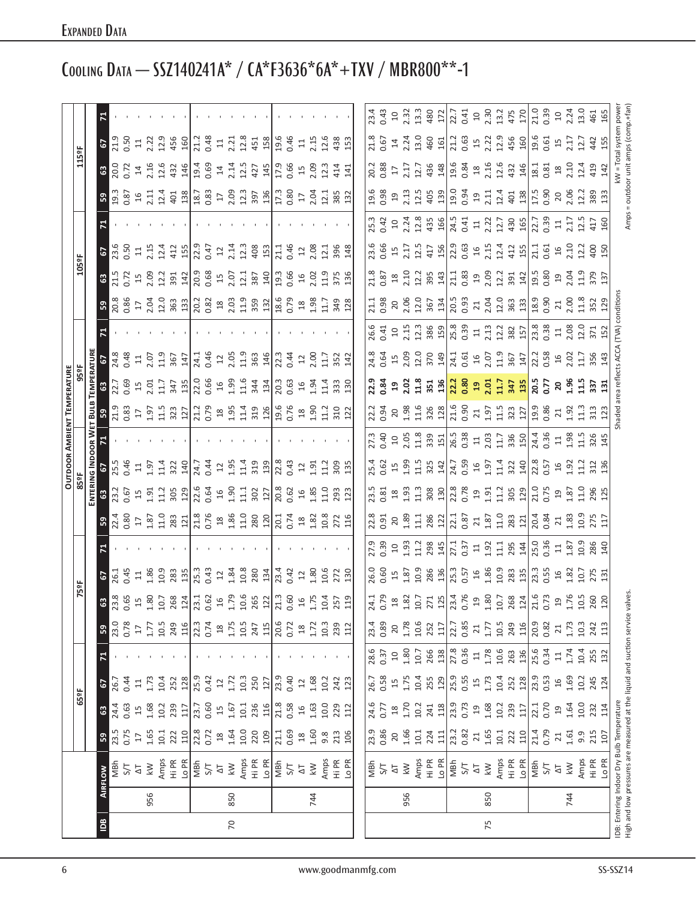# Expanded Data

# Cooling Data — SSZ140241A* / CA*F3636*6A*+TXV / MBR800**-1

| | | | OUTDOOR AMBIENT TEMPERATURE | | | | | | | | | | | | | | | | | | | | | | | |
|---|---|---|---|---|---|---|---|---|---|---|---|---|---|---|---|---|---|---|---|---|---|---|---|---|---|---|
| | | | 65ºF | | | | 75ºF | | | | 85ºF | | | | 95ºF | | | | 105ºF | | | | 115ºF | | | |
| | | | ENTERING INDOOR WET BULB TEMPERATURE | | | | | | | | | | | | | | | | | | | | | | | |
| IDB | AIRFLOW | | 59 | 63 | 67 | 71 | 59 | 63 | 67 | 71 | 59 | 63 | 67 | 71 | 59 | 63 | 67 | 71 | 59 | 63 | 67 | 71 | 59 | 63 | 67 | 71 |
| 70 | 956 | MBh | 23.5 | 24.4 | 26.7 | - | 23.0 | 23.8 | 26.1 | - | 22.4 | 23.2 | 25.5 | - | 21.9 | 22.7 | 24.8 | - | 20.8 | 21.5 | 23.6 | - | 19.3 | 20.0 | 21.9 | - |
| | | S/T | 0.75 | 0.63 | 0.44 | - | 0.78 | 0.65 | 0.45 | - | 0.80 | 0.67 | 0.46 | - | 0.83 | 0.69 | 0.48 | - | 0.86 | 0.72 | 0.50 | - | 0.87 | 0.72 | 0.50 | - |
| | | ΔT | 17 | 15 | 11 | - | 17 | 15 | 11 | - | 17 | 15 | 11 | - | 17 | 15 | 11 | - | 17 | 15 | 11 | - | 16 | 14 | 11 | - |
| | | kW | 1.65 | 1.68 | 1.73 | - | 1.77 | 1.80 | 1.86 | - | 1.87 | 1.91 | 1.97 | - | 1.97 | 2.01 | 2.07 | - | 2.04 | 2.09 | 2.15 | - | 2.11 | 2.16 | 2.22 | - |
| | | Amps | 10.1 | 10.2 | 10.4 | - | 10.5 | 10.7 | 10.9 | - | 11.0 | 11.2 | 11.4 | - | 11.5 | 11.7 | 11.9 | - | 12.0 | 12.2 | 12.4 | - | 12.4 | 12.6 | 12.9 | - |
| | | Hi PR | 222 | 239 | 252 | - | 249 | 268 | 283 | - | 283 | 305 | 322 | - | 323 | 347 | 367 | - | 363 | 391 | 412 | - | 401 | 432 | 456 | - |
| | | Lo PR | 110 | 117 | 128 | - | 116 | 124 | 135 | - | 121 | 129 | 140 | - | 127 | 135 | 147 | - | 133 | 142 | 155 | - | 138 | 146 | 160 | - |
| | 850 | MBh | 22.8 | 23.7 | 25.9 | - | 22.3 | 23.1 | 25.3 | - | 21.8 | 22.6 | 24.7 | - | 21.2 | 22.0 | 24.1 | - | 20.2 | 20.9 | 22.9 | - | 18.7 | 19.4 | 21.2 | - |
| | | S/T | 0.72 | 0.60 | 0.42 | - | 0.74 | 0.62 | 0.43 | - | 0.76 | 0.64 | 0.44 | - | 0.79 | 0.66 | 0.46 | - | 0.82 | 0.68 | 0.47 | - | 0.83 | 0.69 | 0.48 | - |
| | | ΔT | 18 | 15 | 12 | - | 18 | 16 | 12 | - | 18 | 16 | 12 | - | 18 | 16 | 12 | - | 18 | 15 | 12 | - | 17 | 14 | 11 | - |
| | | kW | 1.64 | 1.67 | 1.72 | - | 1.75 | 1.79 | 1.84 | - | 1.86 | 1.90 | 1.95 | - | 1.95 | 1.99 | 2.05 | - | 2.03 | 2.07 | 2.14 | - | 2.09 | 2.14 | 2.21 | - |
| | | Amps | 10.0 | 10.1 | 10.3 | - | 10.5 | 10.6 | 10.8 | - | 11.0 | 11.1 | 11.4 | - | 11.4 | 11.6 | 11.9 | - | 11.9 | 12.1 | 12.3 | - | 12.3 | 12.5 | 12.8 | - |
| | | Hi PR | 220 | 236 | 250 | - | 247 | 265 | 280 | - | 280 | 302 | 319 | - | 319 | 344 | 363 | - | 359 | 387 | 408 | - | 397 | 427 | 451 | - |
| | | Lo PR | 109 | 116 | 127 | - | 115 | 122 | 134 | - | 120 | 127 | 139 | - | 126 | 134 | 146 | - | 132 | 140 | 153 | - | 136 | 145 | 158 | - |
| | 744 | MBh | 21.1 | 21.8 | 23.9 | - | 20.6 | 21.3 | 23.4 | - | 20.1 | 20.8 | 22.8 | - | 19.6 | 20.3 | 22.3 | - | 18.6 | 19.3 | 21.1 | - | 17.3 | 17.9 | 19.6 | - |
| | | S/T | 0.69 | 0.58 | 0.40 | - | 0.72 | 0.60 | 0.42 | - | 0.74 | 0.62 | 0.43 | - | 0.76 | 0.63 | 0.44 | - | 0.79 | 0.66 | 0.46 | - | 0.80 | 0.66 | 0.46 | - |
| | | ΔT | 18 | 16 | 12 | - | 18 | 16 | 12 | - | 18 | 16 | 12 | - | 18 | 16 | 12 | - | 18 | 16 | 12 | - | 17 | 15 | 11 | - |
| | | kW | 1.60 | 1.63 | 1.68 | - | 1.72 | 1.75 | 1.80 | - | 1.82 | 1.85 | 1.91 | - | 1.90 | 1.94 | 2.00 | - | 1.98 | 2.02 | 2.08 | - | 2.04 | 2.09 | 2.15 | - |
| | | Amps | 9.8 | 10.0 | 10.2 | - | 10.3 | 10.4 | 10.6 | - | 10.8 | 11.0 | 11.2 | - | 11.2 | 11.4 | 11.7 | - | 11.7 | 11.9 | 12.1 | - | 12.1 | 12.3 | 12.6 | - |
| | | Hi PR | 213 | 229 | 242 | - | 239 | 257 | 272 | - | 272 | 293 | 309 | - | 310 | 333 | 352 | - | 349 | 375 | 396 | - | 385 | 414 | 438 | - |
| | | Lo PR | 106 | 112 | 123 | - | 112 | 119 | 130 | - | 116 | 123 | 135 | - | 122 | 130 | 142 | - | 128 | 136 | 148 | - | 132 | 141 | 153 | - |
| 75 | 956 | MBh | 23.9 | 24.6 | 26.7 | 28.6 | 23.4 | 24.1 | 26.0 | 27.9 | 22.8 | 23.5 | 25.4 | 27.3 | 22.2 | 22.9 | 24.8 | 26.6 | 21.1 | 21.8 | 23.6 | 25.3 | 19.6 | 20.2 | 21.8 | 23.4 |
| | | S/T | 0.86 | 0.77 | 0.58 | 0.37 | 0.89 | 0.79 | 0.60 | 0.39 | 0.91 | 0.81 | 0.62 | 0.40 | 0.94 | 0.84 | 0.64 | 0.41 | 0.98 | 0.87 | 0.66 | 0.42 | 0.98 | 0.88 | 0.67 | 0.43 |
| | | ΔT | 20 | 18 | 15 | 10 | 20 | 18 | 15 | 10 | 20 | 18 | 15 | 10 | 20 | 19 | 15 | 10 | 20 | 18 | 15 | 10 | 19 | 17 | 14 | 10 |
| | | kW | 1.66 | 1.70 | 1.75 | 1.80 | 1.78 | 1.82 | 1.87 | 1.93 | 1.89 | 1.93 | 1.99 | 2.05 | 1.98 | 2.02 | 2.09 | 2.15 | 2.06 | 2.10 | 2.17 | 2.24 | 2.13 | 2.17 | 2.24 | 2.32 |
| | | Amps | 10.1 | 10.2 | 10.4 | 10.7 | 10.6 | 10.7 | 10.9 | 11.2 | 11.1 | 11.3 | 11.5 | 11.8 | 11.6 | 11.8 | 12.0 | 12.3 | 12.0 | 12.2 | 12.5 | 12.8 | 12.5 | 12.7 | 13.0 | 13.3 |
| | | Hi PR | 224 | 241 | 255 | 266 | 252 | 271 | 286 | 298 | 286 | 308 | 325 | 339 | 326 | 351 | 370 | 386 | 367 | 395 | 417 | 435 | 405 | 436 | 460 | 480 |
| | | Lo PR | 111 | 118 | 129 | 138 | 117 | 125 | 136 | 145 | 122 | 130 | 142 | 151 | 128 | 136 | 149 | 159 | 134 | 143 | 156 | 166 | 139 | 148 | 161 | 172 |
| | 850 | MBh | 23.2 | 23.9 | 25.9 | 27.8 | 22.7 | 23.4 | 25.3 | 27.1 | 22.1 | 22.8 | 24.7 | 26.5 | 21.6 | **22.2** | 24.1 | 25.8 | 20.5 | 21.1 | 22.9 | 24.5 | 19.0 | 19.6 | 21.2 | 22.7 |
| | | S/T | 0.82 | 0.73 | 0.55 | 0.36 | 0.85 | 0.76 | 0.57 | 0.37 | 0.87 | 0.78 | 0.59 | 0.38 | 0.90 | **0.80** | 0.61 | 0.39 | 0.93 | 0.83 | 0.63 | 0.41 | 0.94 | 0.84 | 0.63 | 0.41 |
| | | ΔT | 21 | 19 | 15 | 11 | 21 | 19 | 16 | 11 | 21 | 19 | 16 | 11 | 21 | **19** | 16 | 11 | 21 | 19 | 16 | 11 | 19 | 18 | 15 | 10 |
| | | kW | 1.65 | 1.68 | 1.73 | 1.78 | 1.77 | 1.80 | 1.86 | 1.92 | 1.87 | 1.91 | 1.97 | 2.03 | 1.97 | **2.01** | 2.07 | 2.13 | 2.04 | 2.09 | 2.15 | 2.22 | 2.11 | 2.16 | 2.22 | 2.30 |
| | | Amps | 10.1 | 10.2 | 10.4 | 10.6 | 10.5 | 10.7 | 10.9 | 11.1 | 11.0 | 11.2 | 11.4 | 11.7 | 11.5 | **11.7** | 11.9 | 12.2 | 12.0 | 12.2 | 12.4 | 12.7 | 12.4 | 12.6 | 12.9 | 13.2 |
| | | Hi PR | 222 | 239 | 252 | 263 | 249 | 268 | 283 | 295 | 283 | 305 | 322 | 336 | 323 | **347** | 367 | 382 | 363 | 391 | 412 | 430 | 401 | 432 | 456 | 475 |
| | | Lo PR | 110 | 117 | 128 | 136 | 116 | 124 | 135 | 144 | 121 | 129 | 140 | 150 | 127 | **135** | 147 | 157 | 133 | 142 | 155 | 165 | 138 | 146 | 160 | 170 |
| | 744 | MBh | 21.4 | 22.1 | 23.9 | 25.6 | 20.9 | 21.6 | 23.3 | 25.0 | 20.4 | 21.0 | 22.8 | 24.4 | 19.9 | 20.5 | 22.2 | 23.8 | 18.9 | 19.5 | 21.1 | 22.7 | 17.5 | 18.1 | 19.6 | 21.0 |
| | | S/T | 0.79 | 0.70 | 0.53 | 0.34 | 0.82 | 0.73 | 0.55 | 0.36 | 0.84 | 0.75 | 0.57 | 0.36 | 0.86 | 0.77 | 0.58 | 0.38 | 0.90 | 0.80 | 0.61 | 0.39 | 0.90 | 0.81 | 0.61 | 0.39 |
| | | ΔT | 21 | 19 | 16 | 11 | 21 | 19 | 16 | 11 | 21 | 19 | 16 | 11 | 21 | 20 | 16 | 11 | 21 | 19 | 16 | 11 | 20 | 18 | 15 | 10 |
| | | kW | 1.61 | 1.64 | 1.69 | 1.74 | 1.73 | 1.76 | 1.82 | 1.87 | 1.83 | 1.87 | 1.92 | 1.98 | 1.92 | 1.96 | 2.02 | 2.08 | 2.00 | 2.04 | 2.10 | 2.17 | 2.06 | 2.10 | 2.17 | 2.24 |
| | | Amps | 9.9 | 10.0 | 10.2 | 10.4 | 10.3 | 10.5 | 10.7 | 10.9 | 10.9 | 11.0 | 11.2 | 11.5 | 11.3 | 11.5 | 11.7 | 12.0 | 11.8 | 11.9 | 12.2 | 12.5 | 12.2 | 12.4 | 12.7 | 13.0 |
| | | Hi PR | 215 | 232 | 245 | 255 | 242 | 260 | 275 | 286 | 275 | 296 | 312 | 326 | 313 | 337 | 356 | 371 | 352 | 379 | 400 | 417 | 389 | 419 | 442 | 461 |
| | | Lo PR | 107 | 114 | 124 | 132 | 113 | 120 | 131 | 140 | 117 | 125 | 136 | 145 | 123 | 131 | 143 | 152 | 129 | 137 | 150 | 160 | 133 | 142 | 155 | 165 |

IDB: Entering Indoor Dry Bulb Temperature
High and low pressures are measured at the liquid and suction service valves.

Shaded area reflects ACCA (TVA) conditions

kW = Total system power
Amps = outdoor unit amps (comp.+fan)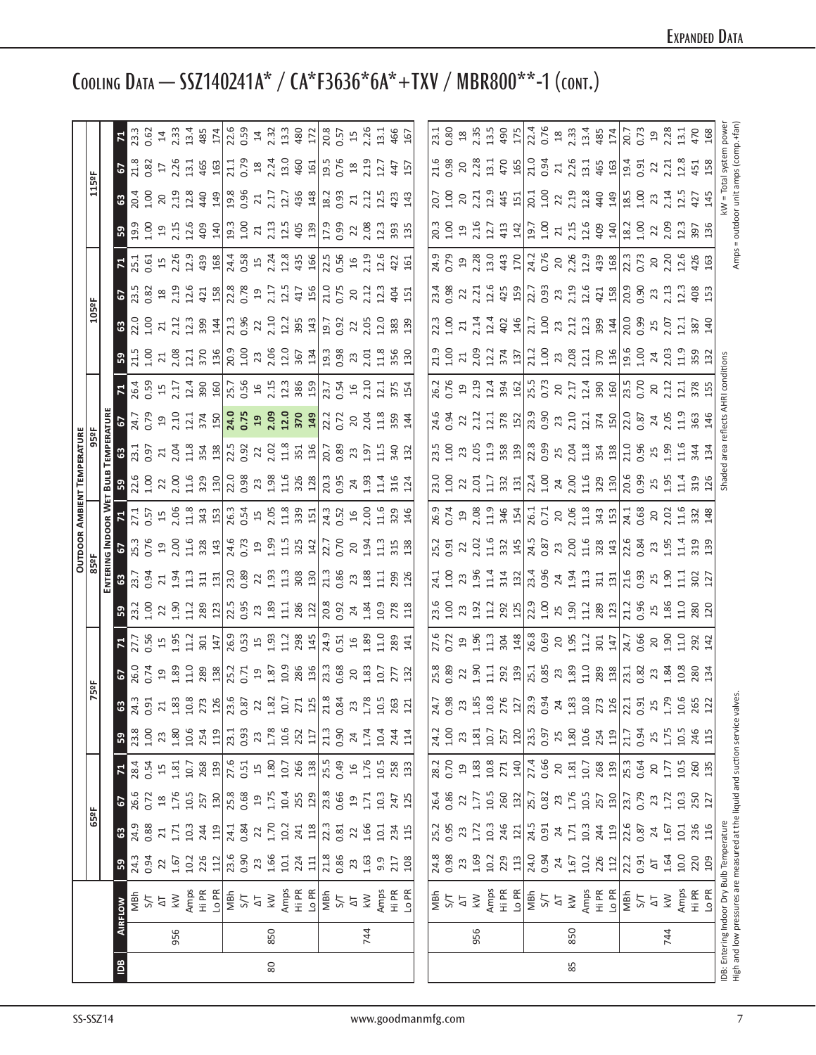| IDB | Airflow | | Outdoor Ambient Temperature | | | | | | | | | | | | | | | | | | | | | |
|---|---|---|---|---|---|---|---|---|---|---|---|---|---|---|---|---|---|---|---|---|---|---|---|---|
| | | | 65ºF | | | | 75ºF | | | | 85ºF | | | | 95ºF | | | | 105ºF | | | | 115ºF | | | |
| | | | Entering Indoor Wet Bulb Temperature | | | | | | | | | | | | | | | | | | | | | | | |
| | | | 59 | 63 | 67 | 71 | 59 | 63 | 67 | 71 | 59 | 63 | 67 | 71 | 59 | 63 | 67 | 71 | 59 | 63 | 67 | 71 | 59 | 63 | 67 | 71 |
| 80 | 956 | MBh | 24.3 | 24.9 | 26.6 | 28.4 | 23.8 | 24.3 | 26.0 | 27.7 | 23.2 | 23.7 | 25.3 | 27.1 | 22.6 | 23.1 | 24.7 | 26.4 | 21.5 | 22.0 | 23.5 | 25.1 | 19.9 | 20.4 | 21.8 | 23.3 |
| | | S/T | 0.94 | 0.88 | 0.72 | 0.54 | 1.00 | 0.91 | 0.74 | 0.56 | 1.00 | 0.94 | 0.76 | 0.57 | 1.00 | 0.97 | 0.79 | 0.59 | 1.00 | 1.00 | 0.82 | 0.61 | 1.00 | 1.00 | 0.82 | 0.62 |
| | | ΔT | 22 | 21 | 18 | 15 | 23 | 21 | 19 | 15 | 22 | 21 | 19 | 15 | 24 | 21 | 19 | 15 | 21 | 21 | 18 | 15 | 19 | 20 | 17 | 14 |
| | | kW | 1.67 | 1.71 | 1.76 | 1.81 | 1.80 | 1.83 | 1.89 | 1.95 | 1.90 | 1.94 | 2.00 | 2.06 | 2.00 | 2.04 | 2.10 | 2.17 | 2.08 | 2.12 | 2.19 | 2.26 | 2.15 | 2.19 | 2.26 | 2.33 |
| | | Amps | 10.2 | 10.3 | 10.5 | 10.7 | 10.6 | 10.8 | 11.0 | 11.2 | 11.2 | 11.3 | 11.6 | 11.8 | 11.6 | 11.8 | 12.1 | 12.4 | 12.1 | 12.3 | 12.6 | 12.9 | 12.6 | 12.8 | 13.1 | 13.4 |
| | | Hi PR | 226 | 244 | 257 | 268 | 254 | 273 | 289 | 301 | 289 | 311 | 328 | 343 | 329 | 354 | 374 | 390 | 370 | 399 | 421 | 439 | 409 | 440 | 465 | 485 |
| | | Lo PR | 112 | 119 | 130 | 139 | 119 | 126 | 138 | 147 | 123 | 131 | 143 | 153 | 130 | 138 | 150 | 160 | 136 | 144 | 158 | 168 | 140 | 149 | 163 | 174 |
| | 850 | MBh | 23.6 | 24.1 | 25.8 | 27.6 | 23.1 | 23.6 | 25.2 | 26.9 | 22.5 | 23.0 | 24.6 | 26.3 | 22.0 | 22.5 | **24.0** | 25.7 | 20.9 | 21.3 | 22.8 | 24.4 | 19.3 | 19.8 | 21.1 | 22.6 |
| | | S/T | 0.90 | 0.84 | 0.68 | 0.51 | 0.93 | 0.87 | 0.71 | 0.53 | 0.95 | 0.89 | 0.73 | 0.54 | 0.98 | 0.92 | **0.75** | 0.56 | 1.00 | 0.96 | 0.78 | 0.58 | 1.00 | 0.96 | 0.79 | 0.59 |
| | | ΔT | 23 | 22 | 19 | 15 | 23 | 22 | 19 | 15 | 23 | 22 | 19 | 15 | 23 | 22 | **19** | 16 | 23 | 22 | 19 | 15 | 21 | 21 | 18 | 14 |
| | | kW | 1.66 | 1.70 | 1.75 | 1.80 | 1.78 | 1.82 | 1.87 | 1.93 | 1.89 | 1.93 | 1.99 | 2.05 | 1.98 | 2.02 | **2.09** | 2.15 | 2.06 | 2.10 | 2.17 | 2.24 | 2.13 | 2.17 | 2.24 | 2.32 |
| | | Amps | 10.1 | 10.2 | 10.4 | 10.7 | 10.6 | 10.7 | 10.9 | 11.2 | 11.1 | 11.3 | 11.5 | 11.8 | 11.6 | 11.8 | **12.0** | 12.3 | 12.0 | 12.2 | 12.5 | 12.8 | 12.5 | 12.7 | 13.0 | 13.3 |
| | | Hi PR | 224 | 241 | 255 | 266 | 252 | 271 | 286 | 298 | 286 | 308 | 325 | 339 | 326 | 351 | **370** | 386 | 367 | 395 | 417 | 435 | 405 | 436 | 460 | 480 |
| | | Lo PR | 111 | 118 | 129 | 138 | 117 | 125 | 136 | 145 | 122 | 130 | 142 | 151 | 128 | 136 | **149** | 159 | 134 | 143 | 156 | 166 | 139 | 148 | 161 | 172 |
| | 744 | MBh | 21.8 | 22.3 | 23.8 | 25.5 | 21.3 | 21.8 | 23.3 | 24.9 | 20.8 | 21.3 | 22.7 | 24.3 | 20.3 | 20.7 | 22.2 | 23.7 | 19.3 | 19.7 | 21.0 | 22.5 | 17.9 | 18.2 | 19.5 | 20.8 |
| | | S/T | 0.86 | 0.81 | 0.66 | 0.49 | 0.90 | 0.84 | 0.68 | 0.51 | 0.92 | 0.86 | 0.70 | 0.52 | 0.95 | 0.89 | 0.72 | 0.54 | 0.98 | 0.92 | 0.75 | 0.56 | 0.99 | 0.93 | 0.76 | 0.57 |
| | | ΔT | 23 | 22 | 19 | 16 | 24 | 23 | 20 | 16 | 24 | 23 | 20 | 16 | 24 | 23 | 20 | 16 | 23 | 22 | 20 | 16 | 22 | 21 | 18 | 15 |
| | | kW | 1.63 | 1.66 | 1.71 | 1.76 | 1.74 | 1.78 | 1.83 | 1.89 | 1.84 | 1.88 | 1.94 | 2.00 | 1.93 | 1.97 | 2.04 | 2.10 | 2.01 | 2.05 | 2.12 | 2.19 | 2.08 | 2.12 | 2.19 | 2.26 |
| | | Amps | 9.9 | 10.1 | 10.3 | 10.5 | 10.4 | 10.5 | 10.7 | 11.0 | 10.9 | 11.1 | 11.3 | 11.6 | 11.4 | 11.5 | 11.8 | 12.1 | 11.8 | 12.0 | 12.3 | 12.6 | 12.3 | 12.5 | 12.7 | 13.1 |
| | | Hi PR | 217 | 234 | 247 | 258 | 244 | 263 | 277 | 289 | 278 | 299 | 315 | 329 | 316 | 340 | 359 | 375 | 356 | 383 | 404 | 422 | 393 | 423 | 447 | 466 |
| | | Lo PR | 108 | 115 | 125 | 133 | 114 | 121 | 132 | 141 | 118 | 126 | 138 | 146 | 124 | 132 | 144 | 154 | 130 | 139 | 151 | 161 | 135 | 143 | 157 | 167 |
| 85 | 956 | MBh | 24.8 | 25.2 | 26.4 | 28.2 | 24.2 | 24.7 | 25.8 | 27.6 | 23.6 | 24.1 | 25.2 | 26.9 | 23.0 | 23.5 | 24.6 | 26.2 | 21.9 | 22.3 | 23.4 | 24.9 | 20.3 | 20.7 | 21.6 | 23.1 |
| | | S/T | 0.98 | 0.95 | 0.86 | 0.70 | 1.00 | 0.98 | 0.89 | 0.72 | 1.00 | 1.00 | 0.91 | 0.74 | 1.00 | 1.00 | 0.94 | 0.76 | 1.00 | 1.00 | 0.98 | 0.79 | 1.00 | 1.00 | 0.98 | 0.80 |
| | | ΔT | 23 | 23 | 22 | 19 | 23 | 23 | 22 | 19 | 23 | 23 | 22 | 19 | 22 | 23 | 22 | 19 | 21 | 21 | 22 | 19 | 19 | 20 | 20 | 18 |
| | | kW | 1.69 | 1.72 | 1.77 | 1.83 | 1.81 | 1.85 | 1.90 | 1.96 | 1.92 | 1.96 | 2.02 | 2.08 | 2.01 | 2.05 | 2.12 | 2.19 | 2.09 | 2.14 | 2.21 | 2.28 | 2.16 | 2.21 | 2.28 | 2.35 |
| | | Amps | 10.2 | 10.3 | 10.5 | 10.8 | 10.7 | 10.8 | 11.1 | 11.3 | 11.2 | 11.4 | 11.6 | 11.9 | 11.7 | 11.9 | 12.1 | 12.4 | 12.2 | 12.4 | 12.6 | 13.0 | 12.7 | 12.9 | 13.1 | 13.5 |
| | | Hi PR | 229 | 246 | 260 | 271 | 257 | 276 | 292 | 304 | 292 | 314 | 332 | 346 | 332 | 358 | 378 | 394 | 374 | 402 | 425 | 443 | 413 | 445 | 470 | 490 |
| | | Lo PR | 113 | 121 | 132 | 140 | 120 | 127 | 139 | 148 | 125 | 132 | 145 | 154 | 131 | 139 | 152 | 162 | 137 | 146 | 159 | 170 | 142 | 151 | 165 | 175 |
| | 850 | MBh | 24.0 | 24.5 | 25.7 | 27.4 | 23.5 | 23.9 | 25.1 | 26.8 | 22.9 | 23.4 | 24.5 | 26.1 | 22.4 | 22.8 | 23.9 | 25.5 | 21.2 | 21.7 | 22.7 | 24.2 | 19.7 | 20.1 | 21.0 | 22.4 |
| | | S/T | 0.94 | 0.91 | 0.82 | 0.66 | 0.97 | 0.94 | 0.85 | 0.69 | 1.00 | 0.96 | 0.87 | 0.71 | 1.00 | 0.99 | 0.90 | 0.73 | 1.00 | 1.00 | 0.93 | 0.76 | 1.00 | 1.00 | 0.94 | 0.76 |
| | | ΔT | 24 | 24 | 23 | 20 | 25 | 24 | 23 | 20 | 25 | 24 | 23 | 20 | 24 | 25 | 23 | 20 | 23 | 23 | 23 | 20 | 21 | 22 | 21 | 18 |
| | | kW | 1.67 | 1.71 | 1.76 | 1.81 | 1.80 | 1.83 | 1.89 | 1.95 | 1.90 | 1.94 | 2.00 | 2.06 | 2.00 | 2.04 | 2.10 | 2.17 | 2.08 | 2.12 | 2.19 | 2.26 | 2.15 | 2.19 | 2.26 | 2.33 |
| | | Amps | 10.2 | 10.3 | 10.5 | 10.7 | 10.6 | 10.8 | 11.0 | 11.2 | 11.2 | 11.3 | 11.6 | 11.8 | 11.6 | 11.8 | 12.1 | 12.4 | 12.1 | 12.3 | 12.6 | 12.9 | 12.6 | 12.8 | 13.1 | 13.4 |
| | | Hi PR | 226 | 244 | 257 | 268 | 254 | 273 | 289 | 301 | 289 | 311 | 328 | 343 | 329 | 354 | 374 | 390 | 370 | 399 | 421 | 439 | 409 | 440 | 465 | 485 |
| | | Lo PR | 112 | 119 | 130 | 139 | 119 | 126 | 138 | 147 | 123 | 131 | 143 | 153 | 130 | 138 | 150 | 160 | 136 | 144 | 158 | 168 | 140 | 149 | 163 | 174 |
| | 744 | MBh | 22.2 | 22.6 | 23.7 | 25.3 | 21.7 | 22.1 | 23.1 | 24.7 | 21.2 | 21.6 | 22.6 | 24.1 | 20.6 | 21.0 | 22.0 | 23.5 | 19.6 | 20.0 | 20.9 | 22.3 | 18.2 | 18.5 | 19.4 | 20.7 |
| | | S/T | 0.91 | 0.87 | 0.79 | 0.64 | 0.94 | 0.91 | 0.82 | 0.66 | 0.96 | 0.93 | 0.84 | 0.68 | 0.99 | 0.96 | 0.87 | 0.70 | 1.00 | 0.99 | 0.90 | 0.73 | 1.00 | 1.00 | 0.91 | 0.73 |
| | | ΔT | 24 | 24 | 23 | 20 | 25 | 25 | 23 | 20 | 25 | 25 | 23 | 20 | 25 | 25 | 24 | 20 | 24 | 25 | 23 | 20 | 22 | 23 | 22 | 19 |
| | | kW | 1.64 | 1.67 | 1.72 | 1.77 | 1.75 | 1.79 | 1.84 | 1.90 | 1.86 | 1.90 | 1.95 | 2.02 | 1.95 | 1.99 | 2.05 | 2.12 | 2.03 | 2.07 | 2.13 | 2.20 | 2.09 | 2.14 | 2.21 | 2.28 |
| | | Amps | 10.0 | 10.1 | 10.3 | 10.5 | 10.5 | 10.6 | 10.8 | 11.0 | 11.0 | 11.1 | 11.4 | 11.6 | 11.4 | 11.6 | 11.9 | 12.1 | 11.9 | 12.1 | 12.3 | 12.6 | 12.3 | 12.5 | 12.8 | 13.1 |
| | | Hi PR | 220 | 236 | 250 | 260 | 246 | 265 | 280 | 292 | 280 | 302 | 319 | 332 | 319 | 344 | 363 | 378 | 359 | 387 | 408 | 426 | 397 | 427 | 451 | 470 |
| | | Lo PR | 109 | 116 | 127 | 135 | 115 | 122 | 134 | 142 | 120 | 127 | 139 | 148 | 126 | 134 | 146 | 155 | 132 | 140 | 153 | 163 | 136 | 145 | 158 | 168 |

IDB: Entering Indoor Dry Bulb Temperature

High and low pressures are measured at the liquid and suction service valves.

Shaded area reflects AHRI conditions

kW = Total system power

Amps = outdoor unit amps (comp.+fan)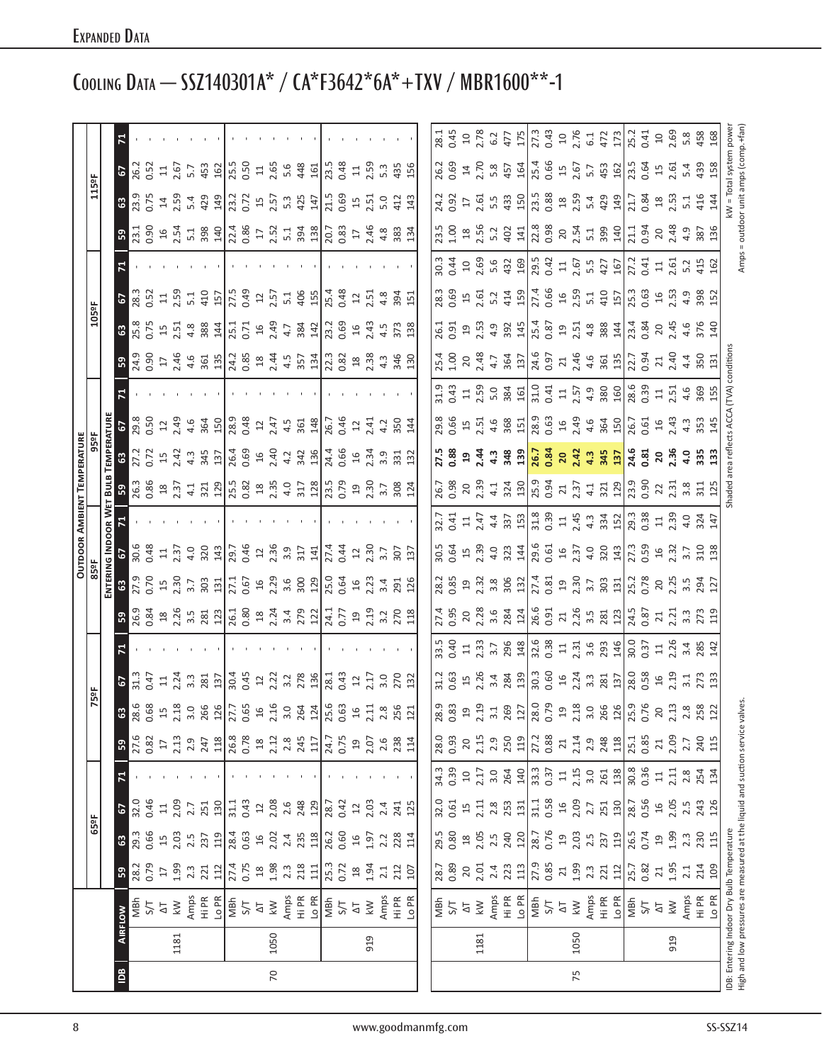# Expanded Data

## Cooling Data — SSZ140301A* / CA*F3642*6A*+TXV / MBR1600**-1

| IDB | AIRFLOW | | 65ºF 59 | 65ºF 63 | 65ºF 67 | 65ºF 71 | 75ºF 59 | 75ºF 63 | 75ºF 67 | 75ºF 71 | 85ºF 59 | 85ºF 63 | 85ºF 67 | 85ºF 71 | 95ºF 59 | 95ºF 63 | 95ºF 67 | 95ºF 71 | 105ºF 59 | 105ºF 63 | 105ºF 67 | 105ºF 71 | 115ºF 59 | 115ºF 63 | 115ºF 67 | 115ºF 71 |
|---|---|---|---|---|---|---|---|---|---|---|---|---|---|---|---|---|---|---|---|---|---|---|---|---|---|---|
| | | | **Outdoor Ambient Temperature / Entering Indoor Wet Bulb Temperature** | | | | | | | | | | | | | | | | | | | | | | | |
| 70 | 1181 | MBh | 28.2 | 29.3 | 32.0 | - | 27.6 | 28.6 | 31.3 | - | 26.9 | 27.9 | 30.6 | - | 26.3 | 27.2 | 29.8 | - | 24.9 | 25.8 | 28.3 | - | 23.1 | 23.9 | 26.2 | - |
| | | S/T | 0.79 | 0.66 | 0.46 | - | 0.82 | 0.68 | 0.47 | - | 0.84 | 0.70 | 0.48 | - | 0.86 | 0.72 | 0.50 | - | 0.90 | 0.75 | 0.52 | - | 0.90 | 0.75 | 0.52 | - |
| | | ΔT | 17 | 15 | 11 | - | 17 | 15 | 11 | - | 18 | 15 | 11 | - | 18 | 15 | 12 | - | 17 | 15 | 11 | - | 16 | 14 | 11 | - |
| | | kW | 1.99 | 2.03 | 2.09 | - | 2.13 | 2.18 | 2.24 | - | 2.26 | 2.30 | 2.37 | - | 2.37 | 2.42 | 2.49 | - | 2.46 | 2.51 | 2.59 | - | 2.54 | 2.59 | 2.67 | - |
| | | Amps | 2.3 | 2.5 | 2.7 | - | 2.9 | 3.0 | 3.3 | - | 3.5 | 3.7 | 4.0 | - | 4.1 | 4.3 | 4.6 | - | 4.6 | 4.8 | 5.1 | - | 5.1 | 5.4 | 5.7 | - |
| | | Hi PR | 221 | 237 | 251 | - | 247 | 266 | 281 | - | 281 | 303 | 320 | - | 321 | 345 | 364 | - | 361 | 388 | 410 | - | 398 | 429 | 453 | - |
| | | Lo PR | 112 | 119 | 126 | - | 118 | 126 | 137 | - | 123 | 131 | 143 | - | 129 | 137 | 150 | - | 135 | 144 | 157 | - | 140 | 149 | 162 | - |
| | 1050 | MBh | 27.4 | 28.4 | 31.1 | - | 26.8 | 27.7 | 30.4 | - | 26.1 | 27.1 | 29.7 | - | 25.5 | 26.4 | 28.9 | - | 24.2 | 25.1 | 27.5 | - | 22.4 | 23.2 | 25.5 | - |
| | | S/T | 0.75 | 0.63 | 0.43 | - | 0.78 | 0.65 | 0.45 | - | 0.80 | 0.67 | 0.46 | - | 0.82 | 0.69 | 0.48 | - | 0.85 | 0.71 | 0.49 | - | 0.86 | 0.72 | 0.50 | - |
| | | ΔT | 18 | 16 | 12 | - | 18 | 16 | 12 | - | 18 | 16 | 12 | - | 18 | 16 | 12 | - | 18 | 16 | 12 | - | 17 | 15 | 11 | - |
| | | kW | 1.98 | 2.02 | 2.08 | - | 2.12 | 2.16 | 2.22 | - | 2.24 | 2.29 | 2.36 | - | 2.35 | 2.40 | 2.47 | - | 2.44 | 2.49 | 2.57 | - | 2.52 | 2.57 | 2.65 | - |
| | | Amps | 2.3 | 2.4 | 2.6 | - | 2.8 | 3.0 | 3.2 | - | 3.4 | 3.6 | 3.9 | - | 4.0 | 4.2 | 4.5 | - | 4.5 | 4.7 | 5.1 | - | 5.1 | 5.3 | 5.6 | - |
| | | Hi PR | 218 | 235 | 248 | - | 245 | 264 | 278 | - | 279 | 300 | 317 | - | 317 | 342 | 361 | - | 357 | 384 | 406 | - | 394 | 425 | 448 | - |
| | | Lo PR | 111 | 118 | 129 | - | 117 | 124 | 136 | - | 122 | 129 | 141 | - | 128 | 136 | 148 | - | 134 | 142 | 155 | - | 138 | 147 | 161 | - |
| | 919 | MBh | 25.3 | 26.2 | 28.7 | - | 24.7 | 25.6 | 28.1 | - | 24.1 | 25.0 | 27.4 | - | 23.5 | 24.4 | 26.7 | - | 22.3 | 23.2 | 25.4 | - | 20.7 | 21.5 | 23.5 | - |
| | | S/T | 0.72 | 0.60 | 0.42 | - | 0.75 | 0.63 | 0.43 | - | 0.77 | 0.64 | 0.44 | - | 0.79 | 0.66 | 0.46 | - | 0.82 | 0.69 | 0.48 | - | 0.83 | 0.69 | 0.48 | - |
| | | ΔT | 18 | 16 | 12 | - | 19 | 16 | 12 | - | 19 | 16 | 12 | - | 19 | 16 | 12 | - | 18 | 16 | 12 | - | 17 | 15 | 11 | - |
| | | kW | 1.94 | 1.97 | 2.03 | - | 2.07 | 2.11 | 2.17 | - | 2.19 | 2.23 | 2.30 | - | 2.30 | 2.34 | 2.41 | - | 2.38 | 2.43 | 2.51 | - | 2.46 | 2.51 | 2.59 | - |
| | | Amps | 2.1 | 2.2 | 2.4 | - | 2.6 | 2.8 | 3.0 | - | 3.2 | 3.4 | 3.7 | - | 3.7 | 3.9 | 4.2 | - | 4.3 | 4.5 | 4.8 | - | 4.8 | 5.0 | 5.3 | - |
| | | Hi PR | 212 | 228 | 241 | - | 238 | 256 | 270 | - | 270 | 291 | 307 | - | 308 | 331 | 350 | - | 346 | 373 | 394 | - | 383 | 412 | 435 | - |
| | | Lo PR | 107 | 114 | 125 | - | 114 | 121 | 132 | - | 118 | 126 | 137 | - | 124 | 132 | 144 | - | 130 | 138 | 151 | - | 134 | 143 | 156 | - |
| 75 | 1181 | MBh | 28.7 | 29.5 | 32.0 | 34.3 | 28.0 | 28.9 | 31.2 | 33.5 | 27.4 | 28.2 | 30.5 | 32.7 | 26.7 | **27.5** | 29.8 | 31.9 | 25.4 | 26.1 | 28.3 | 30.3 | 23.5 | 24.2 | 26.2 | 28.1 |
| | | S/T | 0.89 | 0.80 | 0.61 | 0.39 | 0.93 | 0.83 | 0.63 | 0.40 | 0.95 | 0.85 | 0.64 | 0.41 | 0.98 | **0.88** | 0.66 | 0.43 | 1.00 | 0.91 | 0.69 | 0.44 | 1.00 | 0.92 | 0.69 | 0.45 |
| | | ΔT | 20 | 18 | 15 | 10 | 20 | 19 | 15 | 11 | 20 | 19 | 15 | 11 | 20 | **19** | 15 | 11 | 20 | 19 | 15 | 10 | 18 | 17 | 14 | 10 |
| | | kW | 2.01 | 2.05 | 2.11 | 2.17 | 2.15 | 2.19 | 2.26 | 2.33 | 2.28 | 2.32 | 2.39 | 2.47 | 2.39 | **2.44** | 2.51 | 2.59 | 2.48 | 2.53 | 2.61 | 2.69 | 2.56 | 2.61 | 2.70 | 2.78 |
| | | Amps | 2.4 | 2.5 | 2.8 | 3.0 | 2.9 | 3.1 | 3.4 | 3.7 | 3.6 | 3.8 | 4.0 | 4.4 | 4.1 | **4.3** | 4.6 | 5.0 | 4.7 | 4.9 | 5.2 | 5.6 | 5.2 | 5.5 | 5.8 | 6.2 |
| | | Hi PR | 223 | 240 | 253 | 264 | 250 | 269 | 284 | 296 | 284 | 306 | 323 | 337 | 324 | **348** | 368 | 384 | 364 | 392 | 414 | 432 | 402 | 433 | 457 | 477 |
| | | Lo PR | 113 | 120 | 131 | 140 | 119 | 127 | 139 | 148 | 124 | 132 | 144 | 153 | 130 | **139** | 151 | 161 | 137 | 145 | 159 | 169 | 141 | 150 | 164 | 175 |
| | 1050 | MBh | 27.9 | 28.7 | 31.1 | 33.3 | 27.2 | 28.0 | 30.3 | 32.6 | 26.6 | 27.4 | 29.6 | 31.8 | 25.9 | **26.7** | 28.9 | 31.0 | 24.6 | 25.4 | 27.4 | 29.5 | 22.8 | 23.5 | 25.4 | 27.3 |
| | | S/T | 0.85 | 0.76 | 0.58 | 0.37 | 0.88 | 0.79 | 0.60 | 0.38 | 0.91 | 0.81 | 0.61 | 0.39 | 0.94 | **0.84** | 0.63 | 0.41 | 0.97 | 0.87 | 0.66 | 0.42 | 0.98 | 0.88 | 0.66 | 0.43 |
| | | ΔT | 21 | 19 | 16 | 11 | 21 | 19 | 16 | 11 | 21 | 19 | 16 | 11 | 21 | **20** | 16 | 11 | 21 | 19 | 16 | 11 | 20 | 18 | 15 | 10 |
| | | kW | 1.99 | 2.03 | 2.09 | 2.15 | 2.14 | 2.18 | 2.24 | 2.31 | 2.26 | 2.30 | 2.37 | 2.45 | 2.37 | **2.42** | 2.49 | 2.57 | 2.46 | 2.51 | 2.59 | 2.67 | 2.54 | 2.59 | 2.67 | 2.76 |
| | | Amps | 2.3 | 2.5 | 2.7 | 3.0 | 2.9 | 3.0 | 3.3 | 3.6 | 3.5 | 3.7 | 4.0 | 4.3 | 4.1 | **4.3** | 4.6 | 4.9 | 4.6 | 4.8 | 5.1 | 5.5 | 5.1 | 5.4 | 5.7 | 6.1 |
| | | Hi PR | 221 | 237 | 251 | 261 | 248 | 266 | 281 | 293 | 281 | 303 | 320 | 334 | 321 | **345** | 364 | 380 | 361 | 388 | 410 | 427 | 399 | 429 | 453 | 472 |
| | | Lo PR | 112 | 119 | 130 | 138 | 118 | 126 | 137 | 146 | 123 | 131 | 143 | 152 | 129 | **137** | 150 | 160 | 135 | 144 | 157 | 167 | 140 | 149 | 162 | 173 |
| | 919 | MBh | 25.7 | 26.5 | 28.7 | 30.8 | 25.1 | 25.9 | 28.0 | 30.0 | 24.5 | 25.2 | 27.3 | 29.3 | 23.9 | **24.6** | 26.7 | 28.6 | 22.7 | 23.4 | 25.3 | 27.2 | 21.1 | 21.7 | 23.5 | 25.2 |
| | | S/T | 0.82 | 0.74 | 0.56 | 0.36 | 0.85 | 0.76 | 0.58 | 0.37 | 0.87 | 0.78 | 0.59 | 0.38 | 0.90 | **0.81** | 0.61 | 0.39 | 0.94 | 0.84 | 0.63 | 0.41 | 0.94 | 0.84 | 0.64 | 0.41 |
| | | ΔT | 21 | 19 | 16 | 11 | 21 | 20 | 16 | 11 | 21 | 20 | 16 | 11 | 22 | **20** | 16 | 11 | 21 | 20 | 16 | 11 | 20 | 18 | 15 | 10 |
| | | kW | 1.95 | 1.99 | 2.05 | 2.11 | 2.09 | 2.13 | 2.19 | 2.26 | 2.21 | 2.25 | 2.32 | 2.39 | 2.31 | **2.36** | 2.43 | 2.51 | 2.40 | 2.45 | 2.53 | 2.61 | 2.48 | 2.53 | 2.61 | 2.69 |
| | | Amps | 2.1 | 2.3 | 2.5 | 2.8 | 2.7 | 2.8 | 3.1 | 3.4 | 3.3 | 3.5 | 3.7 | 4.0 | 3.8 | **4.0** | 4.3 | 4.6 | 4.4 | 4.6 | 4.9 | 5.2 | 4.9 | 5.1 | 5.4 | 5.8 |
| | | Hi PR | 214 | 230 | 243 | 254 | 240 | 258 | 273 | 285 | 273 | 294 | 310 | 324 | 311 | **335** | 353 | 369 | 350 | 376 | 398 | 415 | 387 | 416 | 439 | 458 |
| | | Lo PR | 109 | 115 | 126 | 134 | 115 | 122 | 133 | 142 | 119 | 127 | 138 | 147 | 125 | **133** | 145 | 155 | 131 | 140 | 152 | 162 | 136 | 144 | 158 | 168 |

IDB: Entering Indoor Dry Bulb Temperature
High and low pressures are measured at the liquid and suction service valves.

Shaded area reflects ACCA (TVA) conditions

kW = Total system power
Amps = outdoor unit amps (comp.+fan)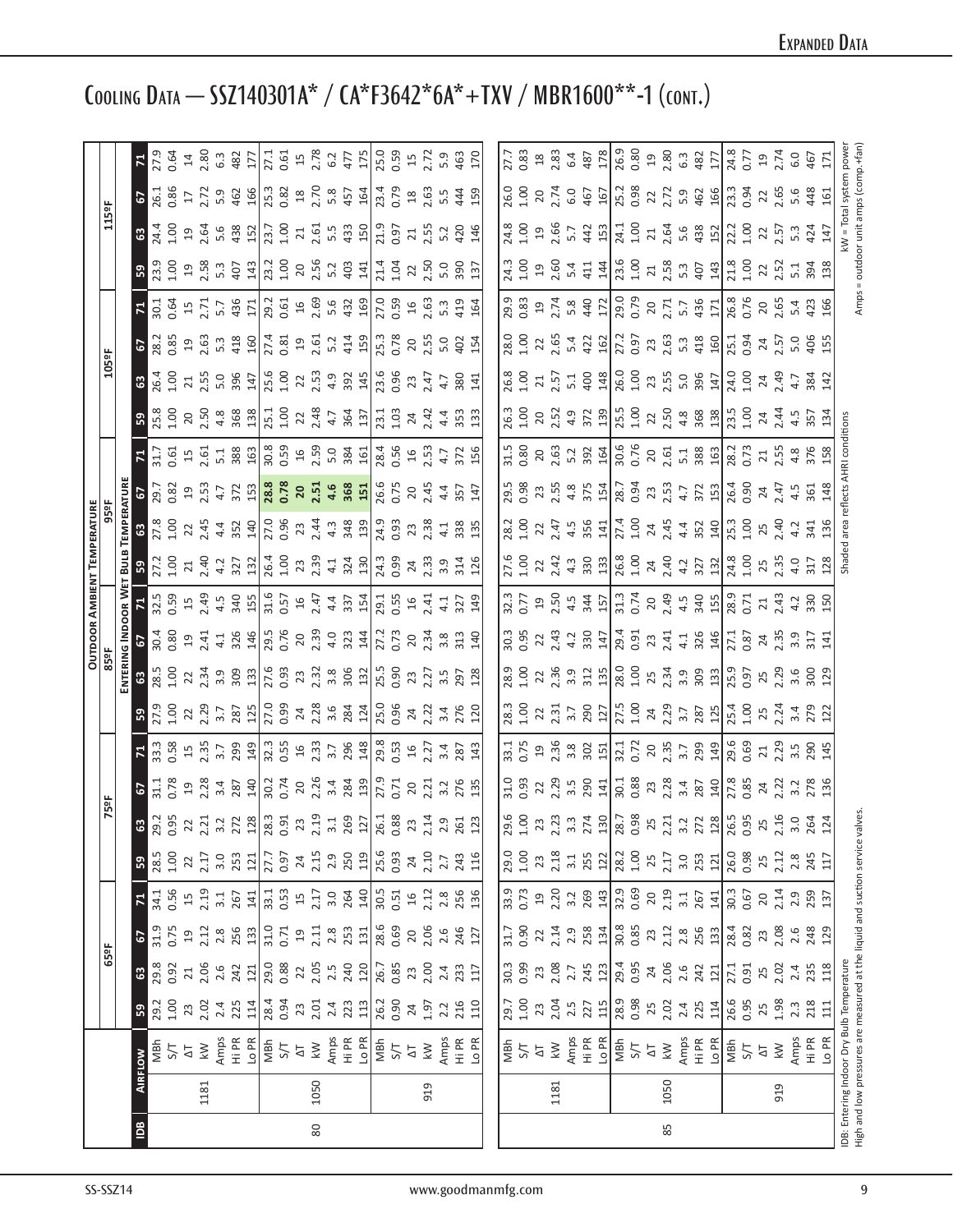# Cooling Data — SSZ140301A* / CA*F3642*6A*+TXV / MBR1600**-1 (cont.)

| IDB | Airflow | | Outdoor Ambient Temperature | | | | | | | | | | | | | | | | | | | | | |
|---|---|---|---|---|---|---|---|---|---|---|---|---|---|---|---|---|---|---|---|---|---|---|---|---|
| | | | 65ºF | | | | 75ºF | | | | 85ºF | | | | 95ºF | | | | 105ºF | | | | 115ºF | | | |
| | | | Entering Indoor Wet Bulb Temperature | | | | | | | | | | | | | | | | | | | | | | | |
| | | | 59 | 63 | 67 | 71 | 59 | 63 | 67 | 71 | 59 | 63 | 67 | 71 | 59 | 63 | 67 | 71 | 59 | 63 | 67 | 71 | 59 | 63 | 67 | 71 |
| 80 | 1181 | MBh | 29.2 | 29.8 | 31.9 | 34.1 | 28.5 | 29.2 | 31.1 | 33.3 | 27.9 | 28.5 | 30.4 | 32.5 | 27.2 | 27.8 | 29.7 | 31.7 | 25.8 | 26.4 | 28.2 | 30.1 | 23.9 | 24.4 | 26.1 | 27.9 |
| | | S/T | 1.00 | 0.92 | 0.75 | 0.56 | 1.00 | 0.95 | 0.78 | 0.58 | 1.00 | 1.00 | 0.80 | 0.59 | 1.00 | 1.00 | 0.82 | 0.61 | 1.00 | 1.00 | 0.85 | 0.64 | 1.00 | 1.00 | 0.86 | 0.64 |
| | | ΔT | 23 | 21 | 19 | 15 | 22 | 22 | 19 | 15 | 22 | 22 | 19 | 15 | 21 | 22 | 19 | 15 | 20 | 21 | 19 | 15 | 19 | 19 | 17 | 14 |
| | | kW | 2.02 | 2.06 | 2.12 | 2.19 | 2.17 | 2.21 | 2.28 | 2.35 | 2.29 | 2.34 | 2.41 | 2.49 | 2.40 | 2.45 | 2.53 | 2.61 | 2.50 | 2.55 | 2.63 | 2.71 | 2.58 | 2.64 | 2.72 | 2.80 |
| | | Amps | 2.4 | 2.6 | 2.8 | 3.1 | 3.0 | 3.2 | 3.4 | 3.7 | 3.7 | 3.9 | 4.1 | 4.5 | 4.2 | 4.4 | 4.7 | 5.1 | 4.8 | 5.0 | 5.3 | 5.7 | 5.3 | 5.6 | 5.9 | 6.3 |
| | | Hi PR | 225 | 242 | 256 | 267 | 253 | 272 | 287 | 299 | 287 | 309 | 326 | 340 | 327 | 352 | 372 | 388 | 368 | 396 | 418 | 436 | 407 | 438 | 462 | 482 |
| | | Lo PR | 114 | 121 | 133 | 141 | 121 | 128 | 140 | 149 | 125 | 133 | 146 | 155 | 132 | 140 | 153 | 163 | 138 | 147 | 160 | 171 | 143 | 152 | 166 | 177 |
| | 1050 | MBh | 28.4 | 29.0 | 31.0 | 33.1 | 27.7 | 28.3 | 30.2 | 32.3 | 27.0 | 27.6 | 29.5 | 31.6 | 26.4 | 27.0 | **28.8** | 30.8 | 25.1 | 25.6 | 27.4 | 29.2 | 23.2 | 23.7 | 25.3 | 27.1 |
| | | S/T | 0.94 | 0.88 | 0.71 | 0.53 | 0.97 | 0.91 | 0.74 | 0.55 | 0.99 | 0.93 | 0.76 | 0.57 | 1.00 | 0.96 | **0.78** | 0.59 | 1.00 | 1.00 | 0.81 | 0.61 | 1.00 | 1.00 | 0.82 | 0.61 |
| | | ΔT | 23 | 22 | 19 | 15 | 24 | 23 | 20 | 16 | 24 | 23 | 20 | 16 | 23 | 23 | **20** | 16 | 22 | 22 | 19 | 16 | 20 | 21 | 18 | 15 |
| | | kW | 2.01 | 2.05 | 2.11 | 2.17 | 2.15 | 2.19 | 2.26 | 2.33 | 2.28 | 2.32 | 2.39 | 2.47 | 2.39 | 2.44 | **2.51** | 2.59 | 2.48 | 2.53 | 2.61 | 2.69 | 2.56 | 2.61 | 2.70 | 2.78 |
| | | Amps | 2.4 | 2.5 | 2.8 | 3.0 | 2.9 | 3.1 | 3.4 | 3.7 | 3.6 | 3.8 | 4.0 | 4.4 | 4.1 | 4.3 | **4.6** | 5.0 | 4.7 | 4.9 | 5.2 | 5.6 | 5.2 | 5.5 | 5.8 | 6.2 |
| | | Hi PR | 223 | 240 | 253 | 264 | 250 | 269 | 284 | 296 | 284 | 306 | 323 | 337 | 324 | 348 | **368** | 384 | 364 | 392 | 414 | 432 | 403 | 433 | 457 | 477 |
| | | Lo PR | 113 | 120 | 131 | 140 | 119 | 127 | 139 | 148 | 124 | 132 | 144 | 154 | 130 | 139 | **151** | 161 | 137 | 145 | 159 | 169 | 141 | 150 | 164 | 175 |
| | 919 | MBh | 26.2 | 26.7 | 28.6 | 30.5 | 25.6 | 26.1 | 27.9 | 29.8 | 25.0 | 25.5 | 27.2 | 29.1 | 24.3 | 24.9 | 26.6 | 28.4 | 23.1 | 23.6 | 25.3 | 27.0 | 21.4 | 21.9 | 23.4 | 25.0 |
| | | S/T | 0.90 | 0.85 | 0.69 | 0.51 | 0.93 | 0.88 | 0.71 | 0.53 | 0.96 | 0.90 | 0.73 | 0.55 | 0.99 | 0.93 | 0.75 | 0.56 | 1.03 | 0.96 | 0.78 | 0.59 | 1.04 | 0.97 | 0.79 | 0.59 |
| | | ΔT | 24 | 23 | 20 | 16 | 24 | 23 | 20 | 16 | 24 | 23 | 20 | 16 | 24 | 23 | 20 | 16 | 24 | 23 | 20 | 16 | 22 | 21 | 18 | 15 |
| | | kW | 1.97 | 2.00 | 2.06 | 2.12 | 2.10 | 2.14 | 2.21 | 2.27 | 2.22 | 2.27 | 2.34 | 2.41 | 2.33 | 2.38 | 2.45 | 2.53 | 2.42 | 2.47 | 2.55 | 2.63 | 2.50 | 2.55 | 2.63 | 2.72 |
| | | Amps | 2.2 | 2.4 | 2.6 | 2.8 | 2.7 | 2.9 | 3.2 | 3.4 | 3.4 | 3.5 | 3.8 | 4.1 | 3.9 | 4.1 | 4.4 | 4.7 | 4.4 | 4.7 | 5.0 | 5.3 | 5.0 | 5.2 | 5.5 | 5.9 |
| | | Hi PR | 216 | 233 | 246 | 256 | 243 | 261 | 276 | 287 | 276 | 297 | 313 | 327 | 314 | 338 | 357 | 372 | 353 | 380 | 402 | 419 | 390 | 420 | 444 | 463 |
| | | Lo PR | 110 | 117 | 127 | 136 | 116 | 123 | 135 | 143 | 120 | 128 | 140 | 149 | 126 | 135 | 147 | 156 | 133 | 141 | 154 | 164 | 137 | 146 | 159 | 170 |
| 85 | 1181 | MBh | 29.7 | 30.3 | 31.7 | 33.9 | 29.0 | 29.6 | 31.0 | 33.1 | 28.3 | 28.9 | 30.3 | 32.3 | 27.6 | 28.2 | 29.5 | 31.5 | 26.3 | 26.8 | 28.0 | 29.9 | 24.3 | 24.8 | 26.0 | 27.7 |
| | | S/T | 1.00 | 0.99 | 0.90 | 0.73 | 1.00 | 1.00 | 0.93 | 0.75 | 1.00 | 1.00 | 0.95 | 0.77 | 1.00 | 1.00 | 0.98 | 0.80 | 1.00 | 1.00 | 1.00 | 0.83 | 1.00 | 1.00 | 1.00 | 0.83 |
| | | ΔT | 23 | 23 | 22 | 19 | 23 | 23 | 22 | 19 | 22 | 22 | 22 | 19 | 22 | 22 | 23 | 20 | 20 | 21 | 22 | 19 | 19 | 19 | 20 | 18 |
| | | kW | 2.04 | 2.08 | 2.14 | 2.20 | 2.18 | 2.23 | 2.29 | 2.36 | 2.31 | 2.36 | 2.43 | 2.50 | 2.42 | 2.47 | 2.55 | 2.63 | 2.52 | 2.57 | 2.65 | 2.74 | 2.60 | 2.66 | 2.74 | 2.83 |
| | | Amps | 2.5 | 2.7 | 2.9 | 3.2 | 3.1 | 3.3 | 3.5 | 3.8 | 3.7 | 3.9 | 4.2 | 4.5 | 4.3 | 4.5 | 4.8 | 5.2 | 4.9 | 5.1 | 5.4 | 5.8 | 5.4 | 5.7 | 6.0 | 6.4 |
| | | Hi PR | 227 | 245 | 258 | 269 | 255 | 274 | 290 | 302 | 290 | 312 | 330 | 344 | 330 | 356 | 375 | 392 | 372 | 400 | 422 | 440 | 411 | 442 | 467 | 487 |
| | | Lo PR | 115 | 123 | 134 | 143 | 122 | 130 | 141 | 151 | 127 | 135 | 147 | 157 | 133 | 141 | 154 | 164 | 139 | 148 | 162 | 172 | 144 | 153 | 167 | 178 |
| | 1050 | MBh | 28.9 | 29.4 | 30.8 | 32.9 | 28.2 | 28.7 | 30.1 | 32.1 | 27.5 | 28.0 | 29.4 | 31.3 | 26.8 | 27.4 | 28.7 | 30.6 | 25.5 | 26.0 | 27.2 | 29.0 | 23.6 | 24.1 | 25.2 | 26.9 |
| | | S/T | 0.98 | 0.95 | 0.85 | 0.69 | 1.00 | 0.98 | 0.88 | 0.72 | 1.00 | 1.00 | 0.91 | 0.74 | 1.00 | 1.00 | 0.94 | 0.76 | 1.00 | 1.00 | 0.97 | 0.79 | 1.00 | 1.00 | 0.98 | 0.80 |
| | | ΔT | 25 | 24 | 23 | 20 | 25 | 25 | 23 | 20 | 24 | 25 | 23 | 20 | 24 | 24 | 23 | 20 | 22 | 23 | 23 | 20 | 21 | 21 | 22 | 19 |
| | | kW | 2.02 | 2.06 | 2.12 | 2.19 | 2.17 | 2.21 | 2.28 | 2.35 | 2.29 | 2.34 | 2.41 | 2.49 | 2.40 | 2.45 | 2.53 | 2.61 | 2.50 | 2.55 | 2.63 | 2.71 | 2.58 | 2.64 | 2.72 | 2.80 |
| | | Amps | 2.4 | 2.6 | 2.8 | 3.1 | 3.0 | 3.2 | 3.4 | 3.7 | 3.7 | 3.9 | 4.1 | 4.5 | 4.2 | 4.4 | 4.7 | 5.1 | 4.8 | 5.0 | 5.3 | 5.7 | 5.3 | 5.6 | 5.9 | 6.3 |
| | | Hi PR | 225 | 242 | 256 | 267 | 253 | 272 | 287 | 299 | 287 | 309 | 326 | 340 | 327 | 352 | 372 | 388 | 368 | 396 | 418 | 436 | 407 | 438 | 462 | 482 |
| | | Lo PR | 114 | 121 | 133 | 141 | 121 | 128 | 140 | 149 | 125 | 133 | 146 | 155 | 132 | 140 | 153 | 163 | 138 | 147 | 160 | 171 | 143 | 152 | 166 | 177 |
| | 919 | MBh | 26.6 | 27.1 | 28.4 | 30.3 | 26.0 | 26.5 | 27.8 | 29.6 | 25.4 | 25.9 | 27.1 | 28.9 | 24.8 | 25.3 | 26.4 | 28.2 | 23.5 | 24.0 | 25.1 | 26.8 | 21.8 | 22.2 | 23.3 | 24.8 |
| | | S/T | 0.95 | 0.91 | 0.82 | 0.67 | 0.98 | 0.95 | 0.85 | 0.69 | 1.00 | 0.97 | 0.87 | 0.71 | 1.00 | 1.00 | 0.90 | 0.73 | 1.00 | 1.00 | 0.94 | 0.76 | 1.00 | 1.00 | 0.94 | 0.77 |
| | | ΔT | 25 | 25 | 23 | 20 | 25 | 25 | 24 | 21 | 25 | 25 | 24 | 21 | 25 | 25 | 24 | 21 | 24 | 24 | 24 | 20 | 22 | 22 | 22 | 19 |
| | | kW | 1.98 | 2.02 | 2.08 | 2.14 | 2.12 | 2.16 | 2.22 | 2.29 | 2.24 | 2.29 | 2.35 | 2.43 | 2.35 | 2.40 | 2.47 | 2.55 | 2.44 | 2.49 | 2.57 | 2.65 | 2.52 | 2.57 | 2.65 | 2.74 |
| | | Amps | 2.3 | 2.4 | 2.6 | 2.9 | 2.8 | 3.0 | 3.2 | 3.5 | 3.4 | 3.6 | 3.9 | 4.2 | 4.0 | 4.2 | 4.5 | 4.8 | 4.5 | 4.7 | 5.0 | 5.4 | 5.1 | 5.3 | 5.6 | 6.0 |
| | | Hi PR | 218 | 235 | 248 | 259 | 245 | 264 | 278 | 290 | 279 | 300 | 317 | 330 | 317 | 341 | 361 | 376 | 357 | 384 | 406 | 423 | 394 | 424 | 448 | 467 |
| | | Lo PR | 111 | 118 | 129 | 137 | 117 | 124 | 136 | 145 | 122 | 129 | 141 | 150 | 128 | 136 | 148 | 158 | 134 | 142 | 155 | 166 | 138 | 147 | 161 | 171 |

IDB: Entering Indoor Dry Bulb Temperature
High and low pressures are measured at the liquid and suction service valves.

Shaded area reflects AHRI conditions

kW = Total system power
Amps = outdoor unit amps (comp.+fan)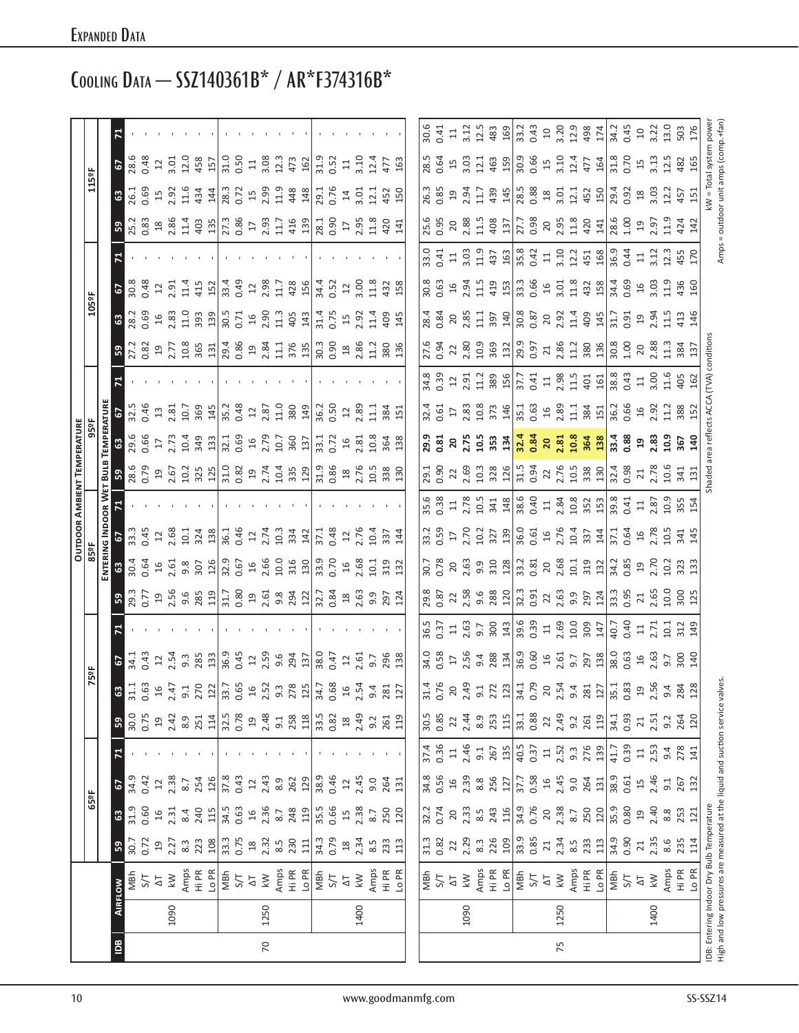# Expanded Data

# Cooling Data — SSZ140361B* / AR*F374316B*

| IDB | Airflow | | Outdoor Ambient Temperature | | | | | | | | | | | | | | | | | | | | | | | |
|---|---|---|---|---|---|---|---|---|---|---|---|---|---|---|---|---|---|---|---|---|---|---|---|---|---|---|
| | | | 65°F | | | | 75°F | | | | 85°F | | | | 95°F | | | | 105°F | | | | 115°F | | | |
| | | | Entering Indoor Wet Bulb Temperature | | | | | | | | | | | | | | | | | | | | | | | |
| | | | 59 | 63 | 67 | 71 | 59 | 63 | 67 | 71 | 59 | 63 | 67 | 71 | 59 | 63 | 67 | 71 | 59 | 63 | 67 | 71 | 59 | 63 | 67 | 71 |
| 70 | 1090 | MBh | 30.7 | 31.9 | 34.9 | - | 30.0 | 31.1 | 34.1 | - | 29.3 | 30.4 | 33.3 | - | 28.6 | 29.6 | 32.5 | - | 27.2 | 28.2 | 30.8 | - | 25.2 | 26.1 | 28.6 | - |
| | | S/T | 0.72 | 0.60 | 0.42 | - | 0.75 | 0.63 | 0.43 | - | 0.77 | 0.64 | 0.45 | - | 0.79 | 0.66 | 0.46 | - | 0.82 | 0.69 | 0.48 | - | 0.83 | 0.69 | 0.48 | - |
| | | ΔT | 19 | 16 | 12 | - | 19 | 16 | 12 | - | 19 | 16 | 12 | - | 19 | 17 | 13 | - | 19 | 16 | 12 | - | 18 | 15 | 12 | - |
| | | kW | 2.27 | 2.31 | 2.38 | - | 2.42 | 2.47 | 2.54 | - | 2.56 | 2.61 | 2.68 | - | 2.67 | 2.73 | 2.81 | - | 2.77 | 2.83 | 2.91 | - | 2.86 | 2.92 | 3.01 | - |
| | | Amps | 8.3 | 8.4 | 8.7 | - | 8.9 | 9.1 | 9.3 | - | 9.6 | 9.8 | 10.1 | - | 10.2 | 10.4 | 10.7 | - | 10.8 | 11.0 | 11.4 | - | 11.4 | 11.6 | 12.0 | - |
| | | Hi PR | 223 | 240 | 254 | - | 251 | 270 | 285 | - | 285 | 307 | 324 | - | 325 | 349 | 369 | - | 365 | 393 | 415 | - | 403 | 434 | 458 | - |
| | | Lo PR | 108 | 115 | 126 | - | 114 | 122 | 133 | - | 119 | 126 | 138 | - | 125 | 133 | 145 | - | 131 | 139 | 152 | - | 135 | 144 | 157 | - |
| | 1250 | MBh | 33.3 | 34.5 | 37.8 | - | 32.5 | 33.7 | 36.9 | - | 31.7 | 32.9 | 36.1 | - | 31.0 | 32.1 | 35.2 | - | 29.4 | 30.5 | 33.4 | - | 27.3 | 28.3 | 31.0 | - |
| | | S/T | 0.75 | 0.63 | 0.43 | - | 0.78 | 0.65 | 0.45 | - | 0.80 | 0.67 | 0.46 | - | 0.82 | 0.69 | 0.48 | - | 0.86 | 0.71 | 0.49 | - | 0.86 | 0.72 | 0.50 | - |
| | | ΔT | 18 | 16 | 12 | - | 19 | 16 | 12 | - | 19 | 16 | 12 | - | 19 | 16 | 12 | - | 19 | 16 | 12 | - | 17 | 15 | 11 | - |
| | | kW | 2.32 | 2.36 | 2.43 | - | 2.48 | 2.52 | 2.59 | - | 2.61 | 2.66 | 2.74 | - | 2.74 | 2.79 | 2.87 | - | 2.84 | 2.90 | 2.98 | - | 2.93 | 2.99 | 3.08 | - |
| | | Amps | 8.5 | 8.7 | 8.9 | - | 9.1 | 9.3 | 9.6 | - | 9.8 | 10.0 | 10.3 | - | 10.4 | 10.7 | 11.0 | - | 11.1 | 11.3 | 11.7 | - | 11.7 | 11.9 | 12.3 | - |
| | | Hi PR | 230 | 248 | 262 | - | 258 | 278 | 294 | - | 294 | 316 | 334 | - | 335 | 360 | 380 | - | 376 | 405 | 428 | - | 416 | 448 | 473 | - |
| | | Lo PR | 111 | 119 | 129 | - | 118 | 125 | 137 | - | 122 | 130 | 142 | - | 129 | 137 | 149 | - | 135 | 143 | 156 | - | 139 | 148 | 162 | - |
| | 1400 | MBh | 34.3 | 35.5 | 38.9 | - | 33.5 | 34.7 | 38.0 | - | 32.7 | 33.9 | 37.1 | - | 31.9 | 33.1 | 36.2 | - | 30.3 | 31.4 | 34.4 | - | 28.1 | 29.1 | 31.9 | - |
| | | S/T | 0.79 | 0.66 | 0.46 | - | 0.82 | 0.68 | 0.47 | - | 0.84 | 0.70 | 0.48 | - | 0.86 | 0.72 | 0.50 | - | 0.90 | 0.75 | 0.52 | - | 0.90 | 0.76 | 0.52 | - |
| | | ΔT | 18 | 15 | 12 | - | 18 | 16 | 12 | - | 18 | 16 | 12 | - | 18 | 16 | 12 | - | 18 | 15 | 12 | - | 17 | 14 | 11 | - |
| | | kW | 2.34 | 2.38 | 2.45 | - | 2.49 | 2.54 | 2.61 | - | 2.63 | 2.68 | 2.76 | - | 2.76 | 2.81 | 2.89 | - | 2.86 | 2.92 | 3.00 | - | 2.95 | 3.01 | 3.10 | - |
| | | Amps | 8.5 | 8.7 | 9.0 | - | 9.2 | 9.4 | 9.7 | - | 9.9 | 10.1 | 10.4 | - | 10.5 | 10.8 | 11.1 | - | 11.2 | 11.4 | 11.8 | - | 11.8 | 12.1 | 12.4 | - |
| | | Hi PR | 233 | 250 | 264 | - | 261 | 281 | 296 | - | 297 | 319 | 337 | - | 338 | 364 | 384 | - | 380 | 409 | 432 | - | 420 | 452 | 477 | - |
| | | Lo PR | 113 | 120 | 131 | - | 119 | 127 | 138 | - | 124 | 132 | 144 | - | 130 | 138 | 151 | - | 136 | 145 | 158 | - | 141 | 150 | 163 | - |
| 75 | 1090 | MBh | 31.3 | 32.2 | 34.8 | 37.4 | 30.5 | 31.4 | 34.0 | 36.5 | 29.8 | 30.7 | 33.2 | 35.6 | 29.1 | **29.9** | 32.4 | 34.8 | 27.6 | 28.4 | 30.8 | 33.0 | 25.6 | 26.3 | 28.5 | 30.6 |
| | | S/T | 0.82 | 0.74 | 0.56 | 0.36 | 0.85 | 0.76 | 0.58 | 0.37 | 0.87 | 0.78 | 0.59 | 0.38 | 0.90 | **0.81** | 0.61 | 0.39 | 0.94 | 0.84 | 0.63 | 0.41 | 0.95 | 0.85 | 0.64 | 0.41 |
| | | ΔT | 22 | 20 | 16 | 11 | 22 | 20 | 17 | 11 | 22 | 20 | 17 | 11 | 22 | **20** | 17 | 12 | 22 | 20 | 16 | 11 | 20 | 19 | 15 | 11 |
| | | kW | 2.29 | 2.33 | 2.39 | 2.46 | 2.44 | 2.49 | 2.56 | 2.63 | 2.58 | 2.63 | 2.70 | 2.78 | 2.69 | **2.75** | 2.83 | 2.91 | 2.80 | 2.85 | 2.94 | 3.03 | 2.88 | 2.94 | 3.03 | 3.12 |
| | | Amps | 8.3 | 8.5 | 8.8 | 9.1 | 8.9 | 9.1 | 9.4 | 9.7 | 9.6 | 9.9 | 10.2 | 10.5 | 10.3 | **10.5** | 10.8 | 11.2 | 10.9 | 11.1 | 11.5 | 11.9 | 11.5 | 11.7 | 12.1 | 12.5 |
| | | Hi PR | 226 | 243 | 256 | 267 | 253 | 272 | 288 | 300 | 288 | 310 | 327 | 341 | 328 | **353** | 373 | 389 | 369 | 397 | 419 | 437 | 408 | 439 | 463 | 483 |
| | | Lo PR | 109 | 116 | 127 | 135 | 115 | 123 | 134 | 143 | 120 | 128 | 139 | 148 | 126 | **134** | 146 | 156 | 132 | 140 | 153 | 163 | 137 | 145 | 159 | 169 |
| | 1250 | MBh | 33.9 | 34.9 | 37.7 | 40.5 | 33.1 | 34.1 | 36.9 | 39.6 | 32.3 | 33.2 | 36.0 | 38.6 | 31.5 | **32.4** | 35.1 | 37.7 | 29.9 | 30.8 | 33.3 | 35.8 | 27.7 | 28.5 | 30.9 | 33.2 |
| | | S/T | 0.85 | 0.76 | 0.58 | 0.37 | 0.88 | 0.79 | 0.60 | 0.39 | 0.91 | 0.81 | 0.61 | 0.40 | 0.94 | **0.84** | 0.63 | 0.41 | 0.97 | 0.87 | 0.66 | 0.42 | 0.98 | 0.88 | 0.66 | 0.43 |
| | | ΔT | 21 | 20 | 16 | 11 | 22 | 20 | 16 | 11 | 22 | 20 | 16 | 11 | 22 | **20** | 16 | 11 | 21 | 20 | 16 | 11 | 20 | 18 | 15 | 10 |
| | | kW | 2.34 | 2.38 | 2.45 | 2.52 | 2.49 | 2.54 | 2.61 | 2.69 | 2.63 | 2.68 | 2.76 | 2.84 | 2.76 | **2.81** | 2.89 | 2.98 | 2.86 | 2.92 | 3.01 | 3.10 | 2.95 | 3.01 | 3.10 | 3.20 |
| | | Amps | 8.5 | 8.7 | 9.0 | 9.3 | 9.2 | 9.4 | 9.7 | 10.0 | 9.9 | 10.1 | 10.4 | 10.8 | 10.5 | **10.8** | 11.1 | 11.5 | 11.2 | 11.4 | 11.8 | 12.2 | 11.8 | 12.1 | 12.4 | 12.9 |
| | | Hi PR | 233 | 250 | 264 | 276 | 261 | 281 | 297 | 309 | 297 | 319 | 337 | 352 | 338 | **364** | 384 | 401 | 380 | 409 | 432 | 451 | 420 | 452 | 477 | 498 |
| | | Lo PR | 113 | 120 | 131 | 139 | 119 | 127 | 138 | 147 | 124 | 132 | 144 | 153 | 130 | **138** | 151 | 161 | 136 | 145 | 158 | 168 | 141 | 150 | 164 | 174 |
| | 1400 | MBh | 34.9 | 35.9 | 38.9 | 41.7 | 34.1 | 35.1 | 38.0 | 40.7 | 33.3 | 34.2 | 37.1 | 39.8 | 32.4 | **33.4** | 36.2 | 38.8 | 30.8 | 31.7 | 34.4 | 36.9 | 28.6 | 29.4 | 31.8 | 34.2 |
| | | S/T | 0.90 | 0.80 | 0.61 | 0.39 | 0.93 | 0.83 | 0.63 | 0.40 | 0.95 | 0.85 | 0.64 | 0.41 | 0.98 | **0.88** | 0.66 | 0.43 | 1.00 | 0.91 | 0.69 | 0.44 | 1.00 | 0.92 | 0.70 | 0.45 |
| | | ΔT | 21 | 19 | 15 | 11 | 21 | 19 | 16 | 11 | 21 | 19 | 16 | 11 | 21 | **19** | 16 | 11 | 20 | 19 | 16 | 11 | 19 | 18 | 15 | 10 |
| | | kW | 2.35 | 2.40 | 2.46 | 2.53 | 2.51 | 2.56 | 2.63 | 2.71 | 2.65 | 2.70 | 2.78 | 2.87 | 2.78 | **2.83** | 2.92 | 3.00 | 2.88 | 2.94 | 3.03 | 3.12 | 2.97 | 3.03 | 3.13 | 3.22 |
| | | Amps | 8.6 | 8.8 | 9.1 | 9.4 | 9.2 | 9.4 | 9.7 | 10.1 | 10.0 | 10.2 | 10.5 | 10.9 | 10.6 | **10.9** | 11.2 | 11.6 | 11.3 | 11.5 | 11.9 | 12.3 | 11.9 | 12.2 | 12.5 | 13.0 |
| | | Hi PR | 235 | 253 | 267 | 278 | 264 | 284 | 300 | 312 | 300 | 323 | 341 | 355 | 341 | **367** | 388 | 405 | 384 | 413 | 436 | 455 | 424 | 457 | 482 | 503 |
| | | Lo PR | 114 | 121 | 132 | 141 | 120 | 128 | 140 | 149 | 125 | 133 | 145 | 154 | 131 | **140** | 152 | 162 | 137 | 146 | 160 | 170 | 142 | 151 | 165 | 176 |

IDB: Entering Indoor Dry Bulb Temperature
High and low pressures are measured at the liquid and suction service valves.

Shaded area reflects ACCA (TVA) conditions

kW = Total system power
Amps = outdoor unit amps (comp.+fan)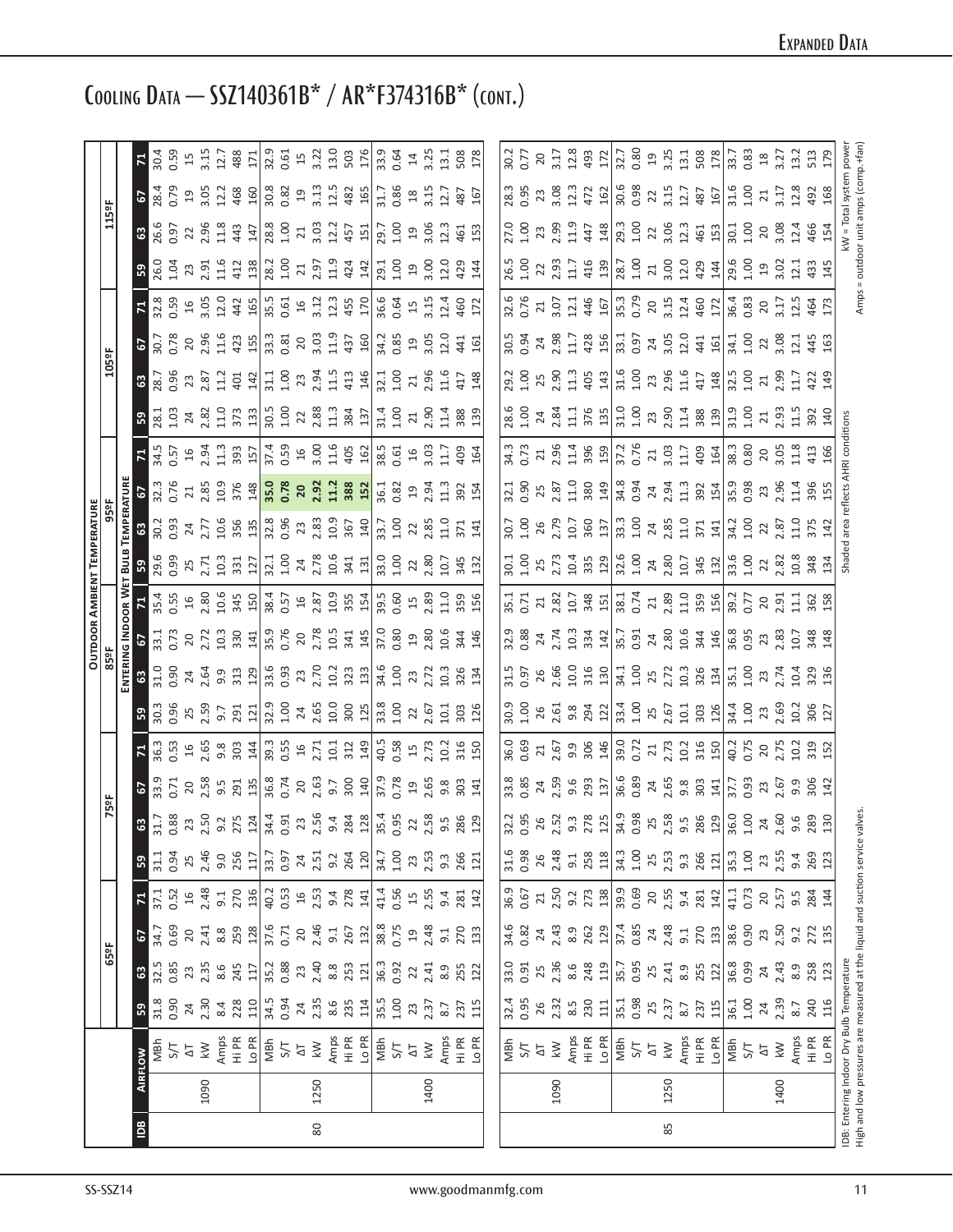# Expanded Data

## Cooling Data — SSZ140361B* / AR*F374316B* (cont.)

| IDB | Airflow | | 65ºF 59 | 65ºF 63 | 65ºF 67 | 65ºF 71 | 75ºF 59 | 75ºF 63 | 75ºF 67 | 75ºF 71 | 85ºF 59 | 85ºF 63 | 85ºF 67 | 85ºF 71 | 95ºF 59 | 95ºF 63 | 95ºF 67 | 95ºF 71 | 105ºF 59 | 105ºF 63 | 105ºF 67 | 105ºF 71 | 115ºF 59 | 115ºF 63 | 115ºF 67 | 115ºF 71 |
|---|---|---|---|---|---|---|---|---|---|---|---|---|---|---|---|---|---|---|---|---|---|---|---|---|---|---|
| 80 | 1090 | MBh | 31.8 | 32.5 | 34.7 | 37.1 | 31.1 | 31.7 | 33.9 | 36.3 | 30.3 | 31.0 | 33.1 | 35.4 | 29.6 | 30.2 | 32.3 | 34.5 | 28.1 | 28.7 | 30.7 | 32.8 | 26.0 | 26.6 | 28.4 | 30.4 |
| | | S/T | 0.90 | 0.85 | 0.69 | 0.52 | 0.94 | 0.88 | 0.71 | 0.53 | 0.96 | 0.90 | 0.73 | 0.55 | 0.99 | 0.93 | 0.76 | 0.57 | 1.03 | 0.96 | 0.78 | 0.59 | 1.04 | 0.97 | 0.79 | 0.59 |
| | | ΔT | 24 | 23 | 20 | 16 | 25 | 23 | 20 | 16 | 25 | 24 | 20 | 16 | 25 | 24 | 21 | 16 | 24 | 23 | 20 | 16 | 23 | 22 | 19 | 15 |
| | | kW | 2.30 | 2.35 | 2.41 | 2.48 | 2.46 | 2.50 | 2.58 | 2.65 | 2.59 | 2.64 | 2.72 | 2.80 | 2.71 | 2.77 | 2.85 | 2.94 | 2.82 | 2.87 | 2.96 | 3.05 | 2.91 | 2.96 | 3.05 | 3.15 |
| | | Amps | 8.4 | 8.6 | 8.8 | 9.1 | 9.0 | 9.2 | 9.5 | 9.8 | 9.7 | 9.9 | 10.3 | 10.6 | 10.3 | 10.6 | 10.9 | 11.3 | 11.0 | 11.2 | 11.6 | 12.0 | 11.6 | 11.8 | 12.2 | 12.7 |
| | | Hi PR | 228 | 245 | 259 | 270 | 256 | 275 | 291 | 303 | 291 | 313 | 330 | 345 | 331 | 356 | 376 | 393 | 373 | 401 | 423 | 442 | 412 | 443 | 468 | 488 |
| | | Lo PR | 110 | 117 | 128 | 136 | 117 | 124 | 135 | 144 | 121 | 129 | 141 | 150 | 127 | 135 | 148 | 157 | 133 | 142 | 155 | 165 | 138 | 147 | 160 | 171 |
| | 1250 | MBh | 34.5 | 35.2 | 37.6 | 40.2 | 33.7 | 34.4 | 36.8 | 39.3 | 32.9 | 33.6 | 35.9 | 38.4 | 32.1 | 32.8 | **35.0** | 37.4 | 30.5 | 31.1 | 33.3 | 35.5 | 28.2 | 28.8 | 30.8 | 32.9 |
| | | S/T | 0.94 | 0.88 | 0.71 | 0.53 | 0.97 | 0.91 | 0.74 | 0.55 | 1.00 | 0.93 | 0.76 | 0.57 | 1.00 | 0.96 | **0.78** | 0.59 | 1.00 | 1.00 | 0.81 | 0.61 | 1.00 | 1.00 | 0.82 | 0.61 |
| | | ΔT | 24 | 23 | 20 | 16 | 24 | 23 | 20 | 16 | 24 | 23 | 20 | 16 | 24 | 23 | **20** | 16 | 22 | 23 | 20 | 16 | 21 | 21 | 19 | 15 |
| | | kW | 2.35 | 2.40 | 2.46 | 2.53 | 2.51 | 2.56 | 2.63 | 2.71 | 2.65 | 2.70 | 2.78 | 2.87 | 2.78 | 2.83 | **2.92** | 3.00 | 2.88 | 2.94 | 3.03 | 3.12 | 2.97 | 3.03 | 3.13 | 3.22 |
| | | Amps | 8.6 | 8.8 | 9.1 | 9.4 | 9.2 | 9.4 | 9.7 | 10.1 | 10.0 | 10.2 | 10.5 | 10.9 | 10.6 | 10.9 | **11.2** | 11.6 | 11.3 | 11.5 | 11.9 | 12.3 | 11.9 | 12.2 | 12.5 | 13.0 |
| | | Hi PR | 235 | 253 | 267 | 278 | 264 | 284 | 300 | 312 | 300 | 323 | 341 | 355 | 341 | 367 | **388** | 405 | 384 | 413 | 437 | 455 | 424 | 457 | 482 | 503 |
| | | Lo PR | 114 | 121 | 132 | 141 | 120 | 128 | 140 | 149 | 125 | 133 | 145 | 154 | 131 | 140 | **152** | 162 | 137 | 146 | 160 | 170 | 142 | 151 | 165 | 176 |
| | 1400 | MBh | 35.5 | 36.3 | 38.8 | 41.4 | 34.7 | 35.4 | 37.9 | 40.5 | 33.8 | 34.6 | 37.0 | 39.5 | 33.0 | 33.7 | 36.1 | 38.5 | 31.4 | 32.1 | 34.2 | 36.6 | 29.1 | 29.7 | 31.7 | 33.9 |
| | | S/T | 1.00 | 0.92 | 0.75 | 0.56 | 1.00 | 0.95 | 0.78 | 0.58 | 1.00 | 1.00 | 0.80 | 0.60 | 1.00 | 1.00 | 0.82 | 0.61 | 1.00 | 1.00 | 0.85 | 0.64 | 1.00 | 1.00 | 0.86 | 0.64 |
| | | ΔT | 23 | 22 | 19 | 15 | 23 | 22 | 19 | 15 | 22 | 23 | 19 | 15 | 22 | 22 | 19 | 16 | 21 | 21 | 19 | 15 | 19 | 19 | 18 | 14 |
| | | kW | 2.37 | 2.41 | 2.48 | 2.55 | 2.53 | 2.58 | 2.65 | 2.73 | 2.67 | 2.72 | 2.80 | 2.89 | 2.80 | 2.85 | 2.94 | 3.03 | 2.90 | 2.96 | 3.05 | 3.15 | 3.00 | 3.06 | 3.15 | 3.25 |
| | | Amps | 8.7 | 8.9 | 9.1 | 9.4 | 9.3 | 9.5 | 9.8 | 10.2 | 10.1 | 10.3 | 10.6 | 11.0 | 10.7 | 11.0 | 11.3 | 11.7 | 11.4 | 11.6 | 12.0 | 12.4 | 12.0 | 12.3 | 12.7 | 13.1 |
| | | Hi PR | 237 | 255 | 270 | 281 | 266 | 286 | 303 | 316 | 303 | 326 | 344 | 359 | 345 | 371 | 392 | 409 | 388 | 417 | 441 | 460 | 429 | 461 | 487 | 508 |
| | | Lo PR | 115 | 122 | 133 | 142 | 121 | 129 | 141 | 150 | 126 | 134 | 146 | 156 | 132 | 141 | 154 | 164 | 139 | 148 | 161 | 172 | 144 | 153 | 167 | 178 |
| 85 | 1090 | MBh | 32.4 | 33.0 | 34.6 | 36.9 | 31.6 | 32.2 | 33.8 | 36.0 | 30.9 | 31.5 | 32.9 | 35.1 | 30.1 | 30.7 | 32.1 | 34.3 | 28.6 | 29.2 | 30.5 | 32.6 | 26.5 | 27.0 | 28.3 | 30.2 |
| | | S/T | 0.95 | 0.91 | 0.82 | 0.67 | 0.98 | 0.95 | 0.85 | 0.69 | 1.00 | 0.97 | 0.88 | 0.71 | 1.00 | 1.00 | 0.90 | 0.73 | 1.00 | 1.00 | 0.94 | 0.76 | 1.00 | 1.00 | 0.95 | 0.77 |
| | | ΔT | 26 | 25 | 24 | 21 | 26 | 26 | 24 | 21 | 26 | 26 | 24 | 21 | 25 | 26 | 25 | 21 | 24 | 25 | 24 | 21 | 22 | 23 | 23 | 20 |
| | | kW | 2.32 | 2.36 | 2.43 | 2.50 | 2.48 | 2.52 | 2.59 | 2.67 | 2.61 | 2.66 | 2.74 | 2.82 | 2.73 | 2.79 | 2.87 | 2.96 | 2.84 | 2.90 | 2.98 | 3.07 | 2.93 | 2.99 | 3.08 | 3.17 |
| | | Amps | 8.5 | 8.6 | 8.9 | 9.2 | 9.1 | 9.3 | 9.6 | 9.9 | 9.8 | 10.0 | 10.3 | 10.7 | 10.4 | 10.7 | 11.0 | 11.4 | 11.1 | 11.3 | 11.7 | 12.1 | 11.7 | 11.9 | 12.3 | 12.8 |
| | | Hi PR | 230 | 248 | 262 | 273 | 258 | 278 | 293 | 306 | 294 | 316 | 334 | 348 | 335 | 360 | 380 | 396 | 376 | 405 | 428 | 446 | 416 | 447 | 472 | 493 |
| | | Lo PR | 111 | 119 | 129 | 138 | 118 | 125 | 137 | 146 | 122 | 130 | 142 | 151 | 129 | 137 | 149 | 159 | 135 | 143 | 156 | 167 | 139 | 148 | 162 | 172 |
| | 1250 | MBh | 35.1 | 35.7 | 37.4 | 39.9 | 34.3 | 34.9 | 36.6 | 39.0 | 33.4 | 34.1 | 35.7 | 38.1 | 32.6 | 33.3 | 34.8 | 37.2 | 31.0 | 31.6 | 33.1 | 35.3 | 28.7 | 29.3 | 30.6 | 32.7 |
| | | S/T | 0.98 | 0.95 | 0.85 | 0.69 | 1.00 | 0.98 | 0.89 | 0.72 | 1.00 | 1.00 | 0.91 | 0.74 | 1.00 | 1.00 | 0.94 | 0.76 | 1.00 | 1.00 | 0.97 | 0.79 | 1.00 | 1.00 | 0.98 | 0.80 |
| | | ΔT | 25 | 25 | 24 | 20 | 25 | 25 | 24 | 21 | 25 | 25 | 24 | 21 | 24 | 24 | 24 | 21 | 23 | 23 | 24 | 20 | 21 | 22 | 22 | 19 |
| | | kW | 2.37 | 2.41 | 2.48 | 2.55 | 2.53 | 2.58 | 2.65 | 2.73 | 2.67 | 2.72 | 2.80 | 2.89 | 2.80 | 2.85 | 2.94 | 3.03 | 2.90 | 2.96 | 3.05 | 3.15 | 3.00 | 3.06 | 3.15 | 3.25 |
| | | Amps | 8.7 | 8.9 | 9.1 | 9.4 | 9.3 | 9.5 | 9.8 | 10.2 | 10.1 | 10.3 | 10.6 | 11.0 | 10.7 | 11.0 | 11.3 | 11.7 | 11.4 | 11.6 | 12.0 | 12.4 | 12.0 | 12.3 | 12.7 | 13.1 |
| | | Hi PR | 237 | 255 | 270 | 281 | 266 | 286 | 303 | 316 | 303 | 326 | 344 | 359 | 345 | 371 | 392 | 409 | 388 | 417 | 441 | 460 | 429 | 461 | 487 | 508 |
| | | Lo PR | 115 | 122 | 133 | 142 | 121 | 129 | 141 | 150 | 126 | 134 | 146 | 156 | 132 | 141 | 154 | 164 | 139 | 148 | 161 | 172 | 144 | 153 | 167 | 178 |
| | 1400 | MBh | 36.1 | 36.8 | 38.6 | 41.1 | 35.3 | 36.0 | 37.7 | 40.2 | 34.4 | 35.1 | 36.8 | 39.2 | 33.6 | 34.2 | 35.9 | 38.3 | 31.9 | 32.5 | 34.1 | 36.4 | 29.6 | 30.1 | 31.6 | 33.7 |
| | | S/T | 1.00 | 0.99 | 0.90 | 0.73 | 1.00 | 1.00 | 0.93 | 0.75 | 1.00 | 1.00 | 0.95 | 0.77 | 1.00 | 1.00 | 0.98 | 0.80 | 1.00 | 1.00 | 1.00 | 0.83 | 1.00 | 1.00 | 1.00 | 0.83 |
| | | ΔT | 24 | 24 | 23 | 20 | 23 | 24 | 23 | 20 | 23 | 23 | 23 | 20 | 22 | 22 | 23 | 20 | 21 | 21 | 22 | 20 | 19 | 20 | 21 | 18 |
| | | kW | 2.39 | 2.43 | 2.50 | 2.57 | 2.55 | 2.60 | 2.67 | 2.75 | 2.69 | 2.74 | 2.83 | 2.91 | 2.82 | 2.87 | 2.96 | 3.05 | 2.93 | 2.99 | 3.08 | 3.17 | 3.02 | 3.08 | 3.17 | 3.27 |
| | | Amps | 8.7 | 8.9 | 9.2 | 9.5 | 9.4 | 9.6 | 9.9 | 10.2 | 10.2 | 10.4 | 10.7 | 11.1 | 10.8 | 11.0 | 11.4 | 11.8 | 11.5 | 11.7 | 12.1 | 12.5 | 12.1 | 12.4 | 12.8 | 13.2 |
| | | Hi PR | 240 | 258 | 272 | 284 | 269 | 289 | 306 | 319 | 306 | 329 | 348 | 362 | 348 | 375 | 396 | 413 | 392 | 422 | 445 | 464 | 433 | 466 | 492 | 513 |
| | | Lo PR | 116 | 123 | 135 | 144 | 123 | 130 | 142 | 152 | 127 | 136 | 148 | 158 | 134 | 142 | 155 | 166 | 140 | 149 | 163 | 173 | 145 | 154 | 168 | 179 |

Column headers: Outdoor Ambient Temperature (65ºF, 75ºF, 85ºF, 95ºF, 105ºF, 115ºF); sub-columns: Entering Indoor Wet Bulb Temperature (59, 63, 67, 71).

IDB: Entering Indoor Dry Bulb Temperature
High and low pressures are measured at the liquid and suction service valves.

Shaded area reflects AHRI conditions

kW = Total system power
Amps = outdoor unit amps (comp.+fan)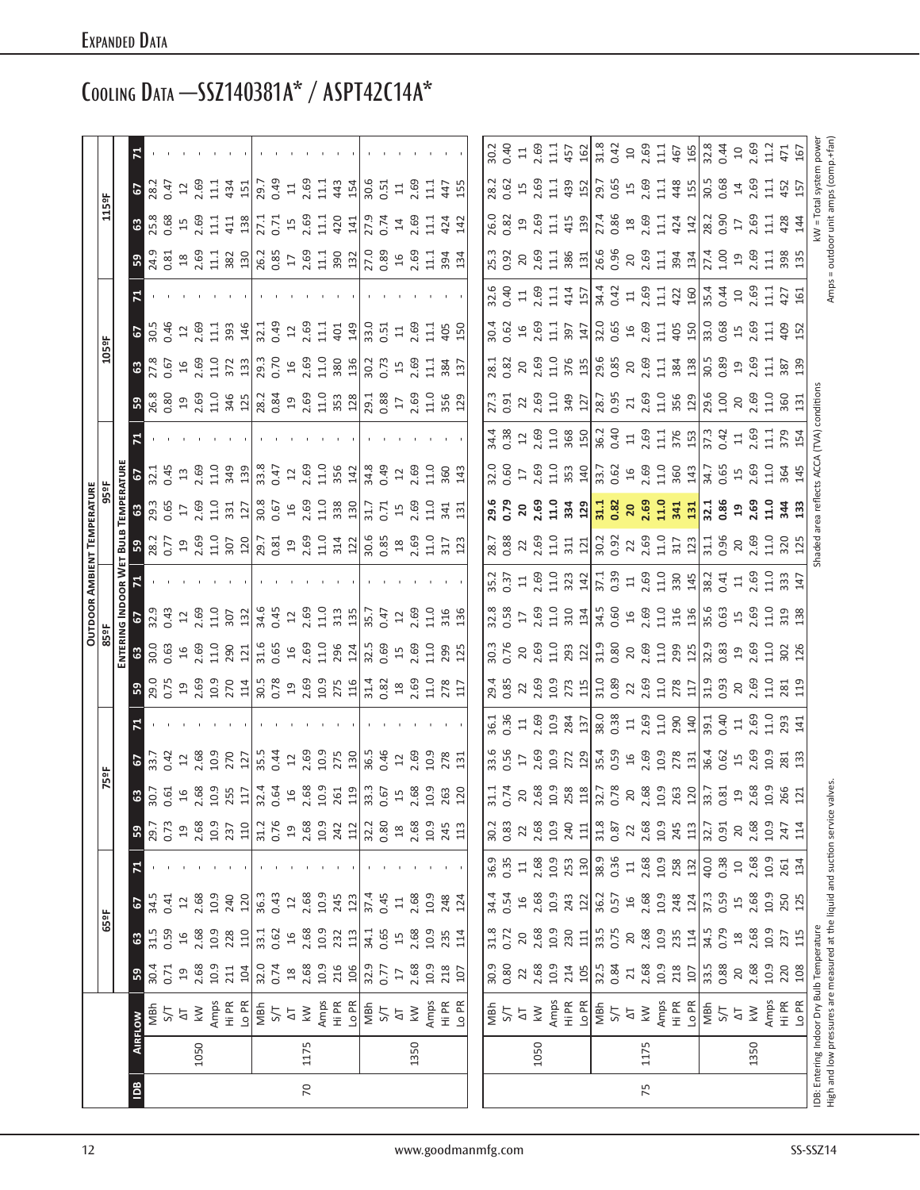# Expanded Data

## Cooling Data — SSZ140381A* / ASPT42C14A*

| IDB | Airflow | | Outdoor Ambient Temperature | | | | | | | | | | | | | | | | | | | | | | | |
|---|---|---|---|---|---|---|---|---|---|---|---|---|---|---|---|---|---|---|---|---|---|---|---|---|---|---|
| | | | 65ºF | | | | 75ºF | | | | 85ºF | | | | 95ºF | | | | 105ºF | | | | 115ºF | | | |
| | | | Entering Indoor Wet Bulb Temperature | | | | | | | | | | | | | | | | | | | | | | | |
| | | | 59 | 63 | 67 | 71 | 59 | 63 | 67 | 71 | 59 | 63 | 67 | 71 | 59 | 63 | 67 | 71 | 59 | 63 | 67 | 71 | 59 | 63 | 67 | 71 |
| 70 | 1050 | MBh | 30.4 | 31.5 | 34.5 | - | 29.7 | 30.7 | 33.7 | - | 29.0 | 30.0 | 32.9 | - | 28.2 | 29.3 | 32.1 | - | 26.8 | 27.8 | 30.5 | - | 24.9 | 25.8 | 28.2 | - |
| | | S/T | 0.71 | 0.59 | 0.41 | - | 0.73 | 0.61 | 0.42 | - | 0.75 | 0.63 | 0.43 | - | 0.77 | 0.65 | 0.45 | - | 0.80 | 0.67 | 0.46 | - | 0.81 | 0.68 | 0.47 | - |
| | | ΔT | 19 | 16 | 12 | - | 19 | 16 | 12 | - | 19 | 16 | 12 | - | 19 | 17 | 13 | - | 19 | 16 | 12 | - | 18 | 15 | 12 | - |
| | | kW | 2.68 | 2.68 | 2.68 | - | 2.68 | 2.68 | 2.68 | - | 2.69 | 2.69 | 2.69 | - | 2.69 | 2.69 | 2.69 | - | 2.69 | 2.69 | 2.69 | - | 2.69 | 2.69 | 2.69 | - |
| | | Amps | 10.9 | 10.9 | 10.9 | - | 10.9 | 10.9 | 10.9 | - | 10.9 | 11.0 | 11.0 | - | 11.0 | 11.0 | 11.0 | - | 11.0 | 11.0 | 11.1 | - | 11.1 | 11.1 | 11.1 | - |
| | | Hi PR | 211 | 228 | 240 | - | 237 | 255 | 270 | - | 270 | 290 | 307 | - | 307 | 331 | 349 | - | 346 | 372 | 393 | - | 382 | 411 | 434 | - |
| | | Lo PR | 104 | 110 | 120 | - | 110 | 117 | 127 | - | 114 | 121 | 132 | - | 120 | 127 | 139 | - | 125 | 133 | 146 | - | 130 | 138 | 151 | - |
| | 1175 | MBh | 32.0 | 33.1 | 36.3 | - | 31.2 | 32.4 | 35.5 | - | 30.5 | 31.6 | 34.6 | - | 29.7 | 30.8 | 33.8 | - | 28.2 | 29.3 | 32.1 | - | 26.2 | 27.1 | 29.7 | - |
| | | S/T | 0.74 | 0.62 | 0.43 | - | 0.76 | 0.64 | 0.44 | - | 0.78 | 0.65 | 0.45 | - | 0.81 | 0.67 | 0.47 | - | 0.84 | 0.70 | 0.49 | - | 0.85 | 0.71 | 0.49 | - |
| | | ΔT | 18 | 16 | 12 | - | 19 | 16 | 12 | - | 19 | 16 | 12 | - | 19 | 16 | 12 | - | 19 | 16 | 12 | - | 17 | 15 | 11 | - |
| | | kW | 2.68 | 2.68 | 2.68 | - | 2.68 | 2.68 | 2.69 | - | 2.69 | 2.69 | 2.69 | - | 2.69 | 2.69 | 2.69 | - | 2.69 | 2.69 | 2.69 | - | 2.69 | 2.69 | 2.69 | - |
| | | Amps | 10.9 | 10.9 | 10.9 | - | 10.9 | 10.9 | 10.9 | - | 10.9 | 11.0 | 11.0 | - | 11.0 | 11.0 | 11.0 | - | 11.0 | 11.0 | 11.1 | - | 11.1 | 11.1 | 11.1 | - |
| | | Hi PR | 216 | 232 | 245 | - | 242 | 261 | 275 | - | 275 | 296 | 313 | - | 314 | 338 | 356 | - | 353 | 380 | 401 | - | 390 | 420 | 443 | - |
| | | Lo PR | 106 | 113 | 123 | - | 112 | 119 | 130 | - | 116 | 124 | 135 | - | 122 | 130 | 142 | - | 128 | 136 | 149 | - | 132 | 141 | 154 | - |
| | 1350 | MBh | 32.9 | 34.1 | 37.4 | - | 32.2 | 33.3 | 36.5 | - | 31.4 | 32.5 | 35.7 | - | 30.6 | 31.7 | 34.8 | - | 29.1 | 30.2 | 33.0 | - | 27.0 | 27.9 | 30.6 | - |
| | | S/T | 0.77 | 0.65 | 0.45 | - | 0.80 | 0.67 | 0.46 | - | 0.82 | 0.69 | 0.47 | - | 0.85 | 0.71 | 0.49 | - | 0.88 | 0.73 | 0.51 | - | 0.89 | 0.74 | 0.51 | - |
| | | ΔT | 17 | 15 | 11 | - | 18 | 15 | 12 | - | 18 | 15 | 12 | - | 18 | 15 | 12 | - | 17 | 15 | 11 | - | 16 | 14 | 11 | - |
| | | kW | 2.68 | 2.68 | 2.68 | - | 2.68 | 2.68 | 2.69 | - | 2.69 | 2.69 | 2.69 | - | 2.69 | 2.69 | 2.69 | - | 2.69 | 2.69 | 2.69 | - | 2.69 | 2.69 | 2.69 | - |
| | | Amps | 10.9 | 10.9 | 10.9 | - | 10.9 | 10.9 | 10.9 | - | 11.0 | 11.0 | 11.0 | - | 11.0 | 11.0 | 11.0 | - | 11.0 | 11.1 | 11.1 | - | 11.1 | 11.1 | 11.1 | - |
| | | Hi PR | 218 | 235 | 248 | - | 245 | 263 | 278 | - | 278 | 299 | 316 | - | 317 | 341 | 360 | - | 356 | 384 | 405 | - | 394 | 424 | 447 | - |
| | | Lo PR | 107 | 114 | 124 | - | 113 | 120 | 131 | - | 117 | 125 | 136 | - | 123 | 131 | 143 | - | 129 | 137 | 150 | - | 134 | 142 | 155 | - |
| 75 | 1050 | MBh | 30.9 | 31.8 | 34.4 | 36.9 | 30.2 | 31.1 | 33.6 | 36.1 | 29.4 | 30.3 | 32.8 | 35.2 | 28.7 | **29.6** | 32.0 | 34.4 | 27.3 | 28.1 | 30.4 | 32.6 | 25.3 | 26.0 | 28.2 | 30.2 |
| | | S/T | 0.80 | 0.72 | 0.54 | 0.35 | 0.83 | 0.74 | 0.56 | 0.36 | 0.85 | 0.76 | 0.58 | 0.37 | 0.88 | **0.79** | 0.60 | 0.38 | 0.91 | 0.82 | 0.62 | 0.40 | 0.92 | 0.82 | 0.62 | 0.40 |
| | | ΔT | 22 | 20 | 16 | 11 | 22 | 20 | 17 | 11 | 22 | 20 | 17 | 11 | 22 | **20** | 17 | 12 | 22 | 20 | 16 | 11 | 20 | 19 | 15 | 11 |
| | | kW | 2.68 | 2.68 | 2.68 | 2.68 | 2.68 | 2.68 | 2.69 | 2.69 | 2.69 | 2.69 | 2.69 | 2.69 | 2.69 | **2.69** | 2.69 | 2.69 | 2.69 | 2.69 | 2.69 | 2.69 | 2.69 | 2.69 | 2.69 | 2.69 |
| | | Amps | 10.9 | 10.9 | 10.9 | 10.9 | 10.9 | 10.9 | 10.9 | 10.9 | 10.9 | 10.9 | 11.0 | 11.0 | 11.0 | **11.0** | 11.0 | 11.0 | 11.0 | 11.0 | 11.1 | 11.1 | 11.1 | 11.1 | 11.1 | 11.1 |
| | | Hi PR | 214 | 230 | 243 | 253 | 240 | 258 | 272 | 284 | 273 | 293 | 310 | 323 | 311 | **334** | 353 | 368 | 349 | 376 | 397 | 414 | 386 | 415 | 439 | 457 |
| | | Lo PR | 105 | 111 | 122 | 130 | 111 | 118 | 129 | 137 | 115 | 122 | 134 | 142 | 121 | **129** | 140 | 150 | 127 | 135 | 147 | 157 | 131 | 139 | 152 | 162 |
| | 1175 | MBh | 32.5 | 33.5 | 36.2 | 38.9 | 31.8 | 32.7 | 35.4 | 38.0 | 31.0 | 31.9 | 34.5 | 37.1 | 30.2 | **31.1** | 33.7 | 36.2 | 28.7 | 29.6 | 32.0 | 34.4 | 26.6 | 27.4 | 29.7 | 31.8 |
| | | S/T | 0.84 | 0.75 | 0.57 | 0.36 | 0.87 | 0.78 | 0.59 | 0.38 | 0.89 | 0.80 | 0.60 | 0.39 | 0.92 | **0.82** | 0.62 | 0.40 | 0.95 | 0.85 | 0.65 | 0.42 | 0.96 | 0.86 | 0.65 | 0.42 |
| | | ΔT | 21 | 20 | 16 | 11 | 22 | 20 | 16 | 11 | 22 | 20 | 16 | 11 | 22 | **20** | 16 | 11 | 21 | 20 | 16 | 11 | 20 | 18 | 15 | 10 |
| | | kW | 2.68 | 2.68 | 2.68 | 2.68 | 2.68 | 2.68 | 2.69 | 2.69 | 2.69 | 2.69 | 2.69 | 2.69 | 2.69 | **2.69** | 2.69 | 2.69 | 2.69 | 2.69 | 2.69 | 2.69 | 2.69 | 2.69 | 2.69 | 2.69 |
| | | Amps | 10.9 | 10.9 | 10.9 | 10.9 | 10.9 | 10.9 | 10.9 | 11.0 | 11.0 | 11.0 | 11.0 | 11.0 | 11.0 | **11.0** | 11.0 | 11.0 | 11.0 | 11.1 | 11.1 | 11.1 | 11.1 | 11.1 | 11.1 | 11.1 |
| | | Hi PR | 218 | 235 | 248 | 258 | 245 | 263 | 278 | 290 | 278 | 299 | 316 | 330 | 317 | **341** | 360 | 376 | 356 | 384 | 405 | 422 | 394 | 424 | 448 | 467 |
| | | Lo PR | 107 | 114 | 124 | 132 | 113 | 120 | 131 | 140 | 117 | 125 | 136 | 145 | 123 | **131** | 143 | 153 | 129 | 138 | 150 | 160 | 134 | 142 | 155 | 165 |
| | 1350 | MBh | 33.5 | 34.5 | 37.3 | 40.0 | 32.7 | 33.7 | 36.4 | 39.1 | 31.9 | 32.9 | 35.6 | 38.2 | 31.1 | **32.1** | 34.7 | 37.3 | 29.6 | 30.5 | 33.0 | 35.4 | 27.4 | 28.2 | 30.5 | 32.8 |
| | | S/T | 0.88 | 0.79 | 0.59 | 0.38 | 0.91 | 0.81 | 0.62 | 0.40 | 0.93 | 0.83 | 0.63 | 0.41 | 0.96 | **0.86** | 0.65 | 0.42 | 1.00 | 0.89 | 0.68 | 0.44 | 1.00 | 0.90 | 0.68 | 0.44 |
| | | ΔT | 20 | 18 | 15 | 10 | 20 | 19 | 15 | 11 | 20 | 19 | 15 | 11 | 20 | **19** | 15 | 11 | 20 | 19 | 15 | 10 | 19 | 17 | 14 | 10 |
| | | kW | 2.68 | 2.68 | 2.68 | 2.68 | 2.68 | 2.68 | 2.69 | 2.69 | 2.69 | 2.69 | 2.69 | 2.69 | 2.69 | **2.69** | 2.69 | 2.69 | 2.69 | 2.69 | 2.69 | 2.69 | 2.69 | 2.69 | 2.69 | 2.69 |
| | | Amps | 10.9 | 10.9 | 10.9 | 10.9 | 10.9 | 10.9 | 10.9 | 11.0 | 11.0 | 11.0 | 11.0 | 11.0 | 11.0 | **11.0** | 11.0 | 11.1 | 11.1 | 11.1 | 11.1 | 11.1 | 11.1 | 11.1 | 11.1 | 11.2 |
| | | Hi PR | 220 | 237 | 250 | 261 | 247 | 266 | 281 | 293 | 281 | 302 | 319 | 333 | 320 | **344** | 364 | 379 | 360 | 387 | 409 | 427 | 398 | 428 | 452 | 471 |
| | | Lo PR | 108 | 115 | 125 | 134 | 114 | 121 | 133 | 141 | 119 | 126 | 138 | 147 | 125 | **133** | 145 | 154 | 131 | 139 | 152 | 161 | 135 | 144 | 157 | 167 |

IDB: Entering Indoor Dry Bulb Temperature
High and low pressures are measured at the liquid and suction service valves.

Shaded area reflects ACCA (TVA) conditions

kW = Total system power
Amps = outdoor unit amps (comp.+fan)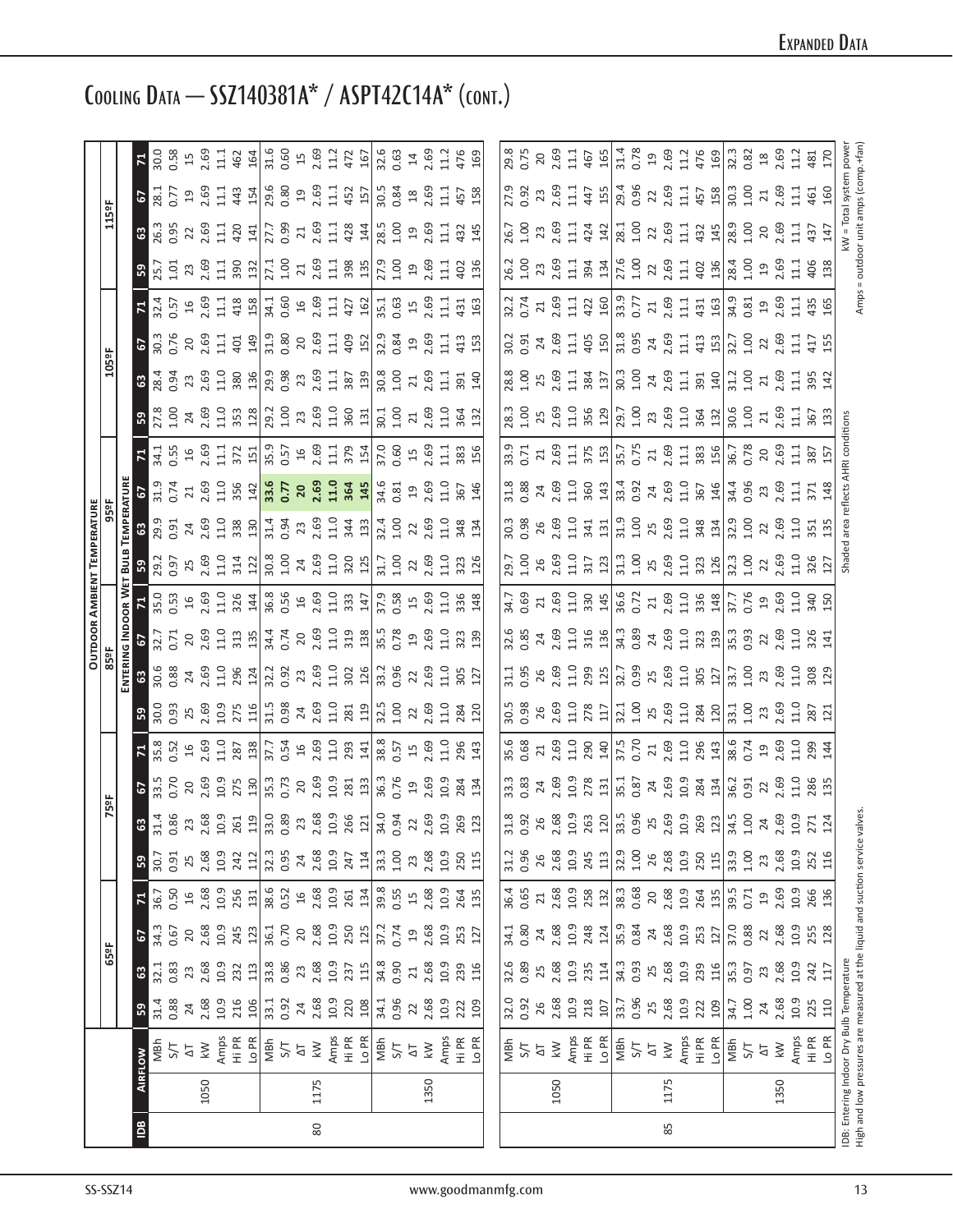# Cooling Data — SSZ140381A* / ASPT42C14A* (cont.)

| IDB | Airflow | | Outdoor Ambient Temperature | | | | | | | | | | | | | | | | | | | | | |
|---|---|---|---|---|---|---|---|---|---|---|---|---|---|---|---|---|---|---|---|---|---|---|---|---|
| | | | 65°F | | | | 75°F | | | | 85°F | | | | 95°F | | | | 105°F | | | | 115°F | | | |
| | | | Entering Indoor Wet Bulb Temperature | | | | | | | | | | | | | | | | | | | | | | | |
| | | | 59 | 63 | 67 | 71 | 59 | 63 | 67 | 71 | 59 | 63 | 67 | 71 | 59 | 63 | 67 | 71 | 59 | 63 | 67 | 71 | 59 | 63 | 67 | 71 |
| 80 | 1050 | MBh | 31.4 | 32.1 | 34.3 | 36.7 | 30.7 | 31.4 | 33.5 | 35.8 | 30.0 | 30.6 | 32.7 | 35.0 | 29.2 | 29.9 | 31.9 | 34.1 | 27.8 | 28.4 | 30.3 | 32.4 | 25.7 | 26.3 | 28.1 | 30.0 |
| | | S/T | 0.88 | 0.83 | 0.67 | 0.50 | 0.91 | 0.86 | 0.70 | 0.52 | 0.93 | 0.88 | 0.71 | 0.53 | 0.97 | 0.91 | 0.74 | 0.55 | 1.00 | 0.94 | 0.76 | 0.57 | 1.01 | 0.95 | 0.77 | 0.58 |
| | | ΔT | 24 | 23 | 20 | 16 | 25 | 23 | 20 | 16 | 25 | 24 | 20 | 16 | 25 | 24 | 21 | 16 | 24 | 23 | 20 | 16 | 23 | 22 | 19 | 15 |
| | | kW | 2.68 | 2.68 | 2.68 | 2.68 | 2.68 | 2.68 | 2.69 | 2.69 | 2.69 | 2.69 | 2.69 | 2.69 | 2.69 | 2.69 | 2.69 | 2.69 | 2.69 | 2.69 | 2.69 | 2.69 | 2.69 | 2.69 | 2.69 | 2.69 |
| | | Amps | 10.9 | 10.9 | 10.9 | 10.9 | 10.9 | 10.9 | 10.9 | 11.0 | 10.9 | 11.0 | 11.0 | 11.0 | 11.0 | 11.0 | 11.0 | 11.1 | 11.0 | 11.0 | 11.1 | 11.1 | 11.1 | 11.1 | 11.1 | 11.1 |
| | | Hi PR | 216 | 232 | 245 | 256 | 242 | 261 | 275 | 287 | 275 | 296 | 313 | 326 | 314 | 338 | 356 | 372 | 353 | 380 | 401 | 418 | 390 | 420 | 443 | 462 |
| | | Lo PR | 106 | 113 | 123 | 131 | 112 | 119 | 130 | 138 | 116 | 124 | 135 | 144 | 122 | 130 | 142 | 151 | 128 | 136 | 149 | 158 | 132 | 141 | 154 | 164 |
| | 1175 | MBh | 33.1 | 33.8 | 36.1 | 38.6 | 32.3 | 33.0 | 35.3 | 37.7 | 31.5 | 32.2 | 34.4 | 36.8 | 30.8 | 31.4 | **33.6** | 35.9 | 29.2 | 29.9 | 31.9 | 34.1 | 27.1 | 27.7 | 29.6 | 31.6 |
| | | S/T | 0.92 | 0.86 | 0.70 | 0.52 | 0.95 | 0.89 | 0.73 | 0.54 | 0.98 | 0.92 | 0.74 | 0.56 | 1.00 | 0.94 | **0.77** | 0.57 | 1.00 | 0.98 | 0.80 | 0.60 | 1.00 | 0.99 | 0.80 | 0.60 |
| | | ΔT | 24 | 23 | 20 | 16 | 24 | 23 | 20 | 16 | 24 | 23 | 20 | 16 | 24 | 23 | **20** | 16 | 23 | 23 | 20 | 16 | 21 | 21 | 19 | 15 |
| | | kW | 2.68 | 2.68 | 2.68 | 2.68 | 2.68 | 2.68 | 2.69 | 2.69 | 2.69 | 2.69 | 2.69 | 2.69 | 2.69 | 2.69 | **2.69** | 2.69 | 2.69 | 2.69 | 2.69 | 2.69 | 2.69 | 2.69 | 2.69 | 2.69 |
| | | Amps | 10.9 | 10.9 | 10.9 | 10.9 | 10.9 | 10.9 | 10.9 | 11.0 | 11.0 | 11.0 | 11.0 | 11.0 | 11.0 | 11.0 | **11.0** | 11.1 | 11.0 | 11.1 | 11.1 | 11.1 | 11.1 | 11.1 | 11.1 | 11.2 |
| | | Hi PR | 220 | 237 | 250 | 261 | 247 | 266 | 281 | 293 | 281 | 302 | 319 | 333 | 320 | 344 | **364** | 379 | 360 | 387 | 409 | 427 | 398 | 428 | 452 | 472 |
| | | Lo PR | 108 | 115 | 125 | 134 | 114 | 121 | 133 | 141 | 119 | 126 | 138 | 147 | 125 | 133 | **145** | 154 | 131 | 139 | 152 | 162 | 135 | 144 | 157 | 167 |
| | 1350 | MBh | 34.1 | 34.8 | 37.2 | 39.8 | 33.3 | 34.0 | 36.3 | 38.8 | 32.5 | 33.2 | 35.5 | 37.9 | 31.7 | 32.4 | 34.6 | 37.0 | 30.1 | 30.8 | 32.9 | 35.1 | 27.9 | 28.5 | 30.5 | 32.6 |
| | | S/T | 0.96 | 0.90 | 0.74 | 0.55 | 1.00 | 0.94 | 0.76 | 0.57 | 1.00 | 0.96 | 0.78 | 0.58 | 1.00 | 1.00 | 0.81 | 0.60 | 1.00 | 1.00 | 0.84 | 0.63 | 1.00 | 1.00 | 0.84 | 0.63 |
| | | ΔT | 22 | 21 | 19 | 15 | 23 | 22 | 19 | 15 | 22 | 22 | 19 | 15 | 22 | 22 | 19 | 15 | 21 | 21 | 19 | 15 | 19 | 19 | 18 | 14 |
| | | kW | 2.68 | 2.68 | 2.68 | 2.68 | 2.68 | 2.69 | 2.69 | 2.69 | 2.69 | 2.69 | 2.69 | 2.69 | 2.69 | 2.69 | 2.69 | 2.69 | 2.69 | 2.69 | 2.69 | 2.69 | 2.69 | 2.69 | 2.69 | 2.69 |
| | | Amps | 10.9 | 10.9 | 10.9 | 10.9 | 10.9 | 10.9 | 10.9 | 11.0 | 11.0 | 11.0 | 11.0 | 11.0 | 11.0 | 11.0 | 11.0 | 11.1 | 11.0 | 11.1 | 11.1 | 11.1 | 11.1 | 11.1 | 11.1 | 11.2 |
| | | Hi PR | 222 | 239 | 253 | 264 | 250 | 269 | 284 | 296 | 284 | 305 | 323 | 336 | 323 | 348 | 367 | 383 | 364 | 391 | 413 | 431 | 402 | 432 | 457 | 476 |
| | | Lo PR | 109 | 116 | 127 | 135 | 115 | 123 | 134 | 143 | 120 | 127 | 139 | 148 | 126 | 134 | 146 | 156 | 132 | 140 | 153 | 163 | 136 | 145 | 158 | 169 |
| 85 | 1050 | MBh | 32.0 | 32.6 | 34.1 | 36.4 | 31.2 | 31.8 | 33.3 | 35.6 | 30.5 | 31.1 | 32.6 | 34.7 | 29.7 | 30.3 | 31.8 | 33.9 | 28.3 | 28.8 | 30.2 | 32.2 | 26.2 | 26.7 | 27.9 | 29.8 |
| | | S/T | 0.92 | 0.89 | 0.80 | 0.65 | 0.96 | 0.92 | 0.83 | 0.68 | 0.98 | 0.95 | 0.85 | 0.69 | 1.00 | 0.98 | 0.88 | 0.71 | 1.00 | 1.00 | 0.91 | 0.74 | 1.00 | 1.00 | 0.92 | 0.75 |
| | | ΔT | 26 | 25 | 24 | 21 | 26 | 26 | 24 | 21 | 26 | 26 | 24 | 21 | 26 | 26 | 24 | 21 | 25 | 25 | 24 | 21 | 23 | 23 | 23 | 20 |
| | | kW | 2.68 | 2.68 | 2.68 | 2.68 | 2.68 | 2.68 | 2.69 | 2.69 | 2.69 | 2.69 | 2.69 | 2.69 | 2.69 | 2.69 | 2.69 | 2.69 | 2.69 | 2.69 | 2.69 | 2.69 | 2.69 | 2.69 | 2.69 | 2.69 |
| | | Amps | 10.9 | 10.9 | 10.9 | 10.9 | 10.9 | 10.9 | 10.9 | 11.0 | 11.0 | 11.0 | 11.0 | 11.0 | 11.0 | 11.0 | 11.0 | 11.0 | 11.0 | 11.1 | 11.1 | 11.1 | 11.1 | 11.1 | 11.1 | 11.1 |
| | | Hi PR | 218 | 235 | 248 | 258 | 245 | 263 | 278 | 290 | 278 | 299 | 316 | 330 | 317 | 341 | 360 | 375 | 356 | 384 | 405 | 422 | 394 | 424 | 447 | 467 |
| | | Lo PR | 107 | 114 | 124 | 132 | 113 | 120 | 131 | 140 | 117 | 125 | 136 | 145 | 123 | 131 | 143 | 153 | 129 | 137 | 150 | 160 | 134 | 142 | 155 | 165 |
| | 1175 | MBh | 33.7 | 34.3 | 35.9 | 38.3 | 32.9 | 33.5 | 35.1 | 37.5 | 32.1 | 32.7 | 34.3 | 36.6 | 31.3 | 31.9 | 33.4 | 35.7 | 29.7 | 30.3 | 31.8 | 33.9 | 27.6 | 28.1 | 29.4 | 31.4 |
| | | S/T | 0.96 | 0.93 | 0.84 | 0.68 | 1.00 | 0.96 | 0.87 | 0.70 | 1.00 | 0.99 | 0.89 | 0.72 | 1.00 | 1.00 | 0.92 | 0.75 | 1.00 | 1.00 | 0.95 | 0.77 | 1.00 | 1.00 | 0.96 | 0.78 |
| | | ΔT | 25 | 25 | 24 | 20 | 26 | 25 | 24 | 21 | 25 | 25 | 24 | 21 | 25 | 25 | 24 | 21 | 23 | 24 | 24 | 21 | 22 | 22 | 22 | 19 |
| | | kW | 2.68 | 2.68 | 2.68 | 2.68 | 2.68 | 2.69 | 2.69 | 2.69 | 2.69 | 2.69 | 2.69 | 2.69 | 2.69 | 2.69 | 2.69 | 2.69 | 2.69 | 2.69 | 2.69 | 2.69 | 2.69 | 2.69 | 2.69 | 2.69 |
| | | Amps | 10.9 | 10.9 | 10.9 | 10.9 | 10.9 | 10.9 | 10.9 | 11.0 | 11.0 | 11.0 | 11.0 | 11.0 | 11.0 | 11.0 | 11.0 | 11.1 | 11.0 | 11.1 | 11.1 | 11.1 | 11.1 | 11.1 | 11.1 | 11.2 |
| | | Hi PR | 222 | 239 | 253 | 264 | 250 | 269 | 284 | 296 | 284 | 305 | 323 | 336 | 323 | 348 | 367 | 383 | 364 | 391 | 413 | 431 | 402 | 432 | 457 | 476 |
| | | Lo PR | 109 | 116 | 127 | 135 | 115 | 123 | 134 | 143 | 120 | 127 | 139 | 148 | 126 | 134 | 146 | 156 | 132 | 140 | 153 | 163 | 136 | 145 | 158 | 169 |
| | 1350 | MBh | 34.7 | 35.3 | 37.0 | 39.5 | 33.9 | 34.5 | 36.2 | 38.6 | 33.1 | 33.7 | 35.3 | 37.7 | 32.3 | 32.9 | 34.4 | 36.7 | 30.6 | 31.2 | 32.7 | 34.9 | 28.4 | 28.9 | 30.3 | 32.3 |
| | | S/T | 1.00 | 0.97 | 0.88 | 0.71 | 1.00 | 1.00 | 0.91 | 0.74 | 1.00 | 1.00 | 0.93 | 0.76 | 1.00 | 1.00 | 0.96 | 0.78 | 1.00 | 1.00 | 1.00 | 0.81 | 1.00 | 1.00 | 1.00 | 0.82 |
| | | ΔT | 24 | 23 | 22 | 19 | 23 | 24 | 22 | 19 | 23 | 23 | 22 | 19 | 22 | 22 | 23 | 20 | 21 | 21 | 22 | 19 | 19 | 20 | 21 | 18 |
| | | kW | 2.68 | 2.68 | 2.68 | 2.69 | 2.68 | 2.69 | 2.69 | 2.69 | 2.69 | 2.69 | 2.69 | 2.69 | 2.69 | 2.69 | 2.69 | 2.69 | 2.69 | 2.69 | 2.69 | 2.69 | 2.69 | 2.69 | 2.69 | 2.69 |
| | | Amps | 10.9 | 10.9 | 10.9 | 10.9 | 10.9 | 10.9 | 11.0 | 11.0 | 11.0 | 11.0 | 11.0 | 11.0 | 11.0 | 11.0 | 11.1 | 11.1 | 11.1 | 11.1 | 11.1 | 11.1 | 11.1 | 11.1 | 11.1 | 11.2 |
| | | Hi PR | 225 | 242 | 255 | 266 | 252 | 271 | 286 | 299 | 287 | 308 | 326 | 340 | 326 | 351 | 371 | 387 | 367 | 395 | 417 | 435 | 406 | 437 | 461 | 481 |
| | | Lo PR | 110 | 117 | 128 | 136 | 116 | 124 | 135 | 144 | 121 | 129 | 141 | 150 | 127 | 135 | 148 | 157 | 133 | 142 | 155 | 165 | 138 | 147 | 160 | 170 |

IDB: Entering Indoor Dry Bulb Temperature
High and low pressures are measured at the liquid and suction service valves.

Shaded area reflects AHRI conditions

kW = Total system power
Amps = outdoor unit amps (comp.+fan)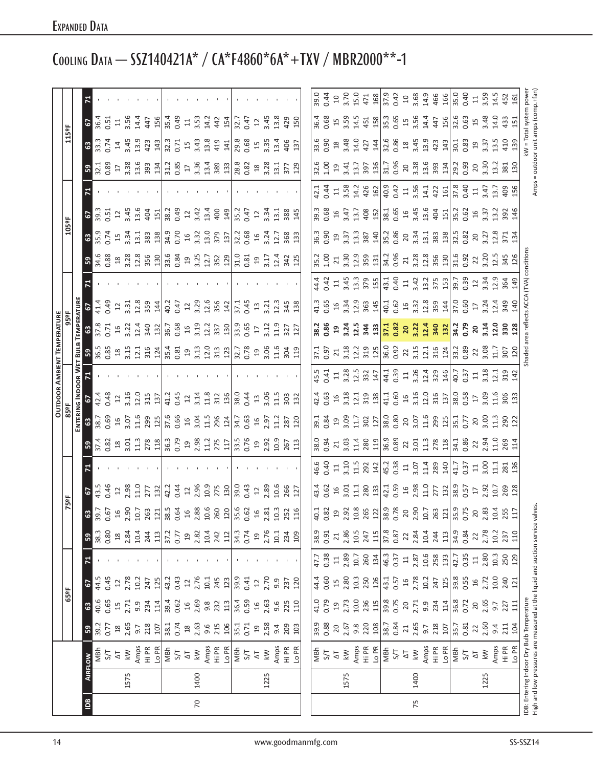# Expanded Data

## Cooling Data — SSZ140421A* / CA*F4860*6A*+TXV / MBR2000**-1

| | | | Outdoor Ambient Temperature | | | | | | | | | | | | | | | | | | | | | |
|---|---|---|---|---|---|---|---|---|---|---|---|---|---|---|---|---|---|---|---|---|---|---|---|---|
| | | | 65ºF | | | | 75ºF | | | | 85ºF | | | | 95ºF | | | | 105ºF | | | | 115ºF | | | |
| | | | Entering Indoor Wet Bulb Temperature | | | | | | | | | | | | | | | | | | | | | | | |
| IDB | Airflow | | 59 | 63 | 67 | 71 | 59 | 63 | 67 | 71 | 59 | 63 | 67 | 71 | 59 | 63 | 67 | 71 | 59 | 63 | 67 | 71 | 59 | 63 | 67 | 71 |
| 70 | 1575 | MBh | 39.2 | 40.6 | 44.5 | - | 38.3 | 39.7 | 43.5 | - | 37.4 | 38.7 | 42.4 | - | 36.5 | 37.8 | 41.4 | - | 34.6 | 35.9 | 39.3 | - | 32.1 | 33.3 | 36.4 | - |
| | | S/T | 0.77 | 0.65 | 0.45 | - | 0.80 | 0.67 | 0.46 | - | 0.82 | 0.69 | 0.48 | - | 0.85 | 0.71 | 0.49 | - | 0.88 | 0.74 | 0.51 | - | 0.89 | 0.74 | 0.51 | - |
| | | ΔT | 18 | 15 | 12 | - | 18 | 16 | 12 | - | 18 | 16 | 12 | - | 18 | 16 | 12 | - | 18 | 15 | 12 | - | 17 | 14 | 11 | - |
| | | kW | 2.65 | 2.71 | 2.78 | - | 2.84 | 2.90 | 2.98 | - | 3.01 | 3.07 | 3.16 | - | 3.15 | 3.22 | 3.31 | - | 3.28 | 3.34 | 3.45 | - | 3.38 | 3.45 | 3.56 | - |
| | | Amps | 9.7 | 9.9 | 10.2 | - | 10.4 | 10.7 | 11.0 | - | 11.3 | 11.6 | 12.0 | - | 12.1 | 12.4 | 12.8 | - | 12.8 | 13.1 | 13.6 | - | 13.6 | 13.9 | 14.4 | - |
| | | Hi PR | 218 | 234 | 247 | - | 244 | 263 | 277 | - | 278 | 299 | 315 | - | 316 | 340 | 359 | - | 356 | 383 | 404 | - | 393 | 423 | 447 | - |
| | | Lo PR | 107 | 114 | 125 | - | 113 | 121 | 132 | - | 118 | 125 | 137 | - | 124 | 132 | 144 | - | 130 | 138 | 151 | - | 134 | 143 | 156 | - |
| | 1400 | MBh | 38.1 | 39.4 | 43.2 | - | 37.2 | 38.5 | 42.2 | - | 36.3 | 37.6 | 41.2 | - | 35.4 | 36.7 | 40.2 | - | 33.6 | 34.9 | 38.2 | - | 31.2 | 32.3 | 35.4 | - |
| | | S/T | 0.74 | 0.62 | 0.43 | - | 0.77 | 0.64 | 0.44 | - | 0.79 | 0.66 | 0.45 | - | 0.81 | 0.68 | 0.47 | - | 0.84 | 0.70 | 0.49 | - | 0.85 | 0.71 | 0.49 | - |
| | | ΔT | 18 | 16 | 12 | - | 19 | 16 | 12 | - | 19 | 16 | 12 | - | 19 | 16 | 12 | - | 19 | 16 | 12 | - | 17 | 15 | 11 | - |
| | | kW | 2.63 | 2.69 | 2.76 | - | 2.82 | 2.88 | 2.96 | - | 2.98 | 3.04 | 3.14 | - | 3.13 | 3.19 | 3.29 | - | 3.25 | 3.32 | 3.42 | - | 3.36 | 3.43 | 3.53 | - |
| | | Amps | 9.6 | 9.8 | 10.1 | - | 10.4 | 10.6 | 10.9 | - | 11.2 | 11.5 | 11.8 | - | 12.0 | 12.2 | 12.6 | - | 12.7 | 13.0 | 13.4 | - | 13.4 | 13.8 | 14.2 | - |
| | | Hi PR | 215 | 232 | 245 | - | 242 | 260 | 275 | - | 275 | 296 | 312 | - | 313 | 337 | 356 | - | 352 | 379 | 400 | - | 389 | 419 | 442 | - |
| | | Lo PR | 106 | 113 | 123 | - | 112 | 120 | 130 | - | 117 | 124 | 136 | - | 123 | 130 | 142 | - | 129 | 137 | 149 | - | 133 | 141 | 154 | - |
| | 1225 | MBh | 35.1 | 36.4 | 39.9 | - | 34.3 | 35.6 | 39.0 | - | 33.5 | 34.7 | 38.0 | - | 32.7 | 33.9 | 37.1 | - | 31.0 | 32.2 | 35.2 | - | 28.8 | 29.8 | 32.7 | - |
| | | S/T | 0.71 | 0.59 | 0.41 | - | 0.74 | 0.62 | 0.43 | - | 0.76 | 0.63 | 0.44 | - | 0.78 | 0.65 | 0.45 | - | 0.81 | 0.68 | 0.47 | - | 0.82 | 0.68 | 0.47 | - |
| | | ΔT | 19 | 16 | 12 | - | 19 | 16 | 12 | - | 19 | 16 | 13 | - | 19 | 17 | 13 | - | 19 | 16 | 12 | - | 18 | 15 | 12 | - |
| | | kW | 2.58 | 2.63 | 2.70 | - | 2.76 | 2.81 | 2.89 | - | 2.92 | 2.97 | 3.06 | - | 3.06 | 3.12 | 3.21 | - | 3.17 | 3.24 | 3.34 | - | 3.28 | 3.35 | 3.45 | - |
| | | Amps | 9.4 | 9.6 | 9.9 | - | 10.1 | 10.3 | 10.6 | - | 10.9 | 11.2 | 11.5 | - | 11.6 | 11.9 | 12.3 | - | 12.4 | 12.7 | 13.1 | - | 13.1 | 13.4 | 13.8 | - |
| | | Hi PR | 209 | 225 | 237 | - | 234 | 252 | 266 | - | 267 | 287 | 303 | - | 304 | 327 | 345 | - | 342 | 368 | 388 | - | 377 | 406 | 429 | - |
| | | Lo PR | 103 | 110 | 120 | - | 109 | 116 | 127 | - | 113 | 120 | 132 | - | 119 | 127 | 138 | - | 125 | 133 | 145 | - | 129 | 137 | 150 | - |
| 75 | 1575 | MBh | 39.9 | 41.0 | 44.4 | 47.7 | 38.9 | 40.1 | 43.4 | 46.6 | 38.0 | 39.1 | 42.4 | 45.5 | 37.1 | 38.2 | 41.3 | 44.4 | 35.2 | 36.3 | 39.3 | 42.1 | 32.6 | 33.6 | 36.4 | 39.0 |
| | | S/T | 0.88 | 0.79 | 0.60 | 0.38 | 0.91 | 0.82 | 0.62 | 0.40 | 0.94 | 0.84 | 0.63 | 0.41 | 0.97 | 0.86 | 0.65 | 0.42 | 1.00 | 0.90 | 0.68 | 0.44 | 1.00 | 0.90 | 0.68 | 0.44 |
| | | ΔT | 20 | 19 | 15 | 11 | 21 | 19 | 16 | 11 | 21 | 19 | 16 | 11 | 21 | 19 | 16 | 11 | 21 | 19 | 16 | 11 | 19 | 18 | 15 | 10 |
| | | kW | 2.67 | 2.73 | 2.80 | 2.89 | 2.86 | 2.92 | 3.01 | 3.10 | 3.03 | 3.09 | 3.18 | 3.28 | 3.18 | 3.24 | 3.34 | 3.45 | 3.30 | 3.37 | 3.47 | 3.58 | 3.41 | 3.48 | 3.59 | 3.70 |
| | | Amps | 9.8 | 10.0 | 10.3 | 10.7 | 10.5 | 10.8 | 11.1 | 11.5 | 11.4 | 11.7 | 12.1 | 12.5 | 12.2 | 12.5 | 12.9 | 13.3 | 12.9 | 13.3 | 13.7 | 14.2 | 13.7 | 14.0 | 14.5 | 15.0 |
| | | Hi PR | 220 | 236 | 250 | 260 | 247 | 265 | 280 | 292 | 280 | 302 | 319 | 332 | 319 | 344 | 363 | 379 | 359 | 387 | 408 | 426 | 397 | 427 | 451 | 471 |
| | | Lo PR | 108 | 115 | 126 | 134 | 115 | 122 | 133 | 142 | 119 | 127 | 138 | 147 | 125 | 133 | 145 | 155 | 131 | 140 | 152 | 162 | 136 | 144 | 158 | 168 |
| | 1400 | MBh | 38.7 | 39.8 | 43.1 | 46.3 | 37.8 | 38.9 | 42.1 | 45.2 | 36.9 | 38.0 | 41.1 | 44.1 | 36.0 | 37.1 | 40.1 | 43.1 | 34.2 | 35.2 | 38.1 | 40.9 | 31.7 | 32.6 | 35.3 | 37.9 |
| | | S/T | 0.84 | 0.75 | 0.57 | 0.37 | 0.87 | 0.78 | 0.59 | 0.38 | 0.89 | 0.80 | 0.60 | 0.39 | 0.92 | 0.82 | 0.62 | 0.40 | 0.96 | 0.86 | 0.65 | 0.42 | 0.96 | 0.86 | 0.65 | 0.42 |
| | | ΔT | 21 | 20 | 16 | 11 | 22 | 20 | 16 | 11 | 22 | 20 | 16 | 11 | 22 | 20 | 16 | 11 | 21 | 20 | 16 | 11 | 20 | 18 | 15 | 10 |
| | | kW | 2.65 | 2.71 | 2.78 | 2.87 | 2.84 | 2.90 | 2.98 | 3.07 | 3.01 | 3.07 | 3.16 | 3.26 | 3.15 | 3.22 | 3.32 | 3.42 | 3.28 | 3.34 | 3.45 | 3.56 | 3.38 | 3.45 | 3.56 | 3.68 |
| | | Amps | 9.7 | 9.9 | 10.2 | 10.6 | 10.4 | 10.7 | 11.0 | 11.4 | 11.3 | 11.6 | 12.0 | 12.4 | 12.1 | 12.4 | 12.8 | 13.2 | 12.8 | 13.1 | 13.6 | 14.1 | 13.6 | 13.9 | 14.4 | 14.9 |
| | | Hi PR | 218 | 234 | 247 | 258 | 244 | 263 | 277 | 289 | 278 | 299 | 316 | 329 | 316 | 340 | 359 | 375 | 356 | 383 | 404 | 422 | 393 | 423 | 447 | 466 |
| | | Lo PR | 107 | 114 | 125 | 133 | 113 | 121 | 132 | 140 | 118 | 125 | 137 | 146 | 124 | 132 | 144 | 153 | 130 | 138 | 151 | 161 | 134 | 143 | 156 | 166 |
| | 1225 | MBh | 35.7 | 36.8 | 39.8 | 42.7 | 34.9 | 35.9 | 38.9 | 41.7 | 34.1 | 35.1 | 38.0 | 40.7 | 33.2 | 34.2 | 37.0 | 39.7 | 31.6 | 32.5 | 35.2 | 37.8 | 29.2 | 30.1 | 32.6 | 35.0 |
| | | S/T | 0.81 | 0.72 | 0.55 | 0.35 | 0.84 | 0.75 | 0.57 | 0.37 | 0.86 | 0.77 | 0.58 | 0.37 | 0.89 | 0.79 | 0.60 | 0.39 | 0.92 | 0.82 | 0.62 | 0.40 | 0.93 | 0.83 | 0.63 | 0.40 |
| | | ΔT | 22 | 20 | 16 | 11 | 22 | 20 | 17 | 11 | 22 | 20 | 17 | 11 | 22 | 20 | 17 | 12 | 22 | 20 | 16 | 11 | 20 | 19 | 15 | 11 |
| | | kW | 2.60 | 2.65 | 2.72 | 2.80 | 2.78 | 2.83 | 2.92 | 3.00 | 2.94 | 3.00 | 3.09 | 3.18 | 3.08 | 3.14 | 3.24 | 3.34 | 3.20 | 3.27 | 3.37 | 3.47 | 3.30 | 3.37 | 3.48 | 3.59 |
| | | Amps | 9.4 | 9.7 | 10.0 | 10.3 | 10.2 | 10.4 | 10.7 | 11.1 | 11.0 | 11.3 | 11.6 | 12.1 | 11.7 | 12.0 | 12.4 | 12.9 | 12.5 | 12.8 | 13.2 | 13.7 | 13.2 | 13.5 | 14.0 | 14.5 |
| | | Hi PR | 211 | 227 | 240 | 250 | 237 | 255 | 269 | 281 | 269 | 290 | 306 | 319 | 307 | 330 | 349 | 364 | 345 | 371 | 392 | 409 | 381 | 410 | 433 | 452 |
| | | Lo PR | 104 | 111 | 121 | 129 | 110 | 117 | 128 | 136 | 114 | 122 | 133 | 142 | 120 | 128 | 140 | 149 | 126 | 134 | 146 | 156 | 130 | 139 | 151 | 161 |

IDB: Entering Indoor Dry Bulb Temperature
High and low pressures are measured at the liquid and suction service valves.

Shaded area reflects ACCA (TVA) conditions

kW = Total system power
Amps = outdoor unit amps (comp.+fan)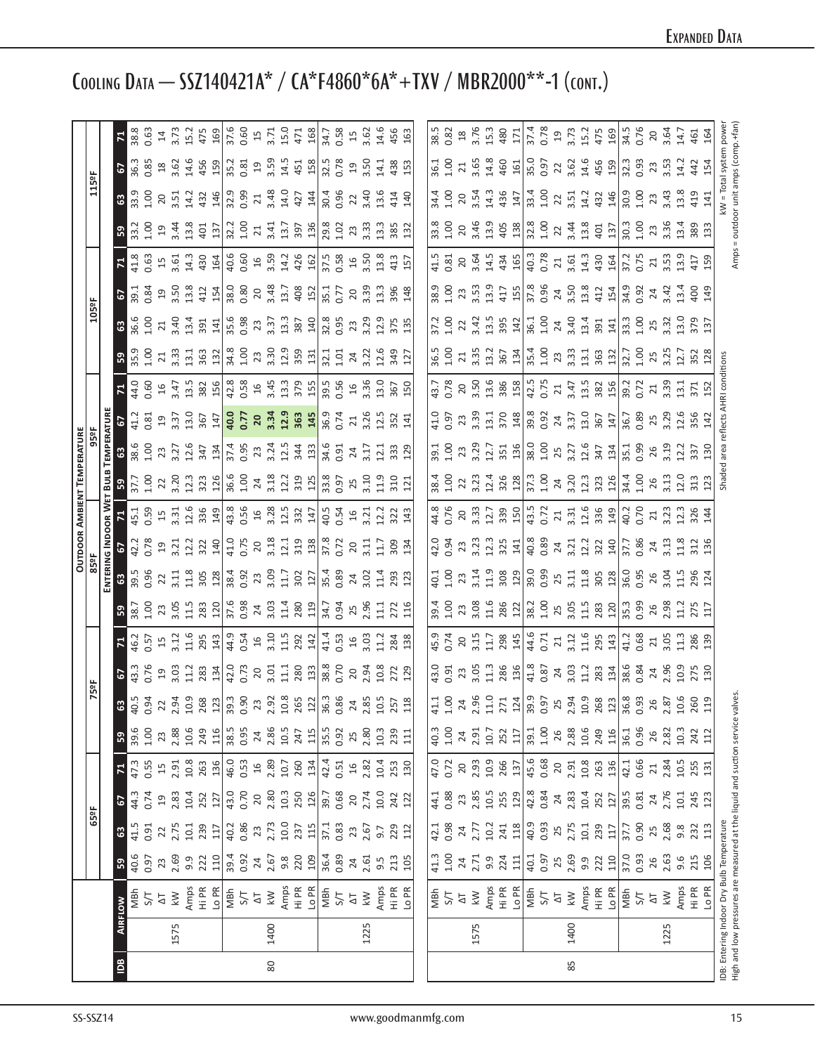# Cooling Data — SSZ140421A* / CA*F4860*6A*+TXV / MBR2000**-1 (cont.)

| IDB | Airflow | | Outdoor Ambient Temperature | | | | | | | | | | | | | | | | | | | | | | | |
|---|---|---|---|---|---|---|---|---|---|---|---|---|---|---|---|---|---|---|---|---|---|---|---|---|---|---|
| | | | 65ºF | | | | 75ºF | | | | 85ºF | | | | 95ºF | | | | 105ºF | | | | 115ºF | | | |
| | | | Entering Indoor Wet Bulb Temperature | | | | | | | | | | | | | | | | | | | | | | | |
| | | | 59 | 63 | 67 | 71 | 59 | 63 | 67 | 71 | 59 | 63 | 67 | 71 | 59 | 63 | 67 | 71 | 59 | 63 | 67 | 71 | 59 | 63 | 67 | 71 |
| 80 | 1575 | MBh | 40.6 | 41.5 | 44.3 | 47.3 | 39.6 | 40.5 | 43.3 | 46.2 | 38.7 | 39.5 | 42.2 | 45.1 | 37.7 | 38.6 | 41.2 | 44.0 | 35.9 | 36.6 | 39.1 | 41.8 | 33.2 | 33.9 | 36.3 | 38.8 |
| | | S/T | 0.97 | 0.91 | 0.74 | 0.55 | 1.00 | 0.94 | 0.76 | 0.57 | 1.00 | 0.96 | 0.78 | 0.59 | 1.00 | 1.00 | 0.81 | 0.60 | 1.00 | 1.00 | 0.84 | 0.63 | 1.00 | 1.00 | 0.85 | 0.63 |
| | | ΔT | 23 | 22 | 19 | 15 | 23 | 22 | 19 | 15 | 23 | 22 | 19 | 15 | 23 | 23 | 19 | 16 | 21 | 21 | 19 | 15 | 19 | 20 | 18 | 14 |
| | | kW | 2.69 | 2.75 | 2.83 | 2.91 | 2.88 | 2.94 | 3.03 | 3.12 | 3.05 | 3.11 | 3.21 | 3.31 | 3.20 | 3.27 | 3.37 | 3.47 | 3.33 | 3.40 | 3.50 | 3.61 | 3.44 | 3.51 | 3.62 | 3.73 |
| | | Amps | 9.9 | 10.1 | 10.4 | 10.8 | 10.6 | 10.9 | 11.2 | 11.6 | 11.5 | 11.8 | 12.2 | 12.6 | 12.3 | 12.6 | 13.0 | 13.5 | 13.1 | 13.4 | 13.8 | 14.3 | 13.8 | 14.2 | 14.6 | 15.2 |
| | | Hi PR | 222 | 239 | 252 | 263 | 249 | 268 | 283 | 295 | 283 | 305 | 322 | 336 | 323 | 347 | 367 | 382 | 363 | 391 | 412 | 430 | 401 | 432 | 456 | 475 |
| | | Lo PR | 110 | 117 | 127 | 136 | 116 | 123 | 134 | 143 | 120 | 128 | 140 | 149 | 126 | 134 | 147 | 156 | 132 | 141 | 154 | 164 | 137 | 146 | 159 | 169 |
| | 1400 | MBh | 39.4 | 40.2 | 43.0 | 46.0 | 38.5 | 39.3 | 42.0 | 44.9 | 37.6 | 38.4 | 41.0 | 43.8 | 36.6 | 37.4 | **40.0** | 42.8 | 34.8 | 35.6 | 38.0 | 40.6 | 32.2 | 32.9 | 35.2 | 37.6 |
| | | S/T | 0.92 | 0.86 | 0.70 | 0.53 | 0.95 | 0.90 | 0.73 | 0.54 | 0.98 | 0.92 | 0.75 | 0.56 | 1.00 | 0.95 | **0.77** | 0.58 | 1.00 | 0.98 | 0.80 | 0.60 | 1.00 | 0.99 | 0.81 | 0.60 |
| | | ΔT | 24 | 23 | 20 | 16 | 24 | 23 | 20 | 16 | 24 | 23 | 20 | 16 | 24 | 23 | **20** | 16 | 23 | 23 | 20 | 16 | 21 | 21 | 19 | 15 |
| | | kW | 2.67 | 2.73 | 2.80 | 2.89 | 2.86 | 2.92 | 3.01 | 3.10 | 3.03 | 3.09 | 3.18 | 3.28 | 3.18 | 3.24 | **3.34** | 3.45 | 3.30 | 3.37 | 3.48 | 3.59 | 3.41 | 3.48 | 3.59 | 3.71 |
| | | Amps | 9.8 | 10.0 | 10.3 | 10.7 | 10.5 | 10.8 | 11.1 | 11.5 | 11.4 | 11.7 | 12.1 | 12.5 | 12.2 | 12.5 | **12.9** | 13.3 | 12.9 | 13.3 | 13.7 | 14.2 | 13.7 | 14.0 | 14.5 | 15.0 |
| | | Hi PR | 220 | 237 | 250 | 260 | 247 | 265 | 280 | 292 | 280 | 302 | 319 | 332 | 319 | 344 | **363** | 379 | 359 | 387 | 408 | 426 | 397 | 427 | 451 | 471 |
| | | Lo PR | 109 | 115 | 126 | 134 | 115 | 122 | 133 | 142 | 119 | 127 | 138 | 147 | 125 | 133 | **145** | 155 | 131 | 140 | 152 | 162 | 136 | 144 | 158 | 168 |
| | 1225 | MBh | 36.4 | 37.1 | 39.7 | 42.4 | 35.5 | 36.3 | 38.8 | 41.4 | 34.7 | 35.4 | 37.8 | 40.5 | 33.8 | 34.6 | 36.9 | 39.5 | 32.1 | 32.8 | 35.1 | 37.5 | 29.8 | 30.4 | 32.5 | 34.7 |
| | | S/T | 0.89 | 0.83 | 0.68 | 0.51 | 0.92 | 0.86 | 0.70 | 0.53 | 0.94 | 0.89 | 0.72 | 0.54 | 0.97 | 0.91 | 0.74 | 0.56 | 1.01 | 0.95 | 0.77 | 0.58 | 1.02 | 0.96 | 0.78 | 0.58 |
| | | ΔT | 24 | 23 | 20 | 16 | 25 | 24 | 20 | 16 | 25 | 24 | 20 | 16 | 25 | 24 | 21 | 16 | 24 | 23 | 20 | 16 | 23 | 22 | 19 | 15 |
| | | kW | 2.61 | 2.67 | 2.74 | 2.82 | 2.80 | 2.85 | 2.94 | 3.03 | 2.96 | 3.02 | 3.11 | 3.21 | 3.10 | 3.17 | 3.26 | 3.36 | 3.22 | 3.29 | 3.39 | 3.50 | 3.33 | 3.40 | 3.50 | 3.62 |
| | | Amps | 9.5 | 9.7 | 10.0 | 10.4 | 10.3 | 10.5 | 10.8 | 11.2 | 11.1 | 11.4 | 11.7 | 12.2 | 11.9 | 12.1 | 12.5 | 13.0 | 12.6 | 12.9 | 13.3 | 13.8 | 13.3 | 13.6 | 14.1 | 14.6 |
| | | Hi PR | 213 | 229 | 242 | 253 | 239 | 257 | 272 | 284 | 272 | 293 | 309 | 322 | 310 | 333 | 352 | 367 | 349 | 375 | 396 | 413 | 385 | 414 | 438 | 456 |
| | | Lo PR | 105 | 112 | 122 | 130 | 111 | 118 | 129 | 138 | 116 | 123 | 134 | 143 | 121 | 129 | 141 | 150 | 127 | 135 | 148 | 157 | 132 | 140 | 153 | 163 |
| 85 | 1575 | MBh | 41.3 | 42.1 | 44.1 | 47.0 | 40.3 | 41.1 | 43.0 | 45.9 | 39.4 | 40.1 | 42.0 | 44.8 | 38.4 | 39.1 | 41.0 | 43.7 | 36.5 | 37.2 | 38.9 | 41.5 | 33.8 | 34.4 | 36.1 | 38.5 |
| | | S/T | 1.00 | 0.98 | 0.88 | 0.72 | 1.00 | 1.00 | 0.91 | 0.74 | 1.00 | 1.00 | 0.94 | 0.76 | 1.00 | 1.00 | 0.97 | 0.78 | 1.00 | 1.00 | 1.00 | 0.81 | 1.00 | 1.00 | 1.00 | 0.82 |
| | | ΔT | 24 | 24 | 23 | 20 | 24 | 24 | 23 | 20 | 23 | 23 | 23 | 20 | 22 | 23 | 23 | 20 | 21 | 22 | 23 | 20 | 20 | 20 | 21 | 18 |
| | | kW | 2.71 | 2.77 | 2.85 | 2.93 | 2.91 | 2.96 | 3.05 | 3.15 | 3.08 | 3.14 | 3.23 | 3.33 | 3.23 | 3.29 | 3.39 | 3.50 | 3.35 | 3.42 | 3.53 | 3.64 | 3.46 | 3.54 | 3.65 | 3.76 |
| | | Amps | 9.9 | 10.2 | 10.5 | 10.9 | 10.7 | 11.0 | 11.3 | 11.7 | 11.6 | 11.9 | 12.3 | 12.7 | 12.4 | 12.7 | 13.1 | 13.6 | 13.2 | 13.5 | 13.9 | 14.5 | 13.9 | 14.3 | 14.8 | 15.3 |
| | | Hi PR | 224 | 241 | 255 | 266 | 252 | 271 | 286 | 298 | 286 | 308 | 325 | 339 | 326 | 351 | 370 | 386 | 367 | 395 | 417 | 434 | 405 | 436 | 460 | 480 |
| | | Lo PR | 111 | 118 | 129 | 137 | 117 | 124 | 136 | 145 | 122 | 129 | 141 | 150 | 128 | 136 | 148 | 158 | 134 | 142 | 155 | 165 | 138 | 147 | 161 | 171 |
| | 1400 | MBh | 40.1 | 40.9 | 42.8 | 45.6 | 39.1 | 39.9 | 41.8 | 44.6 | 38.2 | 39.0 | 40.8 | 43.5 | 37.3 | 38.0 | 39.8 | 42.5 | 35.4 | 36.1 | 37.8 | 40.3 | 32.8 | 33.4 | 35.0 | 37.4 |
| | | S/T | 0.97 | 0.93 | 0.84 | 0.68 | 1.00 | 0.97 | 0.87 | 0.71 | 1.00 | 0.99 | 0.89 | 0.72 | 1.00 | 1.00 | 0.92 | 0.75 | 1.00 | 1.00 | 0.96 | 0.78 | 1.00 | 1.00 | 0.97 | 0.78 |
| | | ΔT | 25 | 25 | 24 | 20 | 26 | 25 | 24 | 21 | 25 | 25 | 24 | 21 | 24 | 25 | 24 | 21 | 23 | 24 | 24 | 21 | 22 | 22 | 22 | 19 |
| | | kW | 2.69 | 2.75 | 2.83 | 2.91 | 2.88 | 2.94 | 3.03 | 3.12 | 3.05 | 3.11 | 3.21 | 3.31 | 3.20 | 3.27 | 3.37 | 3.47 | 3.33 | 3.40 | 3.50 | 3.61 | 3.44 | 3.51 | 3.62 | 3.73 |
| | | Amps | 9.9 | 10.1 | 10.4 | 10.8 | 10.6 | 10.9 | 11.2 | 11.6 | 11.5 | 11.8 | 12.2 | 12.6 | 12.3 | 12.6 | 13.0 | 13.5 | 13.1 | 13.4 | 13.8 | 14.3 | 13.8 | 14.2 | 14.6 | 15.2 |
| | | Hi PR | 222 | 239 | 252 | 263 | 249 | 268 | 283 | 295 | 283 | 305 | 322 | 336 | 323 | 347 | 367 | 382 | 363 | 391 | 412 | 430 | 401 | 432 | 456 | 475 |
| | | Lo PR | 110 | 117 | 127 | 136 | 116 | 123 | 134 | 143 | 120 | 128 | 140 | 149 | 126 | 134 | 147 | 156 | 132 | 141 | 154 | 164 | 137 | 146 | 159 | 169 |
| | 1225 | MBh | 37.0 | 37.7 | 39.5 | 42.1 | 36.1 | 36.8 | 38.6 | 41.2 | 35.3 | 36.0 | 37.7 | 40.2 | 34.4 | 35.1 | 36.7 | 39.2 | 32.7 | 33.3 | 34.9 | 37.2 | 30.3 | 30.9 | 32.3 | 34.5 |
| | | S/T | 0.93 | 0.90 | 0.81 | 0.66 | 0.96 | 0.93 | 0.84 | 0.68 | 0.99 | 0.95 | 0.86 | 0.70 | 1.00 | 0.99 | 0.89 | 0.72 | 1.00 | 1.00 | 0.92 | 0.75 | 1.00 | 1.00 | 0.93 | 0.76 |
| | | ΔT | 26 | 25 | 24 | 21 | 26 | 26 | 24 | 21 | 26 | 26 | 24 | 21 | 26 | 26 | 25 | 21 | 25 | 25 | 24 | 21 | 23 | 23 | 23 | 20 |
| | | kW | 2.63 | 2.68 | 2.76 | 2.84 | 2.82 | 2.87 | 2.96 | 3.05 | 2.98 | 3.04 | 3.13 | 3.23 | 3.13 | 3.19 | 3.29 | 3.39 | 3.25 | 3.32 | 3.42 | 3.53 | 3.36 | 3.43 | 3.53 | 3.64 |
| | | Amps | 9.6 | 9.8 | 10.1 | 10.5 | 10.3 | 10.6 | 10.9 | 11.3 | 11.2 | 11.5 | 11.8 | 12.3 | 12.0 | 12.2 | 12.6 | 13.1 | 12.7 | 13.0 | 13.4 | 13.9 | 13.4 | 13.8 | 14.2 | 14.7 |
| | | Hi PR | 215 | 232 | 245 | 255 | 242 | 260 | 275 | 286 | 275 | 296 | 312 | 326 | 313 | 337 | 356 | 371 | 352 | 379 | 400 | 417 | 389 | 419 | 442 | 461 |
| | | Lo PR | 106 | 113 | 123 | 131 | 112 | 119 | 130 | 139 | 117 | 124 | 136 | 144 | 123 | 130 | 142 | 152 | 128 | 137 | 149 | 159 | 133 | 141 | 154 | 164 |

IDB: Entering Indoor Dry Bulb Temperature
High and low pressures are measured at the liquid and suction service valves.

Shaded area reflects AHRI conditions

kW = Total system power
Amps = outdoor unit amps (comp.+fan)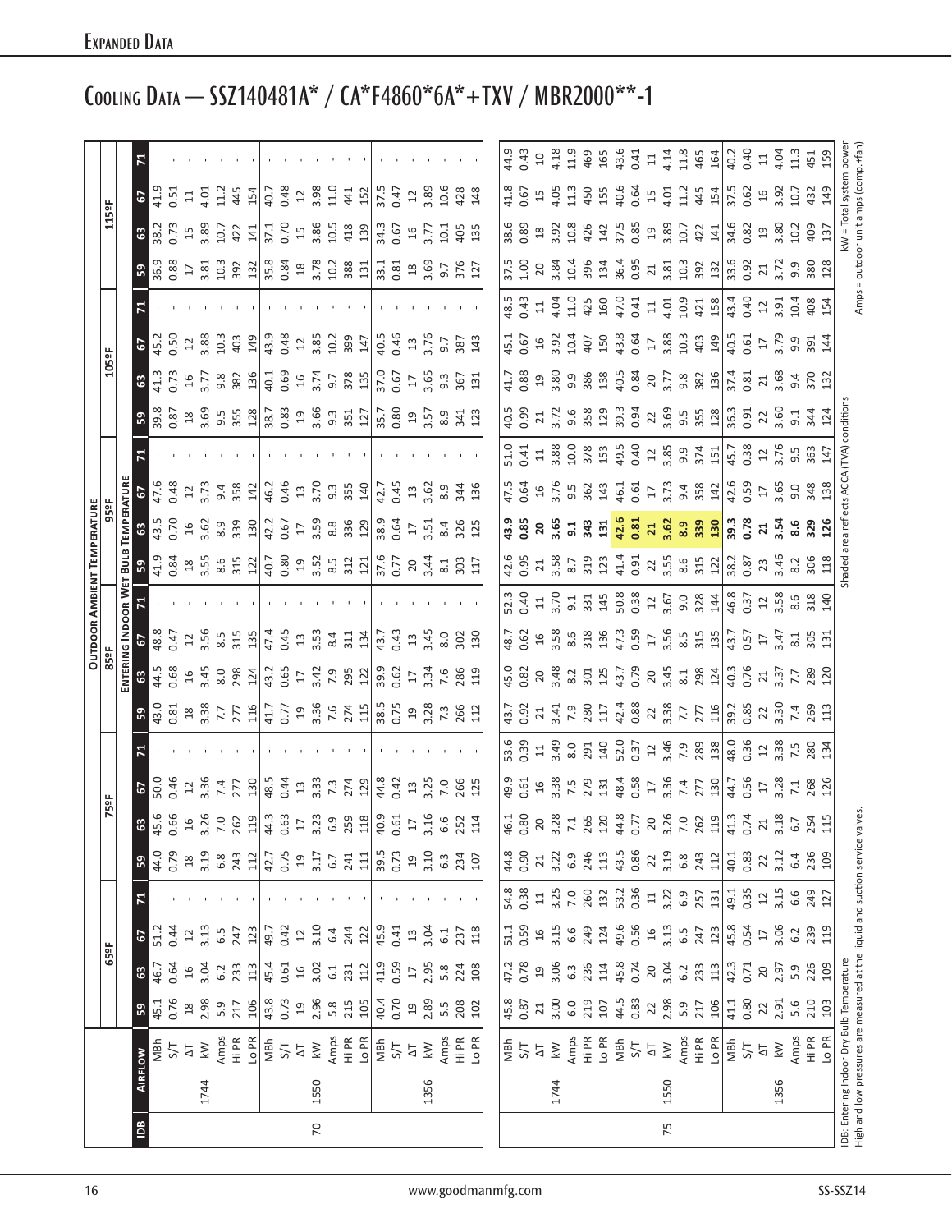# Expanded Data

## Cooling Data — SSZ140481A* / CA*F4860*6A*+TXV / MBR2000**-1

| IDB | Airflow | | 65ºF 59 | 65ºF 63 | 65ºF 67 | 65ºF 71 | 75ºF 59 | 75ºF 63 | 75ºF 67 | 75ºF 71 | 85ºF 59 | 85ºF 63 | 85ºF 67 | 85ºF 71 | 95ºF 59 | 95ºF 63 | 95ºF 67 | 95ºF 71 | 105ºF 59 | 105ºF 63 | 105ºF 67 | 105ºF 71 | 115ºF 59 | 115ºF 63 | 115ºF 67 | 115ºF 71 |
|---|---|---|---|---|---|---|---|---|---|---|---|---|---|---|---|---|---|---|---|---|---|---|---|---|---|---|
| 70 | 1744 | MBh | 45.1 | 46.7 | 51.2 | - | 44.0 | 45.6 | 50.0 | - | 43.0 | 44.5 | 48.8 | - | 41.9 | 43.5 | 47.6 | - | 39.8 | 41.3 | 45.2 | - | 36.9 | 38.2 | 41.9 | - |
| | | S/T | 0.76 | 0.64 | 0.44 | - | 0.79 | 0.66 | 0.46 | - | 0.81 | 0.68 | 0.47 | - | 0.84 | 0.70 | 0.48 | - | 0.87 | 0.73 | 0.50 | - | 0.88 | 0.73 | 0.51 | - |
| | | ΔT | 18 | 16 | 12 | - | 18 | 16 | 12 | - | 18 | 16 | 12 | - | 18 | 16 | 12 | - | 18 | 16 | 12 | - | 17 | 15 | 11 | - |
| | | kW | 2.98 | 3.04 | 3.13 | - | 3.19 | 3.26 | 3.36 | - | 3.38 | 3.45 | 3.56 | - | 3.55 | 3.62 | 3.73 | - | 3.69 | 3.77 | 3.88 | - | 3.81 | 3.89 | 4.01 | - |
| | | Amps | 5.9 | 6.2 | 6.5 | - | 6.8 | 7.0 | 7.4 | - | 7.7 | 8.0 | 8.5 | - | 8.6 | 8.9 | 9.4 | - | 9.5 | 9.8 | 10.3 | - | 10.3 | 10.7 | 11.2 | - |
| | | Hi PR | 217 | 233 | 247 | - | 243 | 262 | 277 | - | 277 | 298 | 315 | - | 315 | 339 | 358 | - | 355 | 382 | 403 | - | 392 | 422 | 445 | - |
| | | Lo PR | 106 | 113 | 123 | - | 112 | 119 | 130 | - | 116 | 124 | 135 | - | 122 | 130 | 142 | - | 128 | 136 | 149 | - | 132 | 141 | 154 | - |
| | 1550 | MBh | 43.8 | 45.4 | 49.7 | - | 42.7 | 44.3 | 48.5 | - | 41.7 | 43.2 | 47.4 | - | 40.7 | 42.2 | 46.2 | - | 38.7 | 40.1 | 43.9 | - | 35.8 | 37.1 | 40.7 | - |
| | | S/T | 0.73 | 0.61 | 0.42 | - | 0.75 | 0.63 | 0.44 | - | 0.77 | 0.65 | 0.45 | - | 0.80 | 0.67 | 0.46 | - | 0.83 | 0.69 | 0.48 | - | 0.84 | 0.70 | 0.48 | - |
| | | ΔT | 19 | 16 | 12 | - | 19 | 17 | 13 | - | 19 | 17 | 13 | - | 19 | 17 | 13 | - | 19 | 16 | 12 | - | 18 | 15 | 12 | - |
| | | kW | 2.96 | 3.02 | 3.10 | - | 3.17 | 3.23 | 3.33 | - | 3.36 | 3.42 | 3.53 | - | 3.52 | 3.59 | 3.70 | - | 3.66 | 3.74 | 3.85 | - | 3.78 | 3.86 | 3.98 | - |
| | | Amps | 5.8 | 6.1 | 6.4 | - | 6.7 | 6.9 | 7.3 | - | 7.6 | 7.9 | 8.4 | - | 8.5 | 8.8 | 9.3 | - | 9.3 | 9.7 | 10.2 | - | 10.2 | 10.5 | 11.0 | - |
| | | Hi PR | 215 | 231 | 244 | - | 241 | 259 | 274 | - | 274 | 295 | 311 | - | 312 | 336 | 355 | - | 351 | 378 | 399 | - | 388 | 418 | 441 | - |
| | | Lo PR | 105 | 112 | 122 | - | 111 | 118 | 129 | - | 115 | 122 | 134 | - | 121 | 129 | 140 | - | 127 | 135 | 147 | - | 131 | 139 | 152 | - |
| | 1356 | MBh | 40.4 | 41.9 | 45.9 | - | 39.5 | 40.9 | 44.8 | - | 38.5 | 39.9 | 43.7 | - | 37.6 | 38.9 | 42.7 | - | 35.7 | 37.0 | 40.5 | - | 33.1 | 34.3 | 37.5 | - |
| | | S/T | 0.70 | 0.59 | 0.41 | - | 0.73 | 0.61 | 0.42 | - | 0.75 | 0.62 | 0.43 | - | 0.77 | 0.64 | 0.45 | - | 0.80 | 0.67 | 0.46 | - | 0.81 | 0.67 | 0.47 | - |
| | | ΔT | 19 | 17 | 13 | - | 19 | 17 | 13 | - | 19 | 17 | 13 | - | 20 | 17 | 13 | - | 19 | 17 | 13 | - | 18 | 16 | 12 | - |
| | | kW | 2.89 | 2.95 | 3.04 | - | 3.10 | 3.16 | 3.25 | - | 3.28 | 3.34 | 3.45 | - | 3.44 | 3.51 | 3.62 | - | 3.57 | 3.65 | 3.76 | - | 3.69 | 3.77 | 3.89 | - |
| | | Amps | 5.5 | 5.8 | 6.1 | - | 6.3 | 6.6 | 7.0 | - | 7.3 | 7.6 | 8.0 | - | 8.1 | 8.4 | 8.9 | - | 8.9 | 9.3 | 9.7 | - | 9.7 | 10.1 | 10.6 | - |
| | | Hi PR | 208 | 224 | 237 | - | 234 | 252 | 266 | - | 266 | 286 | 302 | - | 303 | 326 | 344 | - | 341 | 367 | 387 | - | 376 | 405 | 428 | - |
| | | Lo PR | 102 | 108 | 118 | - | 107 | 114 | 125 | - | 112 | 119 | 130 | - | 117 | 125 | 136 | - | 123 | 131 | 143 | - | 127 | 135 | 148 | - |
| 75 | 1744 | MBh | 45.8 | 47.2 | 51.1 | 54.8 | 44.8 | 46.1 | 49.9 | 53.6 | 43.7 | 45.0 | 48.7 | 52.3 | 42.6 | **43.9** | 47.5 | 51.0 | 40.5 | 41.7 | 45.1 | 48.5 | 37.5 | 38.6 | 41.8 | 44.9 |
| | | S/T | 0.87 | 0.78 | 0.59 | 0.38 | 0.90 | 0.80 | 0.61 | 0.39 | 0.92 | 0.82 | 0.62 | 0.40 | 0.95 | **0.85** | 0.64 | 0.41 | 0.99 | 0.88 | 0.67 | 0.43 | 1.00 | 0.89 | 0.67 | 0.43 |
| | | ΔT | 21 | 19 | 16 | 11 | 21 | 20 | 16 | 11 | 21 | 20 | 16 | 11 | 21 | **20** | 16 | 11 | 21 | 19 | 16 | 11 | 20 | 18 | 15 | 10 |
| | | kW | 3.00 | 3.06 | 3.15 | 3.25 | 3.22 | 3.28 | 3.38 | 3.49 | 3.41 | 3.48 | 3.58 | 3.70 | 3.58 | **3.65** | 3.76 | 3.88 | 3.72 | 3.80 | 3.92 | 4.04 | 3.84 | 3.92 | 4.05 | 4.18 |
| | | Amps | 6.0 | 6.3 | 6.6 | 7.0 | 6.9 | 7.1 | 7.5 | 8.0 | 7.9 | 8.2 | 8.6 | 9.1 | 8.7 | **9.1** | 9.5 | 10.0 | 9.6 | 9.9 | 10.4 | 11.0 | 10.4 | 10.8 | 11.3 | 11.9 |
| | | Hi PR | 219 | 236 | 249 | 260 | 246 | 265 | 279 | 291 | 280 | 301 | 318 | 331 | 319 | **343** | 362 | 378 | 358 | 386 | 407 | 425 | 396 | 426 | 450 | 469 |
| | | Lo PR | 107 | 114 | 124 | 132 | 113 | 120 | 131 | 140 | 117 | 125 | 136 | 145 | 123 | **131** | 143 | 153 | 129 | 138 | 150 | 160 | 134 | 142 | 155 | 165 |
| | 1550 | MBh | 44.5 | 45.8 | 49.6 | 53.2 | 43.5 | 44.8 | 48.4 | 52.0 | 42.4 | 43.7 | 47.3 | 50.8 | 41.4 | **42.6** | 46.1 | 49.5 | 39.3 | 40.5 | 43.8 | 47.0 | 36.4 | 37.5 | 40.6 | 43.6 |
| | | S/T | 0.83 | 0.74 | 0.56 | 0.36 | 0.86 | 0.77 | 0.58 | 0.37 | 0.88 | 0.79 | 0.59 | 0.38 | 0.91 | **0.81** | 0.61 | 0.40 | 0.94 | 0.84 | 0.64 | 0.41 | 0.95 | 0.85 | 0.64 | 0.41 |
| | | ΔT | 22 | 20 | 16 | 11 | 22 | 20 | 17 | 12 | 22 | 20 | 17 | 12 | 22 | **21** | 17 | 12 | 22 | 20 | 17 | 11 | 21 | 19 | 15 | 11 |
| | | kW | 2.98 | 3.04 | 3.13 | 3.22 | 3.19 | 3.26 | 3.36 | 3.46 | 3.38 | 3.45 | 3.56 | 3.67 | 3.55 | **3.62** | 3.73 | 3.85 | 3.69 | 3.77 | 3.88 | 4.01 | 3.81 | 3.89 | 4.01 | 4.14 |
| | | Amps | 5.9 | 6.2 | 6.5 | 6.9 | 6.8 | 7.0 | 7.4 | 7.9 | 7.7 | 8.1 | 8.5 | 9.0 | 8.6 | **8.9** | 9.4 | 9.9 | 9.5 | 9.8 | 10.3 | 10.9 | 10.3 | 10.7 | 11.2 | 11.8 |
| | | Hi PR | 217 | 233 | 247 | 257 | 243 | 262 | 277 | 289 | 277 | 298 | 315 | 328 | 315 | **339** | 358 | 374 | 355 | 382 | 403 | 421 | 392 | 422 | 445 | 465 |
| | | Lo PR | 106 | 113 | 123 | 131 | 112 | 119 | 130 | 138 | 116 | 124 | 135 | 144 | 122 | **130** | 142 | 151 | 128 | 136 | 149 | 158 | 132 | 141 | 154 | 164 |
| | 1356 | MBh | 41.1 | 42.3 | 45.8 | 49.1 | 40.1 | 41.3 | 44.7 | 48.0 | 39.2 | 40.3 | 43.7 | 46.8 | 38.2 | **39.3** | 42.6 | 45.7 | 36.3 | 37.4 | 40.5 | 43.4 | 33.6 | 34.6 | 37.5 | 40.2 |
| | | S/T | 0.80 | 0.71 | 0.54 | 0.35 | 0.83 | 0.74 | 0.56 | 0.36 | 0.85 | 0.76 | 0.57 | 0.37 | 0.87 | **0.78** | 0.59 | 0.38 | 0.91 | 0.81 | 0.61 | 0.40 | 0.92 | 0.82 | 0.62 | 0.40 |
| | | ΔT | 22 | 20 | 17 | 12 | 22 | 21 | 17 | 12 | 22 | 21 | 17 | 12 | 23 | **21** | 17 | 12 | 22 | 21 | 17 | 12 | 21 | 19 | 16 | 11 |
| | | kW | 2.91 | 2.97 | 3.06 | 3.15 | 3.12 | 3.18 | 3.28 | 3.38 | 3.30 | 3.37 | 3.47 | 3.58 | 3.46 | **3.54** | 3.65 | 3.76 | 3.60 | 3.68 | 3.79 | 3.91 | 3.72 | 3.80 | 3.92 | 4.04 |
| | | Amps | 5.6 | 5.9 | 6.2 | 6.6 | 6.4 | 6.7 | 7.1 | 7.5 | 7.4 | 7.7 | 8.1 | 8.6 | 8.2 | **8.6** | 9.0 | 9.5 | 9.1 | 9.4 | 9.9 | 10.4 | 9.9 | 10.2 | 10.7 | 11.3 |
| | | Hi PR | 210 | 226 | 239 | 249 | 236 | 254 | 268 | 280 | 269 | 289 | 305 | 318 | 306 | **329** | 348 | 363 | 344 | 370 | 391 | 408 | 380 | 409 | 432 | 451 |
| | | Lo PR | 103 | 109 | 119 | 127 | 109 | 115 | 126 | 134 | 113 | 120 | 131 | 140 | 118 | **126** | 138 | 147 | 124 | 132 | 144 | 154 | 128 | 137 | 149 | 159 |

Outdoor Ambient Temperature; Entering Indoor Wet Bulb Temperature (59, 63, 67, 71)

IDB: Entering Indoor Dry Bulb Temperature
High and low pressures are measured at the liquid and suction service valves.

Shaded area reflects ACCA (TVA) conditions

kW = Total system power
Amps = outdoor unit amps (comp.+fan)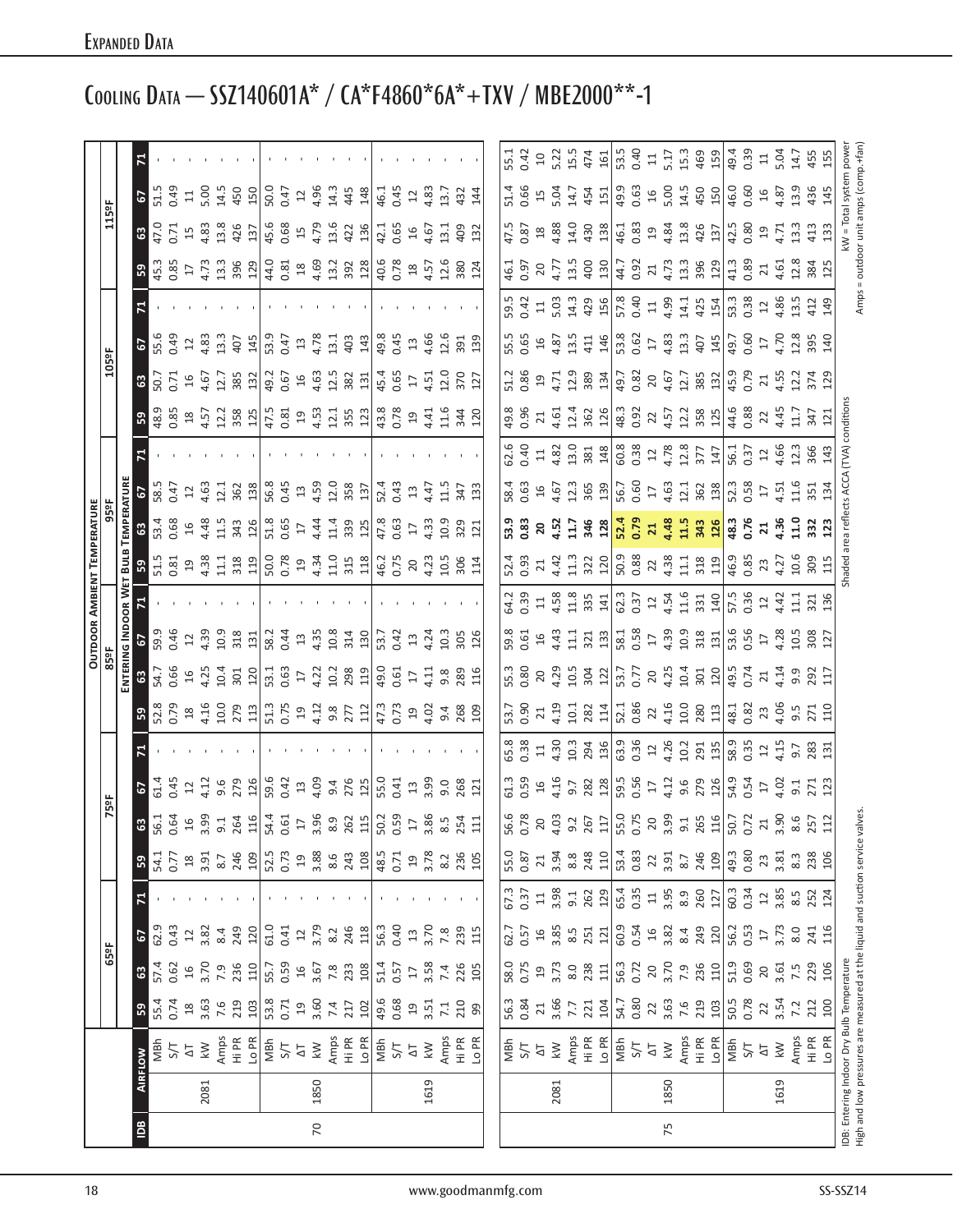# Expanded Data

## Cooling Data — SSZ140601A* / CA*F4860*6A*+TXV / MBE2000**-1

| IDB | Airflow | | 65ºF 59 | 65ºF 63 | 65ºF 67 | 65ºF 71 | 75ºF 59 | 75ºF 63 | 75ºF 67 | 75ºF 71 | 85ºF 59 | 85ºF 63 | 85ºF 67 | 85ºF 71 | 95ºF 59 | 95ºF 63 | 95ºF 67 | 95ºF 71 | 105ºF 59 | 105ºF 63 | 105ºF 67 | 105ºF 71 | 115ºF 59 | 115ºF 63 | 115ºF 67 | 115ºF 71 |
|---|---|---|---|---|---|---|---|---|---|---|---|---|---|---|---|---|---|---|---|---|---|---|---|---|---|---|
| 70 | 2081 | MBh | 55.4 | 57.4 | 62.9 | - | 54.1 | 56.1 | 61.4 | - | 52.8 | 54.7 | 59.9 | - | 51.5 | 53.4 | 58.5 | - | 48.9 | 50.7 | 55.6 | - | 45.3 | 47.0 | 51.5 | - |
| | | S/T | 0.74 | 0.62 | 0.43 | - | 0.77 | 0.64 | 0.45 | - | 0.79 | 0.66 | 0.46 | - | 0.81 | 0.68 | 0.47 | - | 0.85 | 0.71 | 0.49 | - | 0.85 | 0.71 | 0.49 | - |
| | | ΔT | 18 | 16 | 12 | - | 18 | 16 | 12 | - | 18 | 16 | 12 | - | 19 | 16 | 12 | - | 18 | 16 | 12 | - | 17 | 15 | 11 | - |
| | | kW | 3.63 | 3.70 | 3.82 | - | 3.91 | 3.99 | 4.12 | - | 4.16 | 4.25 | 4.39 | - | 4.38 | 4.48 | 4.63 | - | 4.57 | 4.67 | 4.83 | - | 4.73 | 4.83 | 5.00 | - |
| | | Amps | 7.6 | 7.9 | 8.4 | - | 8.7 | 9.1 | 9.6 | - | 10.0 | 10.4 | 10.9 | - | 11.1 | 11.5 | 12.1 | - | 12.2 | 12.7 | 13.3 | - | 13.3 | 13.8 | 14.5 | - |
| | | Hi PR | 219 | 236 | 249 | - | 246 | 264 | 279 | - | 279 | 301 | 318 | - | 318 | 343 | 362 | - | 358 | 385 | 407 | - | 396 | 426 | 450 | - |
| | | Lo PR | 103 | 110 | 120 | - | 109 | 116 | 126 | - | 113 | 120 | 131 | - | 119 | 126 | 138 | - | 125 | 132 | 145 | - | 129 | 137 | 150 | - |
| | 1850 | MBh | 53.8 | 55.7 | 61.0 | - | 52.5 | 54.4 | 59.6 | - | 51.3 | 53.1 | 58.2 | - | 50.0 | 51.8 | 56.8 | - | 47.5 | 49.2 | 53.9 | - | 44.0 | 45.6 | 50.0 | - |
| | | S/T | 0.71 | 0.59 | 0.41 | - | 0.73 | 0.61 | 0.42 | - | 0.75 | 0.63 | 0.44 | - | 0.78 | 0.65 | 0.45 | - | 0.81 | 0.67 | 0.47 | - | 0.81 | 0.68 | 0.47 | - |
| | | ΔT | 19 | 16 | 12 | - | 19 | 17 | 13 | - | 19 | 17 | 13 | - | 19 | 17 | 13 | - | 19 | 16 | 13 | - | 18 | 15 | 12 | - |
| | | kW | 3.60 | 3.67 | 3.79 | - | 3.88 | 3.96 | 4.09 | - | 4.12 | 4.22 | 4.35 | - | 4.34 | 4.44 | 4.59 | - | 4.53 | 4.63 | 4.78 | - | 4.69 | 4.79 | 4.96 | - |
| | | Amps | 7.4 | 7.8 | 8.2 | - | 8.6 | 8.9 | 9.4 | - | 9.8 | 10.2 | 10.8 | - | 11.0 | 11.4 | 12.0 | - | 12.1 | 12.5 | 13.1 | - | 13.2 | 13.6 | 14.3 | - |
| | | Hi PR | 217 | 233 | 246 | - | 243 | 262 | 276 | - | 277 | 298 | 314 | - | 315 | 339 | 358 | - | 355 | 382 | 403 | - | 392 | 422 | 445 | - |
| | | Lo PR | 102 | 108 | 118 | - | 108 | 115 | 125 | - | 112 | 119 | 130 | - | 118 | 125 | 137 | - | 123 | 131 | 143 | - | 128 | 136 | 148 | - |
| | 1619 | MBh | 49.6 | 51.4 | 56.3 | - | 48.5 | 50.2 | 55.0 | - | 47.3 | 49.0 | 53.7 | - | 46.2 | 47.8 | 52.4 | - | 43.8 | 45.4 | 49.8 | - | 40.6 | 42.1 | 46.1 | - |
| | | S/T | 0.68 | 0.57 | 0.40 | - | 0.71 | 0.59 | 0.41 | - | 0.73 | 0.61 | 0.42 | - | 0.75 | 0.63 | 0.43 | - | 0.78 | 0.65 | 0.45 | - | 0.78 | 0.65 | 0.45 | - |
| | | ΔT | 19 | 17 | 13 | - | 19 | 17 | 13 | - | 19 | 17 | 13 | - | 20 | 17 | 13 | - | 19 | 17 | 13 | - | 18 | 16 | 12 | - |
| | | kW | 3.51 | 3.58 | 3.70 | - | 3.78 | 3.86 | 3.99 | - | 4.02 | 4.11 | 4.24 | - | 4.23 | 4.33 | 4.47 | - | 4.41 | 4.51 | 4.66 | - | 4.57 | 4.67 | 4.83 | - |
| | | Amps | 7.1 | 7.4 | 7.8 | - | 8.2 | 8.5 | 9.0 | - | 9.4 | 9.8 | 10.3 | - | 10.5 | 10.9 | 11.5 | - | 11.6 | 12.0 | 12.6 | - | 12.6 | 13.1 | 13.7 | - |
| | | Hi PR | 210 | 226 | 239 | - | 236 | 254 | 268 | - | 268 | 289 | 305 | - | 306 | 329 | 347 | - | 344 | 370 | 391 | - | 380 | 409 | 432 | - |
| | | Lo PR | 99 | 105 | 115 | - | 105 | 111 | 121 | - | 109 | 116 | 126 | - | 114 | 121 | 133 | - | 120 | 127 | 139 | - | 124 | 132 | 144 | - |
| 75 | 2081 | MBh | 56.3 | 58.0 | 62.7 | 67.3 | 55.0 | 56.6 | 61.3 | 65.8 | 53.7 | 55.3 | 59.8 | 64.2 | 52.4 | 53.9 | 58.4 | 62.6 | 49.8 | 51.2 | 55.5 | 59.5 | 46.1 | 47.5 | 51.4 | 55.1 |
| | | S/T | 0.84 | 0.75 | 0.57 | 0.37 | 0.87 | 0.78 | 0.59 | 0.38 | 0.90 | 0.80 | 0.61 | 0.39 | 0.93 | 0.83 | 0.63 | 0.40 | 0.96 | 0.86 | 0.65 | 0.42 | 0.97 | 0.87 | 0.66 | 0.42 |
| | | ΔT | 21 | 19 | 16 | 11 | 21 | 20 | 16 | 11 | 21 | 20 | 16 | 11 | 21 | 20 | 16 | 11 | 21 | 19 | 16 | 11 | 20 | 18 | 15 | 10 |
| | | kW | 3.66 | 3.73 | 3.85 | 3.98 | 3.94 | 4.03 | 4.16 | 4.30 | 4.19 | 4.29 | 4.43 | 4.58 | 4.42 | 4.52 | 4.67 | 4.82 | 4.61 | 4.71 | 4.87 | 5.03 | 4.77 | 4.88 | 5.04 | 5.22 |
| | | Amps | 7.7 | 8.0 | 8.5 | 9.1 | 8.8 | 9.2 | 9.7 | 10.3 | 10.1 | 10.5 | 11.1 | 11.8 | 11.3 | 11.7 | 12.3 | 13.0 | 12.4 | 12.9 | 13.5 | 14.3 | 13.5 | 14.0 | 14.7 | 15.5 |
| | | Hi PR | 221 | 238 | 251 | 262 | 248 | 267 | 282 | 294 | 282 | 304 | 321 | 335 | 322 | 346 | 365 | 381 | 362 | 389 | 411 | 429 | 400 | 430 | 454 | 474 |
| | | Lo PR | 104 | 111 | 121 | 129 | 110 | 117 | 128 | 136 | 114 | 122 | 133 | 141 | 120 | 128 | 139 | 148 | 126 | 134 | 146 | 156 | 130 | 138 | 151 | 161 |
| | 1850 | MBh | 54.7 | 56.3 | 60.9 | 65.4 | 53.4 | 55.0 | 59.5 | 63.9 | 52.1 | 53.7 | 58.1 | 62.3 | 50.9 | 52.4 | 56.7 | 60.8 | 48.3 | 49.7 | 53.8 | 57.8 | 44.7 | 46.1 | 49.9 | 53.5 |
| | | S/T | 0.80 | 0.72 | 0.54 | 0.35 | 0.83 | 0.75 | 0.56 | 0.36 | 0.86 | 0.77 | 0.58 | 0.37 | 0.88 | 0.79 | 0.60 | 0.38 | 0.92 | 0.82 | 0.62 | 0.40 | 0.92 | 0.83 | 0.63 | 0.40 |
| | | ΔT | 22 | 20 | 16 | 11 | 22 | 20 | 17 | 12 | 22 | 20 | 17 | 12 | 22 | 21 | 17 | 12 | 22 | 20 | 17 | 11 | 21 | 19 | 16 | 11 |
| | | kW | 3.63 | 3.70 | 3.82 | 3.95 | 3.91 | 3.99 | 4.12 | 4.26 | 4.16 | 4.25 | 4.39 | 4.54 | 4.38 | 4.48 | 4.63 | 4.78 | 4.57 | 4.67 | 4.83 | 4.99 | 4.73 | 4.84 | 5.00 | 5.17 |
| | | Amps | 7.6 | 7.9 | 8.4 | 8.9 | 8.7 | 9.1 | 9.6 | 10.2 | 10.0 | 10.4 | 10.9 | 11.6 | 11.1 | 11.5 | 12.1 | 12.8 | 12.2 | 12.7 | 13.3 | 14.1 | 13.3 | 13.8 | 14.5 | 15.3 |
| | | Hi PR | 219 | 236 | 249 | 260 | 246 | 265 | 279 | 291 | 280 | 301 | 318 | 331 | 318 | 343 | 362 | 377 | 358 | 385 | 407 | 425 | 396 | 426 | 450 | 469 |
| | | Lo PR | 103 | 110 | 120 | 127 | 109 | 116 | 126 | 135 | 113 | 120 | 131 | 140 | 119 | 126 | 138 | 147 | 125 | 132 | 145 | 154 | 129 | 137 | 150 | 159 |
| | 1619 | MBh | 50.5 | 51.9 | 56.2 | 60.3 | 49.3 | 50.7 | 54.9 | 58.9 | 48.1 | 49.5 | 53.6 | 57.5 | 46.9 | 48.3 | 52.3 | 56.1 | 44.6 | 45.9 | 49.7 | 53.3 | 41.3 | 42.5 | 46.0 | 49.4 |
| | | S/T | 0.78 | 0.69 | 0.53 | 0.34 | 0.80 | 0.72 | 0.54 | 0.35 | 0.82 | 0.74 | 0.56 | 0.36 | 0.85 | 0.76 | 0.58 | 0.37 | 0.88 | 0.79 | 0.60 | 0.38 | 0.89 | 0.80 | 0.60 | 0.39 |
| | | ΔT | 22 | 20 | 17 | 12 | 23 | 21 | 17 | 12 | 23 | 21 | 17 | 12 | 23 | 21 | 17 | 12 | 22 | 21 | 17 | 12 | 21 | 19 | 16 | 11 |
| | | kW | 3.54 | 3.61 | 3.73 | 3.85 | 3.81 | 3.90 | 4.02 | 4.15 | 4.06 | 4.14 | 4.28 | 4.42 | 4.27 | 4.36 | 4.51 | 4.66 | 4.45 | 4.55 | 4.70 | 4.86 | 4.61 | 4.71 | 4.87 | 5.04 |
| | | Amps | 7.2 | 7.5 | 8.0 | 8.5 | 8.3 | 8.6 | 9.1 | 9.7 | 9.5 | 9.9 | 10.5 | 11.1 | 10.6 | 11.0 | 11.6 | 12.3 | 11.7 | 12.2 | 12.8 | 13.5 | 12.8 | 13.3 | 13.9 | 14.7 |
| | | Hi PR | 212 | 229 | 241 | 252 | 238 | 257 | 271 | 283 | 271 | 292 | 308 | 321 | 309 | 332 | 351 | 366 | 347 | 374 | 395 | 412 | 384 | 413 | 436 | 455 |
| | | Lo PR | 100 | 106 | 116 | 124 | 106 | 112 | 123 | 131 | 110 | 117 | 127 | 136 | 115 | 123 | 134 | 143 | 121 | 129 | 140 | 149 | 125 | 133 | 145 | 155 |

Column headers: Outdoor Ambient Temperature (65ºF, 75ºF, 85ºF, 95ºF, 105ºF, 115ºF); Entering Indoor Wet Bulb Temperature (59, 63, 67, 71).

Shaded area reflects ACCA (TVA) conditions

IDB: Entering Indoor Dry Bulb Temperature
High and low pressures are measured at the liquid and suction service valves.

kW = Total system power
Amps = outdoor unit amps (comp.+fan)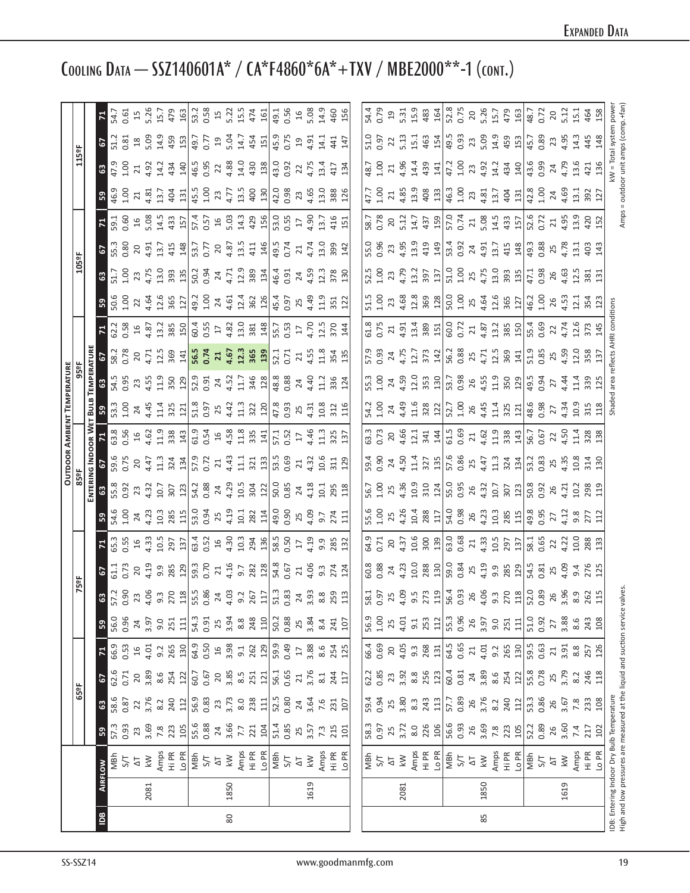# Expanded Data

## Cooling Data — SSZ140601A* / CA*F4860*6A*+TXV / MBE2000**-1 (cont.)

| IDB | Airflow | | 65ºF | | | | 75ºF | | | | 85ºF | | | | 95ºF | | | | 105ºF | | | | 115ºF | | | |
|---|---|---|---|---|---|---|---|---|---|---|---|---|---|---|---|---|---|---|---|---|---|---|---|---|---|---|
| | | | Entering Indoor Wet Bulb Temperature | | | | | | | | | | | | | | | | | | | | | | | |
| | | | 59 | 63 | 67 | 71 | 59 | 63 | 67 | 71 | 59 | 63 | 67 | 71 | 59 | 63 | 67 | 71 | 59 | 63 | 67 | 71 | 59 | 63 | 67 | 71 |
| 80 | 2081 | MBh | 57.3 | 58.6 | 62.6 | 66.9 | 56.0 | 57.2 | 61.1 | 65.3 | 54.6 | 55.8 | 59.6 | 63.8 | 53.3 | 54.5 | 58.2 | 62.2 | 50.6 | 51.7 | 55.3 | 59.1 | 46.9 | 47.9 | 51.2 | 54.7 |
| | | S/T | 0.93 | 0.87 | 0.71 | 0.53 | 0.96 | 0.90 | 0.73 | 0.55 | 1.00 | 0.92 | 0.75 | 0.56 | 1.00 | 0.95 | 0.78 | 0.58 | 1.00 | 1.00 | 0.80 | 0.60 | 1.00 | 1.00 | 0.81 | 0.61 |
| | | ΔT | 23 | 22 | 20 | 16 | 24 | 23 | 20 | 16 | 24 | 23 | 20 | 16 | 24 | 23 | 20 | 16 | 22 | 23 | 20 | 16 | 21 | 21 | 18 | 15 |
| | | kW | 3.69 | 3.76 | 3.89 | 4.01 | 3.97 | 4.06 | 4.19 | 4.33 | 4.23 | 4.32 | 4.47 | 4.62 | 4.45 | 4.55 | 4.71 | 4.87 | 4.64 | 4.75 | 4.91 | 5.08 | 4.81 | 4.92 | 5.09 | 5.26 |
| | | Amps | 7.8 | 8.2 | 8.6 | 9.2 | 9.0 | 9.3 | 9.9 | 10.5 | 10.3 | 10.7 | 11.3 | 11.9 | 11.4 | 11.9 | 12.5 | 13.2 | 12.6 | 13.0 | 13.7 | 14.5 | 13.7 | 14.2 | 14.9 | 15.7 |
| | | Hi PR | 223 | 240 | 254 | 265 | 251 | 270 | 285 | 297 | 285 | 307 | 324 | 338 | 325 | 350 | 369 | 385 | 365 | 393 | 415 | 433 | 404 | 434 | 459 | 479 |
| | | Lo PR | 105 | 112 | 122 | 130 | 111 | 118 | 129 | 137 | 115 | 123 | 134 | 143 | 121 | 129 | 141 | 150 | 127 | 135 | 148 | 157 | 131 | 140 | 153 | 163 |
| | 1850 | MBh | 55.6 | 56.9 | 60.7 | 64.9 | 54.3 | 55.5 | 59.3 | 63.4 | 53.0 | 54.2 | 57.9 | 61.9 | 51.8 | 52.9 | **56.5** | 60.4 | 49.2 | 50.2 | 53.7 | 57.4 | 45.5 | 46.5 | 49.7 | 53.2 |
| | | S/T | 0.88 | 0.83 | 0.67 | 0.50 | 0.91 | 0.86 | 0.70 | 0.52 | 0.94 | 0.88 | 0.72 | 0.54 | 0.97 | 0.91 | **0.74** | 0.55 | 1.00 | 0.94 | 0.77 | 0.57 | 1.00 | 0.95 | 0.77 | 0.58 |
| | | ΔT | 24 | 23 | 20 | 16 | 25 | 24 | 21 | 16 | 25 | 24 | 21 | 16 | 25 | 24 | **21** | 17 | 24 | 24 | 20 | 16 | 23 | 22 | 19 | 15 |
| | | kW | 3.66 | 3.73 | 3.85 | 3.98 | 3.94 | 4.03 | 4.16 | 4.30 | 4.19 | 4.29 | 4.43 | 4.58 | 4.42 | 4.52 | **4.67** | 4.82 | 4.61 | 4.71 | 4.87 | 5.03 | 4.77 | 4.88 | 5.04 | 5.22 |
| | | Amps | 7.7 | 8.0 | 8.5 | 9.1 | 8.8 | 9.2 | 9.7 | 10.3 | 10.1 | 10.5 | 11.1 | 11.8 | 11.3 | 11.7 | **12.3** | 13.0 | 12.4 | 12.9 | 13.5 | 14.3 | 13.5 | 14.0 | 14.7 | 15.5 |
| | | Hi PR | 221 | 238 | 251 | 262 | 248 | 267 | 282 | 294 | 282 | 304 | 321 | 335 | 322 | 346 | **365** | 381 | 362 | 389 | 411 | 429 | 400 | 430 | 454 | 474 |
| | | Lo PR | 104 | 111 | 121 | 129 | 110 | 117 | 128 | 136 | 114 | 122 | 133 | 141 | 120 | 128 | **139** | 148 | 126 | 134 | 146 | 156 | 130 | 138 | 151 | 161 |
| | 1619 | MBh | 51.4 | 52.5 | 56.1 | 59.9 | 50.2 | 51.3 | 54.8 | 58.5 | 49.0 | 50.0 | 53.5 | 57.1 | 47.8 | 48.8 | 52.1 | 55.7 | 45.4 | 46.4 | 49.5 | 53.0 | 42.0 | 43.0 | 45.9 | 49.1 |
| | | S/T | 0.85 | 0.80 | 0.65 | 0.49 | 0.88 | 0.83 | 0.67 | 0.50 | 0.90 | 0.85 | 0.69 | 0.52 | 0.93 | 0.88 | 0.71 | 0.53 | 0.97 | 0.91 | 0.74 | 0.55 | 0.98 | 0.92 | 0.75 | 0.56 |
| | | ΔT | 25 | 24 | 21 | 17 | 25 | 24 | 21 | 17 | 25 | 24 | 21 | 17 | 25 | 24 | 21 | 17 | 25 | 24 | 21 | 17 | 23 | 22 | 19 | 16 |
| | | kW | 3.57 | 3.64 | 3.76 | 3.88 | 3.84 | 3.93 | 4.06 | 4.19 | 4.09 | 4.18 | 4.32 | 4.46 | 4.31 | 4.40 | 4.55 | 4.70 | 4.49 | 4.59 | 4.74 | 4.90 | 4.65 | 4.75 | 4.91 | 5.08 |
| | | Amps | 7.3 | 7.6 | 8.1 | 8.6 | 8.4 | 8.8 | 9.3 | 9.9 | 9.7 | 10.1 | 10.6 | 11.3 | 10.8 | 11.2 | 11.8 | 12.5 | 11.9 | 12.3 | 13.0 | 13.7 | 13.0 | 13.4 | 14.1 | 14.9 |
| | | Hi PR | 215 | 231 | 244 | 254 | 241 | 259 | 274 | 285 | 274 | 295 | 311 | 325 | 312 | 336 | 354 | 370 | 351 | 378 | 399 | 416 | 388 | 417 | 441 | 460 |
| | | Lo PR | 101 | 107 | 117 | 125 | 107 | 113 | 124 | 132 | 111 | 118 | 129 | 137 | 116 | 124 | 135 | 144 | 122 | 130 | 142 | 151 | 126 | 134 | 147 | 156 |
| 85 | 2081 | MBh | 58.3 | 59.4 | 62.2 | 66.4 | 56.9 | 58.1 | 60.8 | 64.9 | 55.6 | 56.7 | 59.4 | 63.3 | 54.2 | 55.3 | 57.9 | 61.8 | 51.5 | 52.5 | 55.0 | 58.7 | 47.7 | 48.7 | 51.0 | 54.4 |
| | | S/T | 0.97 | 0.94 | 0.85 | 0.69 | 1.00 | 0.97 | 0.88 | 0.71 | 1.00 | 1.00 | 0.90 | 0.73 | 1.00 | 1.00 | 0.93 | 0.75 | 1.00 | 1.00 | 0.96 | 0.78 | 1.00 | 1.00 | 0.97 | 0.79 |
| | | ΔT | 25 | 25 | 23 | 20 | 25 | 25 | 24 | 20 | 25 | 25 | 24 | 20 | 24 | 24 | 24 | 21 | 23 | 23 | 23 | 20 | 21 | 21 | 22 | 19 |
| | | kW | 3.72 | 3.80 | 3.92 | 4.05 | 4.01 | 4.09 | 4.23 | 4.37 | 4.26 | 4.36 | 4.50 | 4.66 | 4.49 | 4.59 | 4.75 | 4.91 | 4.68 | 4.79 | 4.95 | 5.12 | 4.85 | 4.96 | 5.13 | 5.31 |
| | | Amps | 8.0 | 8.3 | 8.8 | 9.3 | 9.1 | 9.5 | 10.0 | 10.6 | 10.4 | 10.9 | 11.4 | 12.1 | 11.6 | 12.0 | 12.7 | 13.4 | 12.8 | 13.2 | 13.9 | 14.7 | 13.9 | 14.4 | 15.1 | 15.9 |
| | | Hi PR | 226 | 243 | 256 | 268 | 253 | 273 | 288 | 300 | 288 | 310 | 327 | 341 | 328 | 353 | 373 | 389 | 369 | 397 | 419 | 437 | 408 | 439 | 463 | 483 |
| | | Lo PR | 106 | 113 | 123 | 131 | 112 | 119 | 130 | 139 | 117 | 124 | 135 | 144 | 122 | 130 | 142 | 151 | 128 | 137 | 149 | 159 | 133 | 141 | 154 | 164 |
| | 1850 | MBh | 56.6 | 57.7 | 60.4 | 64.5 | 55.3 | 56.4 | 59.0 | 63.0 | 54.0 | 55.0 | 57.6 | 61.5 | 52.7 | 53.7 | 56.2 | 60.0 | 50.0 | 51.0 | 53.4 | 57.0 | 46.3 | 47.2 | 49.5 | 52.8 |
| | | S/T | 0.93 | 0.89 | 0.81 | 0.65 | 0.96 | 0.93 | 0.84 | 0.68 | 0.98 | 0.95 | 0.86 | 0.69 | 1.00 | 0.98 | 0.88 | 0.72 | 1.00 | 1.00 | 0.92 | 0.74 | 1.00 | 1.00 | 0.93 | 0.75 |
| | | ΔT | 26 | 26 | 24 | 21 | 26 | 26 | 25 | 21 | 26 | 26 | 25 | 21 | 26 | 26 | 25 | 21 | 25 | 25 | 24 | 21 | 23 | 23 | 23 | 20 |
| | | kW | 3.69 | 3.76 | 3.89 | 4.01 | 3.97 | 4.06 | 4.19 | 4.33 | 4.23 | 4.32 | 4.47 | 4.62 | 4.45 | 4.55 | 4.71 | 4.87 | 4.64 | 4.75 | 4.91 | 5.08 | 4.81 | 4.92 | 5.09 | 5.26 |
| | | Amps | 7.8 | 8.2 | 8.6 | 9.2 | 9.0 | 9.3 | 9.9 | 10.5 | 10.3 | 10.7 | 11.3 | 11.9 | 11.4 | 11.9 | 12.5 | 13.2 | 12.6 | 13.0 | 13.7 | 14.5 | 13.7 | 14.2 | 14.9 | 15.7 |
| | | Hi PR | 223 | 240 | 254 | 265 | 251 | 270 | 285 | 297 | 285 | 307 | 324 | 338 | 325 | 350 | 369 | 385 | 365 | 393 | 415 | 433 | 404 | 434 | 459 | 479 |
| | | Lo PR | 105 | 112 | 122 | 130 | 111 | 118 | 129 | 137 | 115 | 123 | 134 | 143 | 121 | 129 | 141 | 150 | 127 | 135 | 148 | 157 | 131 | 140 | 153 | 163 |
| | 1619 | MBh | 52.2 | 53.3 | 55.8 | 59.5 | 51.0 | 52.0 | 54.5 | 58.1 | 49.8 | 50.8 | 53.2 | 56.7 | 48.6 | 49.5 | 51.9 | 55.4 | 46.2 | 47.1 | 49.3 | 52.6 | 42.8 | 43.6 | 45.7 | 48.7 |
| | | S/T | 0.89 | 0.86 | 0.78 | 0.63 | 0.92 | 0.89 | 0.81 | 0.65 | 0.95 | 0.92 | 0.83 | 0.67 | 0.98 | 0.94 | 0.85 | 0.69 | 1.00 | 0.98 | 0.88 | 0.72 | 1.00 | 0.99 | 0.89 | 0.72 |
| | | ΔT | 26 | 26 | 25 | 21 | 27 | 26 | 25 | 22 | 27 | 26 | 25 | 22 | 27 | 27 | 25 | 22 | 26 | 26 | 25 | 21 | 24 | 24 | 23 | 20 |
| | | kW | 3.60 | 3.67 | 3.79 | 3.91 | 3.88 | 3.96 | 4.09 | 4.22 | 4.12 | 4.21 | 4.35 | 4.50 | 4.34 | 4.44 | 4.59 | 4.74 | 4.53 | 4.63 | 4.78 | 4.95 | 4.69 | 4.79 | 4.95 | 5.12 |
| | | Amps | 7.4 | 7.8 | 8.2 | 8.8 | 8.6 | 8.9 | 9.4 | 10.0 | 9.8 | 10.2 | 10.8 | 11.4 | 10.9 | 11.4 | 12.0 | 12.6 | 12.1 | 12.5 | 13.1 | 13.9 | 13.1 | 13.6 | 14.3 | 15.1 |
| | | Hi PR | 217 | 233 | 246 | 257 | 243 | 262 | 276 | 288 | 277 | 298 | 314 | 328 | 315 | 339 | 358 | 373 | 354 | 381 | 403 | 420 | 392 | 421 | 445 | 464 |
| | | Lo PR | 102 | 108 | 118 | 126 | 108 | 115 | 125 | 133 | 112 | 119 | 130 | 138 | 118 | 125 | 137 | 145 | 123 | 131 | 143 | 152 | 127 | 136 | 148 | 158 |

IDB: Entering Indoor Dry Bulb Temperature
High and low pressures are measured at the liquid and suction service valves.

Shaded area reflects AHRI conditions

kW = Total system power
Amps = outdoor unit amps (comp.+fan)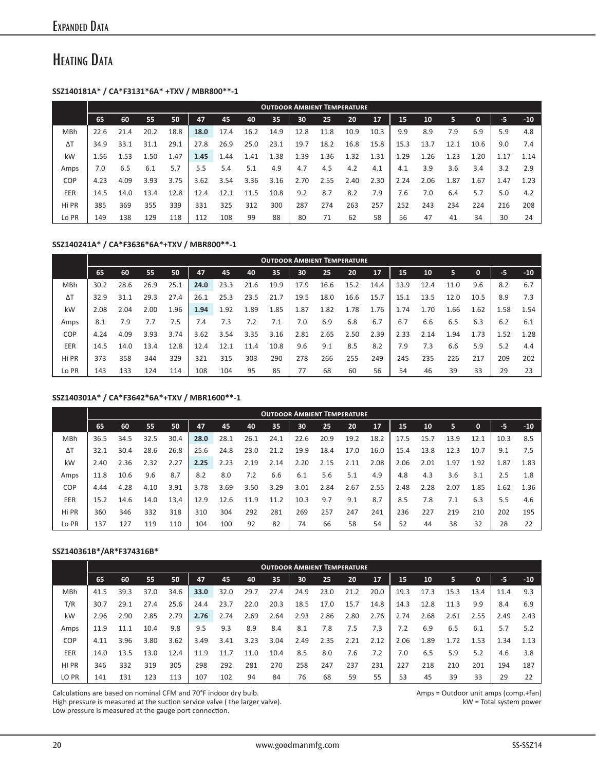# Heating Data

**SSZ140181A* / CA*F3131*6A* +TXV / MBR800**-1**

| | Outdoor Ambient Temperature | | | | | | | | | | | | | | | | | |
|---|---|---|---|---|---|---|---|---|---|---|---|---|---|---|---|---|---|---|
| | 65 | 60 | 55 | 50 | 47 | 45 | 40 | 35 | 30 | 25 | 20 | 17 | 15 | 10 | 5 | 0 | -5 | -10 |
| MBh | 22.6 | 21.4 | 20.2 | 18.8 | **18.0** | 17.4 | 16.2 | 14.9 | 12.8 | 11.8 | 10.9 | 10.3 | 9.9 | 8.9 | 7.9 | 6.9 | 5.9 | 4.8 |
| ΔT | 34.9 | 33.1 | 31.1 | 29.1 | 27.8 | 26.9 | 25.0 | 23.1 | 19.7 | 18.2 | 16.8 | 15.8 | 15.3 | 13.7 | 12.1 | 10.6 | 9.0 | 7.4 |
| kW | 1.56 | 1.53 | 1.50 | 1.47 | **1.45** | 1.44 | 1.41 | 1.38 | 1.39 | 1.36 | 1.32 | 1.31 | 1.29 | 1.26 | 1.23 | 1.20 | 1.17 | 1.14 |
| Amps | 7.0 | 6.5 | 6.1 | 5.7 | 5.5 | 5.4 | 5.1 | 4.9 | 4.7 | 4.5 | 4.2 | 4.1 | 4.1 | 3.9 | 3.6 | 3.4 | 3.2 | 2.9 |
| COP | 4.23 | 4.09 | 3.93 | 3.75 | 3.62 | 3.54 | 3.36 | 3.16 | 2.70 | 2.55 | 2.40 | 2.30 | 2.24 | 2.06 | 1.87 | 1.67 | 1.47 | 1.23 |
| EER | 14.5 | 14.0 | 13.4 | 12.8 | 12.4 | 12.1 | 11.5 | 10.8 | 9.2 | 8.7 | 8.2 | 7.9 | 7.6 | 7.0 | 6.4 | 5.7 | 5.0 | 4.2 |
| Hi PR | 385 | 369 | 355 | 339 | 331 | 325 | 312 | 300 | 287 | 274 | 263 | 257 | 252 | 243 | 234 | 224 | 216 | 208 |
| Lo PR | 149 | 138 | 129 | 118 | 112 | 108 | 99 | 88 | 80 | 71 | 62 | 58 | 56 | 47 | 41 | 34 | 30 | 24 |

**SSZ140241A* / CA*F3636*6A*+TXV / MBR800**-1**

| | Outdoor Ambient Temperature | | | | | | | | | | | | | | | | | |
|---|---|---|---|---|---|---|---|---|---|---|---|---|---|---|---|---|---|---|
| | 65 | 60 | 55 | 50 | 47 | 45 | 40 | 35 | 30 | 25 | 20 | 17 | 15 | 10 | 5 | 0 | -5 | -10 |
| MBh | 30.2 | 28.6 | 26.9 | 25.1 | **24.0** | 23.3 | 21.6 | 19.9 | 17.9 | 16.6 | 15.2 | 14.4 | 13.9 | 12.4 | 11.0 | 9.6 | 8.2 | 6.7 |
| ΔT | 32.9 | 31.1 | 29.3 | 27.4 | 26.1 | 25.3 | 23.5 | 21.7 | 19.5 | 18.0 | 16.6 | 15.7 | 15.1 | 13.5 | 12.0 | 10.5 | 8.9 | 7.3 |
| kW | 2.08 | 2.04 | 2.00 | 1.96 | **1.94** | 1.92 | 1.89 | 1.85 | 1.87 | 1.82 | 1.78 | 1.76 | 1.74 | 1.70 | 1.66 | 1.62 | 1.58 | 1.54 |
| Amps | 8.1 | 7.9 | 7.7 | 7.5 | 7.4 | 7.3 | 7.2 | 7.1 | 7.0 | 6.9 | 6.8 | 6.7 | 6.7 | 6.6 | 6.5 | 6.3 | 6.2 | 6.1 |
| COP | 4.24 | 4.09 | 3.93 | 3.74 | 3.62 | 3.54 | 3.35 | 3.16 | 2.81 | 2.65 | 2.50 | 2.39 | 2.33 | 2.14 | 1.94 | 1.73 | 1.52 | 1.28 |
| EER | 14.5 | 14.0 | 13.4 | 12.8 | 12.4 | 12.1 | 11.4 | 10.8 | 9.6 | 9.1 | 8.5 | 8.2 | 7.9 | 7.3 | 6.6 | 5.9 | 5.2 | 4.4 |
| Hi PR | 373 | 358 | 344 | 329 | 321 | 315 | 303 | 290 | 278 | 266 | 255 | 249 | 245 | 235 | 226 | 217 | 209 | 202 |
| Lo PR | 143 | 133 | 124 | 114 | 108 | 104 | 95 | 85 | 77 | 68 | 60 | 56 | 54 | 46 | 39 | 33 | 29 | 23 |

**SSZ140301A* / CA*F3642*6A*+TXV / MBR1600**-1**

| | Outdoor Ambient Temperature | | | | | | | | | | | | | | | | | |
|---|---|---|---|---|---|---|---|---|---|---|---|---|---|---|---|---|---|---|
| | 65 | 60 | 55 | 50 | 47 | 45 | 40 | 35 | 30 | 25 | 20 | 17 | 15 | 10 | 5 | 0 | -5 | -10 |
| MBh | 36.5 | 34.5 | 32.5 | 30.4 | **28.0** | 28.1 | 26.1 | 24.1 | 22.6 | 20.9 | 19.2 | 18.2 | 17.5 | 15.7 | 13.9 | 12.1 | 10.3 | 8.5 |
| ΔT | 32.1 | 30.4 | 28.6 | 26.8 | 25.6 | 24.8 | 23.0 | 21.2 | 19.9 | 18.4 | 17.0 | 16.0 | 15.4 | 13.8 | 12.3 | 10.7 | 9.1 | 7.5 |
| kW | 2.40 | 2.36 | 2.32 | 2.27 | **2.25** | 2.23 | 2.19 | 2.14 | 2.20 | 2.15 | 2.11 | 2.08 | 2.06 | 2.01 | 1.97 | 1.92 | 1.87 | 1.83 |
| Amps | 11.8 | 10.6 | 9.6 | 8.7 | 8.2 | 8.0 | 7.2 | 6.6 | 6.1 | 5.6 | 5.1 | 4.9 | 4.8 | 4.3 | 3.6 | 3.1 | 2.5 | 1.8 |
| COP | 4.44 | 4.28 | 4.10 | 3.91 | 3.78 | 3.69 | 3.50 | 3.29 | 3.01 | 2.84 | 2.67 | 2.55 | 2.48 | 2.28 | 2.07 | 1.85 | 1.62 | 1.36 |
| EER | 15.2 | 14.6 | 14.0 | 13.4 | 12.9 | 12.6 | 11.9 | 11.2 | 10.3 | 9.7 | 9.1 | 8.7 | 8.5 | 7.8 | 7.1 | 6.3 | 5.5 | 4.6 |
| Hi PR | 360 | 346 | 332 | 318 | 310 | 304 | 292 | 281 | 269 | 257 | 247 | 241 | 236 | 227 | 219 | 210 | 202 | 195 |
| Lo PR | 137 | 127 | 119 | 110 | 104 | 100 | 92 | 82 | 74 | 66 | 58 | 54 | 52 | 44 | 38 | 32 | 28 | 22 |

**SSZ140361B*/AR*F374316B***

| | Outdoor Ambient Temperature | | | | | | | | | | | | | | | | | |
|---|---|---|---|---|---|---|---|---|---|---|---|---|---|---|---|---|---|---|
| | 65 | 60 | 55 | 50 | 47 | 45 | 40 | 35 | 30 | 25 | 20 | 17 | 15 | 10 | 5 | 0 | -5 | -10 |
| MBh | 41.5 | 39.3 | 37.0 | 34.6 | **33.0** | 32.0 | 29.7 | 27.4 | 24.9 | 23.0 | 21.2 | 20.0 | 19.3 | 17.3 | 15.3 | 13.4 | 11.4 | 9.3 |
| T/R | 30.7 | 29.1 | 27.4 | 25.6 | 24.4 | 23.7 | 22.0 | 20.3 | 18.5 | 17.0 | 15.7 | 14.8 | 14.3 | 12.8 | 11.3 | 9.9 | 8.4 | 6.9 |
| kW | 2.96 | 2.90 | 2.85 | 2.79 | **2.76** | 2.74 | 2.69 | 2.64 | 2.93 | 2.86 | 2.80 | 2.76 | 2.74 | 2.68 | 2.61 | 2.55 | 2.49 | 2.43 |
| Amps | 11.9 | 11.1 | 10.4 | 9.8 | 9.5 | 9.3 | 8.9 | 8.4 | 8.1 | 7.8 | 7.5 | 7.3 | 7.2 | 6.9 | 6.5 | 6.1 | 5.7 | 5.2 |
| COP | 4.11 | 3.96 | 3.80 | 3.62 | 3.49 | 3.41 | 3.23 | 3.04 | 2.49 | 2.35 | 2.21 | 2.12 | 2.06 | 1.89 | 1.72 | 1.53 | 1.34 | 1.13 |
| EER | 14.0 | 13.5 | 13.0 | 12.4 | 11.9 | 11.7 | 11.0 | 10.4 | 8.5 | 8.0 | 7.6 | 7.2 | 7.0 | 6.5 | 5.9 | 5.2 | 4.6 | 3.8 |
| HI PR | 346 | 332 | 319 | 305 | 298 | 292 | 281 | 270 | 258 | 247 | 237 | 231 | 227 | 218 | 210 | 201 | 194 | 187 |
| LO PR | 141 | 131 | 123 | 113 | 107 | 102 | 94 | 84 | 76 | 68 | 59 | 55 | 53 | 45 | 39 | 33 | 29 | 22 |

Calculations are based on nominal CFM and 70°F indoor dry bulb.
High pressure is measured at the suction service valve ( the larger valve).
Low pressure is measured at the gauge port connection.

Amps = Outdoor unit amps (comp.+fan)
kW = Total system power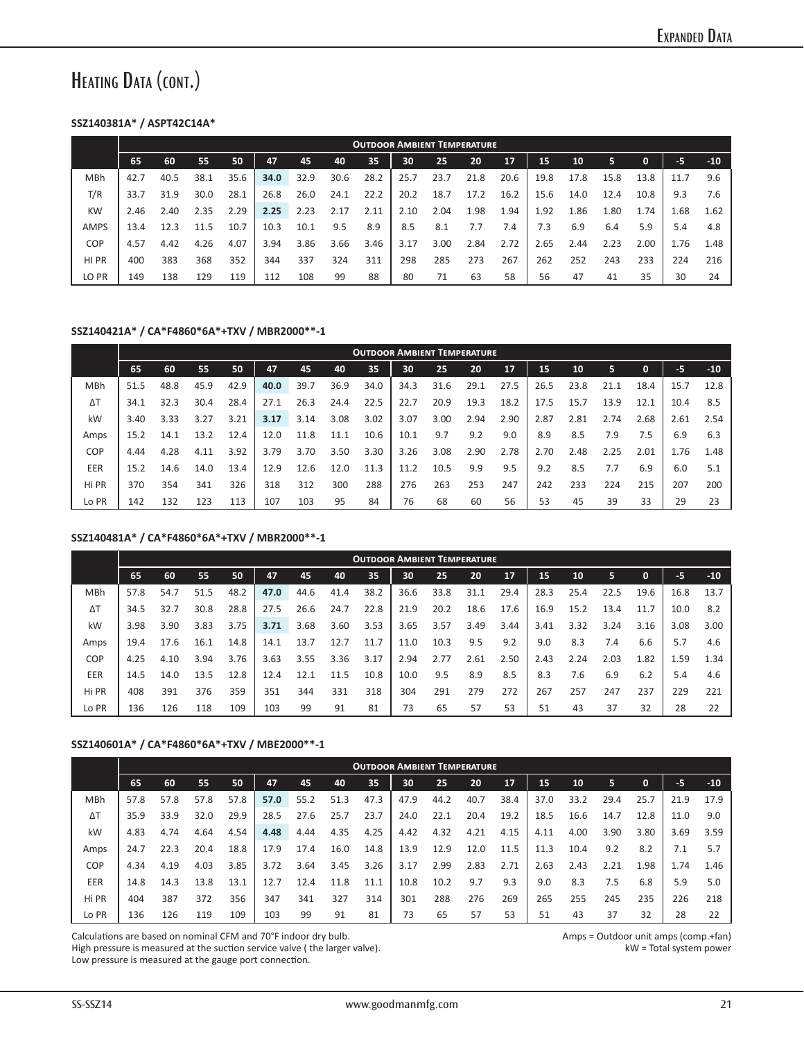# Heating Data (cont.)

**SSZ140381A* / ASPT42C14A***

| | Outdoor Ambient Temperature | | | | | | | | | | | | | | | | | |
|---|---|---|---|---|---|---|---|---|---|---|---|---|---|---|---|---|---|---|
| | 65 | 60 | 55 | 50 | 47 | 45 | 40 | 35 | 30 | 25 | 20 | 17 | 15 | 10 | 5 | 0 | -5 | -10 |
| MBh | 42.7 | 40.5 | 38.1 | 35.6 | **34.0** | 32.9 | 30.6 | 28.2 | 25.7 | 23.7 | 21.8 | 20.6 | 19.8 | 17.8 | 15.8 | 13.8 | 11.7 | 9.6 |
| T/R | 33.7 | 31.9 | 30.0 | 28.1 | 26.8 | 26.0 | 24.1 | 22.2 | 20.2 | 18.7 | 17.2 | 16.2 | 15.6 | 14.0 | 12.4 | 10.8 | 9.3 | 7.6 |
| KW | 2.46 | 2.40 | 2.35 | 2.29 | **2.25** | 2.23 | 2.17 | 2.11 | 2.10 | 2.04 | 1.98 | 1.94 | 1.92 | 1.86 | 1.80 | 1.74 | 1.68 | 1.62 |
| AMPS | 13.4 | 12.3 | 11.5 | 10.7 | 10.3 | 10.1 | 9.5 | 8.9 | 8.5 | 8.1 | 7.7 | 7.4 | 7.3 | 6.9 | 6.4 | 5.9 | 5.4 | 4.8 |
| COP | 4.57 | 4.42 | 4.26 | 4.07 | 3.94 | 3.86 | 3.66 | 3.46 | 3.17 | 3.00 | 2.84 | 2.72 | 2.65 | 2.44 | 2.23 | 2.00 | 1.76 | 1.48 |
| HI PR | 400 | 383 | 368 | 352 | 344 | 337 | 324 | 311 | 298 | 285 | 273 | 267 | 262 | 252 | 243 | 233 | 224 | 216 |
| LO PR | 149 | 138 | 129 | 119 | 112 | 108 | 99 | 88 | 80 | 71 | 63 | 58 | 56 | 47 | 41 | 35 | 30 | 24 |

**SSZ140421A* / CA*F4860*6A*+TXV / MBR2000**-1**

| | Outdoor Ambient Temperature | | | | | | | | | | | | | | | | | |
|---|---|---|---|---|---|---|---|---|---|---|---|---|---|---|---|---|---|---|
| | 65 | 60 | 55 | 50 | 47 | 45 | 40 | 35 | 30 | 25 | 20 | 17 | 15 | 10 | 5 | 0 | -5 | -10 |
| MBh | 51.5 | 48.8 | 45.9 | 42.9 | **40.0** | 39.7 | 36.9 | 34.0 | 34.3 | 31.6 | 29.1 | 27.5 | 26.5 | 23.8 | 21.1 | 18.4 | 15.7 | 12.8 |
| ΔT | 34.1 | 32.3 | 30.4 | 28.4 | 27.1 | 26.3 | 24.4 | 22.5 | 22.7 | 20.9 | 19.3 | 18.2 | 17.5 | 15.7 | 13.9 | 12.1 | 10.4 | 8.5 |
| kW | 3.40 | 3.33 | 3.27 | 3.21 | **3.17** | 3.14 | 3.08 | 3.02 | 3.07 | 3.00 | 2.94 | 2.90 | 2.87 | 2.81 | 2.74 | 2.68 | 2.61 | 2.54 |
| Amps | 15.2 | 14.1 | 13.2 | 12.4 | 12.0 | 11.8 | 11.1 | 10.6 | 10.1 | 9.7 | 9.2 | 9.0 | 8.9 | 8.5 | 7.9 | 7.5 | 6.9 | 6.3 |
| COP | 4.44 | 4.28 | 4.11 | 3.92 | 3.79 | 3.70 | 3.50 | 3.30 | 3.26 | 3.08 | 2.90 | 2.78 | 2.70 | 2.48 | 2.25 | 2.01 | 1.76 | 1.48 |
| EER | 15.2 | 14.6 | 14.0 | 13.4 | 12.9 | 12.6 | 12.0 | 11.3 | 11.2 | 10.5 | 9.9 | 9.5 | 9.2 | 8.5 | 7.7 | 6.9 | 6.0 | 5.1 |
| Hi PR | 370 | 354 | 341 | 326 | 318 | 312 | 300 | 288 | 276 | 263 | 253 | 247 | 242 | 233 | 224 | 215 | 207 | 200 |
| Lo PR | 142 | 132 | 123 | 113 | 107 | 103 | 95 | 84 | 76 | 68 | 60 | 56 | 53 | 45 | 39 | 33 | 29 | 23 |

**SSZ140481A* / CA*F4860*6A*+TXV / MBR2000**-1**

| | Outdoor Ambient Temperature | | | | | | | | | | | | | | | | | |
|---|---|---|---|---|---|---|---|---|---|---|---|---|---|---|---|---|---|---|
| | 65 | 60 | 55 | 50 | 47 | 45 | 40 | 35 | 30 | 25 | 20 | 17 | 15 | 10 | 5 | 0 | -5 | -10 |
| MBh | 57.8 | 54.7 | 51.5 | 48.2 | **47.0** | 44.6 | 41.4 | 38.2 | 36.6 | 33.8 | 31.1 | 29.4 | 28.3 | 25.4 | 22.5 | 19.6 | 16.8 | 13.7 |
| ΔT | 34.5 | 32.7 | 30.8 | 28.8 | 27.5 | 26.6 | 24.7 | 22.8 | 21.9 | 20.2 | 18.6 | 17.6 | 16.9 | 15.2 | 13.4 | 11.7 | 10.0 | 8.2 |
| kW | 3.98 | 3.90 | 3.83 | 3.75 | **3.71** | 3.68 | 3.60 | 3.53 | 3.65 | 3.57 | 3.49 | 3.44 | 3.41 | 3.32 | 3.24 | 3.16 | 3.08 | 3.00 |
| Amps | 19.4 | 17.6 | 16.1 | 14.8 | 14.1 | 13.7 | 12.7 | 11.7 | 11.0 | 10.3 | 9.5 | 9.2 | 9.0 | 8.3 | 7.4 | 6.6 | 5.7 | 4.6 |
| COP | 4.25 | 4.10 | 3.94 | 3.76 | 3.63 | 3.55 | 3.36 | 3.17 | 2.94 | 2.77 | 2.61 | 2.50 | 2.43 | 2.24 | 2.03 | 1.82 | 1.59 | 1.34 |
| EER | 14.5 | 14.0 | 13.5 | 12.8 | 12.4 | 12.1 | 11.5 | 10.8 | 10.0 | 9.5 | 8.9 | 8.5 | 8.3 | 7.6 | 6.9 | 6.2 | 5.4 | 4.6 |
| Hi PR | 408 | 391 | 376 | 359 | 351 | 344 | 331 | 318 | 304 | 291 | 279 | 272 | 267 | 257 | 247 | 237 | 229 | 221 |
| Lo PR | 136 | 126 | 118 | 109 | 103 | 99 | 91 | 81 | 73 | 65 | 57 | 53 | 51 | 43 | 37 | 32 | 28 | 22 |

**SSZ140601A* / CA*F4860*6A*+TXV / MBE2000**-1**

| | Outdoor Ambient Temperature | | | | | | | | | | | | | | | | | |
|---|---|---|---|---|---|---|---|---|---|---|---|---|---|---|---|---|---|---|
| | 65 | 60 | 55 | 50 | 47 | 45 | 40 | 35 | 30 | 25 | 20 | 17 | 15 | 10 | 5 | 0 | -5 | -10 |
| MBh | 57.8 | 57.8 | 57.8 | 57.8 | **57.0** | 55.2 | 51.3 | 47.3 | 47.9 | 44.2 | 40.7 | 38.4 | 37.0 | 33.2 | 29.4 | 25.7 | 21.9 | 17.9 |
| ΔT | 35.9 | 33.9 | 32.0 | 29.9 | 28.5 | 27.6 | 25.7 | 23.7 | 24.0 | 22.1 | 20.4 | 19.2 | 18.5 | 16.6 | 14.7 | 12.8 | 11.0 | 9.0 |
| kW | 4.83 | 4.74 | 4.64 | 4.54 | **4.48** | 4.44 | 4.35 | 4.25 | 4.42 | 4.32 | 4.21 | 4.15 | 4.11 | 4.00 | 3.90 | 3.80 | 3.69 | 3.59 |
| Amps | 24.7 | 22.3 | 20.4 | 18.8 | 17.9 | 17.4 | 16.0 | 14.8 | 13.9 | 12.9 | 12.0 | 11.5 | 11.3 | 10.4 | 9.2 | 8.2 | 7.1 | 5.7 |
| COP | 4.34 | 4.19 | 4.03 | 3.85 | 3.72 | 3.64 | 3.45 | 3.26 | 3.17 | 2.99 | 2.83 | 2.71 | 2.63 | 2.43 | 2.21 | 1.98 | 1.74 | 1.46 |
| EER | 14.8 | 14.3 | 13.8 | 13.1 | 12.7 | 12.4 | 11.8 | 11.1 | 10.8 | 10.2 | 9.7 | 9.3 | 9.0 | 8.3 | 7.5 | 6.8 | 5.9 | 5.0 |
| Hi PR | 404 | 387 | 372 | 356 | 347 | 341 | 327 | 314 | 301 | 288 | 276 | 269 | 265 | 255 | 245 | 235 | 226 | 218 |
| Lo PR | 136 | 126 | 119 | 109 | 103 | 99 | 91 | 81 | 73 | 65 | 57 | 53 | 51 | 43 | 37 | 32 | 28 | 22 |

Calculations are based on nominal CFM and 70°F indoor dry bulb.
High pressure is measured at the suction service valve ( the larger valve).
Low pressure is measured at the gauge port connection.

Amps = Outdoor unit amps (comp.+fan)
kW = Total system power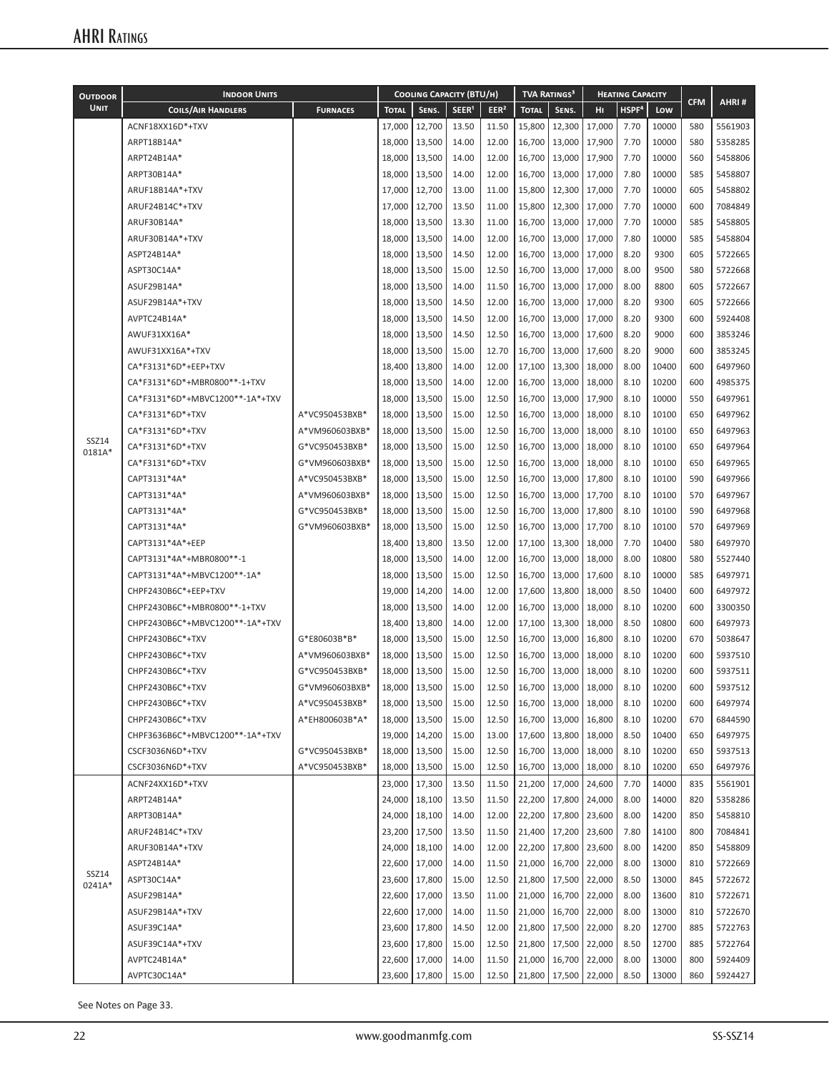# AHRI Ratings

| Outdoor Unit | Indoor Units | | Cooling Capacity (BTU/h) | | | | TVA Ratings[3] | | Heating Capacity | | | CFM | AHRI # |
|---|---|---|---|---|---|---|---|---|---|---|---|---|---|
| | Coils/Air Handlers | Furnaces | Total | Sens. | SEER[1] | EER[2] | Total | Sens. | Hi | HSPF[4] | Low | | |
| SSZ14 0181A* | ACNF18XX16D*+TXV | | 17,000 | 12,700 | 13.50 | 11.50 | 15,800 | 12,300 | 17,000 | 7.70 | 10000 | 580 | 5561903 |
| | ARPT18B14A* | | 18,000 | 13,500 | 14.00 | 12.00 | 16,700 | 13,000 | 17,900 | 7.70 | 10000 | 580 | 5358285 |
| | ARPT24B14A* | | 18,000 | 13,500 | 14.00 | 12.00 | 16,700 | 13,000 | 17,900 | 7.70 | 10000 | 560 | 5458806 |
| | ARPT30B14A* | | 18,000 | 13,500 | 14.00 | 12.00 | 16,700 | 13,000 | 17,000 | 7.80 | 10000 | 585 | 5458807 |
| | ARUF18B14A*+TXV | | 17,000 | 12,700 | 13.00 | 11.00 | 15,800 | 12,300 | 17,000 | 7.70 | 10000 | 605 | 5458802 |
| | ARUF24B14C*+TXV | | 17,000 | 12,700 | 13.50 | 11.00 | 15,800 | 12,300 | 17,000 | 7.70 | 10000 | 600 | 7084849 |
| | ARUF30B14A* | | 18,000 | 13,500 | 13.30 | 11.00 | 16,700 | 13,000 | 17,000 | 7.70 | 10000 | 585 | 5458805 |
| | ARUF30B14A*+TXV | | 18,000 | 13,500 | 14.00 | 12.00 | 16,700 | 13,000 | 17,000 | 7.80 | 10000 | 585 | 5458804 |
| | ASPT24B14A* | | 18,000 | 13,500 | 14.50 | 12.00 | 16,700 | 13,000 | 17,000 | 8.20 | 9300 | 605 | 5722665 |
| | ASPT30C14A* | | 18,000 | 13,500 | 15.00 | 12.50 | 16,700 | 13,000 | 17,000 | 8.00 | 9500 | 580 | 5722668 |
| | ASUF29B14A* | | 18,000 | 13,500 | 14.00 | 11.50 | 16,700 | 13,000 | 17,000 | 8.00 | 8800 | 605 | 5722667 |
| | ASUF29B14A*+TXV | | 18,000 | 13,500 | 14.50 | 12.00 | 16,700 | 13,000 | 17,000 | 8.20 | 9300 | 605 | 5722666 |
| | AVPTC24B14A* | | 18,000 | 13,500 | 14.50 | 12.00 | 16,700 | 13,000 | 17,000 | 8.20 | 9300 | 600 | 5924408 |
| | AWUF31XX16A* | | 18,000 | 13,500 | 14.50 | 12.50 | 16,700 | 13,000 | 17,600 | 8.20 | 9000 | 600 | 3853246 |
| | AWUF31XX16A*+TXV | | 18,000 | 13,500 | 15.00 | 12.70 | 16,700 | 13,000 | 17,600 | 8.20 | 9000 | 600 | 3853245 |
| | CA*F3131*6D*+EEP+TXV | | 18,400 | 13,800 | 14.00 | 12.00 | 17,100 | 13,300 | 18,000 | 8.00 | 10400 | 600 | 6497960 |
| | CA*F3131*6D*+MBR0800**-1+TXV | | 18,000 | 13,500 | 14.00 | 12.00 | 16,700 | 13,000 | 18,000 | 8.10 | 10200 | 600 | 4985375 |
| | CA*F3131*6D*+MBVC1200**-1A*+TXV | | 18,000 | 13,500 | 15.00 | 12.50 | 16,700 | 13,000 | 17,900 | 8.10 | 10000 | 550 | 6497961 |
| | CA*F3131*6D*+TXV | A*VC950453BXB* | 18,000 | 13,500 | 15.00 | 12.50 | 16,700 | 13,000 | 18,000 | 8.10 | 10100 | 650 | 6497962 |
| | CA*F3131*6D*+TXV | A*VM960603BXB* | 18,000 | 13,500 | 15.00 | 12.50 | 16,700 | 13,000 | 18,000 | 8.10 | 10100 | 650 | 6497963 |
| | CA*F3131*6D*+TXV | G*VC950453BXB* | 18,000 | 13,500 | 15.00 | 12.50 | 16,700 | 13,000 | 18,000 | 8.10 | 10100 | 650 | 6497964 |
| | CA*F3131*6D*+TXV | G*VM960603BXB* | 18,000 | 13,500 | 15.00 | 12.50 | 16,700 | 13,000 | 18,000 | 8.10 | 10100 | 650 | 6497965 |
| | CAPT3131*4A* | A*VC950453BXB* | 18,000 | 13,500 | 15.00 | 12.50 | 16,700 | 13,000 | 17,800 | 8.10 | 10100 | 590 | 6497966 |
| | CAPT3131*4A* | A*VM960603BXB* | 18,000 | 13,500 | 15.00 | 12.50 | 16,700 | 13,000 | 17,700 | 8.10 | 10100 | 570 | 6497967 |
| | CAPT3131*4A* | G*VC950453BXB* | 18,000 | 13,500 | 15.00 | 12.50 | 16,700 | 13,000 | 17,800 | 8.10 | 10100 | 590 | 6497968 |
| | CAPT3131*4A* | G*VM960603BXB* | 18,000 | 13,500 | 15.00 | 12.50 | 16,700 | 13,000 | 17,700 | 8.10 | 10100 | 570 | 6497969 |
| | CAPT3131*4A*+EEP | | 18,400 | 13,800 | 13.50 | 12.00 | 17,100 | 13,300 | 18,000 | 7.70 | 10400 | 580 | 6497970 |
| | CAPT3131*4A*+MBR0800**-1 | | 18,000 | 13,500 | 14.00 | 12.00 | 16,700 | 13,000 | 18,000 | 8.00 | 10800 | 580 | 5527440 |
| | CAPT3131*4A*+MBVC1200**-1A* | | 18,000 | 13,500 | 15.00 | 12.50 | 16,700 | 13,000 | 17,600 | 8.10 | 10000 | 585 | 6497971 |
| | CHPF2430B6C*+EEP+TXV | | 19,000 | 14,200 | 14.00 | 12.00 | 17,600 | 13,800 | 18,000 | 8.50 | 10400 | 600 | 6497972 |
| | CHPF2430B6C*+MBR0800**-1+TXV | | 18,000 | 13,500 | 14.00 | 12.00 | 16,700 | 13,000 | 18,000 | 8.10 | 10200 | 600 | 3300350 |
| | CHPF2430B6C*+MBVC1200**-1A*+TXV | | 18,400 | 13,800 | 14.00 | 12.00 | 17,100 | 13,300 | 18,000 | 8.50 | 10800 | 600 | 6497973 |
| | CHPF2430B6C*+TXV | G*E80603B*B* | 18,000 | 13,500 | 15.00 | 12.50 | 16,700 | 13,000 | 16,800 | 8.10 | 10200 | 670 | 5038647 |
| | CHPF2430B6C*+TXV | A*VM960603BXB* | 18,000 | 13,500 | 15.00 | 12.50 | 16,700 | 13,000 | 18,000 | 8.10 | 10200 | 600 | 5937510 |
| | CHPF2430B6C*+TXV | G*VC950453BXB* | 18,000 | 13,500 | 15.00 | 12.50 | 16,700 | 13,000 | 18,000 | 8.10 | 10200 | 600 | 5937511 |
| | CHPF2430B6C*+TXV | G*VM960603BXB* | 18,000 | 13,500 | 15.00 | 12.50 | 16,700 | 13,000 | 18,000 | 8.10 | 10200 | 600 | 5937512 |
| | CHPF2430B6C*+TXV | A*VC950453BXB* | 18,000 | 13,500 | 15.00 | 12.50 | 16,700 | 13,000 | 18,000 | 8.10 | 10200 | 600 | 6497974 |
| | CHPF2430B6C*+TXV | A*EH800603B*A* | 18,000 | 13,500 | 15.00 | 12.50 | 16,700 | 13,000 | 16,800 | 8.10 | 10200 | 670 | 6844590 |
| | CHPF3636B6C*+MBVC1200**-1A*+TXV | | 19,000 | 14,200 | 15.00 | 13.00 | 17,600 | 13,800 | 18,000 | 8.50 | 10400 | 650 | 6497975 |
| | CSCF3036N6D*+TXV | G*VC950453BXB* | 18,000 | 13,500 | 15.00 | 12.50 | 16,700 | 13,000 | 18,000 | 8.10 | 10200 | 650 | 5937513 |
| | CSCF3036N6D*+TXV | A*VC950453BXB* | 18,000 | 13,500 | 15.00 | 12.50 | 16,700 | 13,000 | 18,000 | 8.10 | 10200 | 650 | 6497976 |
| SSZ14 0241A* | ACNF24XX16D*+TXV | | 23,000 | 17,300 | 13.50 | 11.50 | 21,200 | 17,000 | 24,600 | 7.70 | 14000 | 835 | 5561901 |
| | ARPT24B14A* | | 24,000 | 18,100 | 13.50 | 11.50 | 22,200 | 17,800 | 24,000 | 8.00 | 14000 | 820 | 5358286 |
| | ARPT30B14A* | | 24,000 | 18,100 | 14.00 | 12.00 | 22,200 | 17,800 | 23,600 | 8.00 | 14200 | 850 | 5458810 |
| | ARUF24B14C*+TXV | | 23,200 | 17,500 | 13.50 | 11.50 | 21,400 | 17,200 | 23,600 | 7.80 | 14100 | 800 | 7084841 |
| | ARUF30B14A*+TXV | | 24,000 | 18,100 | 14.00 | 12.00 | 22,200 | 17,800 | 23,600 | 8.00 | 14200 | 850 | 5458809 |
| | ASPT24B14A* | | 22,600 | 17,000 | 14.00 | 11.50 | 21,000 | 16,700 | 22,000 | 8.00 | 13000 | 810 | 5722669 |
| | ASPT30C14A* | | 23,600 | 17,800 | 15.00 | 12.50 | 21,800 | 17,500 | 22,000 | 8.50 | 13000 | 845 | 5722672 |
| | ASUF29B14A* | | 22,600 | 17,000 | 13.50 | 11.00 | 21,000 | 16,700 | 22,000 | 8.00 | 13600 | 810 | 5722671 |
| | ASUF29B14A*+TXV | | 22,600 | 17,000 | 14.00 | 11.50 | 21,000 | 16,700 | 22,000 | 8.00 | 13000 | 810 | 5722670 |
| | ASUF39C14A* | | 23,600 | 17,800 | 14.50 | 12.00 | 21,800 | 17,500 | 22,000 | 8.20 | 12700 | 885 | 5722763 |
| | ASUF39C14A*+TXV | | 23,600 | 17,800 | 15.00 | 12.50 | 21,800 | 17,500 | 22,000 | 8.50 | 12700 | 885 | 5722764 |
| | AVPTC24B14A* | | 22,600 | 17,000 | 14.00 | 11.50 | 21,000 | 16,700 | 22,000 | 8.00 | 13000 | 800 | 5924409 |
| | AVPTC30C14A* | | 23,600 | 17,800 | 15.00 | 12.50 | 21,800 | 17,500 | 22,000 | 8.50 | 13000 | 860 | 5924427 |

See Notes on Page 33.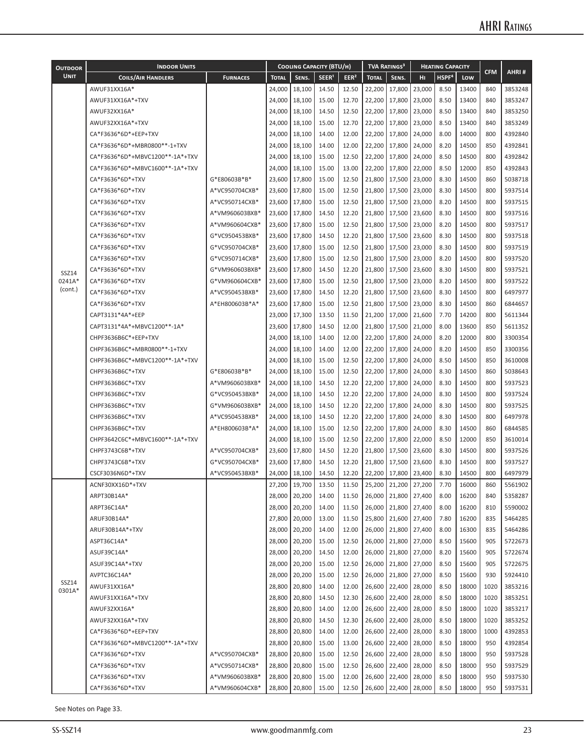| Outdoor Unit | Indoor Units | | Cooling Capacity (BTU/h) | | | | TVA Ratings[3] | | Heating Capacity | | | CFM | AHRI # |
|---|---|---|---|---|---|---|---|---|---|---|---|---|---|
| | Coils/Air Handlers | Furnaces | Total | Sens. | SEER[1] | EER[2] | Total | Sens. | Hi | HSPF[4] | Low | | |
| SSZ14 0241A* (cont.) | AWUF31XX16A* | | 24,000 | 18,100 | 14.50 | 12.50 | 22,200 | 17,800 | 23,000 | 8.50 | 13400 | 840 | 3853248 |
| | AWUF31XX16A*+TXV | | 24,000 | 18,100 | 15.00 | 12.70 | 22,200 | 17,800 | 23,000 | 8.50 | 13400 | 840 | 3853247 |
| | AWUF32XX16A* | | 24,000 | 18,100 | 14.50 | 12.50 | 22,200 | 17,800 | 23,000 | 8.50 | 13400 | 840 | 3853250 |
| | AWUF32XX16A*+TXV | | 24,000 | 18,100 | 15.00 | 12.70 | 22,200 | 17,800 | 23,000 | 8.50 | 13400 | 840 | 3853249 |
| | CA*F3636*6D*+EEP+TXV | | 24,000 | 18,100 | 14.00 | 12.00 | 22,200 | 17,800 | 24,000 | 8.00 | 14000 | 800 | 4392840 |
| | CA*F3636*6D*+MBR0800**-1+TXV | | 24,000 | 18,100 | 14.00 | 12.00 | 22,200 | 17,800 | 24,000 | 8.20 | 14500 | 850 | 4392841 |
| | CA*F3636*6D*+MBVC1200**-1A*+TXV | | 24,000 | 18,100 | 15.00 | 12.50 | 22,200 | 17,800 | 24,000 | 8.50 | 14500 | 800 | 4392842 |
| | CA*F3636*6D*+MBVC1600**-1A*+TXV | | 24,000 | 18,100 | 15.00 | 13.00 | 22,200 | 17,800 | 22,000 | 8.50 | 12000 | 850 | 4392843 |
| | CA*F3636*6D*+TXV | G*E80603B*B* | 23,600 | 17,800 | 15.00 | 12.50 | 21,800 | 17,500 | 23,000 | 8.30 | 14500 | 860 | 5038718 |
| | CA*F3636*6D*+TXV | A*VC950704CXB* | 23,600 | 17,800 | 15.00 | 12.50 | 21,800 | 17,500 | 23,000 | 8.30 | 14500 | 800 | 5937514 |
| | CA*F3636*6D*+TXV | A*VC950714CXB* | 23,600 | 17,800 | 15.00 | 12.50 | 21,800 | 17,500 | 23,000 | 8.20 | 14500 | 800 | 5937515 |
| | CA*F3636*6D*+TXV | A*VM960603BXB* | 23,600 | 17,800 | 14.50 | 12.20 | 21,800 | 17,500 | 23,600 | 8.30 | 14500 | 800 | 5937516 |
| | CA*F3636*6D*+TXV | A*VM960604CXB* | 23,600 | 17,800 | 15.00 | 12.50 | 21,800 | 17,500 | 23,000 | 8.20 | 14500 | 800 | 5937517 |
| | CA*F3636*6D*+TXV | G*VC950453BXB* | 23,600 | 17,800 | 14.50 | 12.20 | 21,800 | 17,500 | 23,600 | 8.30 | 14500 | 800 | 5937518 |
| | CA*F3636*6D*+TXV | G*VC950704CXB* | 23,600 | 17,800 | 15.00 | 12.50 | 21,800 | 17,500 | 23,000 | 8.30 | 14500 | 800 | 5937519 |
| | CA*F3636*6D*+TXV | G*VC950714CXB* | 23,600 | 17,800 | 15.00 | 12.50 | 21,800 | 17,500 | 23,000 | 8.20 | 14500 | 800 | 5937520 |
| | CA*F3636*6D*+TXV | G*VM960603BXB* | 23,600 | 17,800 | 14.50 | 12.20 | 21,800 | 17,500 | 23,600 | 8.30 | 14500 | 800 | 5937521 |
| | CA*F3636*6D*+TXV | G*VM960604CXB* | 23,600 | 17,800 | 15.00 | 12.50 | 21,800 | 17,500 | 23,000 | 8.20 | 14500 | 800 | 5937522 |
| | CA*F3636*6D*+TXV | A*VC950453BXB* | 23,600 | 17,800 | 14.50 | 12.20 | 21,800 | 17,500 | 23,600 | 8.30 | 14500 | 800 | 6497977 |
| | CA*F3636*6D*+TXV | A*EH800603B*A* | 23,600 | 17,800 | 15.00 | 12.50 | 21,800 | 17,500 | 23,000 | 8.30 | 14500 | 860 | 6844657 |
| | CAPT3131*4A*+EEP | | 23,000 | 17,300 | 13.50 | 11.50 | 21,200 | 17,000 | 21,600 | 7.70 | 14200 | 800 | 5611344 |
| | CAPT3131*4A*+MBVC1200**-1A* | | 23,600 | 17,800 | 14.50 | 12.00 | 21,800 | 17,500 | 21,000 | 8.00 | 13600 | 850 | 5611352 |
| | CHPF3636B6C*+EEP+TXV | | 24,000 | 18,100 | 14.00 | 12.00 | 22,200 | 17,800 | 24,000 | 8.20 | 12000 | 800 | 3300354 |
| | CHPF3636B6C*+MBR0800**-1+TXV | | 24,000 | 18,100 | 14.00 | 12.00 | 22,200 | 17,800 | 24,000 | 8.20 | 14500 | 850 | 3300356 |
| | CHPF3636B6C*+MBVC1200**-1A*+TXV | | 24,000 | 18,100 | 15.00 | 12.50 | 22,200 | 17,800 | 24,000 | 8.50 | 14500 | 850 | 3610008 |
| | CHPF3636B6C*+TXV | G*E80603B*B* | 24,000 | 18,100 | 15.00 | 12.50 | 22,200 | 17,800 | 24,000 | 8.30 | 14500 | 860 | 5038643 |
| | CHPF3636B6C*+TXV | A*VM960603BXB* | 24,000 | 18,100 | 14.50 | 12.20 | 22,200 | 17,800 | 24,000 | 8.30 | 14500 | 800 | 5937523 |
| | CHPF3636B6C*+TXV | G*VC950453BXB* | 24,000 | 18,100 | 14.50 | 12.20 | 22,200 | 17,800 | 24,000 | 8.30 | 14500 | 800 | 5937524 |
| | CHPF3636B6C*+TXV | G*VM960603BXB* | 24,000 | 18,100 | 14.50 | 12.20 | 22,200 | 17,800 | 24,000 | 8.30 | 14500 | 800 | 5937525 |
| | CHPF3636B6C*+TXV | A*VC950453BXB* | 24,000 | 18,100 | 14.50 | 12.20 | 22,200 | 17,800 | 24,000 | 8.30 | 14500 | 800 | 6497978 |
| | CHPF3636B6C*+TXV | A*EH800603B*A* | 24,000 | 18,100 | 15.00 | 12.50 | 22,200 | 17,800 | 24,000 | 8.30 | 14500 | 860 | 6844585 |
| | CHPF3642C6C*+MBVC1600**-1A*+TXV | | 24,000 | 18,100 | 15.00 | 12.50 | 22,200 | 17,800 | 22,000 | 8.50 | 12000 | 850 | 3610014 |
| | CHPF3743C6B*+TXV | A*VC950704CXB* | 23,600 | 17,800 | 14.50 | 12.20 | 21,800 | 17,500 | 23,600 | 8.30 | 14500 | 800 | 5937526 |
| | CHPF3743C6B*+TXV | G*VC950704CXB* | 23,600 | 17,800 | 14.50 | 12.20 | 21,800 | 17,500 | 23,600 | 8.30 | 14500 | 800 | 5937527 |
| | CSCF3036N6D*+TXV | A*VC950453BXB* | 24,000 | 18,100 | 14.50 | 12.20 | 22,200 | 17,800 | 23,400 | 8.30 | 14500 | 800 | 6497979 |
| SSZ14 0301A* | ACNF30XX16D*+TXV | | 27,200 | 19,700 | 13.50 | 11.50 | 25,200 | 21,200 | 27,200 | 7.70 | 16000 | 860 | 5561902 |
| | ARPT30B14A* | | 28,000 | 20,200 | 14.00 | 11.50 | 26,000 | 21,800 | 27,400 | 8.00 | 16200 | 840 | 5358287 |
| | ARPT36C14A* | | 28,000 | 20,200 | 14.00 | 11.50 | 26,000 | 21,800 | 27,400 | 8.00 | 16200 | 810 | 5590002 |
| | ARUF30B14A* | | 27,800 | 20,000 | 13.00 | 11.50 | 25,800 | 21,600 | 27,400 | 7.80 | 16200 | 835 | 5464285 |
| | ARUF30B14A*+TXV | | 28,000 | 20,200 | 14.00 | 12.00 | 26,000 | 21,800 | 27,400 | 8.00 | 16300 | 835 | 5464286 |
| | ASPT36C14A* | | 28,000 | 20,200 | 15.00 | 12.50 | 26,000 | 21,800 | 27,000 | 8.50 | 15600 | 905 | 5722673 |
| | ASUF39C14A* | | 28,000 | 20,200 | 14.50 | 12.00 | 26,000 | 21,800 | 27,000 | 8.20 | 15600 | 905 | 5722674 |
| | ASUF39C14A*+TXV | | 28,000 | 20,200 | 15.00 | 12.50 | 26,000 | 21,800 | 27,000 | 8.50 | 15600 | 905 | 5722675 |
| | AVPTC36C14A* | | 28,000 | 20,200 | 15.00 | 12.50 | 26,000 | 21,800 | 27,000 | 8.50 | 15600 | 930 | 5924410 |
| | AWUF31XX16A* | | 28,800 | 20,800 | 14.00 | 12.00 | 26,600 | 22,400 | 28,000 | 8.50 | 18000 | 1020 | 3853216 |
| | AWUF31XX16A*+TXV | | 28,800 | 20,800 | 14.50 | 12.30 | 26,600 | 22,400 | 28,000 | 8.50 | 18000 | 1020 | 3853251 |
| | AWUF32XX16A* | | 28,800 | 20,800 | 14.00 | 12.00 | 26,600 | 22,400 | 28,000 | 8.50 | 18000 | 1020 | 3853217 |
| | AWUF32XX16A*+TXV | | 28,800 | 20,800 | 14.50 | 12.30 | 26,600 | 22,400 | 28,000 | 8.50 | 18000 | 1020 | 3853252 |
| | CA*F3636*6D*+EEP+TXV | | 28,800 | 20,800 | 14.00 | 12.00 | 26,600 | 22,400 | 28,000 | 8.30 | 18000 | 1000 | 4392853 |
| | CA*F3636*6D*+MBVC1200**-1A*+TXV | | 28,800 | 20,800 | 15.00 | 13.00 | 26,600 | 22,400 | 28,000 | 8.50 | 18000 | 950 | 4392854 |
| | CA*F3636*6D*+TXV | A*VC950704CXB* | 28,800 | 20,800 | 15.00 | 12.50 | 26,600 | 22,400 | 28,000 | 8.50 | 18000 | 950 | 5937528 |
| | CA*F3636*6D*+TXV | A*VC950714CXB* | 28,800 | 20,800 | 15.00 | 12.50 | 26,600 | 22,400 | 28,000 | 8.50 | 18000 | 950 | 5937529 |
| | CA*F3636*6D*+TXV | A*VM960603BXB* | 28,800 | 20,800 | 15.00 | 12.00 | 26,600 | 22,400 | 28,000 | 8.50 | 18000 | 950 | 5937530 |
| | CA*F3636*6D*+TXV | A*VM960604CXB* | 28,800 | 20,800 | 15.00 | 12.50 | 26,600 | 22,400 | 28,000 | 8.50 | 18000 | 950 | 5937531 |

See Notes on Page 33.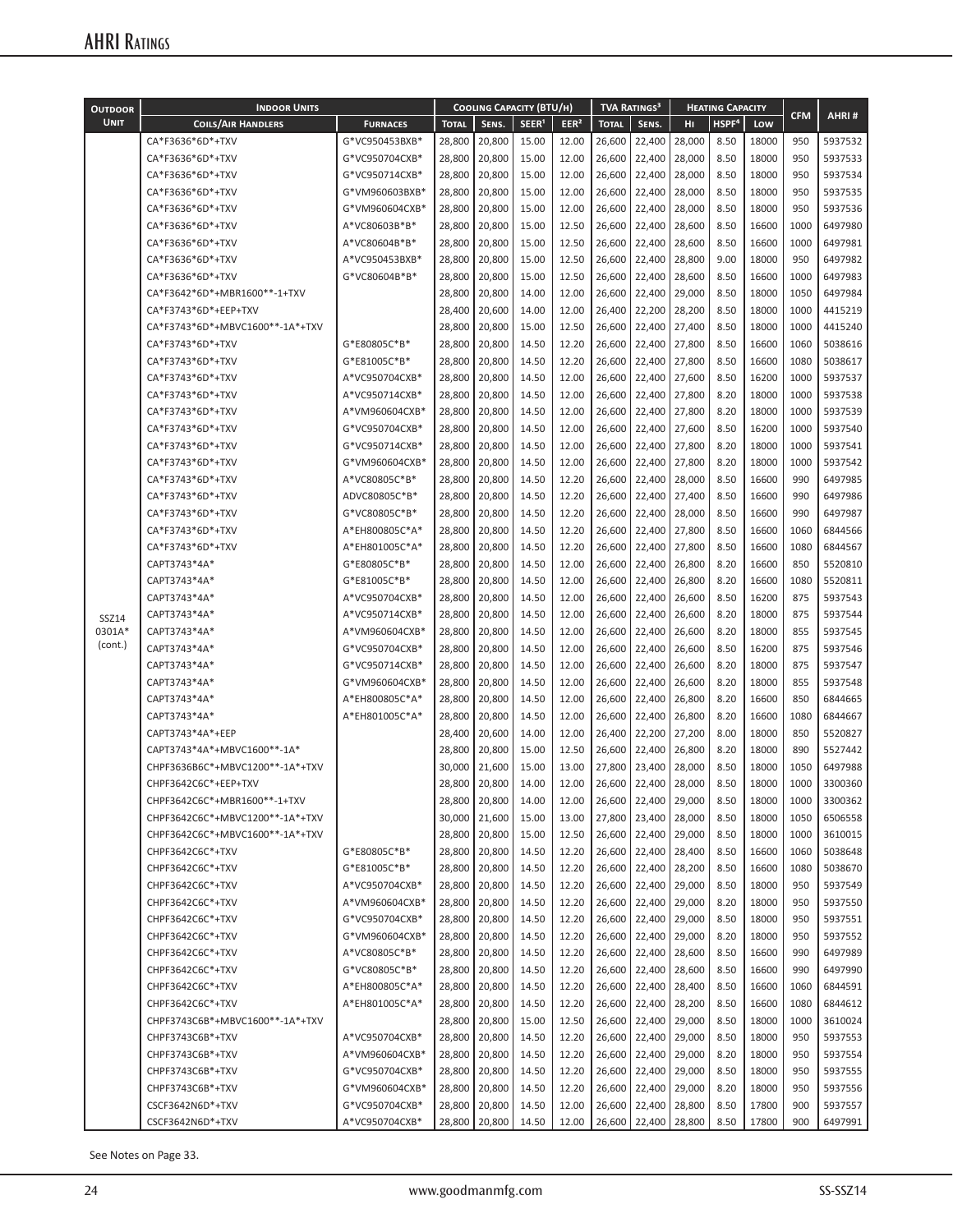# AHRI Ratings

| Outdoor Unit | Indoor Units | | Cooling Capacity (BTU/h) | | | | TVA Ratings[3] | | Heating Capacity | | | CFM | AHRI # |
|---|---|---|---|---|---|---|---|---|---|---|---|---|---|
| | Coils/Air Handlers | Furnaces | Total | Sens. | SEER[1] | EER[2] | Total | Sens. | Hi | HSPF[4] | Low | | |
| SSZ14 0301A* (cont.) | CA*F3636*6D*+TXV | G*VC950453BXB* | 28,800 | 20,800 | 15.00 | 12.00 | 26,600 | 22,400 | 28,000 | 8.50 | 18000 | 950 | 5937532 |
| | CA*F3636*6D*+TXV | G*VC950704CXB* | 28,800 | 20,800 | 15.00 | 12.00 | 26,600 | 22,400 | 28,000 | 8.50 | 18000 | 950 | 5937533 |
| | CA*F3636*6D*+TXV | G*VC950714CXB* | 28,800 | 20,800 | 15.00 | 12.00 | 26,600 | 22,400 | 28,000 | 8.50 | 18000 | 950 | 5937534 |
| | CA*F3636*6D*+TXV | G*VM960603BXB* | 28,800 | 20,800 | 15.00 | 12.00 | 26,600 | 22,400 | 28,000 | 8.50 | 18000 | 950 | 5937535 |
| | CA*F3636*6D*+TXV | G*VM960604CXB* | 28,800 | 20,800 | 15.00 | 12.00 | 26,600 | 22,400 | 28,000 | 8.50 | 18000 | 950 | 5937536 |
| | CA*F3636*6D*+TXV | A*VC80603B*B* | 28,800 | 20,800 | 15.00 | 12.50 | 26,600 | 22,400 | 28,600 | 8.50 | 16600 | 1000 | 6497980 |
| | CA*F3636*6D*+TXV | A*VC80604B*B* | 28,800 | 20,800 | 15.00 | 12.50 | 26,600 | 22,400 | 28,600 | 8.50 | 16600 | 1000 | 6497981 |
| | CA*F3636*6D*+TXV | A*VC950453BXB* | 28,800 | 20,800 | 15.00 | 12.50 | 26,600 | 22,400 | 28,800 | 9.00 | 18000 | 950 | 6497982 |
| | CA*F3636*6D*+TXV | G*VC80604B*B* | 28,800 | 20,800 | 15.00 | 12.50 | 26,600 | 22,400 | 28,600 | 8.50 | 16600 | 1000 | 6497983 |
| | CA*F3642*6D*+MBR1600**-1+TXV | | 28,800 | 20,800 | 14.00 | 12.00 | 26,600 | 22,400 | 29,000 | 8.50 | 18000 | 1050 | 6497984 |
| | CA*F3743*6D*+EEP+TXV | | 28,400 | 20,600 | 14.00 | 12.00 | 26,400 | 22,200 | 28,200 | 8.50 | 18000 | 1000 | 4415219 |
| | CA*F3743*6D*+MBVC1600**-1A*+TXV | | 28,800 | 20,800 | 15.00 | 12.50 | 26,600 | 22,400 | 27,400 | 8.50 | 18000 | 1000 | 4415240 |
| | CA*F3743*6D*+TXV | G*E80805C*B* | 28,800 | 20,800 | 14.50 | 12.20 | 26,600 | 22,400 | 27,800 | 8.50 | 16600 | 1060 | 5038616 |
| | CA*F3743*6D*+TXV | G*E81005C*B* | 28,800 | 20,800 | 14.50 | 12.20 | 26,600 | 22,400 | 27,800 | 8.50 | 16600 | 1080 | 5038617 |
| | CA*F3743*6D*+TXV | A*VC950704CXB* | 28,800 | 20,800 | 14.50 | 12.00 | 26,600 | 22,400 | 27,600 | 8.50 | 16200 | 1000 | 5937537 |
| | CA*F3743*6D*+TXV | A*VC950714CXB* | 28,800 | 20,800 | 14.50 | 12.00 | 26,600 | 22,400 | 27,800 | 8.20 | 18000 | 1000 | 5937538 |
| | CA*F3743*6D*+TXV | A*VM960604CXB* | 28,800 | 20,800 | 14.50 | 12.00 | 26,600 | 22,400 | 27,800 | 8.20 | 18000 | 1000 | 5937539 |
| | CA*F3743*6D*+TXV | G*VC950704CXB* | 28,800 | 20,800 | 14.50 | 12.00 | 26,600 | 22,400 | 27,600 | 8.50 | 16200 | 1000 | 5937540 |
| | CA*F3743*6D*+TXV | G*VC950714CXB* | 28,800 | 20,800 | 14.50 | 12.00 | 26,600 | 22,400 | 27,800 | 8.20 | 18000 | 1000 | 5937541 |
| | CA*F3743*6D*+TXV | G*VM960604CXB* | 28,800 | 20,800 | 14.50 | 12.00 | 26,600 | 22,400 | 27,800 | 8.20 | 18000 | 1000 | 5937542 |
| | CA*F3743*6D*+TXV | A*VC80805C*B* | 28,800 | 20,800 | 14.50 | 12.20 | 26,600 | 22,400 | 28,000 | 8.50 | 16600 | 990 | 6497985 |
| | CA*F3743*6D*+TXV | ADVC80805C*B* | 28,800 | 20,800 | 14.50 | 12.20 | 26,600 | 22,400 | 27,400 | 8.50 | 16600 | 990 | 6497986 |
| | CA*F3743*6D*+TXV | G*VC80805C*B* | 28,800 | 20,800 | 14.50 | 12.20 | 26,600 | 22,400 | 28,000 | 8.50 | 16600 | 990 | 6497987 |
| | CA*F3743*6D*+TXV | A*EH800805C*A* | 28,800 | 20,800 | 14.50 | 12.20 | 26,600 | 22,400 | 27,800 | 8.50 | 16600 | 1060 | 6844566 |
| | CA*F3743*6D*+TXV | A*EH801005C*A* | 28,800 | 20,800 | 14.50 | 12.20 | 26,600 | 22,400 | 27,800 | 8.50 | 16600 | 1080 | 6844567 |
| | CAPT3743*4A* | G*E80805C*B* | 28,800 | 20,800 | 14.50 | 12.00 | 26,600 | 22,400 | 26,800 | 8.20 | 16600 | 850 | 5520810 |
| | CAPT3743*4A* | G*E81005C*B* | 28,800 | 20,800 | 14.50 | 12.00 | 26,600 | 22,400 | 26,800 | 8.20 | 16600 | 1080 | 5520811 |
| | CAPT3743*4A* | A*VC950704CXB* | 28,800 | 20,800 | 14.50 | 12.00 | 26,600 | 22,400 | 26,600 | 8.50 | 16200 | 875 | 5937543 |
| | CAPT3743*4A* | A*VC950714CXB* | 28,800 | 20,800 | 14.50 | 12.00 | 26,600 | 22,400 | 26,600 | 8.20 | 18000 | 875 | 5937544 |
| | CAPT3743*4A* | A*VM960604CXB* | 28,800 | 20,800 | 14.50 | 12.00 | 26,600 | 22,400 | 26,600 | 8.20 | 18000 | 855 | 5937545 |
| | CAPT3743*4A* | G*VC950704CXB* | 28,800 | 20,800 | 14.50 | 12.00 | 26,600 | 22,400 | 26,600 | 8.50 | 16200 | 875 | 5937546 |
| | CAPT3743*4A* | G*VC950714CXB* | 28,800 | 20,800 | 14.50 | 12.00 | 26,600 | 22,400 | 26,600 | 8.20 | 18000 | 875 | 5937547 |
| | CAPT3743*4A* | G*VM960604CXB* | 28,800 | 20,800 | 14.50 | 12.00 | 26,600 | 22,400 | 26,600 | 8.20 | 18000 | 855 | 5937548 |
| | CAPT3743*4A* | A*EH800805C*A* | 28,800 | 20,800 | 14.50 | 12.00 | 26,600 | 22,400 | 26,800 | 8.20 | 16600 | 850 | 6844665 |
| | CAPT3743*4A* | A*EH801005C*A* | 28,800 | 20,800 | 14.50 | 12.00 | 26,600 | 22,400 | 26,800 | 8.20 | 16600 | 1080 | 6844667 |
| | CAPT3743*4A*+EEP | | 28,400 | 20,600 | 14.00 | 12.00 | 26,400 | 22,200 | 27,200 | 8.00 | 18000 | 850 | 5520827 |
| | CAPT3743*4A*+MBVC1600**-1A* | | 28,800 | 20,800 | 15.00 | 12.50 | 26,600 | 22,400 | 26,800 | 8.20 | 18000 | 890 | 5527442 |
| | CHPF3636B6C*+MBVC1200**-1A*+TXV | | 30,000 | 21,600 | 15.00 | 13.00 | 27,800 | 23,400 | 28,000 | 8.50 | 18000 | 1050 | 6497988 |
| | CHPF3642C6C*+EEP+TXV | | 28,800 | 20,800 | 14.00 | 12.00 | 26,600 | 22,400 | 28,000 | 8.50 | 18000 | 1000 | 3300360 |
| | CHPF3642C6C*+MBR1600**-1+TXV | | 28,800 | 20,800 | 14.00 | 12.00 | 26,600 | 22,400 | 29,000 | 8.50 | 18000 | 1000 | 3300362 |
| | CHPF3642C6C*+MBVC1200**-1A*+TXV | | 30,000 | 21,600 | 15.00 | 13.00 | 27,800 | 23,400 | 28,000 | 8.50 | 18000 | 1050 | 6506558 |
| | CHPF3642C6C*+MBVC1600**-1A*+TXV | | 28,800 | 20,800 | 15.00 | 12.50 | 26,600 | 22,400 | 29,000 | 8.50 | 18000 | 1000 | 3610015 |
| | CHPF3642C6C*+TXV | G*E80805C*B* | 28,800 | 20,800 | 14.50 | 12.20 | 26,600 | 22,400 | 28,400 | 8.50 | 16600 | 1060 | 5038648 |
| | CHPF3642C6C*+TXV | G*E81005C*B* | 28,800 | 20,800 | 14.50 | 12.20 | 26,600 | 22,400 | 28,200 | 8.50 | 16600 | 1080 | 5038670 |
| | CHPF3642C6C*+TXV | A*VC950704CXB* | 28,800 | 20,800 | 14.50 | 12.20 | 26,600 | 22,400 | 29,000 | 8.50 | 18000 | 950 | 5937549 |
| | CHPF3642C6C*+TXV | A*VM960604CXB* | 28,800 | 20,800 | 14.50 | 12.20 | 26,600 | 22,400 | 29,000 | 8.20 | 18000 | 950 | 5937550 |
| | CHPF3642C6C*+TXV | G*VC950704CXB* | 28,800 | 20,800 | 14.50 | 12.20 | 26,600 | 22,400 | 29,000 | 8.50 | 18000 | 950 | 5937551 |
| | CHPF3642C6C*+TXV | G*VM960604CXB* | 28,800 | 20,800 | 14.50 | 12.20 | 26,600 | 22,400 | 29,000 | 8.20 | 18000 | 950 | 5937552 |
| | CHPF3642C6C*+TXV | A*VC80805C*B* | 28,800 | 20,800 | 14.50 | 12.20 | 26,600 | 22,400 | 28,600 | 8.50 | 16600 | 990 | 6497989 |
| | CHPF3642C6C*+TXV | G*VC80805C*B* | 28,800 | 20,800 | 14.50 | 12.20 | 26,600 | 22,400 | 28,600 | 8.50 | 16600 | 990 | 6497990 |
| | CHPF3642C6C*+TXV | A*EH800805C*A* | 28,800 | 20,800 | 14.50 | 12.20 | 26,600 | 22,400 | 28,400 | 8.50 | 16600 | 1060 | 6844591 |
| | CHPF3642C6C*+TXV | A*EH801005C*A* | 28,800 | 20,800 | 14.50 | 12.20 | 26,600 | 22,400 | 28,200 | 8.50 | 16600 | 1080 | 6844612 |
| | CHPF3743C6B*+MBVC1600**-1A*+TXV | | 28,800 | 20,800 | 15.00 | 12.50 | 26,600 | 22,400 | 29,000 | 8.50 | 18000 | 1000 | 3610024 |
| | CHPF3743C6B*+TXV | A*VC950704CXB* | 28,800 | 20,800 | 14.50 | 12.20 | 26,600 | 22,400 | 29,000 | 8.50 | 18000 | 950 | 5937553 |
| | CHPF3743C6B*+TXV | A*VM960604CXB* | 28,800 | 20,800 | 14.50 | 12.20 | 26,600 | 22,400 | 29,000 | 8.20 | 18000 | 950 | 5937554 |
| | CHPF3743C6B*+TXV | G*VC950704CXB* | 28,800 | 20,800 | 14.50 | 12.20 | 26,600 | 22,400 | 29,000 | 8.50 | 18000 | 950 | 5937555 |
| | CHPF3743C6B*+TXV | G*VM960604CXB* | 28,800 | 20,800 | 14.50 | 12.20 | 26,600 | 22,400 | 29,000 | 8.20 | 18000 | 950 | 5937556 |
| | CSCF3642N6D*+TXV | G*VC950704CXB* | 28,800 | 20,800 | 14.50 | 12.00 | 26,600 | 22,400 | 28,800 | 8.50 | 17800 | 900 | 5937557 |
| | CSCF3642N6D*+TXV | A*VC950704CXB* | 28,800 | 20,800 | 14.50 | 12.00 | 26,600 | 22,400 | 28,800 | 8.50 | 17800 | 900 | 6497991 |

See Notes on Page 33.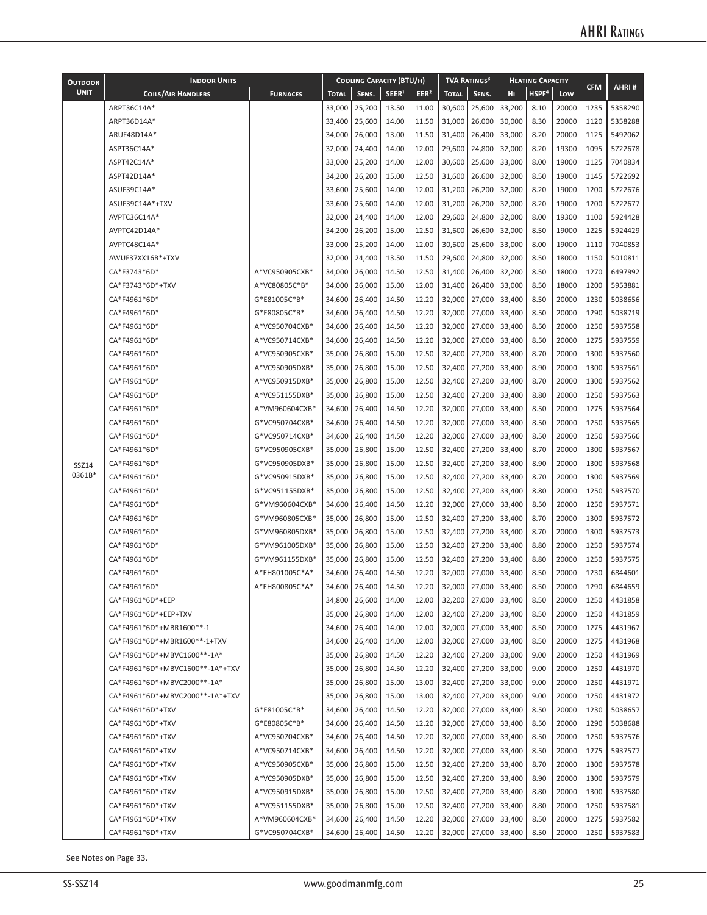| Outdoor Unit | Indoor Units | | Cooling Capacity (BTU/h) | | | | TVA Ratings[3] | | Heating Capacity | | | CFM | AHRI # |
|---|---|---|---|---|---|---|---|---|---|---|---|---|---|
| | Coils/Air Handlers | Furnaces | Total | Sens. | SEER[1] | EER[2] | Total | Sens. | Hi | HSPF[4] | Low | | |
| SSZ14 0361B* | ARPT36C14A* | | 33,000 | 25,200 | 13.50 | 11.00 | 30,600 | 25,600 | 33,200 | 8.10 | 20000 | 1235 | 5358290 |
| | ARPT36D14A* | | 33,400 | 25,600 | 14.00 | 11.50 | 31,000 | 26,000 | 30,000 | 8.30 | 20000 | 1120 | 5358288 |
| | ARUF48D14A* | | 34,000 | 26,000 | 13.00 | 11.50 | 31,400 | 26,400 | 33,000 | 8.20 | 20000 | 1125 | 5492062 |
| | ASPT36C14A* | | 32,000 | 24,400 | 14.00 | 12.00 | 29,600 | 24,800 | 32,000 | 8.20 | 19300 | 1095 | 5722678 |
| | ASPT42C14A* | | 33,000 | 25,200 | 14.00 | 12.00 | 30,600 | 25,600 | 33,000 | 8.00 | 19000 | 1125 | 7040834 |
| | ASPT42D14A* | | 34,200 | 26,200 | 15.00 | 12.50 | 31,600 | 26,600 | 32,000 | 8.50 | 19000 | 1145 | 5722692 |
| | ASUF39C14A* | | 33,600 | 25,600 | 14.00 | 12.00 | 31,200 | 26,200 | 32,000 | 8.20 | 19000 | 1200 | 5722676 |
| | ASUF39C14A*+TXV | | 33,600 | 25,600 | 14.00 | 12.00 | 31,200 | 26,200 | 32,000 | 8.20 | 19000 | 1200 | 5722677 |
| | AVPTC36C14A* | | 32,000 | 24,400 | 14.00 | 12.00 | 29,600 | 24,800 | 32,000 | 8.00 | 19300 | 1100 | 5924428 |
| | AVPTC42D14A* | | 34,200 | 26,200 | 15.00 | 12.50 | 31,600 | 26,600 | 32,000 | 8.50 | 19000 | 1225 | 5924429 |
| | AVPTC48C14A* | | 33,000 | 25,200 | 14.00 | 12.00 | 30,600 | 25,600 | 33,000 | 8.00 | 19000 | 1110 | 7040853 |
| | AWUF37XX16B*+TXV | | 32,000 | 24,400 | 13.50 | 11.50 | 29,600 | 24,800 | 32,000 | 8.50 | 18000 | 1150 | 5010811 |
| | CA*F3743*6D* | A*VC950905CXB* | 34,000 | 26,000 | 14.50 | 12.50 | 31,400 | 26,400 | 32,200 | 8.50 | 18000 | 1270 | 6497992 |
| | CA*F3743*6D*+TXV | A*VC80805C*B* | 34,000 | 26,000 | 15.00 | 12.00 | 31,400 | 26,400 | 33,000 | 8.50 | 18000 | 1200 | 5953881 |
| | CA*F4961*6D* | G*E81005C*B* | 34,600 | 26,400 | 14.50 | 12.20 | 32,000 | 27,000 | 33,400 | 8.50 | 20000 | 1230 | 5038656 |
| | CA*F4961*6D* | G*E80805C*B* | 34,600 | 26,400 | 14.50 | 12.20 | 32,000 | 27,000 | 33,400 | 8.50 | 20000 | 1290 | 5038719 |
| | CA*F4961*6D* | A*VC950704CXB* | 34,600 | 26,400 | 14.50 | 12.20 | 32,000 | 27,000 | 33,400 | 8.50 | 20000 | 1250 | 5937558 |
| | CA*F4961*6D* | A*VC950714CXB* | 34,600 | 26,400 | 14.50 | 12.20 | 32,000 | 27,000 | 33,400 | 8.50 | 20000 | 1275 | 5937559 |
| | CA*F4961*6D* | A*VC950905CXB* | 35,000 | 26,800 | 15.00 | 12.50 | 32,400 | 27,200 | 33,400 | 8.70 | 20000 | 1300 | 5937560 |
| | CA*F4961*6D* | A*VC950905DXB* | 35,000 | 26,800 | 15.00 | 12.50 | 32,400 | 27,200 | 33,400 | 8.90 | 20000 | 1300 | 5937561 |
| | CA*F4961*6D* | A*VC950915DXB* | 35,000 | 26,800 | 15.00 | 12.50 | 32,400 | 27,200 | 33,400 | 8.70 | 20000 | 1300 | 5937562 |
| | CA*F4961*6D* | A*VC951155DXB* | 35,000 | 26,800 | 15.00 | 12.50 | 32,400 | 27,200 | 33,400 | 8.80 | 20000 | 1250 | 5937563 |
| | CA*F4961*6D* | A*VM960604CXB* | 34,600 | 26,400 | 14.50 | 12.20 | 32,000 | 27,000 | 33,400 | 8.50 | 20000 | 1275 | 5937564 |
| | CA*F4961*6D* | G*VC950704CXB* | 34,600 | 26,400 | 14.50 | 12.20 | 32,000 | 27,000 | 33,400 | 8.50 | 20000 | 1250 | 5937565 |
| | CA*F4961*6D* | G*VC950714CXB* | 34,600 | 26,400 | 14.50 | 12.20 | 32,000 | 27,000 | 33,400 | 8.50 | 20000 | 1250 | 5937566 |
| | CA*F4961*6D* | G*VC950905CXB* | 35,000 | 26,800 | 15.00 | 12.50 | 32,400 | 27,200 | 33,400 | 8.70 | 20000 | 1300 | 5937567 |
| | CA*F4961*6D* | G*VC950905DXB* | 35,000 | 26,800 | 15.00 | 12.50 | 32,400 | 27,200 | 33,400 | 8.90 | 20000 | 1300 | 5937568 |
| | CA*F4961*6D* | G*VC950915DXB* | 35,000 | 26,800 | 15.00 | 12.50 | 32,400 | 27,200 | 33,400 | 8.70 | 20000 | 1300 | 5937569 |
| | CA*F4961*6D* | G*VC951155DXB* | 35,000 | 26,800 | 15.00 | 12.50 | 32,400 | 27,200 | 33,400 | 8.80 | 20000 | 1250 | 5937570 |
| | CA*F4961*6D* | G*VM960604CXB* | 34,600 | 26,400 | 14.50 | 12.20 | 32,000 | 27,000 | 33,400 | 8.50 | 20000 | 1250 | 5937571 |
| | CA*F4961*6D* | G*VM960805CXB* | 35,000 | 26,800 | 15.00 | 12.50 | 32,400 | 27,200 | 33,400 | 8.70 | 20000 | 1300 | 5937572 |
| | CA*F4961*6D* | G*VM960805DXB* | 35,000 | 26,800 | 15.00 | 12.50 | 32,400 | 27,200 | 33,400 | 8.70 | 20000 | 1300 | 5937573 |
| | CA*F4961*6D* | G*VM961005DXB* | 35,000 | 26,800 | 15.00 | 12.50 | 32,400 | 27,200 | 33,400 | 8.80 | 20000 | 1250 | 5937574 |
| | CA*F4961*6D* | G*VM961155DXB* | 35,000 | 26,800 | 15.00 | 12.50 | 32,400 | 27,200 | 33,400 | 8.80 | 20000 | 1250 | 5937575 |
| | CA*F4961*6D* | A*EH801005C*A* | 34,600 | 26,400 | 14.50 | 12.20 | 32,000 | 27,000 | 33,400 | 8.50 | 20000 | 1230 | 6844601 |
| | CA*F4961*6D* | A*EH800805C*A* | 34,600 | 26,400 | 14.50 | 12.20 | 32,000 | 27,000 | 33,400 | 8.50 | 20000 | 1290 | 6844659 |
| | CA*F4961*6D*+EEP | | 34,800 | 26,600 | 14.00 | 12.00 | 32,200 | 27,000 | 33,400 | 8.50 | 20000 | 1250 | 4431858 |
| | CA*F4961*6D*+EEP+TXV | | 35,000 | 26,800 | 14.00 | 12.00 | 32,400 | 27,200 | 33,400 | 8.50 | 20000 | 1250 | 4431859 |
| | CA*F4961*6D*+MBR1600**-1 | | 34,600 | 26,400 | 14.00 | 12.00 | 32,000 | 27,000 | 33,400 | 8.50 | 20000 | 1275 | 4431967 |
| | CA*F4961*6D*+MBR1600**-1+TXV | | 34,600 | 26,400 | 14.00 | 12.00 | 32,000 | 27,000 | 33,400 | 8.50 | 20000 | 1275 | 4431968 |
| | CA*F4961*6D*+MBVC1600**-1A* | | 35,000 | 26,800 | 14.50 | 12.20 | 32,400 | 27,200 | 33,000 | 9.00 | 20000 | 1250 | 4431969 |
| | CA*F4961*6D*+MBVC1600**-1A*+TXV | | 35,000 | 26,800 | 14.50 | 12.20 | 32,400 | 27,200 | 33,000 | 9.00 | 20000 | 1250 | 4431970 |
| | CA*F4961*6D*+MBVC2000**-1A* | | 35,000 | 26,800 | 15.00 | 13.00 | 32,400 | 27,200 | 33,000 | 9.00 | 20000 | 1250 | 4431971 |
| | CA*F4961*6D*+MBVC2000**-1A*+TXV | | 35,000 | 26,800 | 15.00 | 13.00 | 32,400 | 27,200 | 33,000 | 9.00 | 20000 | 1250 | 4431972 |
| | CA*F4961*6D*+TXV | G*E81005C*B* | 34,600 | 26,400 | 14.50 | 12.20 | 32,000 | 27,000 | 33,400 | 8.50 | 20000 | 1230 | 5038657 |
| | CA*F4961*6D*+TXV | G*E80805C*B* | 34,600 | 26,400 | 14.50 | 12.20 | 32,000 | 27,000 | 33,400 | 8.50 | 20000 | 1290 | 5038688 |
| | CA*F4961*6D*+TXV | A*VC950704CXB* | 34,600 | 26,400 | 14.50 | 12.20 | 32,000 | 27,000 | 33,400 | 8.50 | 20000 | 1250 | 5937576 |
| | CA*F4961*6D*+TXV | A*VC950714CXB* | 34,600 | 26,400 | 14.50 | 12.20 | 32,000 | 27,000 | 33,400 | 8.50 | 20000 | 1275 | 5937577 |
| | CA*F4961*6D*+TXV | A*VC950905CXB* | 35,000 | 26,800 | 15.00 | 12.50 | 32,400 | 27,200 | 33,400 | 8.70 | 20000 | 1300 | 5937578 |
| | CA*F4961*6D*+TXV | A*VC950905DXB* | 35,000 | 26,800 | 15.00 | 12.50 | 32,400 | 27,200 | 33,400 | 8.90 | 20000 | 1300 | 5937579 |
| | CA*F4961*6D*+TXV | A*VC950915DXB* | 35,000 | 26,800 | 15.00 | 12.50 | 32,400 | 27,200 | 33,400 | 8.80 | 20000 | 1300 | 5937580 |
| | CA*F4961*6D*+TXV | A*VC951155DXB* | 35,000 | 26,800 | 15.00 | 12.50 | 32,400 | 27,200 | 33,400 | 8.80 | 20000 | 1250 | 5937581 |
| | CA*F4961*6D*+TXV | A*VM960604CXB* | 34,600 | 26,400 | 14.50 | 12.20 | 32,000 | 27,000 | 33,400 | 8.50 | 20000 | 1275 | 5937582 |
| | CA*F4961*6D*+TXV | G*VC950704CXB* | 34,600 | 26,400 | 14.50 | 12.20 | 32,000 | 27,000 | 33,400 | 8.50 | 20000 | 1250 | 5937583 |

See Notes on Page 33.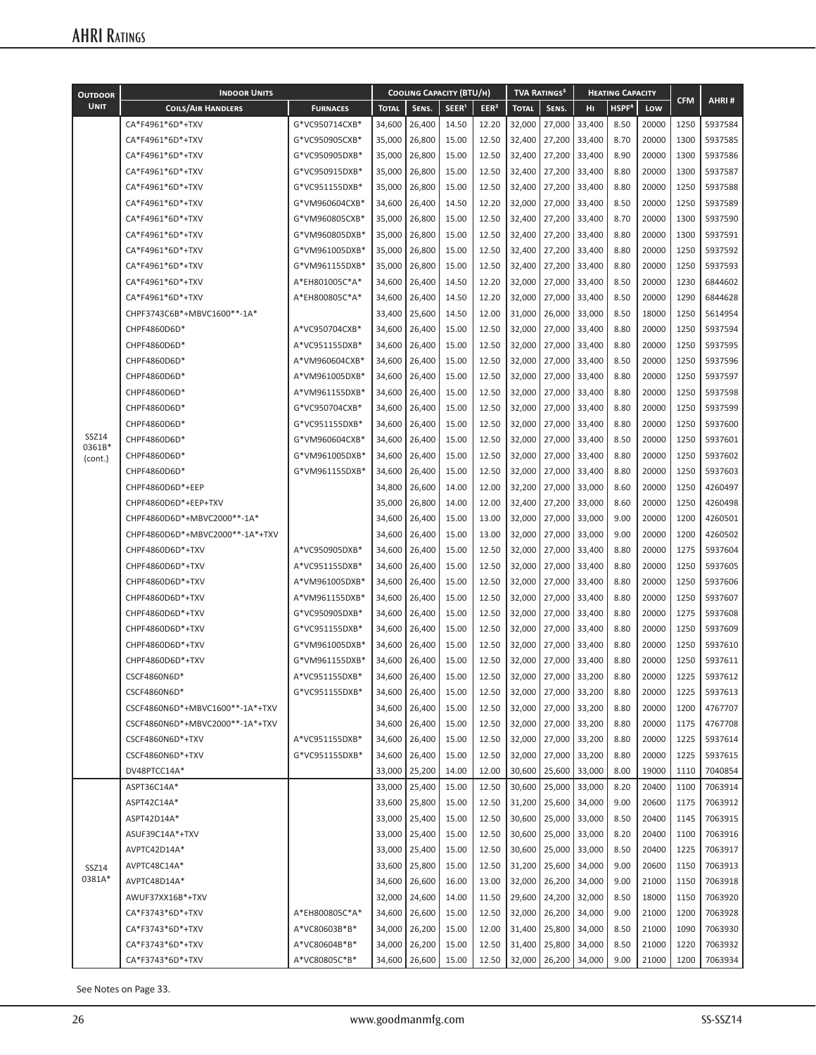# AHRI Ratings

| Outdoor Unit | Indoor Units | | Cooling Capacity (BTU/h) | | | | TVA Ratings[3] | | Heating Capacity | | | CFM | AHRI # |
|---|---|---|---|---|---|---|---|---|---|---|---|---|---|
| | Coils/Air Handlers | Furnaces | Total | Sens. | SEER[1] | EER[2] | Total | Sens. | Hi | HSPF[4] | Low | | |
| SSZ14 0361B* (cont.) | CA*F4961*6D*+TXV | G*VC950714CXB* | 34,600 | 26,400 | 14.50 | 12.20 | 32,000 | 27,000 | 33,400 | 8.50 | 20000 | 1250 | 5937584 |
| | CA*F4961*6D*+TXV | G*VC950905CXB* | 35,000 | 26,800 | 15.00 | 12.50 | 32,400 | 27,200 | 33,400 | 8.70 | 20000 | 1300 | 5937585 |
| | CA*F4961*6D*+TXV | G*VC950905DXB* | 35,000 | 26,800 | 15.00 | 12.50 | 32,400 | 27,200 | 33,400 | 8.90 | 20000 | 1300 | 5937586 |
| | CA*F4961*6D*+TXV | G*VC950915DXB* | 35,000 | 26,800 | 15.00 | 12.50 | 32,400 | 27,200 | 33,400 | 8.80 | 20000 | 1300 | 5937587 |
| | CA*F4961*6D*+TXV | G*VC951155DXB* | 35,000 | 26,800 | 15.00 | 12.50 | 32,400 | 27,200 | 33,400 | 8.80 | 20000 | 1250 | 5937588 |
| | CA*F4961*6D*+TXV | G*VM960604CXB* | 34,600 | 26,400 | 14.50 | 12.20 | 32,000 | 27,000 | 33,400 | 8.50 | 20000 | 1250 | 5937589 |
| | CA*F4961*6D*+TXV | G*VM960805CXB* | 35,000 | 26,800 | 15.00 | 12.50 | 32,400 | 27,200 | 33,400 | 8.70 | 20000 | 1300 | 5937590 |
| | CA*F4961*6D*+TXV | G*VM960805DXB* | 35,000 | 26,800 | 15.00 | 12.50 | 32,400 | 27,200 | 33,400 | 8.80 | 20000 | 1300 | 5937591 |
| | CA*F4961*6D*+TXV | G*VM961005DXB* | 35,000 | 26,800 | 15.00 | 12.50 | 32,400 | 27,200 | 33,400 | 8.80 | 20000 | 1250 | 5937592 |
| | CA*F4961*6D*+TXV | G*VM961155DXB* | 35,000 | 26,800 | 15.00 | 12.50 | 32,400 | 27,200 | 33,400 | 8.80 | 20000 | 1250 | 5937593 |
| | CA*F4961*6D*+TXV | A*EH801005C*A* | 34,600 | 26,400 | 14.50 | 12.20 | 32,000 | 27,000 | 33,400 | 8.50 | 20000 | 1230 | 6844602 |
| | CA*F4961*6D*+TXV | A*EH800805C*A* | 34,600 | 26,400 | 14.50 | 12.20 | 32,000 | 27,000 | 33,400 | 8.50 | 20000 | 1290 | 6844628 |
| | CHPF3743C6B*+MBVC1600**-1A* | | 33,400 | 25,600 | 14.50 | 12.00 | 31,000 | 26,000 | 33,000 | 8.50 | 18000 | 1250 | 5614954 |
| | CHPF4860D6D* | A*VC950704CXB* | 34,600 | 26,400 | 15.00 | 12.50 | 32,000 | 27,000 | 33,400 | 8.80 | 20000 | 1250 | 5937594 |
| | CHPF4860D6D* | A*VC951155DXB* | 34,600 | 26,400 | 15.00 | 12.50 | 32,000 | 27,000 | 33,400 | 8.80 | 20000 | 1250 | 5937595 |
| | CHPF4860D6D* | A*VM960604CXB* | 34,600 | 26,400 | 15.00 | 12.50 | 32,000 | 27,000 | 33,400 | 8.50 | 20000 | 1250 | 5937596 |
| | CHPF4860D6D* | A*VM961005DXB* | 34,600 | 26,400 | 15.00 | 12.50 | 32,000 | 27,000 | 33,400 | 8.80 | 20000 | 1250 | 5937597 |
| | CHPF4860D6D* | A*VM961155DXB* | 34,600 | 26,400 | 15.00 | 12.50 | 32,000 | 27,000 | 33,400 | 8.80 | 20000 | 1250 | 5937598 |
| | CHPF4860D6D* | G*VC950704CXB* | 34,600 | 26,400 | 15.00 | 12.50 | 32,000 | 27,000 | 33,400 | 8.80 | 20000 | 1250 | 5937599 |
| | CHPF4860D6D* | G*VC951155DXB* | 34,600 | 26,400 | 15.00 | 12.50 | 32,000 | 27,000 | 33,400 | 8.80 | 20000 | 1250 | 5937600 |
| | CHPF4860D6D* | G*VM960604CXB* | 34,600 | 26,400 | 15.00 | 12.50 | 32,000 | 27,000 | 33,400 | 8.50 | 20000 | 1250 | 5937601 |
| | CHPF4860D6D* | G*VM961005DXB* | 34,600 | 26,400 | 15.00 | 12.50 | 32,000 | 27,000 | 33,400 | 8.80 | 20000 | 1250 | 5937602 |
| | CHPF4860D6D* | G*VM961155DXB* | 34,600 | 26,400 | 15.00 | 12.50 | 32,000 | 27,000 | 33,400 | 8.80 | 20000 | 1250 | 5937603 |
| | CHPF4860D6D*+EEP | | 34,800 | 26,600 | 14.00 | 12.00 | 32,200 | 27,000 | 33,000 | 8.60 | 20000 | 1250 | 4260497 |
| | CHPF4860D6D*+EEP+TXV | | 35,000 | 26,800 | 14.00 | 12.00 | 32,400 | 27,200 | 33,000 | 8.60 | 20000 | 1250 | 4260498 |
| | CHPF4860D6D*+MBVC2000**-1A* | | 34,600 | 26,400 | 15.00 | 13.00 | 32,000 | 27,000 | 33,000 | 9.00 | 20000 | 1200 | 4260501 |
| | CHPF4860D6D*+MBVC2000**-1A*+TXV | | 34,600 | 26,400 | 15.00 | 13.00 | 32,000 | 27,000 | 33,000 | 9.00 | 20000 | 1200 | 4260502 |
| | CHPF4860D6D*+TXV | A*VC950905DXB* | 34,600 | 26,400 | 15.00 | 12.50 | 32,000 | 27,000 | 33,400 | 8.80 | 20000 | 1275 | 5937604 |
| | CHPF4860D6D*+TXV | A*VC951155DXB* | 34,600 | 26,400 | 15.00 | 12.50 | 32,000 | 27,000 | 33,400 | 8.80 | 20000 | 1250 | 5937605 |
| | CHPF4860D6D*+TXV | A*VM961005DXB* | 34,600 | 26,400 | 15.00 | 12.50 | 32,000 | 27,000 | 33,400 | 8.80 | 20000 | 1250 | 5937606 |
| | CHPF4860D6D*+TXV | A*VM961155DXB* | 34,600 | 26,400 | 15.00 | 12.50 | 32,000 | 27,000 | 33,400 | 8.80 | 20000 | 1250 | 5937607 |
| | CHPF4860D6D*+TXV | G*VC950905DXB* | 34,600 | 26,400 | 15.00 | 12.50 | 32,000 | 27,000 | 33,400 | 8.80 | 20000 | 1275 | 5937608 |
| | CHPF4860D6D*+TXV | G*VC951155DXB* | 34,600 | 26,400 | 15.00 | 12.50 | 32,000 | 27,000 | 33,400 | 8.80 | 20000 | 1250 | 5937609 |
| | CHPF4860D6D*+TXV | G*VM961005DXB* | 34,600 | 26,400 | 15.00 | 12.50 | 32,000 | 27,000 | 33,400 | 8.80 | 20000 | 1250 | 5937610 |
| | CHPF4860D6D*+TXV | G*VM961155DXB* | 34,600 | 26,400 | 15.00 | 12.50 | 32,000 | 27,000 | 33,400 | 8.80 | 20000 | 1250 | 5937611 |
| | CSCF4860N6D* | A*VC951155DXB* | 34,600 | 26,400 | 15.00 | 12.50 | 32,000 | 27,000 | 33,200 | 8.80 | 20000 | 1225 | 5937612 |
| | CSCF4860N6D* | G*VC951155DXB* | 34,600 | 26,400 | 15.00 | 12.50 | 32,000 | 27,000 | 33,200 | 8.80 | 20000 | 1225 | 5937613 |
| | CSCF4860N6D*+MBVC1600**-1A*+TXV | | 34,600 | 26,400 | 15.00 | 12.50 | 32,000 | 27,000 | 33,200 | 8.80 | 20000 | 1200 | 4767707 |
| | CSCF4860N6D*+MBVC2000**-1A*+TXV | | 34,600 | 26,400 | 15.00 | 12.50 | 32,000 | 27,000 | 33,200 | 8.80 | 20000 | 1175 | 4767708 |
| | CSCF4860N6D*+TXV | A*VC951155DXB* | 34,600 | 26,400 | 15.00 | 12.50 | 32,000 | 27,000 | 33,200 | 8.80 | 20000 | 1225 | 5937614 |
| | CSCF4860N6D*+TXV | G*VC951155DXB* | 34,600 | 26,400 | 15.00 | 12.50 | 32,000 | 27,000 | 33,200 | 8.80 | 20000 | 1225 | 5937615 |
| | DV48PTCC14A* | | 33,000 | 25,200 | 14.00 | 12.00 | 30,600 | 25,600 | 33,000 | 8.00 | 19000 | 1110 | 7040854 |
| SSZ14 0381A* | ASPT36C14A* | | 33,000 | 25,400 | 15.00 | 12.50 | 30,600 | 25,000 | 33,000 | 8.20 | 20400 | 1100 | 7063914 |
| | ASPT42C14A* | | 33,600 | 25,800 | 15.00 | 12.50 | 31,200 | 25,600 | 34,000 | 9.00 | 20600 | 1175 | 7063912 |
| | ASPT42D14A* | | 33,000 | 25,400 | 15.00 | 12.50 | 30,600 | 25,000 | 33,000 | 8.50 | 20400 | 1145 | 7063915 |
| | ASUF39C14A*+TXV | | 33,000 | 25,400 | 15.00 | 12.50 | 30,600 | 25,000 | 33,000 | 8.20 | 20400 | 1100 | 7063916 |
| | AVPTC42D14A* | | 33,000 | 25,400 | 15.00 | 12.50 | 30,600 | 25,000 | 33,000 | 8.50 | 20400 | 1225 | 7063917 |
| | AVPTC48C14A* | | 33,600 | 25,800 | 15.00 | 12.50 | 31,200 | 25,600 | 34,000 | 9.00 | 20600 | 1150 | 7063913 |
| | AVPTC48D14A* | | 34,600 | 26,600 | 16.00 | 13.00 | 32,000 | 26,200 | 34,000 | 9.00 | 21000 | 1150 | 7063918 |
| | AWUF37XX16B*+TXV | | 32,000 | 24,600 | 14.00 | 11.50 | 29,600 | 24,200 | 32,000 | 8.50 | 18000 | 1150 | 7063920 |
| | CA*F3743*6D*+TXV | A*EH800805C*A* | 34,600 | 26,600 | 15.00 | 12.50 | 32,000 | 26,200 | 34,000 | 9.00 | 21000 | 1200 | 7063928 |
| | CA*F3743*6D*+TXV | A*VC80603B*B* | 34,000 | 26,200 | 15.00 | 12.00 | 31,400 | 25,800 | 34,000 | 8.50 | 21000 | 1090 | 7063930 |
| | CA*F3743*6D*+TXV | A*VC80604B*B* | 34,000 | 26,200 | 15.00 | 12.50 | 31,400 | 25,800 | 34,000 | 8.50 | 21000 | 1220 | 7063932 |
| | CA*F3743*6D*+TXV | A*VC80805C*B* | 34,600 | 26,600 | 15.00 | 12.50 | 32,000 | 26,200 | 34,000 | 9.00 | 21000 | 1200 | 7063934 |

See Notes on Page 33.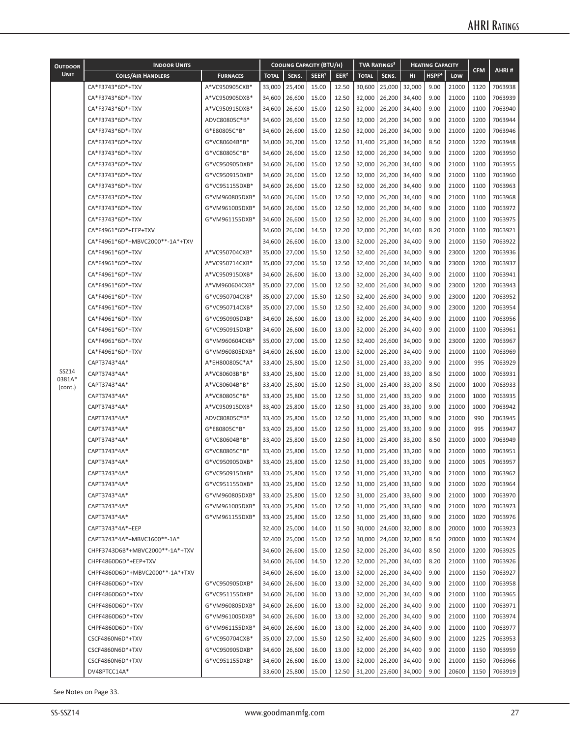# AHRI Ratings

| Outdoor Unit | Indoor Units | | Cooling Capacity (BTU/h) | | | | TVA Ratings[3] | | Heating Capacity | | | CFM | AHRI # |
|---|---|---|---|---|---|---|---|---|---|---|---|---|---|
| | Coils/Air Handlers | Furnaces | Total | Sens. | SEER[1] | EER[2] | Total | Sens. | Hi | HSPF[4] | Low | | |
| SSZ14 0381A* (cont.) | CA*F3743*6D*+TXV | A*VC950905CXB* | 33,000 | 25,400 | 15.00 | 12.50 | 30,600 | 25,000 | 32,000 | 9.00 | 21000 | 1120 | 7063938 |
| | CA*F3743*6D*+TXV | A*VC950905DXB* | 34,600 | 26,600 | 15.00 | 12.50 | 32,000 | 26,200 | 34,400 | 9.00 | 21000 | 1100 | 7063939 |
| | CA*F3743*6D*+TXV | A*VC950915DXB* | 34,600 | 26,600 | 15.00 | 12.50 | 32,000 | 26,200 | 34,400 | 9.00 | 21000 | 1100 | 7063940 |
| | CA*F3743*6D*+TXV | ADVC80805C*B* | 34,600 | 26,600 | 15.00 | 12.50 | 32,000 | 26,200 | 34,000 | 9.00 | 21000 | 1200 | 7063944 |
| | CA*F3743*6D*+TXV | G*E80805C*B* | 34,600 | 26,600 | 15.00 | 12.50 | 32,000 | 26,200 | 34,000 | 9.00 | 21000 | 1200 | 7063946 |
| | CA*F3743*6D*+TXV | G*VC80604B*B* | 34,000 | 26,200 | 15.00 | 12.50 | 31,400 | 25,800 | 34,000 | 8.50 | 21000 | 1220 | 7063948 |
| | CA*F3743*6D*+TXV | G*VC80805C*B* | 34,600 | 26,600 | 15.00 | 12.50 | 32,000 | 26,200 | 34,000 | 9.00 | 21000 | 1200 | 7063950 |
| | CA*F3743*6D*+TXV | G*VC950905DXB* | 34,600 | 26,600 | 15.00 | 12.50 | 32,000 | 26,200 | 34,400 | 9.00 | 21000 | 1100 | 7063955 |
| | CA*F3743*6D*+TXV | G*VC950915DXB* | 34,600 | 26,600 | 15.00 | 12.50 | 32,000 | 26,200 | 34,400 | 9.00 | 21000 | 1100 | 7063960 |
| | CA*F3743*6D*+TXV | G*VC951155DXB* | 34,600 | 26,600 | 15.00 | 12.50 | 32,000 | 26,200 | 34,400 | 9.00 | 21000 | 1100 | 7063963 |
| | CA*F3743*6D*+TXV | G*VM960805DXB* | 34,600 | 26,600 | 15.00 | 12.50 | 32,000 | 26,200 | 34,400 | 9.00 | 21000 | 1100 | 7063968 |
| | CA*F3743*6D*+TXV | G*VM961005DXB* | 34,600 | 26,600 | 15.00 | 12.50 | 32,000 | 26,200 | 34,400 | 9.00 | 21000 | 1100 | 7063972 |
| | CA*F3743*6D*+TXV | G*VM961155DXB* | 34,600 | 26,600 | 15.00 | 12.50 | 32,000 | 26,200 | 34,400 | 9.00 | 21000 | 1100 | 7063975 |
| | CA*F4961*6D*+EEP+TXV | | 34,600 | 26,600 | 14.50 | 12.20 | 32,000 | 26,200 | 34,400 | 8.20 | 21000 | 1100 | 7063921 |
| | CA*F4961*6D*+MBVC2000**-1A*+TXV | | 34,600 | 26,600 | 16.00 | 13.00 | 32,000 | 26,200 | 34,400 | 9.00 | 21000 | 1150 | 7063922 |
| | CA*F4961*6D*+TXV | A*VC950704CXB* | 35,000 | 27,000 | 15.50 | 12.50 | 32,400 | 26,600 | 34,000 | 9.00 | 23000 | 1200 | 7063936 |
| | CA*F4961*6D*+TXV | A*VC950714CXB* | 35,000 | 27,000 | 15.50 | 12.50 | 32,400 | 26,600 | 34,000 | 9.00 | 23000 | 1200 | 7063937 |
| | CA*F4961*6D*+TXV | A*VC950915DXB* | 34,600 | 26,600 | 16.00 | 13.00 | 32,000 | 26,200 | 34,400 | 9.00 | 21000 | 1100 | 7063941 |
| | CA*F4961*6D*+TXV | A*VM960604CXB* | 35,000 | 27,000 | 15.00 | 12.50 | 32,400 | 26,600 | 34,000 | 9.00 | 23000 | 1200 | 7063943 |
| | CA*F4961*6D*+TXV | G*VC950704CXB* | 35,000 | 27,000 | 15.50 | 12.50 | 32,400 | 26,600 | 34,000 | 9.00 | 23000 | 1200 | 7063952 |
| | CA*F4961*6D*+TXV | G*VC950714CXB* | 35,000 | 27,000 | 15.50 | 12.50 | 32,400 | 26,600 | 34,000 | 9.00 | 23000 | 1200 | 7063954 |
| | CA*F4961*6D*+TXV | G*VC950905DXB* | 34,600 | 26,600 | 16.00 | 13.00 | 32,000 | 26,200 | 34,400 | 9.00 | 21000 | 1100 | 7063956 |
| | CA*F4961*6D*+TXV | G*VC950915DXB* | 34,600 | 26,600 | 16.00 | 13.00 | 32,000 | 26,200 | 34,400 | 9.00 | 21000 | 1100 | 7063961 |
| | CA*F4961*6D*+TXV | G*VM960604CXB* | 35,000 | 27,000 | 15.00 | 12.50 | 32,400 | 26,600 | 34,000 | 9.00 | 23000 | 1200 | 7063967 |
| | CA*F4961*6D*+TXV | G*VM960805DXB* | 34,600 | 26,600 | 16.00 | 13.00 | 32,000 | 26,200 | 34,400 | 9.00 | 21000 | 1100 | 7063969 |
| | CAPT3743*4A* | A*EH800805C*A* | 33,400 | 25,800 | 15.00 | 12.50 | 31,000 | 25,400 | 33,200 | 9.00 | 21000 | 995 | 7063929 |
| | CAPT3743*4A* | A*VC80603B*B* | 33,400 | 25,800 | 15.00 | 12.00 | 31,000 | 25,400 | 33,200 | 8.50 | 21000 | 1000 | 7063931 |
| | CAPT3743*4A* | A*VC80604B*B* | 33,400 | 25,800 | 15.00 | 12.50 | 31,000 | 25,400 | 33,200 | 8.50 | 21000 | 1000 | 7063933 |
| | CAPT3743*4A* | A*VC80805C*B* | 33,400 | 25,800 | 15.00 | 12.50 | 31,000 | 25,400 | 33,200 | 9.00 | 21000 | 1000 | 7063935 |
| | CAPT3743*4A* | A*VC950915DXB* | 33,400 | 25,800 | 15.00 | 12.50 | 31,000 | 25,400 | 33,200 | 9.00 | 21000 | 1000 | 7063942 |
| | CAPT3743*4A* | ADVC80805C*B* | 33,400 | 25,800 | 15.00 | 12.50 | 31,000 | 25,400 | 33,000 | 9.00 | 21000 | 990 | 7063945 |
| | CAPT3743*4A* | G*E80805C*B* | 33,400 | 25,800 | 15.00 | 12.50 | 31,000 | 25,400 | 33,200 | 9.00 | 21000 | 995 | 7063947 |
| | CAPT3743*4A* | G*VC80604B*B* | 33,400 | 25,800 | 15.00 | 12.50 | 31,000 | 25,400 | 33,200 | 8.50 | 21000 | 1000 | 7063949 |
| | CAPT3743*4A* | G*VC80805C*B* | 33,400 | 25,800 | 15.00 | 12.50 | 31,000 | 25,400 | 33,200 | 9.00 | 21000 | 1000 | 7063951 |
| | CAPT3743*4A* | G*VC950905DXB* | 33,400 | 25,800 | 15.00 | 12.50 | 31,000 | 25,400 | 33,200 | 9.00 | 21000 | 1005 | 7063957 |
| | CAPT3743*4A* | G*VC950915DXB* | 33,400 | 25,800 | 15.00 | 12.50 | 31,000 | 25,400 | 33,200 | 9.00 | 21000 | 1000 | 7063962 |
| | CAPT3743*4A* | G*VC951155DXB* | 33,400 | 25,800 | 15.00 | 12.50 | 31,000 | 25,400 | 33,600 | 9.00 | 21000 | 1020 | 7063964 |
| | CAPT3743*4A* | G*VM960805DXB* | 33,400 | 25,800 | 15.00 | 12.50 | 31,000 | 25,400 | 33,600 | 9.00 | 21000 | 1000 | 7063970 |
| | CAPT3743*4A* | G*VM961005DXB* | 33,400 | 25,800 | 15.00 | 12.50 | 31,000 | 25,400 | 33,600 | 9.00 | 21000 | 1020 | 7063973 |
| | CAPT3743*4A* | G*VM961155DXB* | 33,400 | 25,800 | 15.00 | 12.50 | 31,000 | 25,400 | 33,600 | 9.00 | 21000 | 1020 | 7063976 |
| | CAPT3743*4A*+EEP | | 32,400 | 25,000 | 14.00 | 11.50 | 30,000 | 24,600 | 32,000 | 8.00 | 20000 | 1000 | 7063923 |
| | CAPT3743*4A*+MBVC1600**-1A* | | 32,400 | 25,000 | 15.00 | 12.50 | 30,000 | 24,600 | 32,000 | 8.50 | 20000 | 1000 | 7063924 |
| | CHPF3743D6B*+MBVC2000**-1A*+TXV | | 34,600 | 26,600 | 15.00 | 12.50 | 32,000 | 26,200 | 34,400 | 8.50 | 21000 | 1200 | 7063925 |
| | CHPF4860D6D*+EEP+TXV | | 34,600 | 26,600 | 14.50 | 12.20 | 32,000 | 26,200 | 34,400 | 8.20 | 21000 | 1100 | 7063926 |
| | CHPF4860D6D*+MBVC2000**-1A*+TXV | | 34,600 | 26,600 | 16.00 | 13.00 | 32,000 | 26,200 | 34,400 | 9.00 | 21000 | 1150 | 7063927 |
| | CHPF4860D6D*+TXV | G*VC950905DXB* | 34,600 | 26,600 | 16.00 | 13.00 | 32,000 | 26,200 | 34,400 | 9.00 | 21000 | 1100 | 7063958 |
| | CHPF4860D6D*+TXV | G*VC951155DXB* | 34,600 | 26,600 | 16.00 | 13.00 | 32,000 | 26,200 | 34,400 | 9.00 | 21000 | 1100 | 7063965 |
| | CHPF4860D6D*+TXV | G*VM960805DXB* | 34,600 | 26,600 | 16.00 | 13.00 | 32,000 | 26,200 | 34,400 | 9.00 | 21000 | 1100 | 7063971 |
| | CHPF4860D6D*+TXV | G*VM961005DXB* | 34,600 | 26,600 | 16.00 | 13.00 | 32,000 | 26,200 | 34,400 | 9.00 | 21000 | 1100 | 7063974 |
| | CHPF4860D6D*+TXV | G*VM961155DXB* | 34,600 | 26,600 | 16.00 | 13.00 | 32,000 | 26,200 | 34,400 | 9.00 | 21000 | 1100 | 7063977 |
| | CSCF4860N6D*+TXV | G*VC950704CXB* | 35,000 | 27,000 | 15.50 | 12.50 | 32,400 | 26,600 | 34,600 | 9.00 | 21000 | 1225 | 7063953 |
| | CSCF4860N6D*+TXV | G*VC950905DXB* | 34,600 | 26,600 | 16.00 | 13.00 | 32,000 | 26,200 | 34,400 | 9.00 | 21000 | 1150 | 7063959 |
| | CSCF4860N6D*+TXV | G*VC951155DXB* | 34,600 | 26,600 | 16.00 | 13.00 | 32,000 | 26,200 | 34,400 | 9.00 | 21000 | 1150 | 7063966 |
| | DV48PTCC14A* | | 33,600 | 25,800 | 15.00 | 12.50 | 31,200 | 25,600 | 34,000 | 9.00 | 20600 | 1150 | 7063919 |

See Notes on Page 33.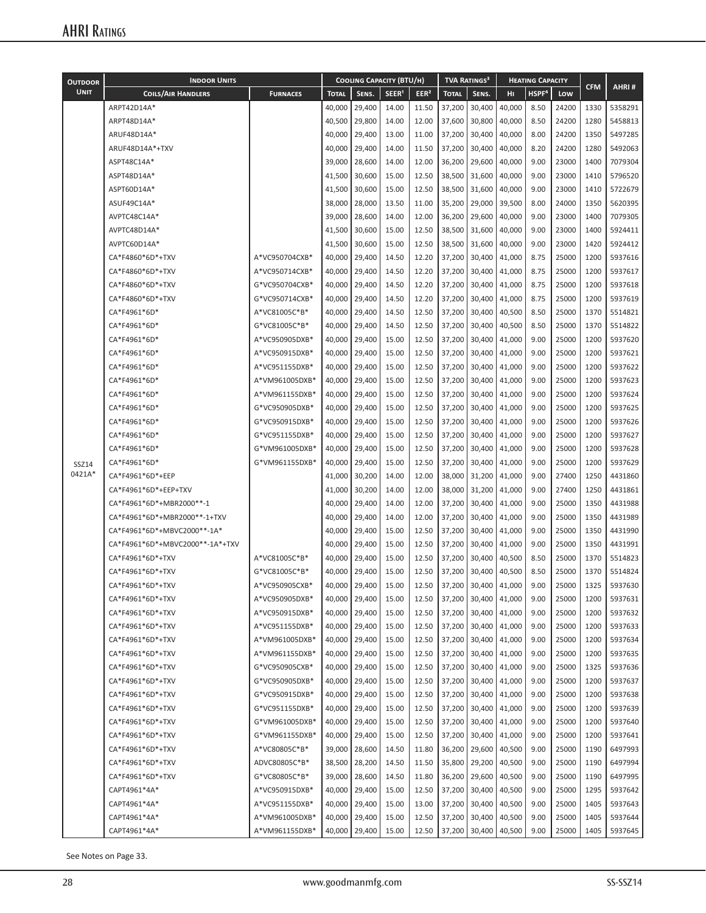## AHRI Ratings

| Outdoor Unit | Indoor Units | | Cooling Capacity (BTU/h) | | | | TVA Ratings[3] | | Heating Capacity | | | CFM | AHRI # |
|---|---|---|---|---|---|---|---|---|---|---|---|---|---|
| | Coils/Air Handlers | Furnaces | Total | Sens. | SEER[1] | EER[2] | Total | Sens. | Hi | HSPF[4] | Low | | |
| SSZ14 0421A* | ARPT42D14A* | | 40,000 | 29,400 | 14.00 | 11.50 | 37,200 | 30,400 | 40,000 | 8.50 | 24200 | 1330 | 5358291 |
| | ARPT48D14A* | | 40,500 | 29,800 | 14.00 | 12.00 | 37,600 | 30,800 | 40,000 | 8.50 | 24200 | 1280 | 5458813 |
| | ARUF48D14A* | | 40,000 | 29,400 | 13.00 | 11.00 | 37,200 | 30,400 | 40,000 | 8.00 | 24200 | 1350 | 5497285 |
| | ARUF48D14A*+TXV | | 40,000 | 29,400 | 14.00 | 11.50 | 37,200 | 30,400 | 40,000 | 8.20 | 24200 | 1280 | 5492063 |
| | ASPT48C14A* | | 39,000 | 28,600 | 14.00 | 12.00 | 36,200 | 29,600 | 40,000 | 9.00 | 23000 | 1400 | 7079304 |
| | ASPT48D14A* | | 41,500 | 30,600 | 15.00 | 12.50 | 38,500 | 31,600 | 40,000 | 9.00 | 23000 | 1410 | 5796520 |
| | ASPT60D14A* | | 41,500 | 30,600 | 15.00 | 12.50 | 38,500 | 31,600 | 40,000 | 9.00 | 23000 | 1410 | 5722679 |
| | ASUF49C14A* | | 38,000 | 28,000 | 13.50 | 11.00 | 35,200 | 29,000 | 39,500 | 8.00 | 24000 | 1350 | 5620395 |
| | AVPTC48C14A* | | 39,000 | 28,600 | 14.00 | 12.00 | 36,200 | 29,600 | 40,000 | 9.00 | 23000 | 1400 | 7079305 |
| | AVPTC48D14A* | | 41,500 | 30,600 | 15.00 | 12.50 | 38,500 | 31,600 | 40,000 | 9.00 | 23000 | 1400 | 5924411 |
| | AVPTC60D14A* | | 41,500 | 30,600 | 15.00 | 12.50 | 38,500 | 31,600 | 40,000 | 9.00 | 23000 | 1420 | 5924412 |
| | CA*F4860*6D*+TXV | A*VC950704CXB* | 40,000 | 29,400 | 14.50 | 12.20 | 37,200 | 30,400 | 41,000 | 8.75 | 25000 | 1200 | 5937616 |
| | CA*F4860*6D*+TXV | A*VC950714CXB* | 40,000 | 29,400 | 14.50 | 12.20 | 37,200 | 30,400 | 41,000 | 8.75 | 25000 | 1200 | 5937617 |
| | CA*F4860*6D*+TXV | G*VC950704CXB* | 40,000 | 29,400 | 14.50 | 12.20 | 37,200 | 30,400 | 41,000 | 8.75 | 25000 | 1200 | 5937618 |
| | CA*F4860*6D*+TXV | G*VC950714CXB* | 40,000 | 29,400 | 14.50 | 12.20 | 37,200 | 30,400 | 41,000 | 8.75 | 25000 | 1200 | 5937619 |
| | CA*F4961*6D* | A*VC81005C*B* | 40,000 | 29,400 | 14.50 | 12.50 | 37,200 | 30,400 | 40,500 | 8.50 | 25000 | 1370 | 5514821 |
| | CA*F4961*6D* | G*VC81005C*B* | 40,000 | 29,400 | 14.50 | 12.50 | 37,200 | 30,400 | 40,500 | 8.50 | 25000 | 1370 | 5514822 |
| | CA*F4961*6D* | A*VC950905DXB* | 40,000 | 29,400 | 15.00 | 12.50 | 37,200 | 30,400 | 41,000 | 9.00 | 25000 | 1200 | 5937620 |
| | CA*F4961*6D* | A*VC950915DXB* | 40,000 | 29,400 | 15.00 | 12.50 | 37,200 | 30,400 | 41,000 | 9.00 | 25000 | 1200 | 5937621 |
| | CA*F4961*6D* | A*VC951155DXB* | 40,000 | 29,400 | 15.00 | 12.50 | 37,200 | 30,400 | 41,000 | 9.00 | 25000 | 1200 | 5937622 |
| | CA*F4961*6D* | A*VM961005DXB* | 40,000 | 29,400 | 15.00 | 12.50 | 37,200 | 30,400 | 41,000 | 9.00 | 25000 | 1200 | 5937623 |
| | CA*F4961*6D* | A*VM961155DXB* | 40,000 | 29,400 | 15.00 | 12.50 | 37,200 | 30,400 | 41,000 | 9.00 | 25000 | 1200 | 5937624 |
| | CA*F4961*6D* | G*VC950905DXB* | 40,000 | 29,400 | 15.00 | 12.50 | 37,200 | 30,400 | 41,000 | 9.00 | 25000 | 1200 | 5937625 |
| | CA*F4961*6D* | G*VC950915DXB* | 40,000 | 29,400 | 15.00 | 12.50 | 37,200 | 30,400 | 41,000 | 9.00 | 25000 | 1200 | 5937626 |
| | CA*F4961*6D* | G*VC951155DXB* | 40,000 | 29,400 | 15.00 | 12.50 | 37,200 | 30,400 | 41,000 | 9.00 | 25000 | 1200 | 5937627 |
| | CA*F4961*6D* | G*VM961005DXB* | 40,000 | 29,400 | 15.00 | 12.50 | 37,200 | 30,400 | 41,000 | 9.00 | 25000 | 1200 | 5937628 |
| | CA*F4961*6D* | G*VM961155DXB* | 40,000 | 29,400 | 15.00 | 12.50 | 37,200 | 30,400 | 41,000 | 9.00 | 25000 | 1200 | 5937629 |
| | CA*F4961*6D*+EEP | | 41,000 | 30,200 | 14.00 | 12.00 | 38,000 | 31,200 | 41,000 | 9.00 | 27400 | 1250 | 4431860 |
| | CA*F4961*6D*+EEP+TXV | | 41,000 | 30,200 | 14.00 | 12.00 | 38,000 | 31,200 | 41,000 | 9.00 | 27400 | 1250 | 4431861 |
| | CA*F4961*6D*+MBR2000**-1 | | 40,000 | 29,400 | 14.00 | 12.00 | 37,200 | 30,400 | 41,000 | 9.00 | 25000 | 1350 | 4431988 |
| | CA*F4961*6D*+MBR2000**-1+TXV | | 40,000 | 29,400 | 14.00 | 12.00 | 37,200 | 30,400 | 41,000 | 9.00 | 25000 | 1350 | 4431989 |
| | CA*F4961*6D*+MBVC2000**-1A* | | 40,000 | 29,400 | 15.00 | 12.50 | 37,200 | 30,400 | 41,000 | 9.00 | 25000 | 1350 | 4431990 |
| | CA*F4961*6D*+MBVC2000**-1A*+TXV | | 40,000 | 29,400 | 15.00 | 12.50 | 37,200 | 30,400 | 41,000 | 9.00 | 25000 | 1350 | 4431991 |
| | CA*F4961*6D*+TXV | A*VC81005C*B* | 40,000 | 29,400 | 15.00 | 12.50 | 37,200 | 30,400 | 40,500 | 8.50 | 25000 | 1370 | 5514823 |
| | CA*F4961*6D*+TXV | G*VC81005C*B* | 40,000 | 29,400 | 15.00 | 12.50 | 37,200 | 30,400 | 40,500 | 8.50 | 25000 | 1370 | 5514824 |
| | CA*F4961*6D*+TXV | A*VC950905CXB* | 40,000 | 29,400 | 15.00 | 12.50 | 37,200 | 30,400 | 41,000 | 9.00 | 25000 | 1325 | 5937630 |
| | CA*F4961*6D*+TXV | A*VC950905DXB* | 40,000 | 29,400 | 15.00 | 12.50 | 37,200 | 30,400 | 41,000 | 9.00 | 25000 | 1200 | 5937631 |
| | CA*F4961*6D*+TXV | A*VC950915DXB* | 40,000 | 29,400 | 15.00 | 12.50 | 37,200 | 30,400 | 41,000 | 9.00 | 25000 | 1200 | 5937632 |
| | CA*F4961*6D*+TXV | A*VC951155DXB* | 40,000 | 29,400 | 15.00 | 12.50 | 37,200 | 30,400 | 41,000 | 9.00 | 25000 | 1200 | 5937633 |
| | CA*F4961*6D*+TXV | A*VM961005DXB* | 40,000 | 29,400 | 15.00 | 12.50 | 37,200 | 30,400 | 41,000 | 9.00 | 25000 | 1200 | 5937634 |
| | CA*F4961*6D*+TXV | A*VM961155DXB* | 40,000 | 29,400 | 15.00 | 12.50 | 37,200 | 30,400 | 41,000 | 9.00 | 25000 | 1200 | 5937635 |
| | CA*F4961*6D*+TXV | G*VC950905CXB* | 40,000 | 29,400 | 15.00 | 12.50 | 37,200 | 30,400 | 41,000 | 9.00 | 25000 | 1325 | 5937636 |
| | CA*F4961*6D*+TXV | G*VC950905DXB* | 40,000 | 29,400 | 15.00 | 12.50 | 37,200 | 30,400 | 41,000 | 9.00 | 25000 | 1200 | 5937637 |
| | CA*F4961*6D*+TXV | G*VC950915DXB* | 40,000 | 29,400 | 15.00 | 12.50 | 37,200 | 30,400 | 41,000 | 9.00 | 25000 | 1200 | 5937638 |
| | CA*F4961*6D*+TXV | G*VC951155DXB* | 40,000 | 29,400 | 15.00 | 12.50 | 37,200 | 30,400 | 41,000 | 9.00 | 25000 | 1200 | 5937639 |
| | CA*F4961*6D*+TXV | G*VM961005DXB* | 40,000 | 29,400 | 15.00 | 12.50 | 37,200 | 30,400 | 41,000 | 9.00 | 25000 | 1200 | 5937640 |
| | CA*F4961*6D*+TXV | G*VM961155DXB* | 40,000 | 29,400 | 15.00 | 12.50 | 37,200 | 30,400 | 41,000 | 9.00 | 25000 | 1200 | 5937641 |
| | CA*F4961*6D*+TXV | A*VC80805C*B* | 39,000 | 28,600 | 14.50 | 11.80 | 36,200 | 29,600 | 40,500 | 9.00 | 25000 | 1190 | 6497993 |
| | CA*F4961*6D*+TXV | ADVC80805C*B* | 38,500 | 28,200 | 14.50 | 11.50 | 35,800 | 29,200 | 40,500 | 9.00 | 25000 | 1190 | 6497994 |
| | CA*F4961*6D*+TXV | G*VC80805C*B* | 39,000 | 28,600 | 14.50 | 11.80 | 36,200 | 29,600 | 40,500 | 9.00 | 25000 | 1190 | 6497995 |
| | CAPT4961*4A* | A*VC950915DXB* | 40,000 | 29,400 | 15.00 | 12.50 | 37,200 | 30,400 | 40,500 | 9.00 | 25000 | 1295 | 5937642 |
| | CAPT4961*4A* | A*VC951155DXB* | 40,000 | 29,400 | 15.00 | 13.00 | 37,200 | 30,400 | 40,500 | 9.00 | 25000 | 1405 | 5937643 |
| | CAPT4961*4A* | A*VM961005DXB* | 40,000 | 29,400 | 15.00 | 12.50 | 37,200 | 30,400 | 40,500 | 9.00 | 25000 | 1405 | 5937644 |
| | CAPT4961*4A* | A*VM961155DXB* | 40,000 | 29,400 | 15.00 | 12.50 | 37,200 | 30,400 | 40,500 | 9.00 | 25000 | 1405 | 5937645 |

See Notes on Page 33.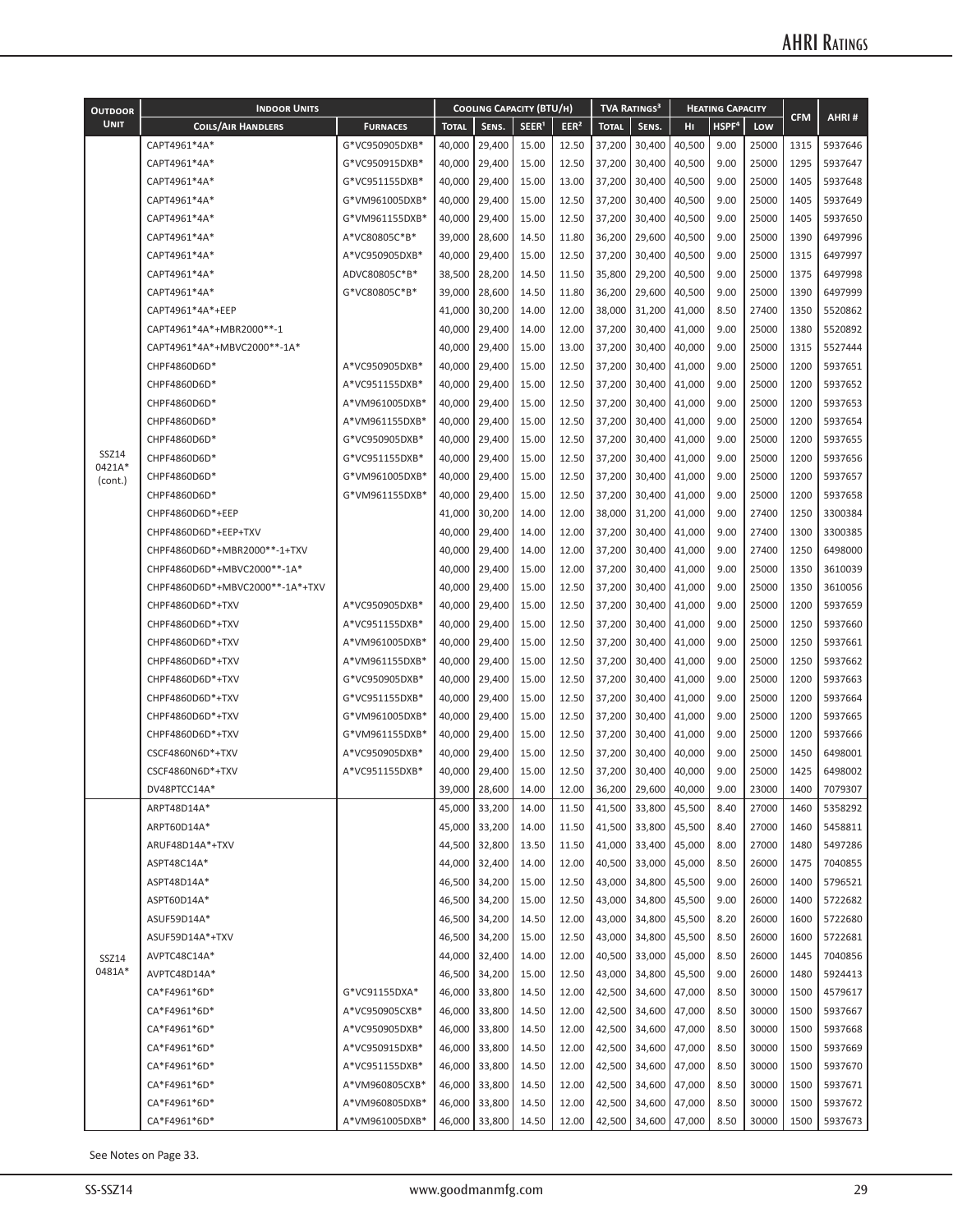| Outdoor Unit | Indoor Units | | Cooling Capacity (BTU/h) | | | | TVA Ratings[3] | | Heating Capacity | | | CFM | AHRI # |
|---|---|---|---|---|---|---|---|---|---|---|---|---|---|
| | Coils/Air Handlers | Furnaces | Total | Sens. | SEER[1] | EER[2] | Total | Sens. | Hi | HSPF[4] | Low | | |
| SSZ14 0421A* (cont.) | CAPT4961*4A* | G*VC950905DXB* | 40,000 | 29,400 | 15.00 | 12.50 | 37,200 | 30,400 | 40,500 | 9.00 | 25000 | 1315 | 5937646 |
| | CAPT4961*4A* | G*VC950915DXB* | 40,000 | 29,400 | 15.00 | 12.50 | 37,200 | 30,400 | 40,500 | 9.00 | 25000 | 1295 | 5937647 |
| | CAPT4961*4A* | G*VC951155DXB* | 40,000 | 29,400 | 15.00 | 13.00 | 37,200 | 30,400 | 40,500 | 9.00 | 25000 | 1405 | 5937648 |
| | CAPT4961*4A* | G*VM961005DXB* | 40,000 | 29,400 | 15.00 | 12.50 | 37,200 | 30,400 | 40,500 | 9.00 | 25000 | 1405 | 5937649 |
| | CAPT4961*4A* | G*VM961155DXB* | 40,000 | 29,400 | 15.00 | 12.50 | 37,200 | 30,400 | 40,500 | 9.00 | 25000 | 1405 | 5937650 |
| | CAPT4961*4A* | A*VC80805C*B* | 39,000 | 28,600 | 14.50 | 11.80 | 36,200 | 29,600 | 40,500 | 9.00 | 25000 | 1390 | 6497996 |
| | CAPT4961*4A* | A*VC950905DXB* | 40,000 | 29,400 | 15.00 | 12.50 | 37,200 | 30,400 | 40,500 | 9.00 | 25000 | 1315 | 6497997 |
| | CAPT4961*4A* | ADVC80805C*B* | 38,500 | 28,200 | 14.50 | 11.50 | 35,800 | 29,200 | 40,500 | 9.00 | 25000 | 1375 | 6497998 |
| | CAPT4961*4A* | G*VC80805C*B* | 39,000 | 28,600 | 14.50 | 11.80 | 36,200 | 29,600 | 40,500 | 9.00 | 25000 | 1390 | 6497999 |
| | CAPT4961*4A*+EEP | | 41,000 | 30,200 | 14.00 | 12.00 | 38,000 | 31,200 | 41,000 | 8.50 | 27400 | 1350 | 5520862 |
| | CAPT4961*4A*+MBR2000**-1 | | 40,000 | 29,400 | 14.00 | 12.00 | 37,200 | 30,400 | 41,000 | 9.00 | 25000 | 1380 | 5520892 |
| | CAPT4961*4A*+MBVC2000**-1A* | | 40,000 | 29,400 | 15.00 | 13.00 | 37,200 | 30,400 | 40,000 | 9.00 | 25000 | 1315 | 5527444 |
| | CHPF4860D6D* | A*VC950905DXB* | 40,000 | 29,400 | 15.00 | 12.50 | 37,200 | 30,400 | 41,000 | 9.00 | 25000 | 1200 | 5937651 |
| | CHPF4860D6D* | A*VC951155DXB* | 40,000 | 29,400 | 15.00 | 12.50 | 37,200 | 30,400 | 41,000 | 9.00 | 25000 | 1200 | 5937652 |
| | CHPF4860D6D* | A*VM961005DXB* | 40,000 | 29,400 | 15.00 | 12.50 | 37,200 | 30,400 | 41,000 | 9.00 | 25000 | 1200 | 5937653 |
| | CHPF4860D6D* | A*VM961155DXB* | 40,000 | 29,400 | 15.00 | 12.50 | 37,200 | 30,400 | 41,000 | 9.00 | 25000 | 1200 | 5937654 |
| | CHPF4860D6D* | G*VC950905DXB* | 40,000 | 29,400 | 15.00 | 12.50 | 37,200 | 30,400 | 41,000 | 9.00 | 25000 | 1200 | 5937655 |
| | CHPF4860D6D* | G*VC951155DXB* | 40,000 | 29,400 | 15.00 | 12.50 | 37,200 | 30,400 | 41,000 | 9.00 | 25000 | 1200 | 5937656 |
| | CHPF4860D6D* | G*VM961005DXB* | 40,000 | 29,400 | 15.00 | 12.50 | 37,200 | 30,400 | 41,000 | 9.00 | 25000 | 1200 | 5937657 |
| | CHPF4860D6D* | G*VM961155DXB* | 40,000 | 29,400 | 15.00 | 12.50 | 37,200 | 30,400 | 41,000 | 9.00 | 25000 | 1200 | 5937658 |
| | CHPF4860D6D*+EEP | | 41,000 | 30,200 | 14.00 | 12.00 | 38,000 | 31,200 | 41,000 | 9.00 | 27400 | 1250 | 3300384 |
| | CHPF4860D6D*+EEP+TXV | | 40,000 | 29,400 | 14.00 | 12.00 | 37,200 | 30,400 | 41,000 | 9.00 | 27400 | 1300 | 3300385 |
| | CHPF4860D6D*+MBR2000**-1+TXV | | 40,000 | 29,400 | 14.00 | 12.00 | 37,200 | 30,400 | 41,000 | 9.00 | 27400 | 1250 | 6498000 |
| | CHPF4860D6D*+MBVC2000**-1A* | | 40,000 | 29,400 | 15.00 | 12.00 | 37,200 | 30,400 | 41,000 | 9.00 | 25000 | 1350 | 3610039 |
| | CHPF4860D6D*+MBVC2000**-1A*+TXV | | 40,000 | 29,400 | 15.00 | 12.50 | 37,200 | 30,400 | 41,000 | 9.00 | 25000 | 1350 | 3610056 |
| | CHPF4860D6D*+TXV | A*VC950905DXB* | 40,000 | 29,400 | 15.00 | 12.50 | 37,200 | 30,400 | 41,000 | 9.00 | 25000 | 1200 | 5937659 |
| | CHPF4860D6D*+TXV | A*VC951155DXB* | 40,000 | 29,400 | 15.00 | 12.50 | 37,200 | 30,400 | 41,000 | 9.00 | 25000 | 1250 | 5937660 |
| | CHPF4860D6D*+TXV | A*VM961005DXB* | 40,000 | 29,400 | 15.00 | 12.50 | 37,200 | 30,400 | 41,000 | 9.00 | 25000 | 1250 | 5937661 |
| | CHPF4860D6D*+TXV | A*VM961155DXB* | 40,000 | 29,400 | 15.00 | 12.50 | 37,200 | 30,400 | 41,000 | 9.00 | 25000 | 1250 | 5937662 |
| | CHPF4860D6D*+TXV | G*VC950905DXB* | 40,000 | 29,400 | 15.00 | 12.50 | 37,200 | 30,400 | 41,000 | 9.00 | 25000 | 1200 | 5937663 |
| | CHPF4860D6D*+TXV | G*VC951155DXB* | 40,000 | 29,400 | 15.00 | 12.50 | 37,200 | 30,400 | 41,000 | 9.00 | 25000 | 1200 | 5937664 |
| | CHPF4860D6D*+TXV | G*VM961005DXB* | 40,000 | 29,400 | 15.00 | 12.50 | 37,200 | 30,400 | 41,000 | 9.00 | 25000 | 1200 | 5937665 |
| | CHPF4860D6D*+TXV | G*VM961155DXB* | 40,000 | 29,400 | 15.00 | 12.50 | 37,200 | 30,400 | 41,000 | 9.00 | 25000 | 1200 | 5937666 |
| | CSCF4860N6D*+TXV | A*VC950905DXB* | 40,000 | 29,400 | 15.00 | 12.50 | 37,200 | 30,400 | 40,000 | 9.00 | 25000 | 1450 | 6498001 |
| | CSCF4860N6D*+TXV | A*VC951155DXB* | 40,000 | 29,400 | 15.00 | 12.50 | 37,200 | 30,400 | 40,000 | 9.00 | 25000 | 1425 | 6498002 |
| | DV48PTCC14A* | | 39,000 | 28,600 | 14.00 | 12.00 | 36,200 | 29,600 | 40,000 | 9.00 | 23000 | 1400 | 7079307 |
| SSZ14 0481A* | ARPT48D14A* | | 45,000 | 33,200 | 14.00 | 11.50 | 41,500 | 33,800 | 45,500 | 8.40 | 27000 | 1460 | 5358292 |
| | ARPT60D14A* | | 45,000 | 33,200 | 14.00 | 11.50 | 41,500 | 33,800 | 45,500 | 8.40 | 27000 | 1460 | 5458811 |
| | ARUF48D14A*+TXV | | 44,500 | 32,800 | 13.50 | 11.50 | 41,000 | 33,400 | 45,000 | 8.00 | 27000 | 1480 | 5497286 |
| | ASPT48C14A* | | 44,000 | 32,400 | 14.00 | 12.00 | 40,500 | 33,000 | 45,000 | 8.50 | 26000 | 1475 | 7040855 |
| | ASPT48D14A* | | 46,500 | 34,200 | 15.00 | 12.50 | 43,000 | 34,800 | 45,500 | 9.00 | 26000 | 1400 | 5796521 |
| | ASPT60D14A* | | 46,500 | 34,200 | 15.00 | 12.50 | 43,000 | 34,800 | 45,500 | 9.00 | 26000 | 1400 | 5722682 |
| | ASUF59D14A* | | 46,500 | 34,200 | 14.50 | 12.00 | 43,000 | 34,800 | 45,500 | 8.20 | 26000 | 1600 | 5722680 |
| | ASUF59D14A*+TXV | | 46,500 | 34,200 | 15.00 | 12.50 | 43,000 | 34,800 | 45,500 | 8.50 | 26000 | 1600 | 5722681 |
| | AVPTC48C14A* | | 44,000 | 32,400 | 14.00 | 12.00 | 40,500 | 33,000 | 45,000 | 8.50 | 26000 | 1445 | 7040856 |
| | AVPTC48D14A* | | 46,500 | 34,200 | 15.00 | 12.50 | 43,000 | 34,800 | 45,500 | 9.00 | 26000 | 1480 | 5924413 |
| | CA*F4961*6D* | G*VC91155DXA* | 46,000 | 33,800 | 14.50 | 12.00 | 42,500 | 34,600 | 47,000 | 8.50 | 30000 | 1500 | 4579617 |
| | CA*F4961*6D* | A*VC950905CXB* | 46,000 | 33,800 | 14.50 | 12.00 | 42,500 | 34,600 | 47,000 | 8.50 | 30000 | 1500 | 5937667 |
| | CA*F4961*6D* | A*VC950905DXB* | 46,000 | 33,800 | 14.50 | 12.00 | 42,500 | 34,600 | 47,000 | 8.50 | 30000 | 1500 | 5937668 |
| | CA*F4961*6D* | A*VC950915DXB* | 46,000 | 33,800 | 14.50 | 12.00 | 42,500 | 34,600 | 47,000 | 8.50 | 30000 | 1500 | 5937669 |
| | CA*F4961*6D* | A*VC951155DXB* | 46,000 | 33,800 | 14.50 | 12.00 | 42,500 | 34,600 | 47,000 | 8.50 | 30000 | 1500 | 5937670 |
| | CA*F4961*6D* | A*VM960805CXB* | 46,000 | 33,800 | 14.50 | 12.00 | 42,500 | 34,600 | 47,000 | 8.50 | 30000 | 1500 | 5937671 |
| | CA*F4961*6D* | A*VM960805DXB* | 46,000 | 33,800 | 14.50 | 12.00 | 42,500 | 34,600 | 47,000 | 8.50 | 30000 | 1500 | 5937672 |
| | CA*F4961*6D* | A*VM961005DXB* | 46,000 | 33,800 | 14.50 | 12.00 | 42,500 | 34,600 | 47,000 | 8.50 | 30000 | 1500 | 5937673 |

See Notes on Page 33.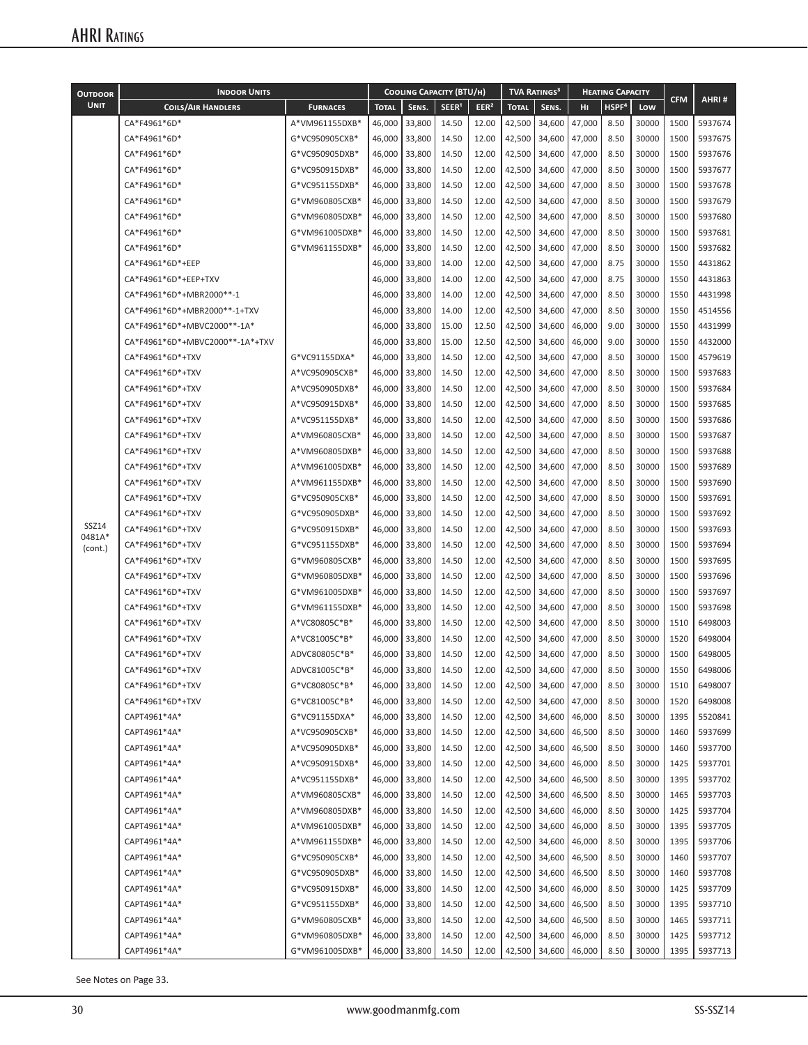## AHRI Ratings

| Outdoor Unit | Indoor Units | | Cooling Capacity (BTU/h) | | | | TVA Ratings[3] | | Heating Capacity | | | CFM | AHRI # |
|---|---|---|---|---|---|---|---|---|---|---|---|---|---|
| | Coils/Air Handlers | Furnaces | Total | Sens. | SEER[1] | EER[2] | Total | Sens. | Hi | HSPF[4] | Low | | |
| SSZ14 0481A* (cont.) | CA*F4961*6D* | A*VM961155DXB* | 46,000 | 33,800 | 14.50 | 12.00 | 42,500 | 34,600 | 47,000 | 8.50 | 30000 | 1500 | 5937674 |
| | CA*F4961*6D* | G*VC950905CXB* | 46,000 | 33,800 | 14.50 | 12.00 | 42,500 | 34,600 | 47,000 | 8.50 | 30000 | 1500 | 5937675 |
| | CA*F4961*6D* | G*VC950905DXB* | 46,000 | 33,800 | 14.50 | 12.00 | 42,500 | 34,600 | 47,000 | 8.50 | 30000 | 1500 | 5937676 |
| | CA*F4961*6D* | G*VC950915DXB* | 46,000 | 33,800 | 14.50 | 12.00 | 42,500 | 34,600 | 47,000 | 8.50 | 30000 | 1500 | 5937677 |
| | CA*F4961*6D* | G*VC951155DXB* | 46,000 | 33,800 | 14.50 | 12.00 | 42,500 | 34,600 | 47,000 | 8.50 | 30000 | 1500 | 5937678 |
| | CA*F4961*6D* | G*VM960805CXB* | 46,000 | 33,800 | 14.50 | 12.00 | 42,500 | 34,600 | 47,000 | 8.50 | 30000 | 1500 | 5937679 |
| | CA*F4961*6D* | G*VM960805DXB* | 46,000 | 33,800 | 14.50 | 12.00 | 42,500 | 34,600 | 47,000 | 8.50 | 30000 | 1500 | 5937680 |
| | CA*F4961*6D* | G*VM961005DXB* | 46,000 | 33,800 | 14.50 | 12.00 | 42,500 | 34,600 | 47,000 | 8.50 | 30000 | 1500 | 5937681 |
| | CA*F4961*6D* | G*VM961155DXB* | 46,000 | 33,800 | 14.50 | 12.00 | 42,500 | 34,600 | 47,000 | 8.50 | 30000 | 1500 | 5937682 |
| | CA*F4961*6D*+EEP | | 46,000 | 33,800 | 14.00 | 12.00 | 42,500 | 34,600 | 47,000 | 8.75 | 30000 | 1550 | 4431862 |
| | CA*F4961*6D*+EEP+TXV | | 46,000 | 33,800 | 14.00 | 12.00 | 42,500 | 34,600 | 47,000 | 8.75 | 30000 | 1550 | 4431863 |
| | CA*F4961*6D*+MBR2000**-1 | | 46,000 | 33,800 | 14.00 | 12.00 | 42,500 | 34,600 | 47,000 | 8.50 | 30000 | 1550 | 4431998 |
| | CA*F4961*6D*+MBR2000**-1+TXV | | 46,000 | 33,800 | 14.00 | 12.00 | 42,500 | 34,600 | 47,000 | 8.50 | 30000 | 1550 | 4514556 |
| | CA*F4961*6D*+MBVC2000**-1A* | | 46,000 | 33,800 | 15.00 | 12.50 | 42,500 | 34,600 | 46,000 | 9.00 | 30000 | 1550 | 4431999 |
| | CA*F4961*6D*+MBVC2000**-1A*+TXV | | 46,000 | 33,800 | 15.00 | 12.50 | 42,500 | 34,600 | 46,000 | 9.00 | 30000 | 1550 | 4432000 |
| | CA*F4961*6D*+TXV | G*VC91155DXA* | 46,000 | 33,800 | 14.50 | 12.00 | 42,500 | 34,600 | 47,000 | 8.50 | 30000 | 1500 | 4579619 |
| | CA*F4961*6D*+TXV | A*VC950905CXB* | 46,000 | 33,800 | 14.50 | 12.00 | 42,500 | 34,600 | 47,000 | 8.50 | 30000 | 1500 | 5937683 |
| | CA*F4961*6D*+TXV | A*VC950905DXB* | 46,000 | 33,800 | 14.50 | 12.00 | 42,500 | 34,600 | 47,000 | 8.50 | 30000 | 1500 | 5937684 |
| | CA*F4961*6D*+TXV | A*VC950915DXB* | 46,000 | 33,800 | 14.50 | 12.00 | 42,500 | 34,600 | 47,000 | 8.50 | 30000 | 1500 | 5937685 |
| | CA*F4961*6D*+TXV | A*VC951155DXB* | 46,000 | 33,800 | 14.50 | 12.00 | 42,500 | 34,600 | 47,000 | 8.50 | 30000 | 1500 | 5937686 |
| | CA*F4961*6D*+TXV | A*VM960805CXB* | 46,000 | 33,800 | 14.50 | 12.00 | 42,500 | 34,600 | 47,000 | 8.50 | 30000 | 1500 | 5937687 |
| | CA*F4961*6D*+TXV | A*VM960805DXB* | 46,000 | 33,800 | 14.50 | 12.00 | 42,500 | 34,600 | 47,000 | 8.50 | 30000 | 1500 | 5937688 |
| | CA*F4961*6D*+TXV | A*VM961005DXB* | 46,000 | 33,800 | 14.50 | 12.00 | 42,500 | 34,600 | 47,000 | 8.50 | 30000 | 1500 | 5937689 |
| | CA*F4961*6D*+TXV | A*VM961155DXB* | 46,000 | 33,800 | 14.50 | 12.00 | 42,500 | 34,600 | 47,000 | 8.50 | 30000 | 1500 | 5937690 |
| | CA*F4961*6D*+TXV | G*VC950905CXB* | 46,000 | 33,800 | 14.50 | 12.00 | 42,500 | 34,600 | 47,000 | 8.50 | 30000 | 1500 | 5937691 |
| | CA*F4961*6D*+TXV | G*VC950905DXB* | 46,000 | 33,800 | 14.50 | 12.00 | 42,500 | 34,600 | 47,000 | 8.50 | 30000 | 1500 | 5937692 |
| | CA*F4961*6D*+TXV | G*VC950915DXB* | 46,000 | 33,800 | 14.50 | 12.00 | 42,500 | 34,600 | 47,000 | 8.50 | 30000 | 1500 | 5937693 |
| | CA*F4961*6D*+TXV | G*VC951155DXB* | 46,000 | 33,800 | 14.50 | 12.00 | 42,500 | 34,600 | 47,000 | 8.50 | 30000 | 1500 | 5937694 |
| | CA*F4961*6D*+TXV | G*VM960805CXB* | 46,000 | 33,800 | 14.50 | 12.00 | 42,500 | 34,600 | 47,000 | 8.50 | 30000 | 1500 | 5937695 |
| | CA*F4961*6D*+TXV | G*VM960805DXB* | 46,000 | 33,800 | 14.50 | 12.00 | 42,500 | 34,600 | 47,000 | 8.50 | 30000 | 1500 | 5937696 |
| | CA*F4961*6D*+TXV | G*VM961005DXB* | 46,000 | 33,800 | 14.50 | 12.00 | 42,500 | 34,600 | 47,000 | 8.50 | 30000 | 1500 | 5937697 |
| | CA*F4961*6D*+TXV | G*VM961155DXB* | 46,000 | 33,800 | 14.50 | 12.00 | 42,500 | 34,600 | 47,000 | 8.50 | 30000 | 1500 | 5937698 |
| | CA*F4961*6D*+TXV | A*VC80805C*B* | 46,000 | 33,800 | 14.50 | 12.00 | 42,500 | 34,600 | 47,000 | 8.50 | 30000 | 1510 | 6498003 |
| | CA*F4961*6D*+TXV | A*VC81005C*B* | 46,000 | 33,800 | 14.50 | 12.00 | 42,500 | 34,600 | 47,000 | 8.50 | 30000 | 1520 | 6498004 |
| | CA*F4961*6D*+TXV | ADVC80805C*B* | 46,000 | 33,800 | 14.50 | 12.00 | 42,500 | 34,600 | 47,000 | 8.50 | 30000 | 1500 | 6498005 |
| | CA*F4961*6D*+TXV | ADVC81005C*B* | 46,000 | 33,800 | 14.50 | 12.00 | 42,500 | 34,600 | 47,000 | 8.50 | 30000 | 1550 | 6498006 |
| | CA*F4961*6D*+TXV | G*VC80805C*B* | 46,000 | 33,800 | 14.50 | 12.00 | 42,500 | 34,600 | 47,000 | 8.50 | 30000 | 1510 | 6498007 |
| | CA*F4961*6D*+TXV | G*VC81005C*B* | 46,000 | 33,800 | 14.50 | 12.00 | 42,500 | 34,600 | 47,000 | 8.50 | 30000 | 1520 | 6498008 |
| | CAPT4961*4A* | G*VC91155DXA* | 46,000 | 33,800 | 14.50 | 12.00 | 42,500 | 34,600 | 46,000 | 8.50 | 30000 | 1395 | 5520841 |
| | CAPT4961*4A* | A*VC950905CXB* | 46,000 | 33,800 | 14.50 | 12.00 | 42,500 | 34,600 | 46,500 | 8.50 | 30000 | 1460 | 5937699 |
| | CAPT4961*4A* | A*VC950905DXB* | 46,000 | 33,800 | 14.50 | 12.00 | 42,500 | 34,600 | 46,500 | 8.50 | 30000 | 1460 | 5937700 |
| | CAPT4961*4A* | A*VC950915DXB* | 46,000 | 33,800 | 14.50 | 12.00 | 42,500 | 34,600 | 46,000 | 8.50 | 30000 | 1425 | 5937701 |
| | CAPT4961*4A* | A*VC951155DXB* | 46,000 | 33,800 | 14.50 | 12.00 | 42,500 | 34,600 | 46,500 | 8.50 | 30000 | 1395 | 5937702 |
| | CAPT4961*4A* | A*VM960805CXB* | 46,000 | 33,800 | 14.50 | 12.00 | 42,500 | 34,600 | 46,500 | 8.50 | 30000 | 1465 | 5937703 |
| | CAPT4961*4A* | A*VM960805DXB* | 46,000 | 33,800 | 14.50 | 12.00 | 42,500 | 34,600 | 46,000 | 8.50 | 30000 | 1425 | 5937704 |
| | CAPT4961*4A* | A*VM961005DXB* | 46,000 | 33,800 | 14.50 | 12.00 | 42,500 | 34,600 | 46,000 | 8.50 | 30000 | 1395 | 5937705 |
| | CAPT4961*4A* | A*VM961155DXB* | 46,000 | 33,800 | 14.50 | 12.00 | 42,500 | 34,600 | 46,000 | 8.50 | 30000 | 1395 | 5937706 |
| | CAPT4961*4A* | G*VC950905CXB* | 46,000 | 33,800 | 14.50 | 12.00 | 42,500 | 34,600 | 46,500 | 8.50 | 30000 | 1460 | 5937707 |
| | CAPT4961*4A* | G*VC950905DXB* | 46,000 | 33,800 | 14.50 | 12.00 | 42,500 | 34,600 | 46,500 | 8.50 | 30000 | 1460 | 5937708 |
| | CAPT4961*4A* | G*VC950915DXB* | 46,000 | 33,800 | 14.50 | 12.00 | 42,500 | 34,600 | 46,000 | 8.50 | 30000 | 1425 | 5937709 |
| | CAPT4961*4A* | G*VC951155DXB* | 46,000 | 33,800 | 14.50 | 12.00 | 42,500 | 34,600 | 46,500 | 8.50 | 30000 | 1395 | 5937710 |
| | CAPT4961*4A* | G*VM960805CXB* | 46,000 | 33,800 | 14.50 | 12.00 | 42,500 | 34,600 | 46,500 | 8.50 | 30000 | 1465 | 5937711 |
| | CAPT4961*4A* | G*VM960805DXB* | 46,000 | 33,800 | 14.50 | 12.00 | 42,500 | 34,600 | 46,000 | 8.50 | 30000 | 1425 | 5937712 |
| | CAPT4961*4A* | G*VM961005DXB* | 46,000 | 33,800 | 14.50 | 12.00 | 42,500 | 34,600 | 46,000 | 8.50 | 30000 | 1395 | 5937713 |

See Notes on Page 33.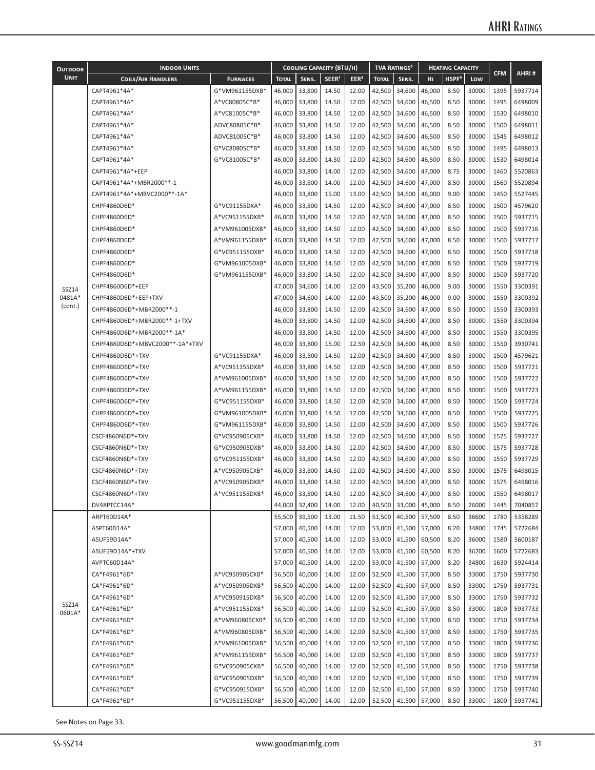| Outdoor Unit | Indoor Units | | Cooling Capacity (BTU/h) | | | | TVA Ratings[3] | | Heating Capacity | | | CFM | AHRI # |
|---|---|---|---|---|---|---|---|---|---|---|---|---|---|
| | Coils/Air Handlers | Furnaces | Total | Sens. | SEER[1] | EER[2] | Total | Sens. | Hi | HSPF[4] | Low | | |
| SSZ14 0481A* (cont.) | CAPT4961*4A* | G*VM961155DXB* | 46,000 | 33,800 | 14.50 | 12.00 | 42,500 | 34,600 | 46,000 | 8.50 | 30000 | 1395 | 5937714 |
| | CAPT4961*4A* | A*VC80805C*B* | 46,000 | 33,800 | 14.50 | 12.00 | 42,500 | 34,600 | 46,500 | 8.50 | 30000 | 1495 | 6498009 |
| | CAPT4961*4A* | A*VC81005C*B* | 46,000 | 33,800 | 14.50 | 12.00 | 42,500 | 34,600 | 46,500 | 8.50 | 30000 | 1530 | 6498010 |
| | CAPT4961*4A* | ADVC80805C*B* | 46,000 | 33,800 | 14.50 | 12.00 | 42,500 | 34,600 | 46,500 | 8.50 | 30000 | 1500 | 6498011 |
| | CAPT4961*4A* | ADVC81005C*B* | 46,000 | 33,800 | 14.50 | 12.00 | 42,500 | 34,600 | 46,500 | 8.50 | 30000 | 1545 | 6498012 |
| | CAPT4961*4A* | G*VC80805C*B* | 46,000 | 33,800 | 14.50 | 12.00 | 42,500 | 34,600 | 46,500 | 8.50 | 30000 | 1495 | 6498013 |
| | CAPT4961*4A* | G*VC81005C*B* | 46,000 | 33,800 | 14.50 | 12.00 | 42,500 | 34,600 | 46,500 | 8.50 | 30000 | 1530 | 6498014 |
| | CAPT4961*4A*+EEP | | 46,000 | 33,800 | 14.00 | 12.00 | 42,500 | 34,600 | 47,000 | 8.75 | 30000 | 1460 | 5520863 |
| | CAPT4961*4A*+MBR2000**-1 | | 46,000 | 33,800 | 14.00 | 12.00 | 42,500 | 34,600 | 47,000 | 8.50 | 30000 | 1560 | 5520894 |
| | CAPT4961*4A*+MBVC2000**-1A* | | 46,000 | 33,800 | 15.00 | 13.00 | 42,500 | 34,600 | 46,000 | 9.00 | 30000 | 1450 | 5527445 |
| | CHPF4860D6D* | G*VC91155DXA* | 46,000 | 33,800 | 14.50 | 12.00 | 42,500 | 34,600 | 47,000 | 8.50 | 30000 | 1500 | 4579620 |
| | CHPF4860D6D* | A*VC951155DXB* | 46,000 | 33,800 | 14.50 | 12.00 | 42,500 | 34,600 | 47,000 | 8.50 | 30000 | 1500 | 5937715 |
| | CHPF4860D6D* | A*VM961005DXB* | 46,000 | 33,800 | 14.50 | 12.00 | 42,500 | 34,600 | 47,000 | 8.50 | 30000 | 1500 | 5937716 |
| | CHPF4860D6D* | A*VM961155DXB* | 46,000 | 33,800 | 14.50 | 12.00 | 42,500 | 34,600 | 47,000 | 8.50 | 30000 | 1500 | 5937717 |
| | CHPF4860D6D* | G*VC951155DXB* | 46,000 | 33,800 | 14.50 | 12.00 | 42,500 | 34,600 | 47,000 | 8.50 | 30000 | 1500 | 5937718 |
| | CHPF4860D6D* | G*VM961005DXB* | 46,000 | 33,800 | 14.50 | 12.00 | 42,500 | 34,600 | 47,000 | 8.50 | 30000 | 1500 | 5937719 |
| | CHPF4860D6D* | G*VM961155DXB* | 46,000 | 33,800 | 14.50 | 12.00 | 42,500 | 34,600 | 47,000 | 8.50 | 30000 | 1500 | 5937720 |
| | CHPF4860D6D*+EEP | | 47,000 | 34,600 | 14.00 | 12.00 | 43,500 | 35,200 | 46,000 | 9.00 | 30000 | 1550 | 3300391 |
| | CHPF4860D6D*+EEP+TXV | | 47,000 | 34,600 | 14.00 | 12.00 | 43,500 | 35,200 | 46,000 | 9.00 | 30000 | 1550 | 3300392 |
| | CHPF4860D6D*+MBR2000**-1 | | 46,000 | 33,800 | 14.50 | 12.00 | 42,500 | 34,600 | 47,000 | 8.50 | 30000 | 1550 | 3300393 |
| | CHPF4860D6D*+MBR2000**-1+TXV | | 46,000 | 33,800 | 14.50 | 12.00 | 42,500 | 34,600 | 47,000 | 8.50 | 30000 | 1550 | 3300394 |
| | CHPF4860D6D*+MBR2000**-1A* | | 46,000 | 33,800 | 14.50 | 12.00 | 42,500 | 34,600 | 47,000 | 8.50 | 30000 | 1550 | 3300395 |
| | CHPF4860D6D*+MBVC2000**-1A*+TXV | | 46,000 | 33,800 | 15.00 | 12.50 | 42,500 | 34,600 | 46,000 | 8.50 | 30000 | 1550 | 3930741 |
| | CHPF4860D6D*+TXV | G*VC91155DXA* | 46,000 | 33,800 | 14.50 | 12.00 | 42,500 | 34,600 | 47,000 | 8.50 | 30000 | 1500 | 4579621 |
| | CHPF4860D6D*+TXV | A*VC951155DXB* | 46,000 | 33,800 | 14.50 | 12.00 | 42,500 | 34,600 | 47,000 | 8.50 | 30000 | 1500 | 5937721 |
| | CHPF4860D6D*+TXV | A*VM961005DXB* | 46,000 | 33,800 | 14.50 | 12.00 | 42,500 | 34,600 | 47,000 | 8.50 | 30000 | 1500 | 5937722 |
| | CHPF4860D6D*+TXV | A*VM961155DXB* | 46,000 | 33,800 | 14.50 | 12.00 | 42,500 | 34,600 | 47,000 | 8.50 | 30000 | 1500 | 5937723 |
| | CHPF4860D6D*+TXV | G*VC951155DXB* | 46,000 | 33,800 | 14.50 | 12.00 | 42,500 | 34,600 | 47,000 | 8.50 | 30000 | 1500 | 5937724 |
| | CHPF4860D6D*+TXV | G*VM961005DXB* | 46,000 | 33,800 | 14.50 | 12.00 | 42,500 | 34,600 | 47,000 | 8.50 | 30000 | 1500 | 5937725 |
| | CHPF4860D6D*+TXV | G*VM961155DXB* | 46,000 | 33,800 | 14.50 | 12.00 | 42,500 | 34,600 | 47,000 | 8.50 | 30000 | 1500 | 5937726 |
| | CSCF4860N6D*+TXV | G*VC950905CXB* | 46,000 | 33,800 | 14.50 | 12.00 | 42,500 | 34,600 | 47,000 | 8.50 | 30000 | 1575 | 5937727 |
| | CSCF4860N6D*+TXV | G*VC950905DXB* | 46,000 | 33,800 | 14.50 | 12.00 | 42,500 | 34,600 | 47,000 | 8.50 | 30000 | 1575 | 5937728 |
| | CSCF4860N6D*+TXV | G*VC951155DXB* | 46,000 | 33,800 | 14.50 | 12.00 | 42,500 | 34,600 | 47,000 | 8.50 | 30000 | 1550 | 5937729 |
| | CSCF4860N6D*+TXV | A*VC950905CXB* | 46,000 | 33,800 | 14.50 | 12.00 | 42,500 | 34,600 | 47,000 | 8.50 | 30000 | 1575 | 6498015 |
| | CSCF4860N6D*+TXV | A*VC950905DXB* | 46,000 | 33,800 | 14.50 | 12.00 | 42,500 | 34,600 | 47,000 | 8.50 | 30000 | 1575 | 6498016 |
| | CSCF4860N6D*+TXV | A*VC951155DXB* | 46,000 | 33,800 | 14.50 | 12.00 | 42,500 | 34,600 | 47,000 | 8.50 | 30000 | 1550 | 6498017 |
| | DV48PTCC14A* | | 44,000 | 32,400 | 14.00 | 12.00 | 40,500 | 33,000 | 45,000 | 8.50 | 26000 | 1445 | 7040857 |
| SSZ14 0601A* | ARPT60D14A* | | 55,500 | 39,500 | 13.00 | 11.50 | 51,500 | 40,500 | 57,500 | 8.50 | 36600 | 1780 | 5358289 |
| | ASPT60D14A* | | 57,000 | 40,500 | 14.00 | 12.00 | 53,000 | 41,500 | 57,000 | 8.20 | 34800 | 1745 | 5722684 |
| | ASUF59D14A* | | 57,000 | 40,500 | 14.00 | 12.00 | 53,000 | 41,500 | 60,500 | 8.20 | 36000 | 1580 | 5600187 |
| | ASUF59D14A*+TXV | | 57,000 | 40,500 | 14.00 | 12.00 | 53,000 | 41,500 | 60,500 | 8.20 | 36200 | 1600 | 5722683 |
| | AVPTC60D14A* | | 57,000 | 40,500 | 14.00 | 12.00 | 53,000 | 41,500 | 57,000 | 8.20 | 34800 | 1630 | 5924414 |
| | CA*F4961*6D* | A*VC950905CXB* | 56,500 | 40,000 | 14.00 | 12.00 | 52,500 | 41,500 | 57,000 | 8.50 | 33000 | 1750 | 5937730 |
| | CA*F4961*6D* | A*VC950905DXB* | 56,500 | 40,000 | 14.00 | 12.00 | 52,500 | 41,500 | 57,000 | 8.50 | 33000 | 1750 | 5937731 |
| | CA*F4961*6D* | A*VC950915DXB* | 56,500 | 40,000 | 14.00 | 12.00 | 52,500 | 41,500 | 57,000 | 8.50 | 33000 | 1750 | 5937732 |
| | CA*F4961*6D* | A*VC951155DXB* | 56,500 | 40,000 | 14.00 | 12.00 | 52,500 | 41,500 | 57,000 | 8.50 | 33000 | 1800 | 5937733 |
| | CA*F4961*6D* | A*VM960805CXB* | 56,500 | 40,000 | 14.00 | 12.00 | 52,500 | 41,500 | 57,000 | 8.50 | 33000 | 1750 | 5937734 |
| | CA*F4961*6D* | A*VM960805DXB* | 56,500 | 40,000 | 14.00 | 12.00 | 52,500 | 41,500 | 57,000 | 8.50 | 33000 | 1750 | 5937735 |
| | CA*F4961*6D* | A*VM961005DXB* | 56,500 | 40,000 | 14.00 | 12.00 | 52,500 | 41,500 | 57,000 | 8.50 | 33000 | 1800 | 5937736 |
| | CA*F4961*6D* | A*VM961155DXB* | 56,500 | 40,000 | 14.00 | 12.00 | 52,500 | 41,500 | 57,000 | 8.50 | 33000 | 1800 | 5937737 |
| | CA*F4961*6D* | G*VC950905CXB* | 56,500 | 40,000 | 14.00 | 12.00 | 52,500 | 41,500 | 57,000 | 8.50 | 33000 | 1750 | 5937738 |
| | CA*F4961*6D* | G*VC950905DXB* | 56,500 | 40,000 | 14.00 | 12.00 | 52,500 | 41,500 | 57,000 | 8.50 | 33000 | 1750 | 5937739 |
| | CA*F4961*6D* | G*VC950915DXB* | 56,500 | 40,000 | 14.00 | 12.00 | 52,500 | 41,500 | 57,000 | 8.50 | 33000 | 1750 | 5937740 |
| | CA*F4961*6D* | G*VC951155DXB* | 56,500 | 40,000 | 14.00 | 12.00 | 52,500 | 41,500 | 57,000 | 8.50 | 33000 | 1800 | 5937741 |

See Notes on Page 33.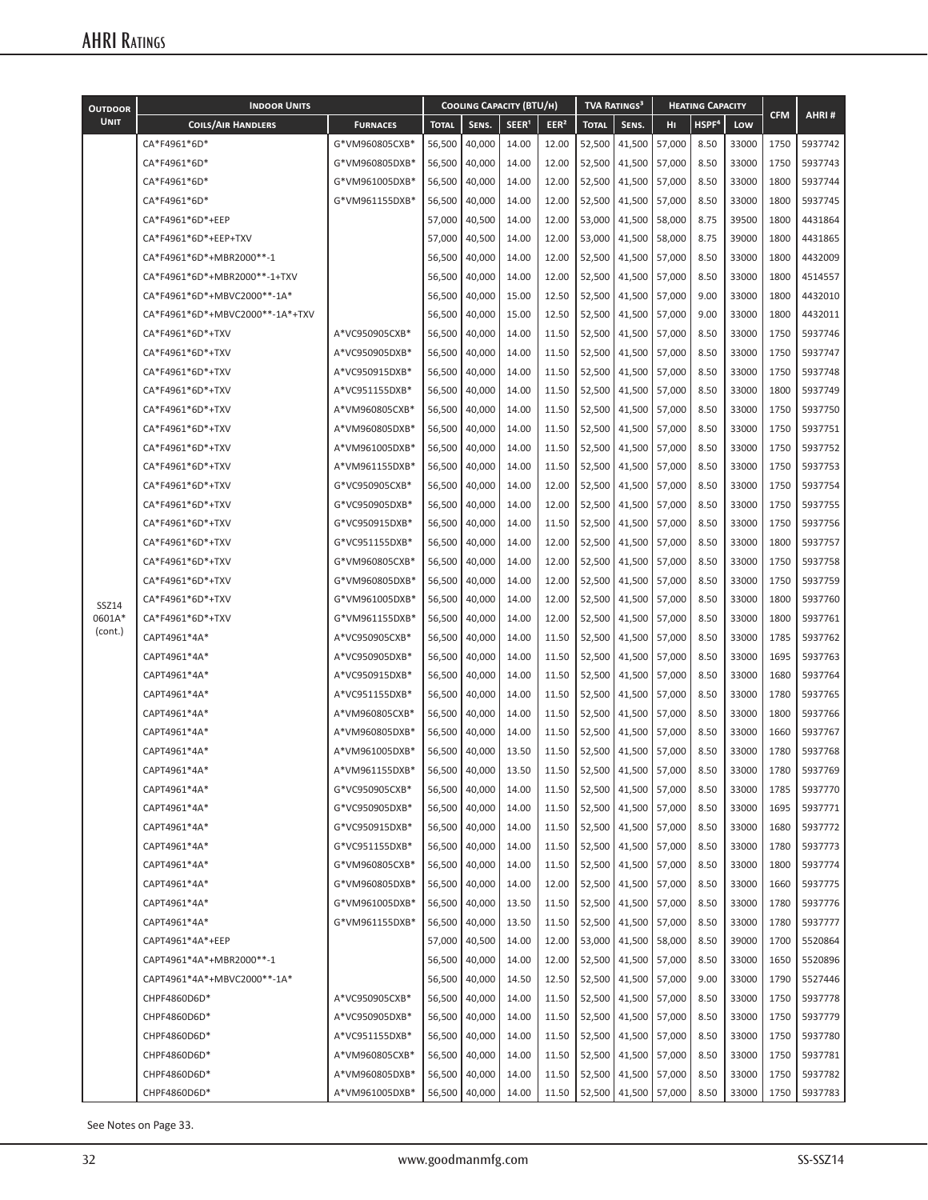# AHRI Ratings

| Outdoor Unit | Indoor Units | | Cooling Capacity (BTU/h) | | | | TVA Ratings[3] | | Heating Capacity | | | CFM | AHRI # |
|---|---|---|---|---|---|---|---|---|---|---|---|---|---|
| | Coils/Air Handlers | Furnaces | Total | Sens. | SEER[1] | EER[2] | Total | Sens. | Hi | HSPF[4] | Low | | |
| SSZ14 0601A* (cont.) | CA*F4961*6D* | G*VM960805CXB* | 56,500 | 40,000 | 14.00 | 12.00 | 52,500 | 41,500 | 57,000 | 8.50 | 33000 | 1750 | 5937742 |
| | CA*F4961*6D* | G*VM960805DXB* | 56,500 | 40,000 | 14.00 | 12.00 | 52,500 | 41,500 | 57,000 | 8.50 | 33000 | 1750 | 5937743 |
| | CA*F4961*6D* | G*VM961005DXB* | 56,500 | 40,000 | 14.00 | 12.00 | 52,500 | 41,500 | 57,000 | 8.50 | 33000 | 1800 | 5937744 |
| | CA*F4961*6D* | G*VM961155DXB* | 56,500 | 40,000 | 14.00 | 12.00 | 52,500 | 41,500 | 57,000 | 8.50 | 33000 | 1800 | 5937745 |
| | CA*F4961*6D*+EEP | | 57,000 | 40,500 | 14.00 | 12.00 | 53,000 | 41,500 | 58,000 | 8.75 | 39500 | 1800 | 4431864 |
| | CA*F4961*6D*+EEP+TXV | | 57,000 | 40,500 | 14.00 | 12.00 | 53,000 | 41,500 | 58,000 | 8.75 | 39000 | 1800 | 4431865 |
| | CA*F4961*6D*+MBR2000**-1 | | 56,500 | 40,000 | 14.00 | 12.00 | 52,500 | 41,500 | 57,000 | 8.50 | 33000 | 1800 | 4432009 |
| | CA*F4961*6D*+MBR2000**-1+TXV | | 56,500 | 40,000 | 14.00 | 12.00 | 52,500 | 41,500 | 57,000 | 8.50 | 33000 | 1800 | 4514557 |
| | CA*F4961*6D*+MBVC2000**-1A* | | 56,500 | 40,000 | 15.00 | 12.50 | 52,500 | 41,500 | 57,000 | 9.00 | 33000 | 1800 | 4432010 |
| | CA*F4961*6D*+MBVC2000**-1A*+TXV | | 56,500 | 40,000 | 15.00 | 12.50 | 52,500 | 41,500 | 57,000 | 9.00 | 33000 | 1800 | 4432011 |
| | CA*F4961*6D*+TXV | A*VC950905CXB* | 56,500 | 40,000 | 14.00 | 11.50 | 52,500 | 41,500 | 57,000 | 8.50 | 33000 | 1750 | 5937746 |
| | CA*F4961*6D*+TXV | A*VC950905DXB* | 56,500 | 40,000 | 14.00 | 11.50 | 52,500 | 41,500 | 57,000 | 8.50 | 33000 | 1750 | 5937747 |
| | CA*F4961*6D*+TXV | A*VC950915DXB* | 56,500 | 40,000 | 14.00 | 11.50 | 52,500 | 41,500 | 57,000 | 8.50 | 33000 | 1750 | 5937748 |
| | CA*F4961*6D*+TXV | A*VC951155DXB* | 56,500 | 40,000 | 14.00 | 11.50 | 52,500 | 41,500 | 57,000 | 8.50 | 33000 | 1800 | 5937749 |
| | CA*F4961*6D*+TXV | A*VM960805CXB* | 56,500 | 40,000 | 14.00 | 11.50 | 52,500 | 41,500 | 57,000 | 8.50 | 33000 | 1750 | 5937750 |
| | CA*F4961*6D*+TXV | A*VM960805DXB* | 56,500 | 40,000 | 14.00 | 11.50 | 52,500 | 41,500 | 57,000 | 8.50 | 33000 | 1750 | 5937751 |
| | CA*F4961*6D*+TXV | A*VM961005DXB* | 56,500 | 40,000 | 14.00 | 11.50 | 52,500 | 41,500 | 57,000 | 8.50 | 33000 | 1750 | 5937752 |
| | CA*F4961*6D*+TXV | A*VM961155DXB* | 56,500 | 40,000 | 14.00 | 11.50 | 52,500 | 41,500 | 57,000 | 8.50 | 33000 | 1750 | 5937753 |
| | CA*F4961*6D*+TXV | G*VC950905CXB* | 56,500 | 40,000 | 14.00 | 12.00 | 52,500 | 41,500 | 57,000 | 8.50 | 33000 | 1750 | 5937754 |
| | CA*F4961*6D*+TXV | G*VC950905DXB* | 56,500 | 40,000 | 14.00 | 12.00 | 52,500 | 41,500 | 57,000 | 8.50 | 33000 | 1750 | 5937755 |
| | CA*F4961*6D*+TXV | G*VC950915DXB* | 56,500 | 40,000 | 14.00 | 11.50 | 52,500 | 41,500 | 57,000 | 8.50 | 33000 | 1750 | 5937756 |
| | CA*F4961*6D*+TXV | G*VC951155DXB* | 56,500 | 40,000 | 14.00 | 12.00 | 52,500 | 41,500 | 57,000 | 8.50 | 33000 | 1800 | 5937757 |
| | CA*F4961*6D*+TXV | G*VM960805CXB* | 56,500 | 40,000 | 14.00 | 12.00 | 52,500 | 41,500 | 57,000 | 8.50 | 33000 | 1750 | 5937758 |
| | CA*F4961*6D*+TXV | G*VM960805DXB* | 56,500 | 40,000 | 14.00 | 12.00 | 52,500 | 41,500 | 57,000 | 8.50 | 33000 | 1750 | 5937759 |
| | CA*F4961*6D*+TXV | G*VM961005DXB* | 56,500 | 40,000 | 14.00 | 12.00 | 52,500 | 41,500 | 57,000 | 8.50 | 33000 | 1800 | 5937760 |
| | CA*F4961*6D*+TXV | G*VM961155DXB* | 56,500 | 40,000 | 14.00 | 12.00 | 52,500 | 41,500 | 57,000 | 8.50 | 33000 | 1800 | 5937761 |
| | CAPT4961*4A* | A*VC950905CXB* | 56,500 | 40,000 | 14.00 | 11.50 | 52,500 | 41,500 | 57,000 | 8.50 | 33000 | 1785 | 5937762 |
| | CAPT4961*4A* | A*VC950905DXB* | 56,500 | 40,000 | 14.00 | 11.50 | 52,500 | 41,500 | 57,000 | 8.50 | 33000 | 1695 | 5937763 |
| | CAPT4961*4A* | A*VC950915DXB* | 56,500 | 40,000 | 14.00 | 11.50 | 52,500 | 41,500 | 57,000 | 8.50 | 33000 | 1680 | 5937764 |
| | CAPT4961*4A* | A*VC951155DXB* | 56,500 | 40,000 | 14.00 | 11.50 | 52,500 | 41,500 | 57,000 | 8.50 | 33000 | 1780 | 5937765 |
| | CAPT4961*4A* | A*VM960805CXB* | 56,500 | 40,000 | 14.00 | 11.50 | 52,500 | 41,500 | 57,000 | 8.50 | 33000 | 1800 | 5937766 |
| | CAPT4961*4A* | A*VM960805DXB* | 56,500 | 40,000 | 14.00 | 11.50 | 52,500 | 41,500 | 57,000 | 8.50 | 33000 | 1660 | 5937767 |
| | CAPT4961*4A* | A*VM961005DXB* | 56,500 | 40,000 | 13.50 | 11.50 | 52,500 | 41,500 | 57,000 | 8.50 | 33000 | 1780 | 5937768 |
| | CAPT4961*4A* | A*VM961155DXB* | 56,500 | 40,000 | 13.50 | 11.50 | 52,500 | 41,500 | 57,000 | 8.50 | 33000 | 1780 | 5937769 |
| | CAPT4961*4A* | G*VC950905CXB* | 56,500 | 40,000 | 14.00 | 11.50 | 52,500 | 41,500 | 57,000 | 8.50 | 33000 | 1785 | 5937770 |
| | CAPT4961*4A* | G*VC950905DXB* | 56,500 | 40,000 | 14.00 | 11.50 | 52,500 | 41,500 | 57,000 | 8.50 | 33000 | 1695 | 5937771 |
| | CAPT4961*4A* | G*VC950915DXB* | 56,500 | 40,000 | 14.00 | 11.50 | 52,500 | 41,500 | 57,000 | 8.50 | 33000 | 1680 | 5937772 |
| | CAPT4961*4A* | G*VC951155DXB* | 56,500 | 40,000 | 14.00 | 11.50 | 52,500 | 41,500 | 57,000 | 8.50 | 33000 | 1780 | 5937773 |
| | CAPT4961*4A* | G*VM960805CXB* | 56,500 | 40,000 | 14.00 | 11.50 | 52,500 | 41,500 | 57,000 | 8.50 | 33000 | 1800 | 5937774 |
| | CAPT4961*4A* | G*VM960805DXB* | 56,500 | 40,000 | 14.00 | 12.00 | 52,500 | 41,500 | 57,000 | 8.50 | 33000 | 1660 | 5937775 |
| | CAPT4961*4A* | G*VM961005DXB* | 56,500 | 40,000 | 13.50 | 11.50 | 52,500 | 41,500 | 57,000 | 8.50 | 33000 | 1780 | 5937776 |
| | CAPT4961*4A* | G*VM961155DXB* | 56,500 | 40,000 | 13.50 | 11.50 | 52,500 | 41,500 | 57,000 | 8.50 | 33000 | 1780 | 5937777 |
| | CAPT4961*4A*+EEP | | 57,000 | 40,500 | 14.00 | 12.00 | 53,000 | 41,500 | 58,000 | 8.50 | 39000 | 1700 | 5520864 |
| | CAPT4961*4A*+MBR2000**-1 | | 56,500 | 40,000 | 14.00 | 12.00 | 52,500 | 41,500 | 57,000 | 8.50 | 33000 | 1650 | 5520896 |
| | CAPT4961*4A*+MBVC2000**-1A* | | 56,500 | 40,000 | 14.50 | 12.50 | 52,500 | 41,500 | 57,000 | 9.00 | 33000 | 1790 | 5527446 |
| | CHPF4860D6D* | A*VC950905CXB* | 56,500 | 40,000 | 14.00 | 11.50 | 52,500 | 41,500 | 57,000 | 8.50 | 33000 | 1750 | 5937778 |
| | CHPF4860D6D* | A*VC950905DXB* | 56,500 | 40,000 | 14.00 | 11.50 | 52,500 | 41,500 | 57,000 | 8.50 | 33000 | 1750 | 5937779 |
| | CHPF4860D6D* | A*VC951155DXB* | 56,500 | 40,000 | 14.00 | 11.50 | 52,500 | 41,500 | 57,000 | 8.50 | 33000 | 1750 | 5937780 |
| | CHPF4860D6D* | A*VM960805CXB* | 56,500 | 40,000 | 14.00 | 11.50 | 52,500 | 41,500 | 57,000 | 8.50 | 33000 | 1750 | 5937781 |
| | CHPF4860D6D* | A*VM960805DXB* | 56,500 | 40,000 | 14.00 | 11.50 | 52,500 | 41,500 | 57,000 | 8.50 | 33000 | 1750 | 5937782 |
| | CHPF4860D6D* | A*VM961005DXB* | 56,500 | 40,000 | 14.00 | 11.50 | 52,500 | 41,500 | 57,000 | 8.50 | 33000 | 1750 | 5937783 |

See Notes on Page 33.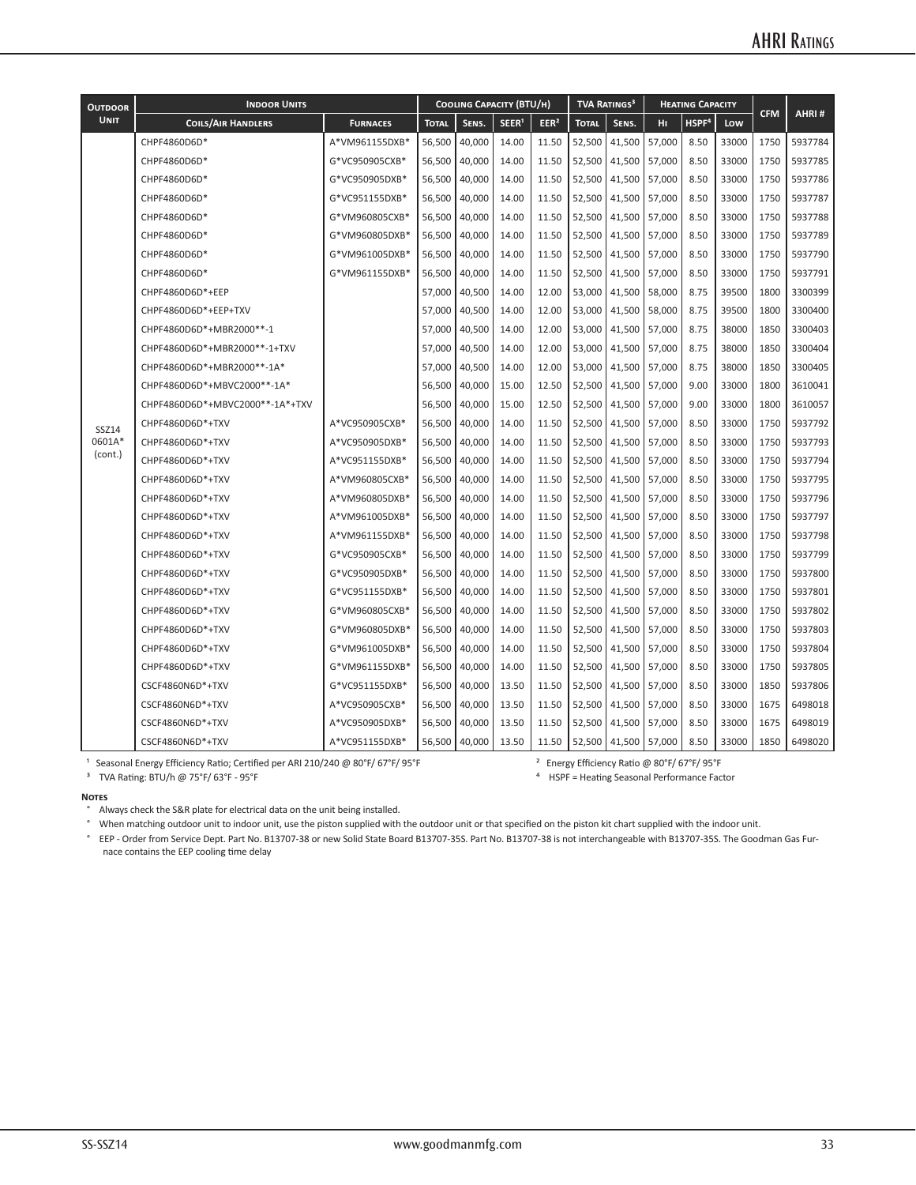| Outdoor Unit | Indoor Units | | Cooling Capacity (BTU/h) | | | | TVA Ratings[3] | | Heating Capacity | | | CFM | AHRI # |
|---|---|---|---|---|---|---|---|---|---|---|---|---|---|
| | Coils/Air Handlers | Furnaces | Total | Sens. | SEER[1] | EER[2] | Total | Sens. | Hi | HSPF[4] | Low | | |
| SSZ14 0601A* (cont.) | CHPF4860D6D* | A*VM961155DXB* | 56,500 | 40,000 | 14.00 | 11.50 | 52,500 | 41,500 | 57,000 | 8.50 | 33000 | 1750 | 5937784 |
| | CHPF4860D6D* | G*VC950905CXB* | 56,500 | 40,000 | 14.00 | 11.50 | 52,500 | 41,500 | 57,000 | 8.50 | 33000 | 1750 | 5937785 |
| | CHPF4860D6D* | G*VC950905DXB* | 56,500 | 40,000 | 14.00 | 11.50 | 52,500 | 41,500 | 57,000 | 8.50 | 33000 | 1750 | 5937786 |
| | CHPF4860D6D* | G*VC951155DXB* | 56,500 | 40,000 | 14.00 | 11.50 | 52,500 | 41,500 | 57,000 | 8.50 | 33000 | 1750 | 5937787 |
| | CHPF4860D6D* | G*VM960805CXB* | 56,500 | 40,000 | 14.00 | 11.50 | 52,500 | 41,500 | 57,000 | 8.50 | 33000 | 1750 | 5937788 |
| | CHPF4860D6D* | G*VM960805DXB* | 56,500 | 40,000 | 14.00 | 11.50 | 52,500 | 41,500 | 57,000 | 8.50 | 33000 | 1750 | 5937789 |
| | CHPF4860D6D* | G*VM961005DXB* | 56,500 | 40,000 | 14.00 | 11.50 | 52,500 | 41,500 | 57,000 | 8.50 | 33000 | 1750 | 5937790 |
| | CHPF4860D6D* | G*VM961155DXB* | 56,500 | 40,000 | 14.00 | 11.50 | 52,500 | 41,500 | 57,000 | 8.50 | 33000 | 1750 | 5937791 |
| | CHPF4860D6D*+EEP | | 57,000 | 40,500 | 14.00 | 12.00 | 53,000 | 41,500 | 58,000 | 8.75 | 39500 | 1800 | 3300399 |
| | CHPF4860D6D*+EEP+TXV | | 57,000 | 40,500 | 14.00 | 12.00 | 53,000 | 41,500 | 58,000 | 8.75 | 39500 | 1800 | 3300400 |
| | CHPF4860D6D*+MBR2000**-1 | | 57,000 | 40,500 | 14.00 | 12.00 | 53,000 | 41,500 | 57,000 | 8.75 | 38000 | 1850 | 3300403 |
| | CHPF4860D6D*+MBR2000**-1+TXV | | 57,000 | 40,500 | 14.00 | 12.00 | 53,000 | 41,500 | 57,000 | 8.75 | 38000 | 1850 | 3300404 |
| | CHPF4860D6D*+MBR2000**-1A* | | 57,000 | 40,500 | 14.00 | 12.00 | 53,000 | 41,500 | 57,000 | 8.75 | 38000 | 1850 | 3300405 |
| | CHPF4860D6D*+MBVC2000**-1A* | | 56,500 | 40,000 | 15.00 | 12.50 | 52,500 | 41,500 | 57,000 | 9.00 | 33000 | 1800 | 3610041 |
| | CHPF4860D6D*+MBVC2000**-1A*+TXV | | 56,500 | 40,000 | 15.00 | 12.50 | 52,500 | 41,500 | 57,000 | 9.00 | 33000 | 1800 | 3610057 |
| | CHPF4860D6D*+TXV | A*VC950905CXB* | 56,500 | 40,000 | 14.00 | 11.50 | 52,500 | 41,500 | 57,000 | 8.50 | 33000 | 1750 | 5937792 |
| | CHPF4860D6D*+TXV | A*VC950905DXB* | 56,500 | 40,000 | 14.00 | 11.50 | 52,500 | 41,500 | 57,000 | 8.50 | 33000 | 1750 | 5937793 |
| | CHPF4860D6D*+TXV | A*VC951155DXB* | 56,500 | 40,000 | 14.00 | 11.50 | 52,500 | 41,500 | 57,000 | 8.50 | 33000 | 1750 | 5937794 |
| | CHPF4860D6D*+TXV | A*VM960805CXB* | 56,500 | 40,000 | 14.00 | 11.50 | 52,500 | 41,500 | 57,000 | 8.50 | 33000 | 1750 | 5937795 |
| | CHPF4860D6D*+TXV | A*VM960805DXB* | 56,500 | 40,000 | 14.00 | 11.50 | 52,500 | 41,500 | 57,000 | 8.50 | 33000 | 1750 | 5937796 |
| | CHPF4860D6D*+TXV | A*VM961005DXB* | 56,500 | 40,000 | 14.00 | 11.50 | 52,500 | 41,500 | 57,000 | 8.50 | 33000 | 1750 | 5937797 |
| | CHPF4860D6D*+TXV | A*VM961155DXB* | 56,500 | 40,000 | 14.00 | 11.50 | 52,500 | 41,500 | 57,000 | 8.50 | 33000 | 1750 | 5937798 |
| | CHPF4860D6D*+TXV | G*VC950905CXB* | 56,500 | 40,000 | 14.00 | 11.50 | 52,500 | 41,500 | 57,000 | 8.50 | 33000 | 1750 | 5937799 |
| | CHPF4860D6D*+TXV | G*VC950905DXB* | 56,500 | 40,000 | 14.00 | 11.50 | 52,500 | 41,500 | 57,000 | 8.50 | 33000 | 1750 | 5937800 |
| | CHPF4860D6D*+TXV | G*VC951155DXB* | 56,500 | 40,000 | 14.00 | 11.50 | 52,500 | 41,500 | 57,000 | 8.50 | 33000 | 1750 | 5937801 |
| | CHPF4860D6D*+TXV | G*VM960805CXB* | 56,500 | 40,000 | 14.00 | 11.50 | 52,500 | 41,500 | 57,000 | 8.50 | 33000 | 1750 | 5937802 |
| | CHPF4860D6D*+TXV | G*VM960805DXB* | 56,500 | 40,000 | 14.00 | 11.50 | 52,500 | 41,500 | 57,000 | 8.50 | 33000 | 1750 | 5937803 |
| | CHPF4860D6D*+TXV | G*VM961005DXB* | 56,500 | 40,000 | 14.00 | 11.50 | 52,500 | 41,500 | 57,000 | 8.50 | 33000 | 1750 | 5937804 |
| | CHPF4860D6D*+TXV | G*VM961155DXB* | 56,500 | 40,000 | 14.00 | 11.50 | 52,500 | 41,500 | 57,000 | 8.50 | 33000 | 1750 | 5937805 |
| | CSCF4860N6D*+TXV | G*VC951155DXB* | 56,500 | 40,000 | 13.50 | 11.50 | 52,500 | 41,500 | 57,000 | 8.50 | 33000 | 1850 | 5937806 |
| | CSCF4860N6D*+TXV | A*VC950905CXB* | 56,500 | 40,000 | 13.50 | 11.50 | 52,500 | 41,500 | 57,000 | 8.50 | 33000 | 1675 | 6498018 |
| | CSCF4860N6D*+TXV | A*VC950905DXB* | 56,500 | 40,000 | 13.50 | 11.50 | 52,500 | 41,500 | 57,000 | 8.50 | 33000 | 1675 | 6498019 |
| | CSCF4860N6D*+TXV | A*VC951155DXB* | 56,500 | 40,000 | 13.50 | 11.50 | 52,500 | 41,500 | 57,000 | 8.50 | 33000 | 1850 | 6498020 |

[1] Seasonal Energy Efficiency Ratio; Certified per ARI 210/240 @ 80°F/ 67°F/ 95°F

[2] Energy Efficiency Ratio @ 80°F/ 67°F/ 95°F

[3] TVA Rating: BTU/h @ 75°F/ 63°F - 95°F

[4] HSPF = Heating Seasonal Performance Factor

**Notes**

- Always check the S&R plate for electrical data on the unit being installed.
- When matching outdoor unit to indoor unit, use the piston supplied with the outdoor unit or that specified on the piston kit chart supplied with the indoor unit.
- EEP - Order from Service Dept. Part No. B13707-38 or new Solid State Board B13707-35S. Part No. B13707-38 is not interchangeable with B13707-35S. The Goodman Gas Furnace contains the EEP cooling time delay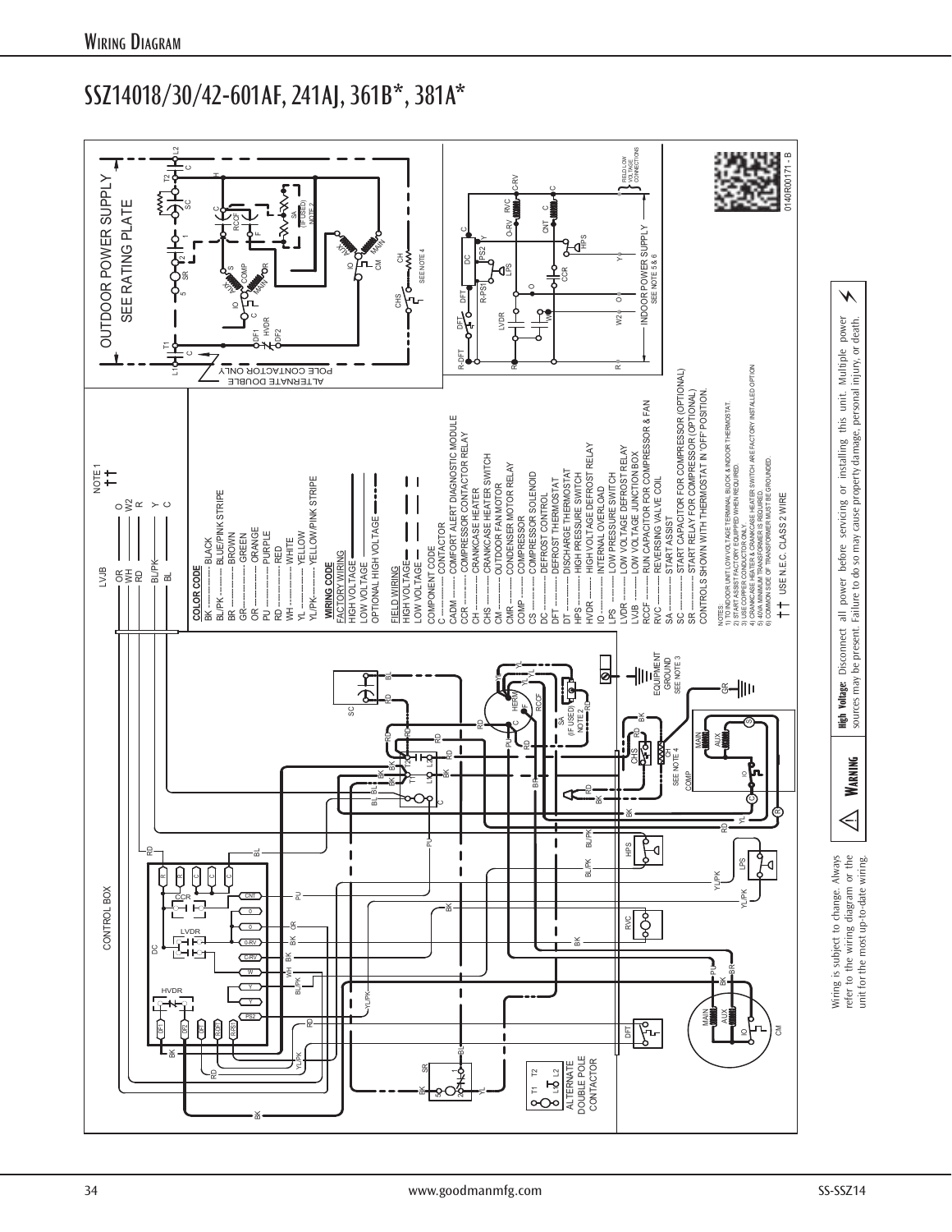# SSZ14018/30/42-601AF, 241AJ, 361B*, 381A*

OUTDOOR POWER SUPPLY
SEE RATING PLATE

ALTERNATE DOUBLE POLE CONTACTOR ONLY

INDOOR POWER SUPPLY
SEE NOTE 5 & 6

FIELD LOW VOLTAGE CONNECTIONS

CONTROL BOX

NOTE 1

LVJB

**COLOR CODE**

- BK ............ BLACK
- BL/PK ......... BLUE/PINK STRIPE
- BR ............ BROWN
- GR ............ GREEN
- OR ............ ORANGE
- PU ............ PURPLE
- RD ............ RED
- WH ............ WHITE
- YL ............ YELLOW
- YL/PK ......... YELLOW/PINK STRIPE

**WIRING CODE**

FACTORY WIRING
- HIGH VOLTAGE
- LOW VOLTAGE
- OPTIONAL HIGH VOLTAGE

FIELD WIRING
- HIGH VOLTAGE
- LOW VOLTAGE

COMPONENT CODE

- C ............ CONTACTOR
- CADM ......... COMFORT ALERT DIAGNOSTIC MODULE
- CCR .......... COMPRESSOR CONTACTOR RELAY
- CH ........... CRANKCASE HEATER
- CHS .......... CRANKCASE HEATER SWITCH
- CM ........... OUTDOOR FAN MOTOR
- CMR .......... CONDENSER MOTOR RELAY
- COMP ......... COMPRESSOR
- CS ........... COMPRESSOR SOLENOID
- DC ........... DEFROST CONTROL
- DFT .......... DEFROST THERMOSTAT
- DT ........... DISCHARGE THERMOSTAT
- HPS .......... HIGH PRESSURE SWITCH
- HVDR ......... HIGH VOLTAGE DEFROST RELAY
- IO ........... INTERNAL OVERLOAD
- LPS .......... LOW PRESSURE SWITCH
- LVDR ......... LOW VOLTAGE DEFROST RELAY
- LVJB ......... LOW VOLTAGE JUNCTION BOX
- RCCF ......... RUN CAPACITOR FOR COMPRESSOR & FAN
- RVC .......... REVERSING VALVE COIL
- SA ........... START ASSIST
- SC ........... START CAPACITOR FOR COMPRESSOR (OPTIONAL)
- SR ........... START RELAY FOR COMPRESSOR (OPTIONAL)

CONTROLS SHOWN WITH THERMOSTAT IN 'OFF' POSITION.

NOTES:
1) TO INDOOR UNIT LOW VOLTAGE TERMINAL BLOCK & INDOOR THERMOSTAT.
2) START ASSIST FACTORY EQUIPPED WHEN REQUIRED.
3) USE COPPER CONDUCTOR ONLY.
4) CRANKCASE HEATER & CRANKCASE HEATER SWITCH ARE FACTORY INSTALLED OPTION.
5) 40VA MINIMUM TRANSFORMER IS REQUIRED.
6) COMMON SIDE OF TRANSFORMER MUST BE GROUNDED.

†† USE N.E.C. CLASS 2 WIRE

EQUIPMENT GROUND
SEE NOTE 3

ALTERNATE DOUBLE POLE CONTACTOR

0140R00171 - B

Wiring is subject to change. Always refer to the wiring diagram or the unit for the most up-to-date wiring.

**WARNING**

**High Voltage:** Disconnect all power before servicing or installing this unit. Multiple power sources may be present. Failure to do so may cause property damage, personal injury, or death.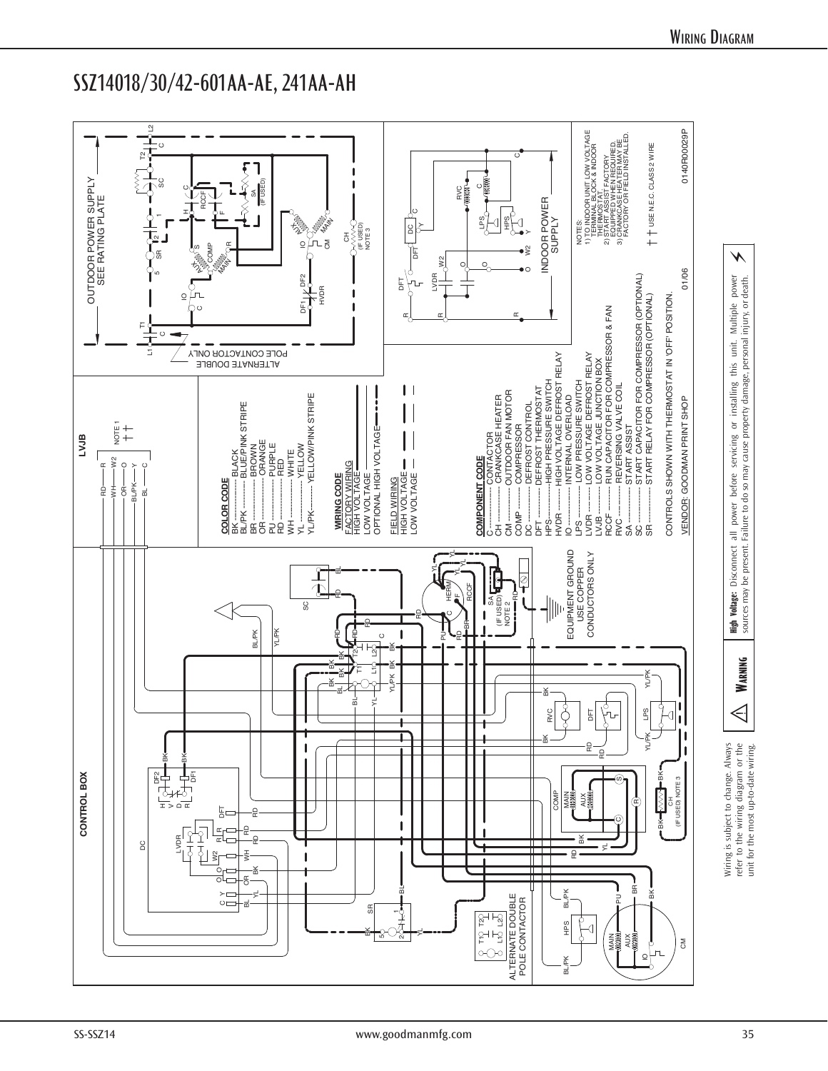# SSZ14018/30/42-601AA-AE, 241AA-AH

CONTROL BOX

LVJB

OUTDOOR POWER SUPPLY
SEE RATING PLATE

ALTERNATE DOUBLE POLE CONTACTOR ONLY

ALTERNATE DOUBLE POLE CONTACTOR

EQUIPMENT GROUND
USE COPPER
CONDUCTORS ONLY

INDOOR POWER SUPPLY

**COLOR CODE**

- BK ............ BLACK
- BL/PK ........ BLUE/PINK STRIPE
- BR ............ BROWN
- OR ............ ORANGE
- PU ............ PURPLE
- RD ............ RED
- WH ............ WHITE
- YL ............ YELLOW
- YL/PK ........ YELLOW/PINK STRIPE

**WIRING CODE**

FACTORY WIRING
- HIGH VOLTAGE
- LOW VOLTAGE
- OPTIONAL HIGH VOLTAGE

FIELD WIRING
- HIGH VOLTAGE
- LOW VOLTAGE

**COMPONENT CODE**

- C ............ CONTACTOR
- CH .......... CRANKCASE HEATER
- CM .......... OUTDOOR FAN MOTOR
- COMP ....... COMPRESSOR
- DC .......... DEFROST CONTROL
- DFT ......... DEFROST THERMOSTAT
- HPS ......... HIGH PRESSURE SWITCH
- HVDR ....... HIGH VOLTAGE DEFROST RELAY
- IO ........... INTERNAL OVERLOAD
- LPS ......... LOW PRESSURE SWITCH
- LVDR ........ LOW VOLTAGE DEFROST RELAY
- LVJB ........ LOW VOLTAGE JUNCTION BOX
- RCCF ........ RUN CAPACITOR FOR COMPRESSOR & FAN
- RVC ......... REVERSING VALVE COIL
- SA ........... START ASSIST
- SC ........... START CAPACITOR FOR COMPRESSOR (OPTIONAL)
- SR ........... START RELAY FOR COMPRESSOR (OPTIONAL)

CONTROLS SHOWN WITH THERMOSTAT IN 'OFF' POSITION.

VENDOR: GOODMAN PRINT SHOP 01/06

NOTES:
1) TO INDOOR UNIT LOW VOLTAGE TERMINAL BLOCK & INDOOR THERMOSTAT.
2) START ASSIST FACTORY EQUIPPED WHEN REQUIRED.
3) CRANKCASE HEATER MAY BE FACTORY OR FIELD INSTALLED.

USE N.E.C. CLASS 2 WIRE

0140R00029P

Wiring is subject to change. Always refer to the wiring diagram or the unit for the most up-to-date wiring.

**WARNING**

**High Voltage:** Disconnect all power before servicing or installing this unit. Multiple power sources may be present. Failure to do so may cause property damage, personal injury, or death.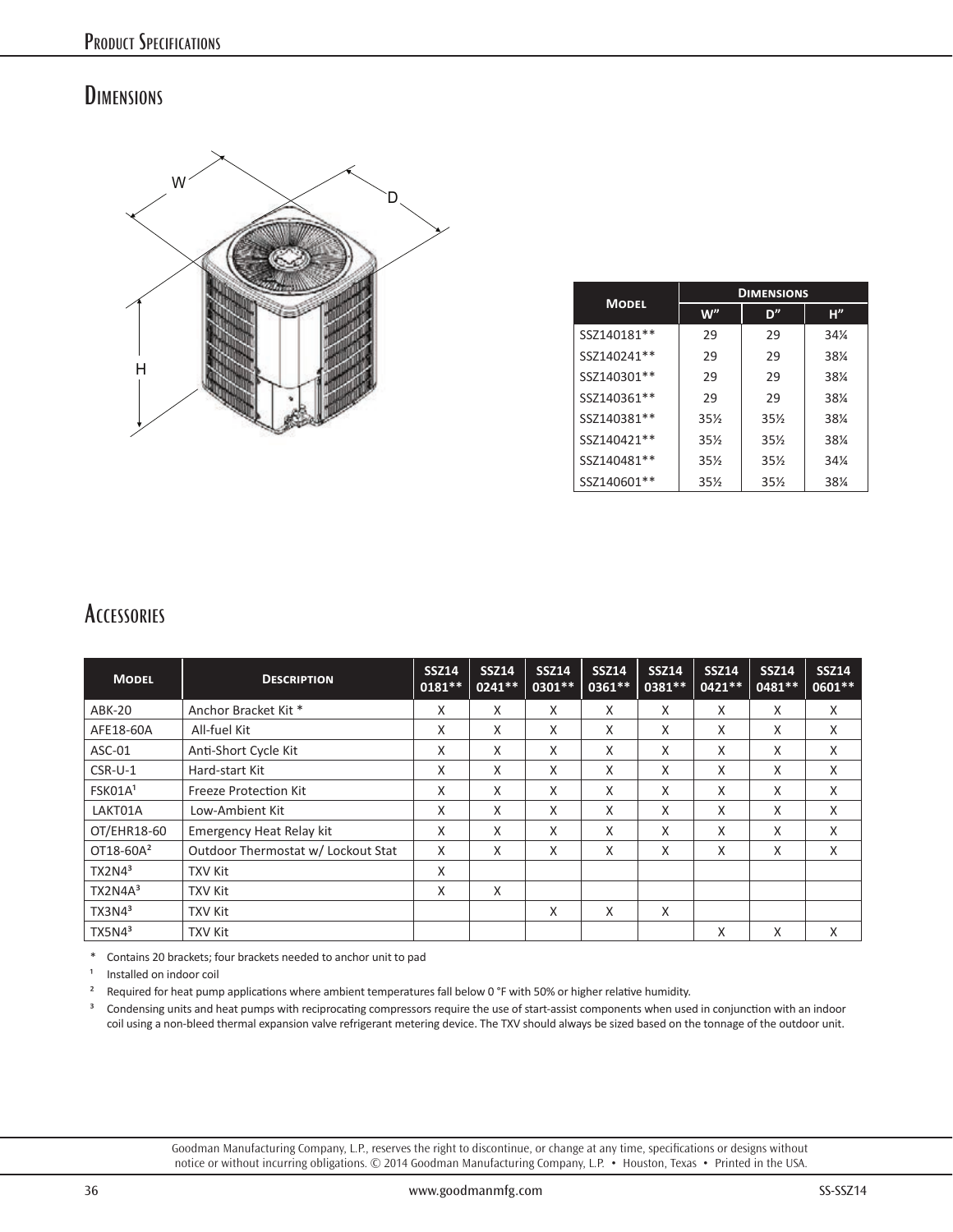## Dimensions

W

D

H

| Model | Dimensions | | |
|---|---|---|---|
| | W" | D" | H" |
| SSZ140181** | 29 | 29 | 34¼ |
| SSZ140241** | 29 | 29 | 38¼ |
| SSZ140301** | 29 | 29 | 38¼ |
| SSZ140361** | 29 | 29 | 38¼ |
| SSZ140381** | 35½ | 35½ | 38¼ |
| SSZ140421** | 35½ | 35½ | 38¼ |
| SSZ140481** | 35½ | 35½ | 34¼ |
| SSZ140601** | 35½ | 35½ | 38¼ |

## Accessories

| Model | Description | SSZ14 0181** | SSZ14 0241** | SSZ14 0301** | SSZ14 0361** | SSZ14 0381** | SSZ14 0421** | SSZ14 0481** | SSZ14 0601** |
|---|---|---|---|---|---|---|---|---|---|
| ABK-20 | Anchor Bracket Kit * | X | X | X | X | X | X | X | X |
| AFE18-60A | All-fuel Kit | X | X | X | X | X | X | X | X |
| ASC-01 | Anti-Short Cycle Kit | X | X | X | X | X | X | X | X |
| CSR-U-1 | Hard-start Kit | X | X | X | X | X | X | X | X |
| FSK01A[1] | Freeze Protection Kit | X | X | X | X | X | X | X | X |
| LAKT01A | Low-Ambient Kit | X | X | X | X | X | X | X | X |
| OT/EHR18-60 | Emergency Heat Relay kit | X | X | X | X | X | X | X | X |
| OT18-60A[2] | Outdoor Thermostat w/ Lockout Stat | X | X | X | X | X | X | X | X |
| TX2N4[3] | TXV Kit | X | | | | | | | |
| TX2N4A[3] | TXV Kit | X | X | | | | | | |
| TX3N4[3] | TXV Kit | | | X | X | X | | | |
| TX5N4[3] | TXV Kit | | | | | | X | X | X |

\* Contains 20 brackets; four brackets needed to anchor unit to pad

[1] Installed on indoor coil

[2] Required for heat pump applications where ambient temperatures fall below 0 °F with 50% or higher relative humidity.

[3] Condensing units and heat pumps with reciprocating compressors require the use of start-assist components when used in conjunction with an indoor coil using a non-bleed thermal expansion valve refrigerant metering device. The TXV should always be sized based on the tonnage of the outdoor unit.

Goodman Manufacturing Company, L.P., reserves the right to discontinue, or change at any time, specifications or designs without notice or without incurring obligations. © 2014 Goodman Manufacturing Company, L.P. • Houston, Texas • Printed in the USA.

www.goodmanmfg.com